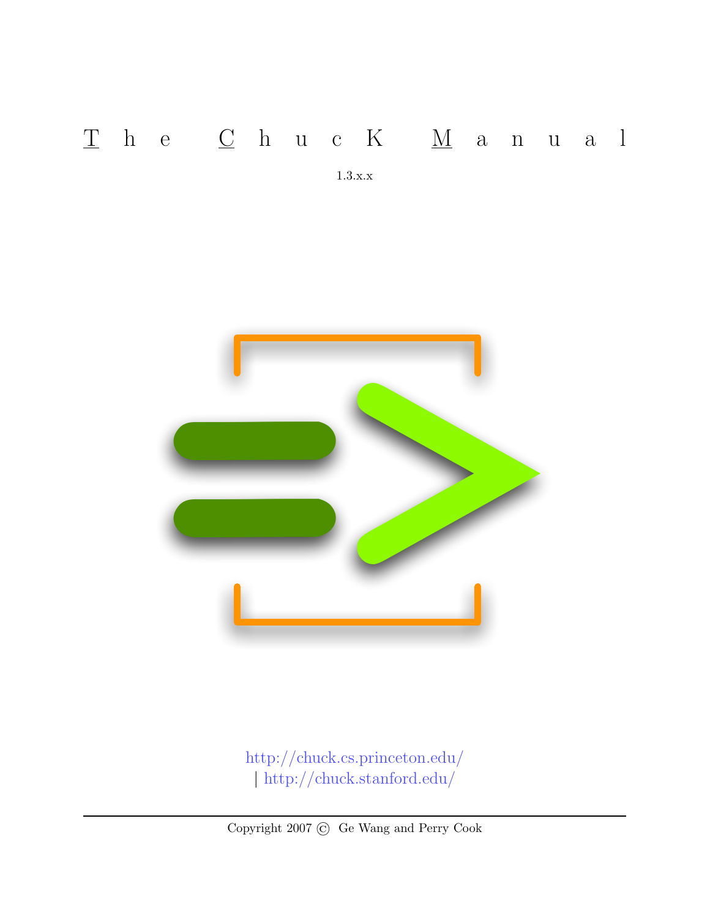# The ChucK Manual

1.3.x.x

http://chuck.cs.princeton.edu/
| http://chuck.stanford.edu/

---

Copyright 2007 © Ge Wang and Perry Cook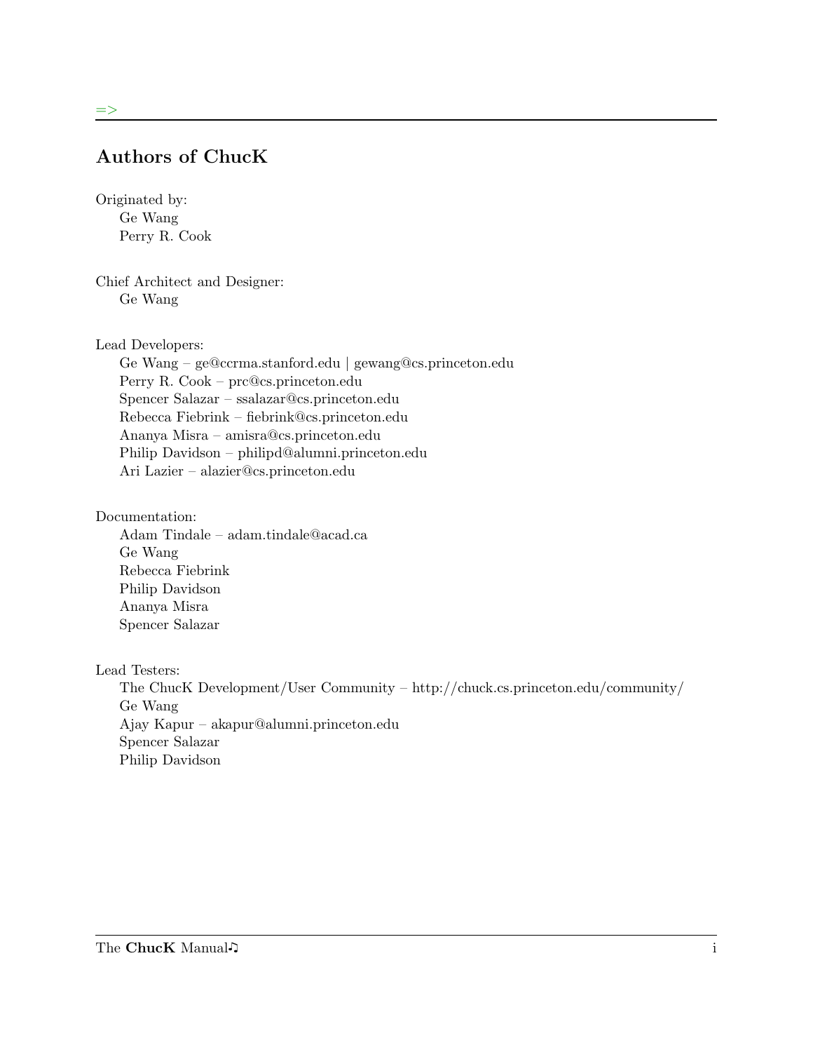## Authors of ChucK

Originated by:
Ge Wang
Perry R. Cook

Chief Architect and Designer:
Ge Wang

Lead Developers:
Ge Wang – ge@ccrma.stanford.edu | gewang@cs.princeton.edu
Perry R. Cook – prc@cs.princeton.edu
Spencer Salazar – ssalazar@cs.princeton.edu
Rebecca Fiebrink – fiebrink@cs.princeton.edu
Ananya Misra – amisra@cs.princeton.edu
Philip Davidson – philipd@alumni.princeton.edu
Ari Lazier – alazier@cs.princeton.edu

Documentation:
Adam Tindale – adam.tindale@acad.ca
Ge Wang
Rebecca Fiebrink
Philip Davidson
Ananya Misra
Spencer Salazar

Lead Testers:
The ChucK Development/User Community – http://chuck.cs.princeton.edu/community/
Ge Wang
Ajay Kapur – akapur@alumni.princeton.edu
Spencer Salazar
Philip Davidson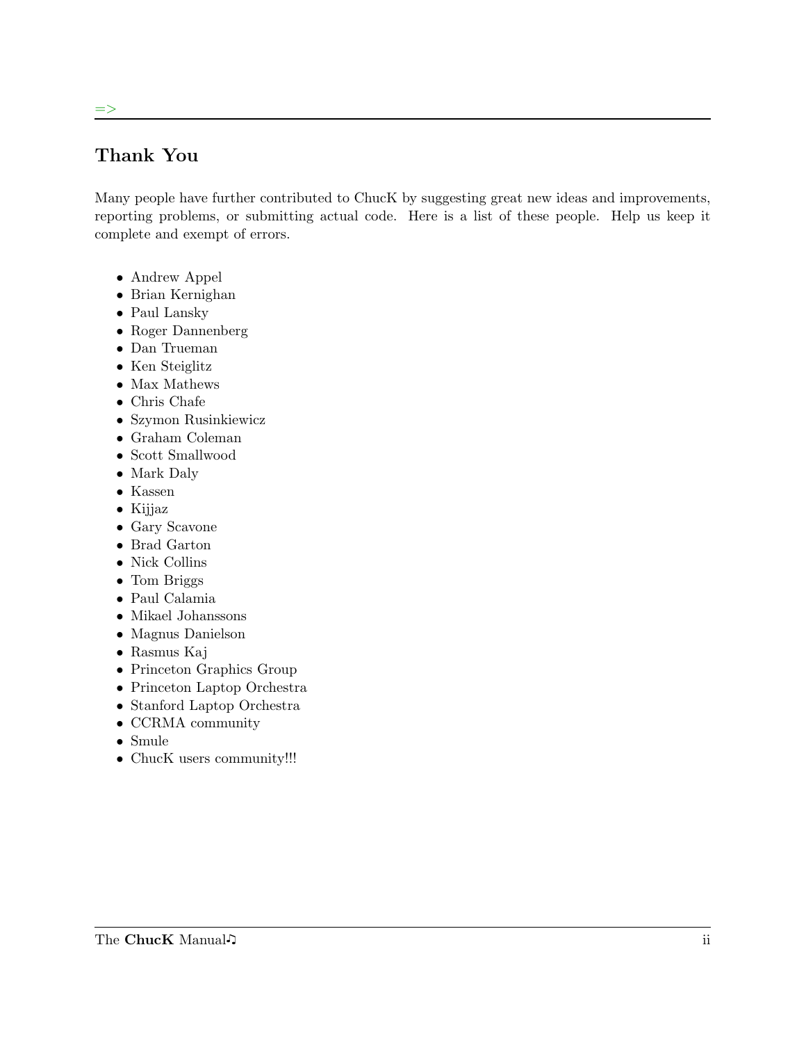## Thank You

Many people have further contributed to ChucK by suggesting great new ideas and improvements, reporting problems, or submitting actual code. Here is a list of these people. Help us keep it complete and exempt of errors.

- Andrew Appel
- Brian Kernighan
- Paul Lansky
- Roger Dannenberg
- Dan Trueman
- Ken Steiglitz
- Max Mathews
- Chris Chafe
- Szymon Rusinkiewicz
- Graham Coleman
- Scott Smallwood
- Mark Daly
- Kassen
- Kijjaz
- Gary Scavone
- Brad Garton
- Nick Collins
- Tom Briggs
- Paul Calamia
- Mikael Johanssons
- Magnus Danielson
- Rasmus Kaj
- Princeton Graphics Group
- Princeton Laptop Orchestra
- Stanford Laptop Orchestra
- CCRMA community
- Smule
- ChucK users community!!!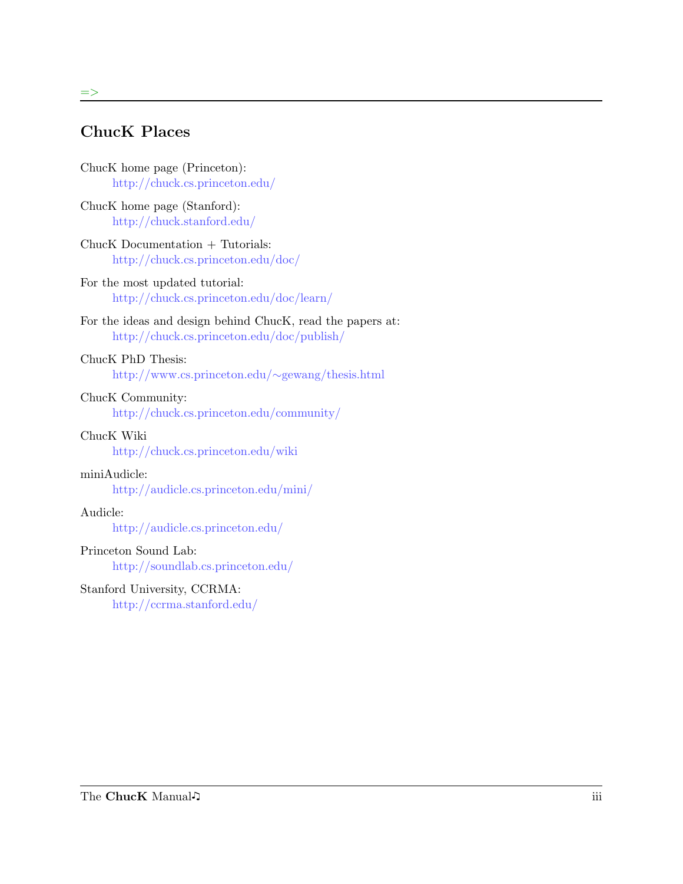## ChucK Places

ChucK home page (Princeton):
    http://chuck.cs.princeton.edu/

ChucK home page (Stanford):
    http://chuck.stanford.edu/

ChucK Documentation + Tutorials:
    http://chuck.cs.princeton.edu/doc/

For the most updated tutorial:
    http://chuck.cs.princeton.edu/doc/learn/

For the ideas and design behind ChucK, read the papers at:
    http://chuck.cs.princeton.edu/doc/publish/

ChucK PhD Thesis:
    http://www.cs.princeton.edu/~gewang/thesis.html

ChucK Community:
    http://chuck.cs.princeton.edu/community/

ChucK Wiki
    http://chuck.cs.princeton.edu/wiki

miniAudicle:
    http://audicle.cs.princeton.edu/mini/

Audicle:
    http://audicle.cs.princeton.edu/

Princeton Sound Lab:
    http://soundlab.cs.princeton.edu/

Stanford University, CCRMA:
    http://ccrma.stanford.edu/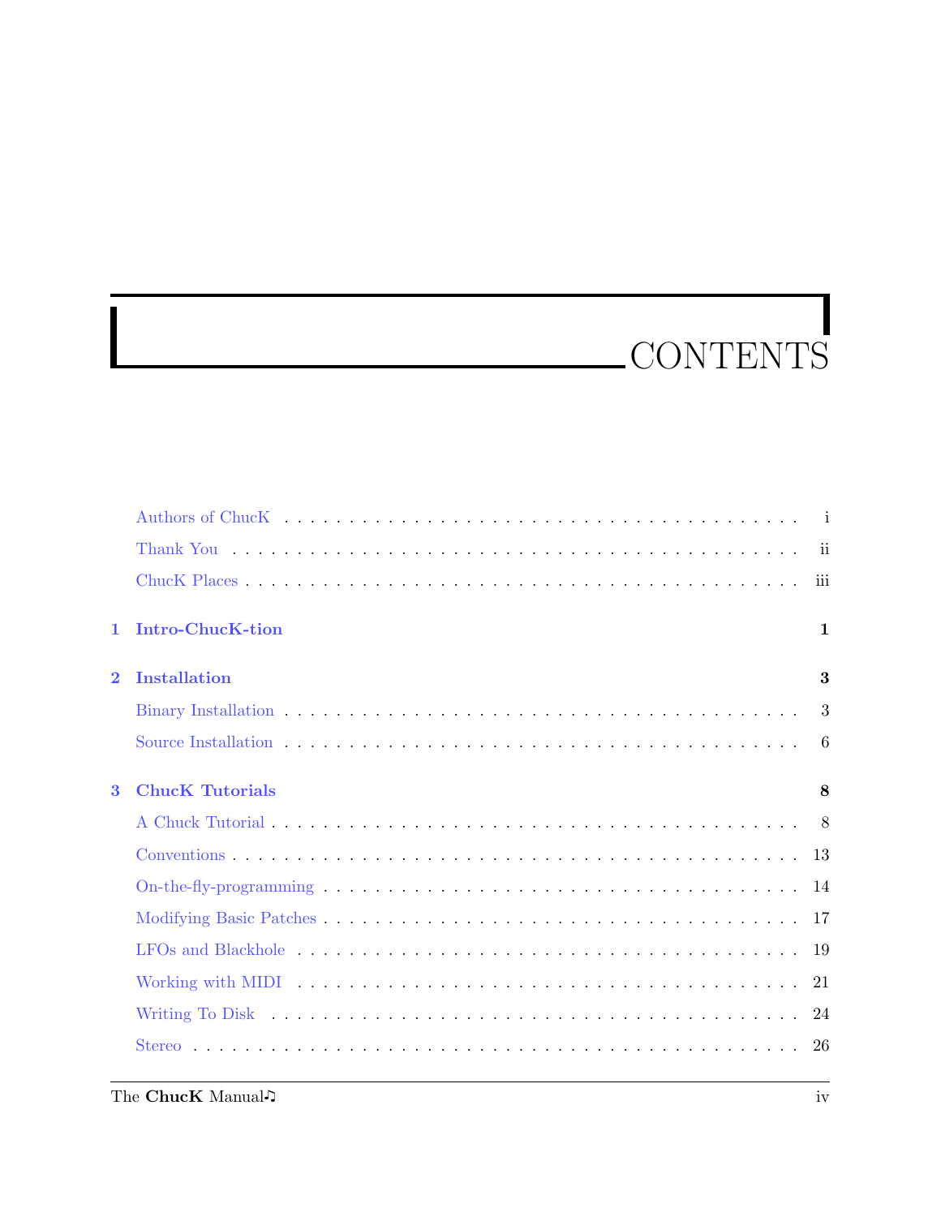# CONTENTS

Authors of ChucK . . . . . . . . . . . . . . . . . . . . . . . . . . . . . . . . . . . . . . . . i

Thank You . . . . . . . . . . . . . . . . . . . . . . . . . . . . . . . . . . . . . . . . . . . ii

ChucK Places . . . . . . . . . . . . . . . . . . . . . . . . . . . . . . . . . . . . . . . . . iii

**1 Intro-ChucK-tion** **1**

**2 Installation** **3**

Binary Installation . . . . . . . . . . . . . . . . . . . . . . . . . . . . . . . . . . . . . 3

Source Installation . . . . . . . . . . . . . . . . . . . . . . . . . . . . . . . . . . . . . 6

**3 ChucK Tutorials** **8**

A Chuck Tutorial . . . . . . . . . . . . . . . . . . . . . . . . . . . . . . . . . . . . . . 8

Conventions . . . . . . . . . . . . . . . . . . . . . . . . . . . . . . . . . . . . . . . . 13

On-the-fly-programming . . . . . . . . . . . . . . . . . . . . . . . . . . . . . . . . . . 14

Modifying Basic Patches . . . . . . . . . . . . . . . . . . . . . . . . . . . . . . . . . 17

LFOs and Blackhole . . . . . . . . . . . . . . . . . . . . . . . . . . . . . . . . . . . . 19

Working with MIDI . . . . . . . . . . . . . . . . . . . . . . . . . . . . . . . . . . . . 21

Writing To Disk . . . . . . . . . . . . . . . . . . . . . . . . . . . . . . . . . . . . . . 24

Stereo . . . . . . . . . . . . . . . . . . . . . . . . . . . . . . . . . . . . . . . . . . . 26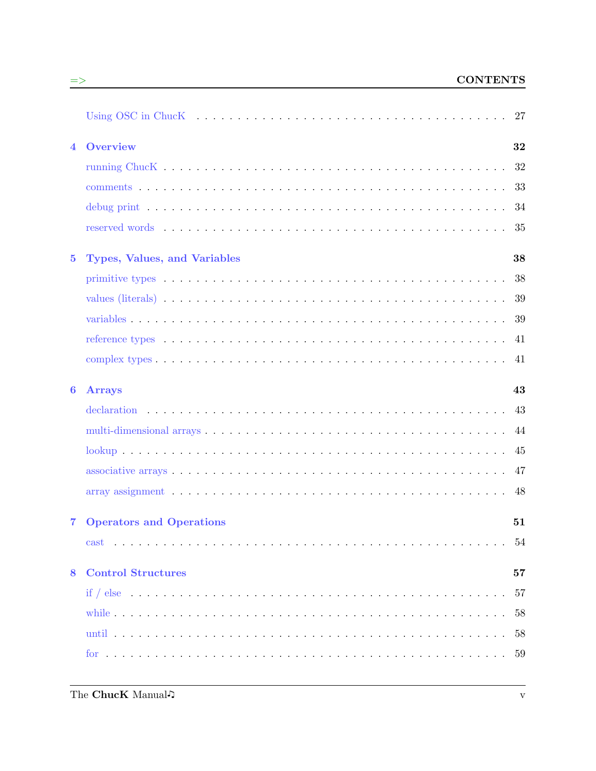Using OSC in ChucK . . . 27

**4 Overview** **32**

running ChucK . . . 32

comments . . . 33

debug print . . . 34

reserved words . . . 35

**5 Types, Values, and Variables** **38**

primitive types . . . 38

values (literals) . . . 39

variables . . . 39

reference types . . . 41

complex types . . . 41

**6 Arrays** **43**

declaration . . . 43

multi-dimensional arrays . . . 44

lookup . . . 45

associative arrays . . . 47

array assignment . . . 48

**7 Operators and Operations** **51**

cast . . . 54

**8 Control Structures** **57**

if / else . . . 57

while . . . 58

until . . . 58

for . . . 59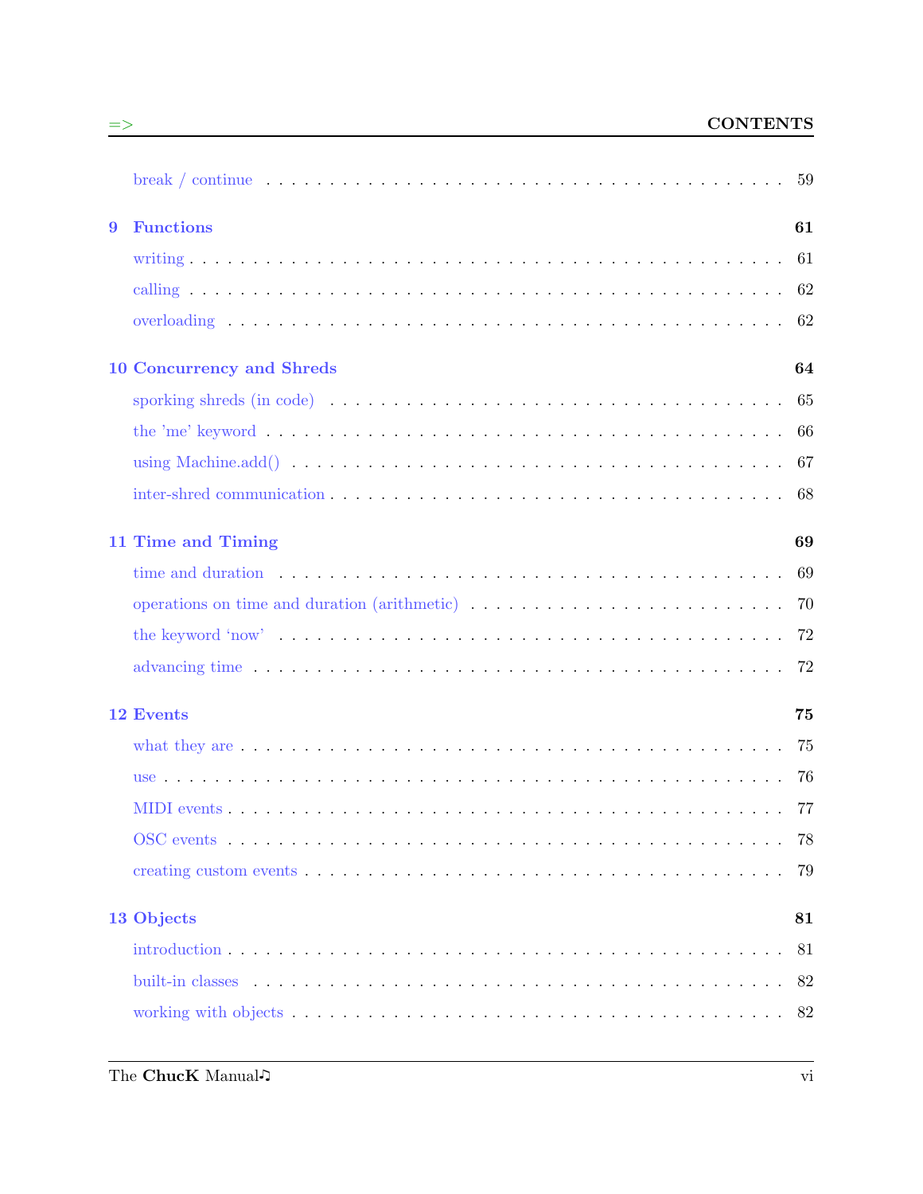break / continue . . . . . . . . . . . . . . . . . . . . . . . . . . . . . . . . . . . . . . . . 59

**9 Functions** **61**

writing . . . . . . . . . . . . . . . . . . . . . . . . . . . . . . . . . . . . . . . . . . . . . 61

calling . . . . . . . . . . . . . . . . . . . . . . . . . . . . . . . . . . . . . . . . . . . . . 62

overloading . . . . . . . . . . . . . . . . . . . . . . . . . . . . . . . . . . . . . . . . . . 62

**10 Concurrency and Shreds** **64**

sporking shreds (in code) . . . . . . . . . . . . . . . . . . . . . . . . . . . . . . . . . . 65

the 'me' keyword . . . . . . . . . . . . . . . . . . . . . . . . . . . . . . . . . . . . . . 66

using Machine.add() . . . . . . . . . . . . . . . . . . . . . . . . . . . . . . . . . . . . 67

inter-shred communication . . . . . . . . . . . . . . . . . . . . . . . . . . . . . . . . . 68

**11 Time and Timing** **69**

time and duration . . . . . . . . . . . . . . . . . . . . . . . . . . . . . . . . . . . . . . 69

operations on time and duration (arithmetic) . . . . . . . . . . . . . . . . . . . . . . 70

the keyword 'now' . . . . . . . . . . . . . . . . . . . . . . . . . . . . . . . . . . . . . . 72

advancing time . . . . . . . . . . . . . . . . . . . . . . . . . . . . . . . . . . . . . . . . 72

**12 Events** **75**

what they are . . . . . . . . . . . . . . . . . . . . . . . . . . . . . . . . . . . . . . . . 75

use . . . . . . . . . . . . . . . . . . . . . . . . . . . . . . . . . . . . . . . . . . . . . . . 76

MIDI events . . . . . . . . . . . . . . . . . . . . . . . . . . . . . . . . . . . . . . . . . 77

OSC events . . . . . . . . . . . . . . . . . . . . . . . . . . . . . . . . . . . . . . . . . . 78

creating custom events . . . . . . . . . . . . . . . . . . . . . . . . . . . . . . . . . . . 79

**13 Objects** **81**

introduction . . . . . . . . . . . . . . . . . . . . . . . . . . . . . . . . . . . . . . . . . 81

built-in classes . . . . . . . . . . . . . . . . . . . . . . . . . . . . . . . . . . . . . . . . 82

working with objects . . . . . . . . . . . . . . . . . . . . . . . . . . . . . . . . . . . . 82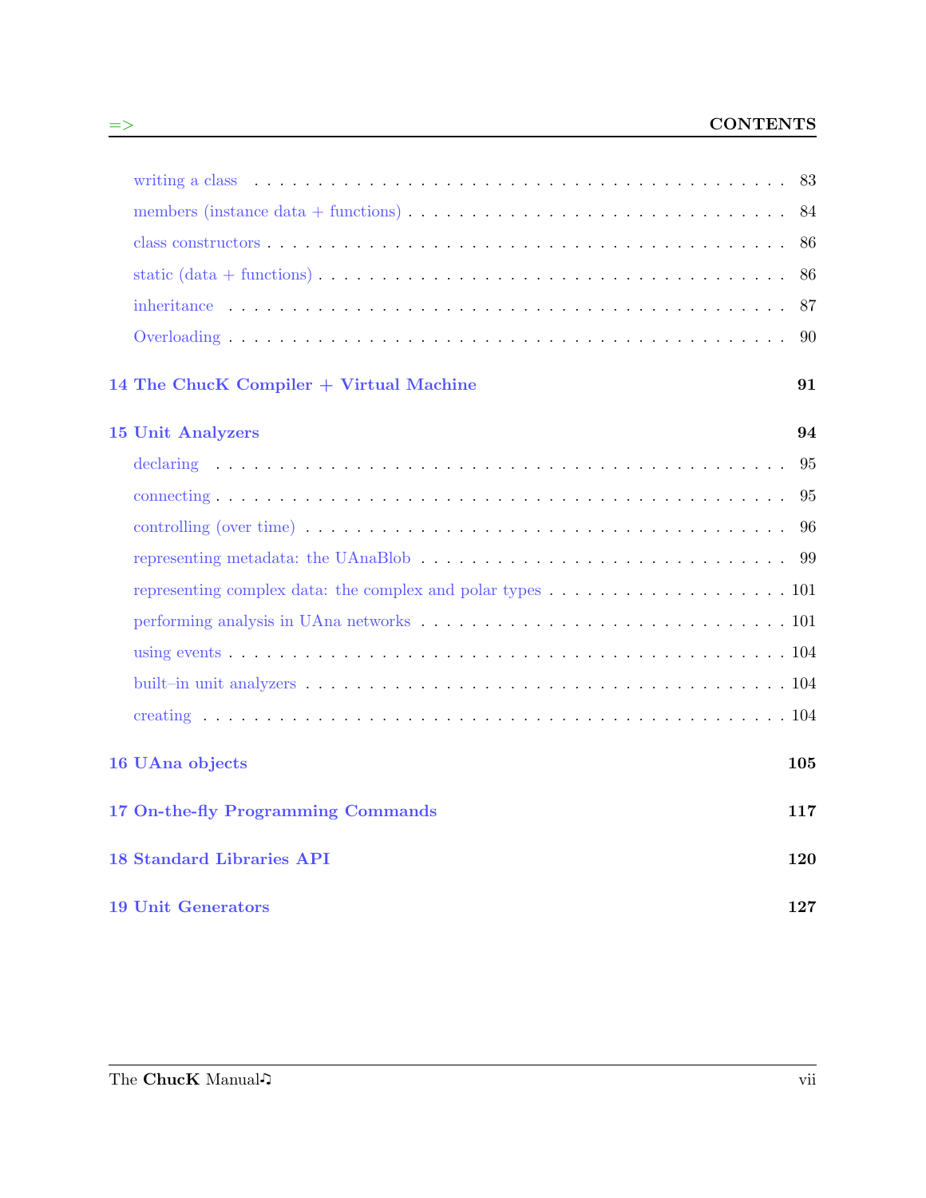- writing a class . . . 83
- members (instance data + functions) . . . 84
- class constructors . . . 86
- static (data + functions) . . . 86
- inheritance . . . 87
- Overloading . . . 90

**14 The ChucK Compiler + Virtual Machine** . . . **91**

**15 Unit Analyzers** . . . **94**

- declaring . . . 95
- connecting . . . 95
- controlling (over time) . . . 96
- representing metadata: the UAnaBlob . . . 99
- representing complex data: the complex and polar types . . . 101
- performing analysis in UAna networks . . . 101
- using events . . . 104
- built–in unit analyzers . . . 104
- creating . . . 104

**16 UAna objects** . . . **105**

**17 On-the-fly Programming Commands** . . . **117**

**18 Standard Libraries API** . . . **120**

**19 Unit Generators** . . . **127**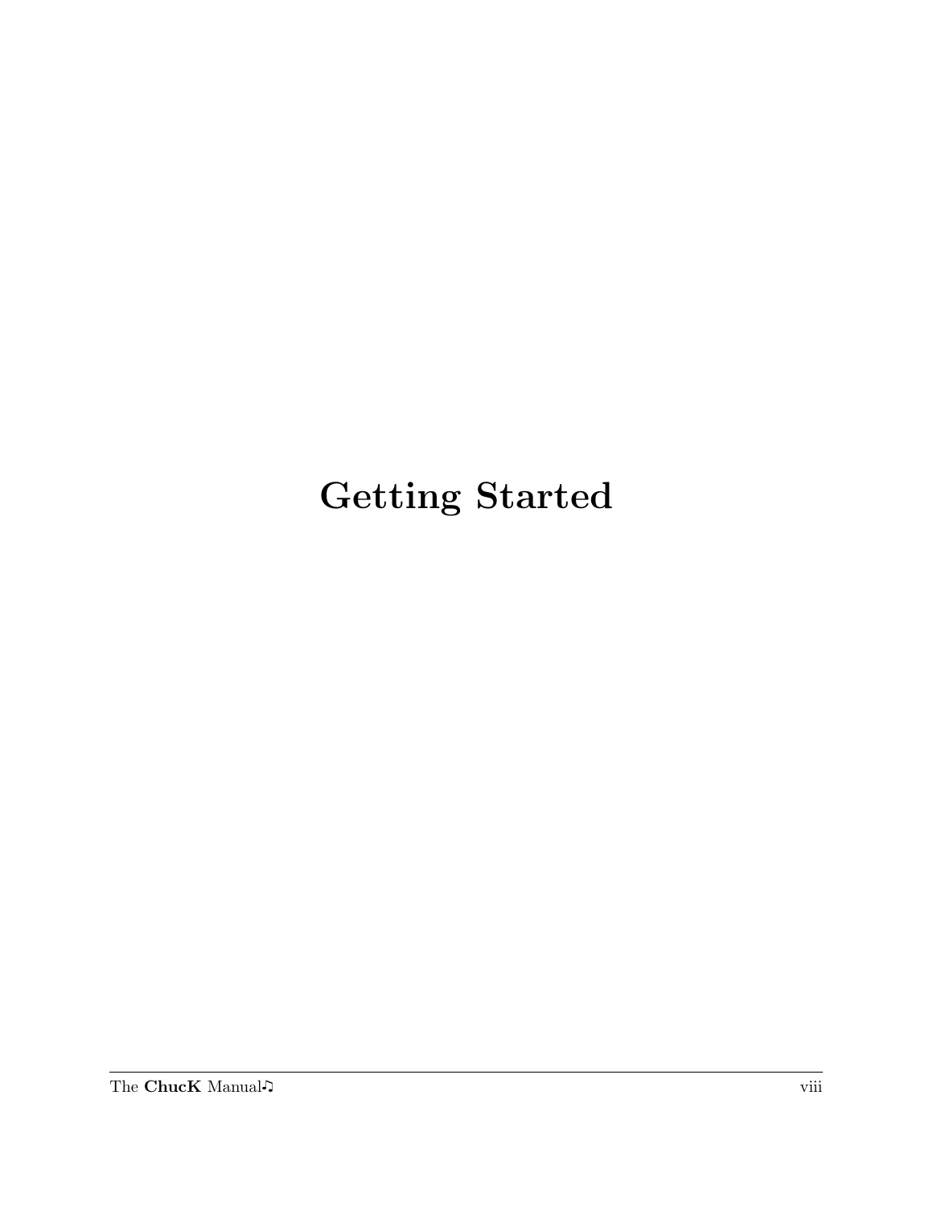# Getting Started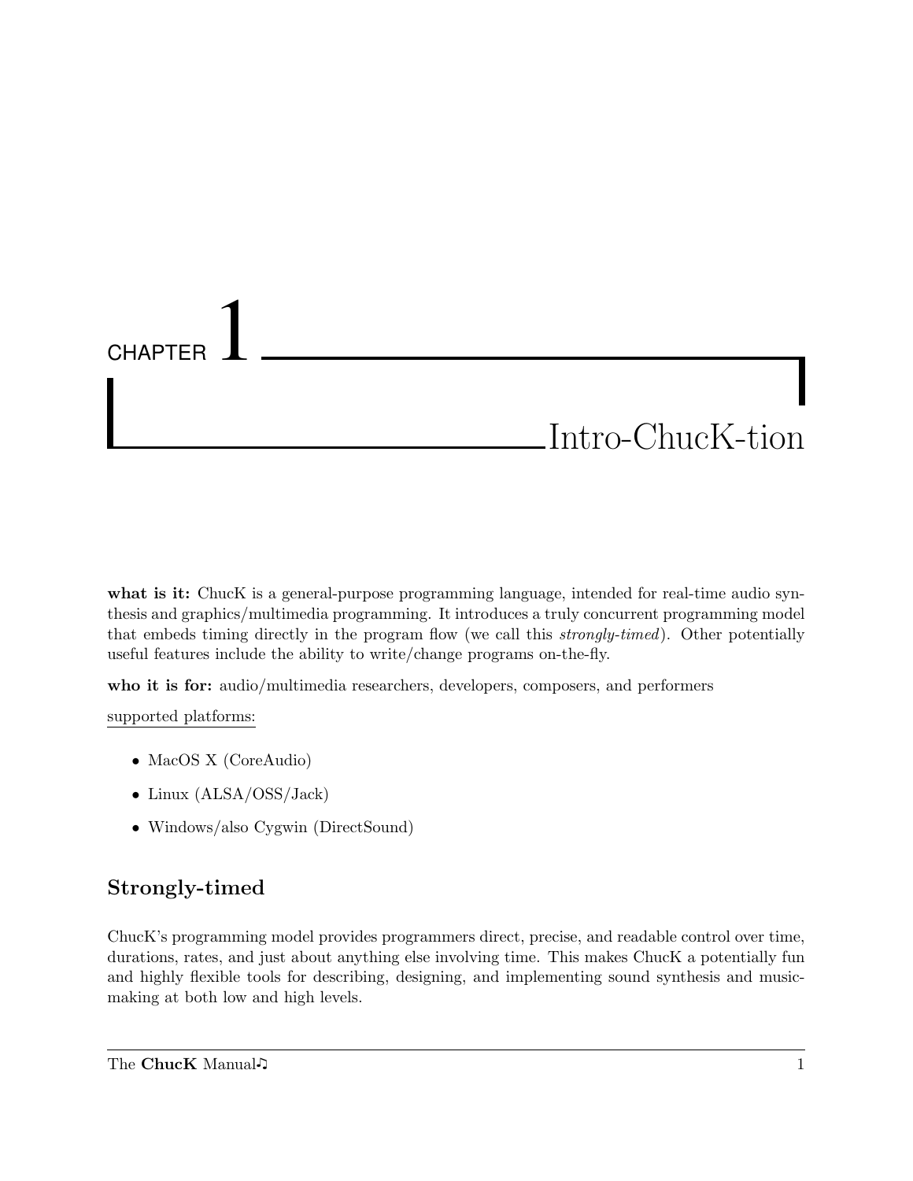# CHAPTER 1 Intro-ChucK-tion

**what is it:** ChucK is a general-purpose programming language, intended for real-time audio synthesis and graphics/multimedia programming. It introduces a truly concurrent programming model that embeds timing directly in the program flow (we call this *strongly-timed*). Other potentially useful features include the ability to write/change programs on-the-fly.

**who it is for:** audio/multimedia researchers, developers, composers, and performers

supported platforms:

- MacOS X (CoreAudio)
- Linux (ALSA/OSS/Jack)
- Windows/also Cygwin (DirectSound)

## Strongly-timed

ChucK's programming model provides programmers direct, precise, and readable control over time, durations, rates, and just about anything else involving time. This makes ChucK a potentially fun and highly flexible tools for describing, designing, and implementing sound synthesis and music-making at both low and high levels.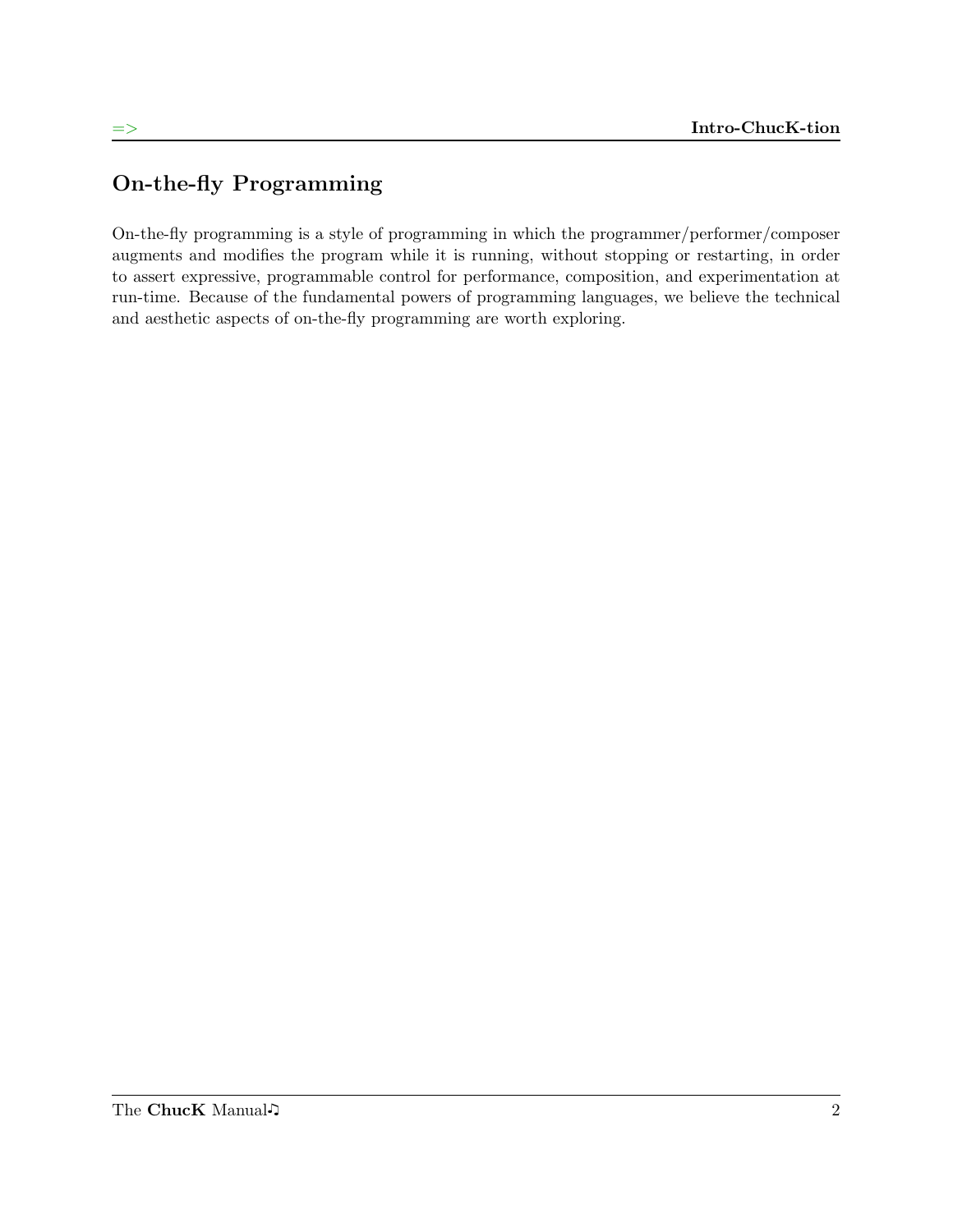## On-the-fly Programming

On-the-fly programming is a style of programming in which the programmer/performer/composer augments and modifies the program while it is running, without stopping or restarting, in order to assert expressive, programmable control for performance, composition, and experimentation at run-time. Because of the fundamental powers of programming languages, we believe the technical and aesthetic aspects of on-the-fly programming are worth exploring.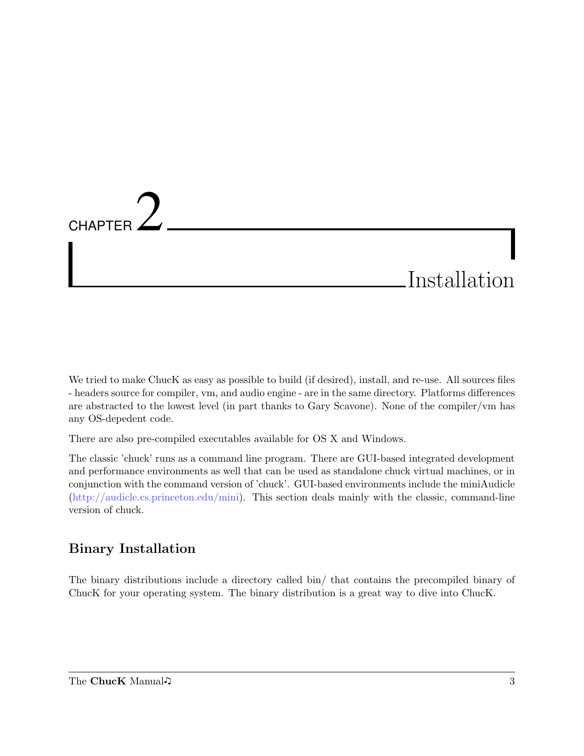# CHAPTER 2 Installation

We tried to make ChucK as easy as possible to build (if desired), install, and re-use. All sources files - headers source for compiler, vm, and audio engine - are in the same directory. Platforms differences are abstracted to the lowest level (in part thanks to Gary Scavone). None of the compiler/vm has any OS-depedent code.

There are also pre-compiled executables available for OS X and Windows.

The classic 'chuck' runs as a command line program. There are GUI-based integrated development and performance environments as well that can be used as standalone chuck virtual machines, or in conjunction with the command version of 'chuck'. GUI-based environments include the miniAudicle (http://audicle.cs.princeton.edu/mini). This section deals mainly with the classic, command-line version of chuck.

## Binary Installation

The binary distributions include a directory called bin/ that contains the precompiled binary of ChucK for your operating system. The binary distribution is a great way to dive into ChucK.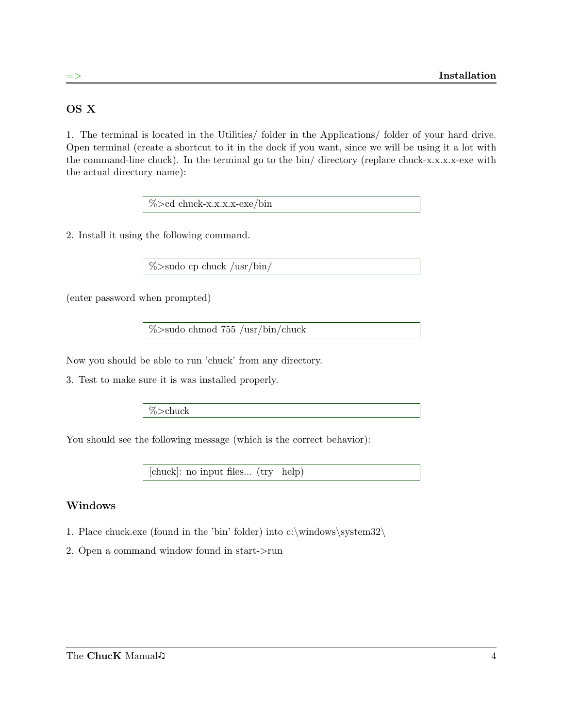## OS X

1. The terminal is located in the Utilities/ folder in the Applications/ folder of your hard drive. Open terminal (create a shortcut to it in the dock if you want, since we will be using it a lot with the command-line chuck). In the terminal go to the bin/ directory (replace chuck-x.x.x.x-exe with the actual directory name):

```
%>cd chuck-x.x.x.x-exe/bin
```

2. Install it using the following command.

```
%>sudo cp chuck /usr/bin/
```

(enter password when prompted)

```
%>sudo chmod 755 /usr/bin/chuck
```

Now you should be able to run 'chuck' from any directory.

3. Test to make sure it is was installed properly.

```
%>chuck
```

You should see the following message (which is the correct behavior):

```
[chuck]: no input files... (try –help)
```

## Windows

1. Place chuck.exe (found in the 'bin' folder) into c:\windows\system32\
2. Open a command window found in start->run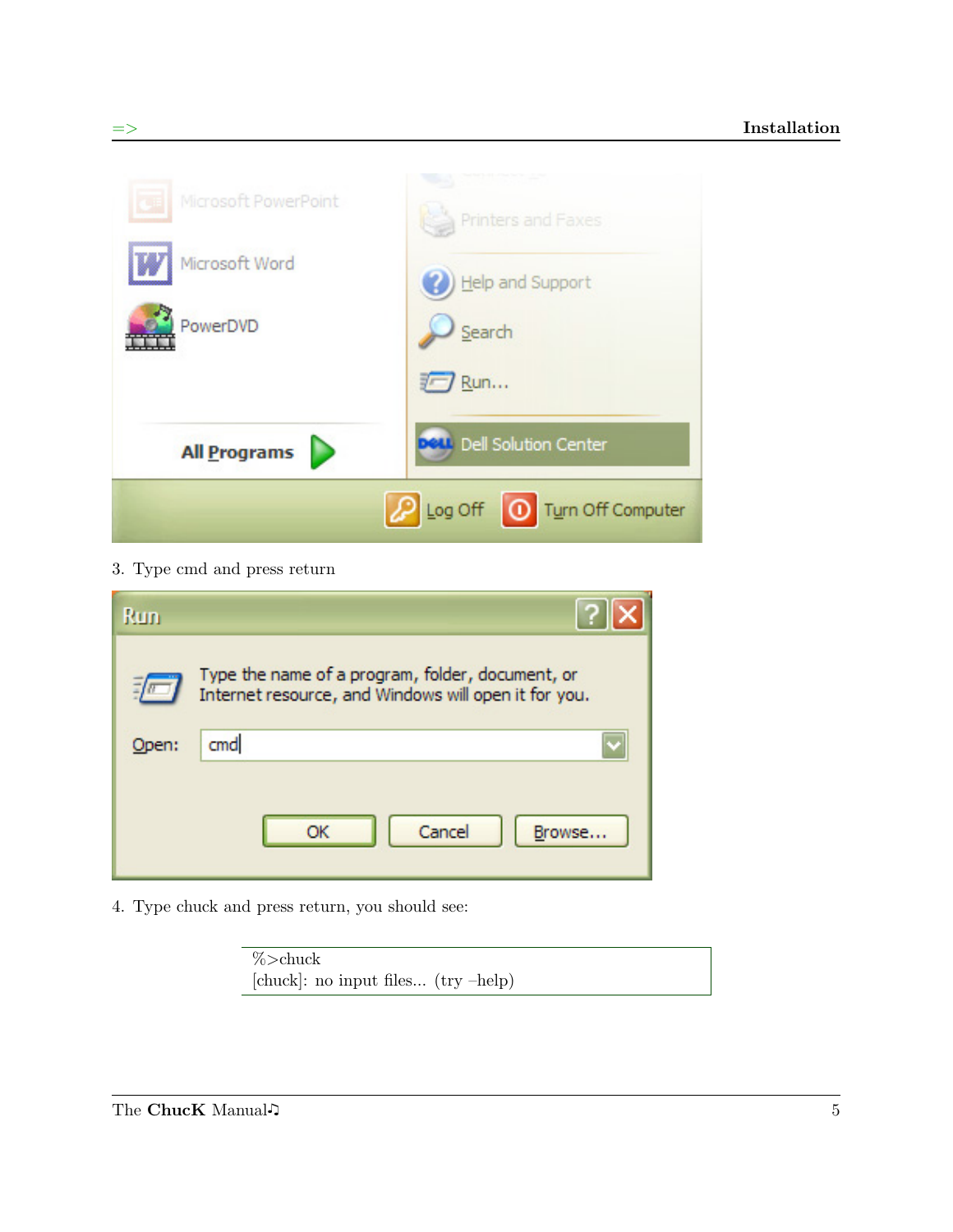3. Type cmd and press return

4. Type chuck and press return, you should see:

```
%>chuck
[chuck]: no input files... (try –help)
```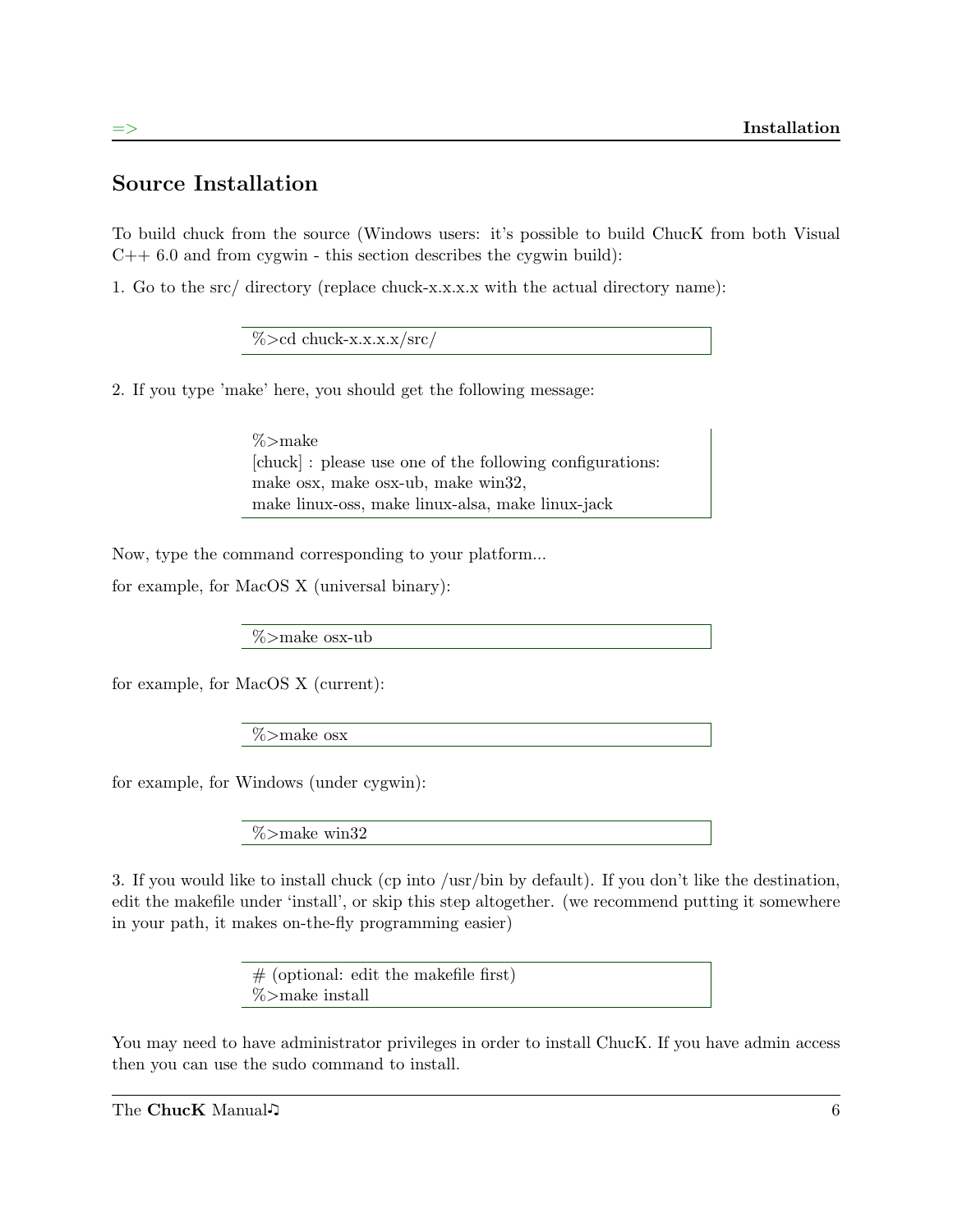## Source Installation

To build chuck from the source (Windows users: it's possible to build ChucK from both Visual C++ 6.0 and from cygwin - this section describes the cygwin build):

1. Go to the src/ directory (replace chuck-x.x.x.x with the actual directory name):

```
%>cd chuck-x.x.x.x/src/
```

2. If you type 'make' here, you should get the following message:

```
%>make
[chuck] : please use one of the following configurations:
make osx, make osx-ub, make win32,
make linux-oss, make linux-alsa, make linux-jack
```

Now, type the command corresponding to your platform...

for example, for MacOS X (universal binary):

```
%>make osx-ub
```

for example, for MacOS X (current):

```
%>make osx
```

for example, for Windows (under cygwin):

```
%>make win32
```

3. If you would like to install chuck (cp into /usr/bin by default). If you don't like the destination, edit the makefile under 'install', or skip this step altogether. (we recommend putting it somewhere in your path, it makes on-the-fly programming easier)

```
# (optional: edit the makefile first)
%>make install
```

You may need to have administrator privileges in order to install ChucK. If you have admin access then you can use the sudo command to install.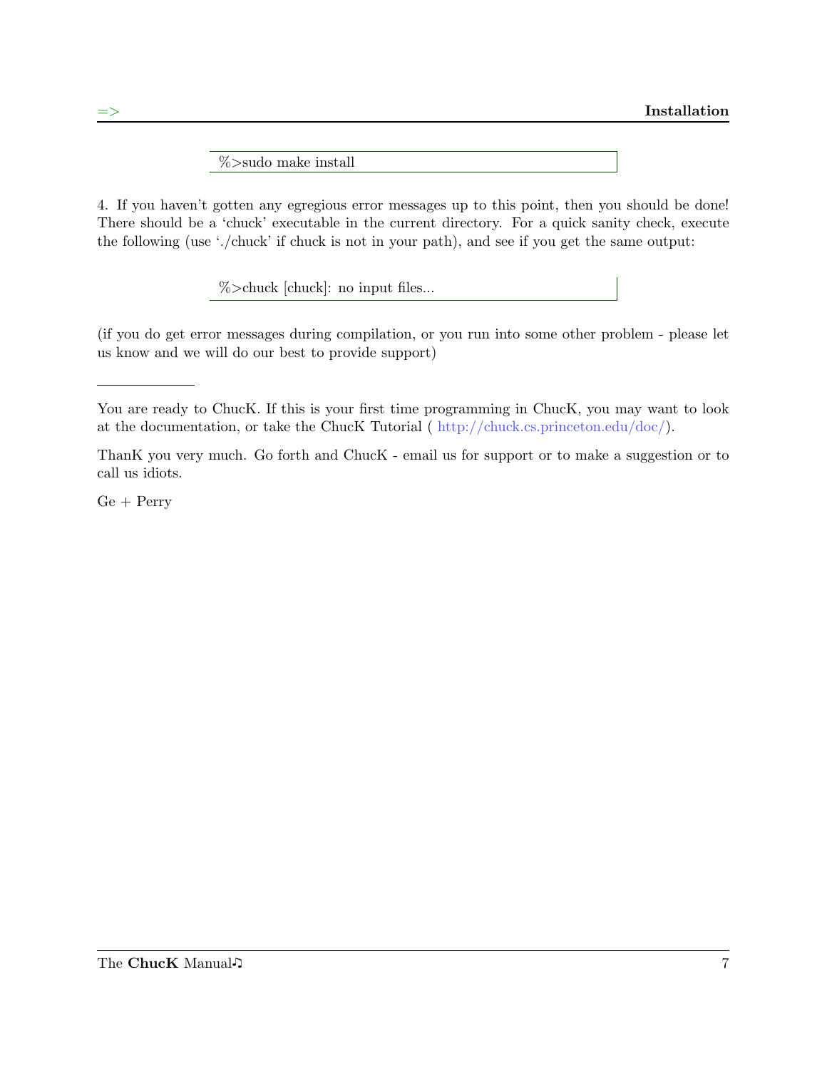```
%>sudo make install
```

4. If you haven't gotten any egregious error messages up to this point, then you should be done! There should be a 'chuck' executable in the current directory. For a quick sanity check, execute the following (use './chuck' if chuck is not in your path), and see if you get the same output:

```
%>chuck [chuck]: no input files...
```

(if you do get error messages during compilation, or you run into some other problem - please let us know and we will do our best to provide support)

---

You are ready to ChucK. If this is your first time programming in ChucK, you may want to look at the documentation, or take the ChucK Tutorial ( http://chuck.cs.princeton.edu/doc/).

ThanK you very much. Go forth and ChucK - email us for support or to make a suggestion or to call us idiots.

Ge + Perry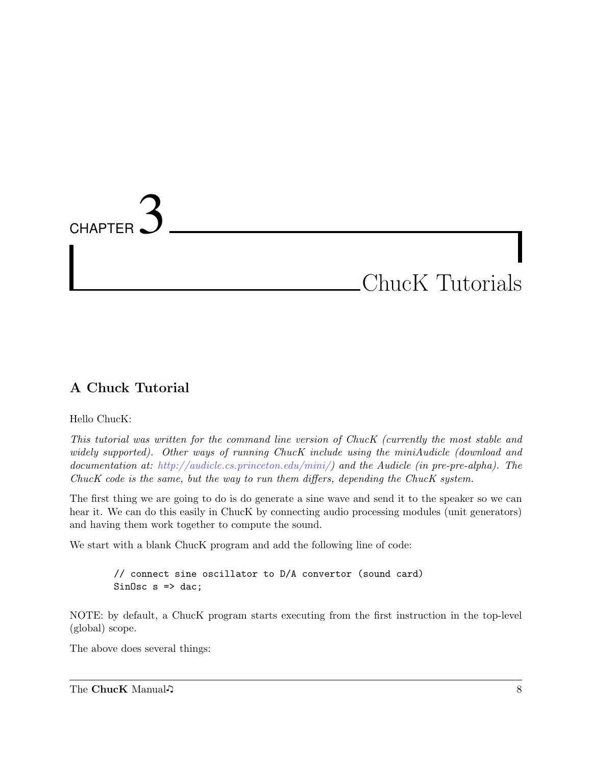# CHAPTER 3 ChucK Tutorials

## A Chuck Tutorial

Hello ChucK:

*This tutorial was written for the command line version of ChucK (currently the most stable and widely supported). Other ways of running ChucK include using the miniAudicle (download and documentation at: http://audicle.cs.princeton.edu/mini/) and the Audicle (in pre-pre-alpha). The ChucK code is the same, but the way to run them differs, depending the ChucK system.*

The first thing we are going to do is do generate a sine wave and send it to the speaker so we can hear it. We can do this easily in ChucK by connecting audio processing modules (unit generators) and having them work together to compute the sound.

We start with a blank ChucK program and add the following line of code:

```
// connect sine oscillator to D/A convertor (sound card)
SinOsc s => dac;
```

NOTE: by default, a ChucK program starts executing from the first instruction in the top-level (global) scope.

The above does several things: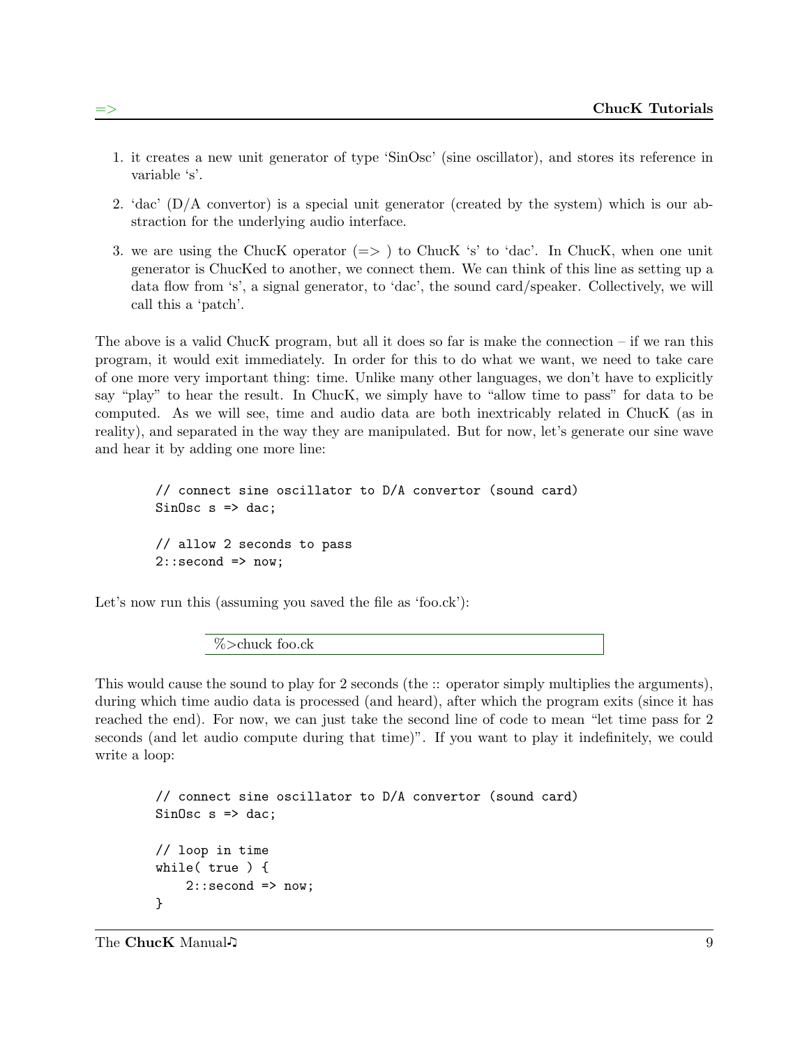1. it creates a new unit generator of type 'SinOsc' (sine oscillator), and stores its reference in variable 's'.

2. 'dac' (D/A convertor) is a special unit generator (created by the system) which is our abstraction for the underlying audio interface.

3. we are using the ChucK operator (=> ) to ChucK 's' to 'dac'. In ChucK, when one unit generator is ChucKed to another, we connect them. We can think of this line as setting up a data flow from 's', a signal generator, to 'dac', the sound card/speaker. Collectively, we will call this a 'patch'.

The above is a valid ChucK program, but all it does so far is make the connection – if we ran this program, it would exit immediately. In order for this to do what we want, we need to take care of one more very important thing: time. Unlike many other languages, we don't have to explicitly say "play" to hear the result. In ChucK, we simply have to "allow time to pass" for data to be computed. As we will see, time and audio data are both inextricably related in ChucK (as in reality), and separated in the way they are manipulated. But for now, let's generate our sine wave and hear it by adding one more line:

```
// connect sine oscillator to D/A convertor (sound card)
SinOsc s => dac;

// allow 2 seconds to pass
2::second => now;
```

Let's now run this (assuming you saved the file as 'foo.ck'):

```
%>chuck foo.ck
```

This would cause the sound to play for 2 seconds (the :: operator simply multiplies the arguments), during which time audio data is processed (and heard), after which the program exits (since it has reached the end). For now, we can just take the second line of code to mean "let time pass for 2 seconds (and let audio compute during that time)". If you want to play it indefinitely, we could write a loop:

```
// connect sine oscillator to D/A convertor (sound card)
SinOsc s => dac;

// loop in time
while( true ) {
    2::second => now;
}
```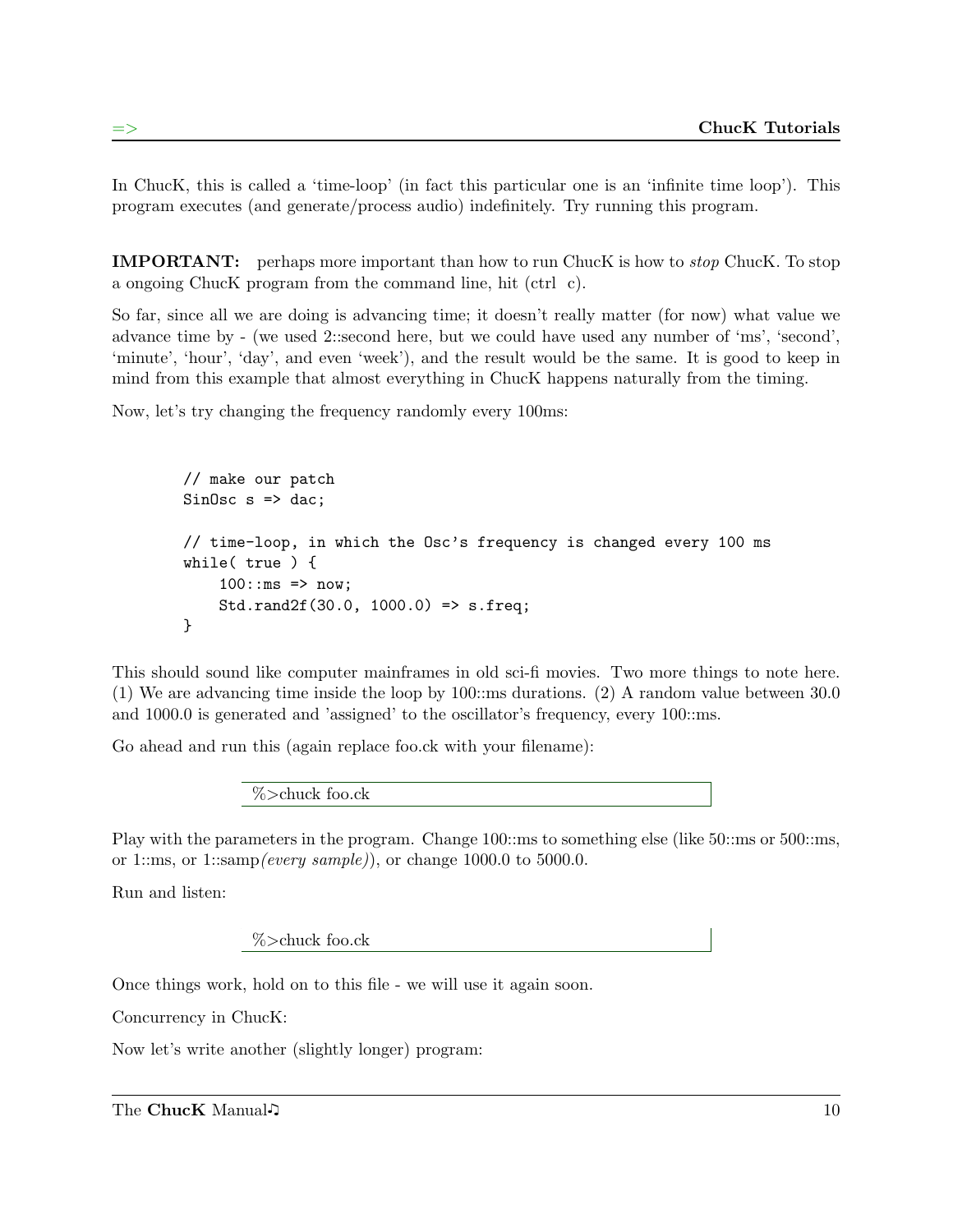In ChucK, this is called a 'time-loop' (in fact this particular one is an 'infinite time loop'). This program executes (and generate/process audio) indefinitely. Try running this program.

**IMPORTANT:** perhaps more important than how to run ChucK is how to *stop* ChucK. To stop a ongoing ChucK program from the command line, hit (ctrl c).

So far, since all we are doing is advancing time; it doesn't really matter (for now) what value we advance time by - (we used 2::second here, but we could have used any number of 'ms', 'second', 'minute', 'hour', 'day', and even 'week'), and the result would be the same. It is good to keep in mind from this example that almost everything in ChucK happens naturally from the timing.

Now, let's try changing the frequency randomly every 100ms:

```
// make our patch
SinOsc s => dac;

// time-loop, in which the Osc's frequency is changed every 100 ms
while( true ) {
    100::ms => now;
    Std.rand2f(30.0, 1000.0) => s.freq;
}
```

This should sound like computer mainframes in old sci-fi movies. Two more things to note here. (1) We are advancing time inside the loop by 100::ms durations. (2) A random value between 30.0 and 1000.0 is generated and 'assigned' to the oscillator's frequency, every 100::ms.

Go ahead and run this (again replace foo.ck with your filename):

```
%>chuck foo.ck
```

Play with the parameters in the program. Change 100::ms to something else (like 50::ms or 500::ms, or 1::ms, or 1::samp*(every sample)*), or change 1000.0 to 5000.0.

Run and listen:

```
%>chuck foo.ck
```

Once things work, hold on to this file - we will use it again soon.

Concurrency in ChucK:

Now let's write another (slightly longer) program: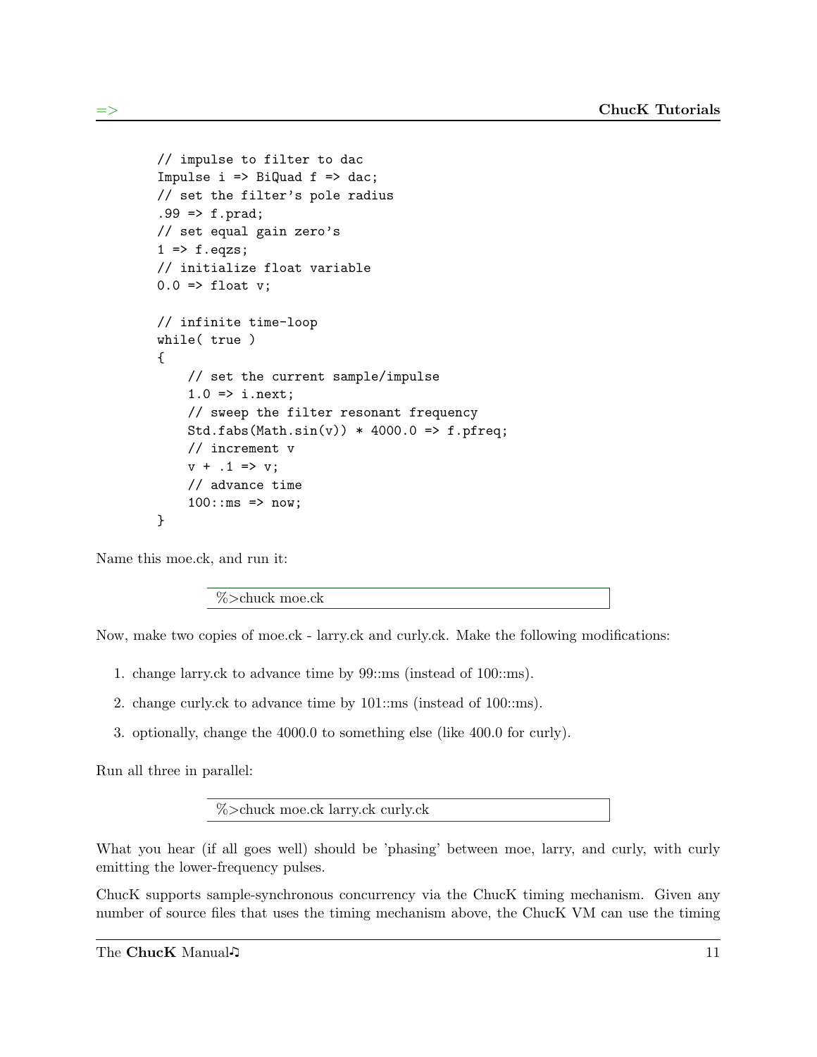```
// impulse to filter to dac
Impulse i => BiQuad f => dac;
// set the filter's pole radius
.99 => f.prad;
// set equal gain zero's
1 => f.eqzs;
// initialize float variable
0.0 => float v;

// infinite time-loop
while( true )
{
    // set the current sample/impulse
    1.0 => i.next;
    // sweep the filter resonant frequency
    Std.fabs(Math.sin(v)) * 4000.0 => f.pfreq;
    // increment v
    v + .1 => v;
    // advance time
    100::ms => now;
}
```

Name this moe.ck, and run it:

```
%>chuck moe.ck
```

Now, make two copies of moe.ck - larry.ck and curly.ck. Make the following modifications:

1. change larry.ck to advance time by 99::ms (instead of 100::ms).
2. change curly.ck to advance time by 101::ms (instead of 100::ms).
3. optionally, change the 4000.0 to something else (like 400.0 for curly).

Run all three in parallel:

```
%>chuck moe.ck larry.ck curly.ck
```

What you hear (if all goes well) should be 'phasing' between moe, larry, and curly, with curly emitting the lower-frequency pulses.

ChucK supports sample-synchronous concurrency via the ChucK timing mechanism. Given any number of source files that uses the timing mechanism above, the ChucK VM can use the timing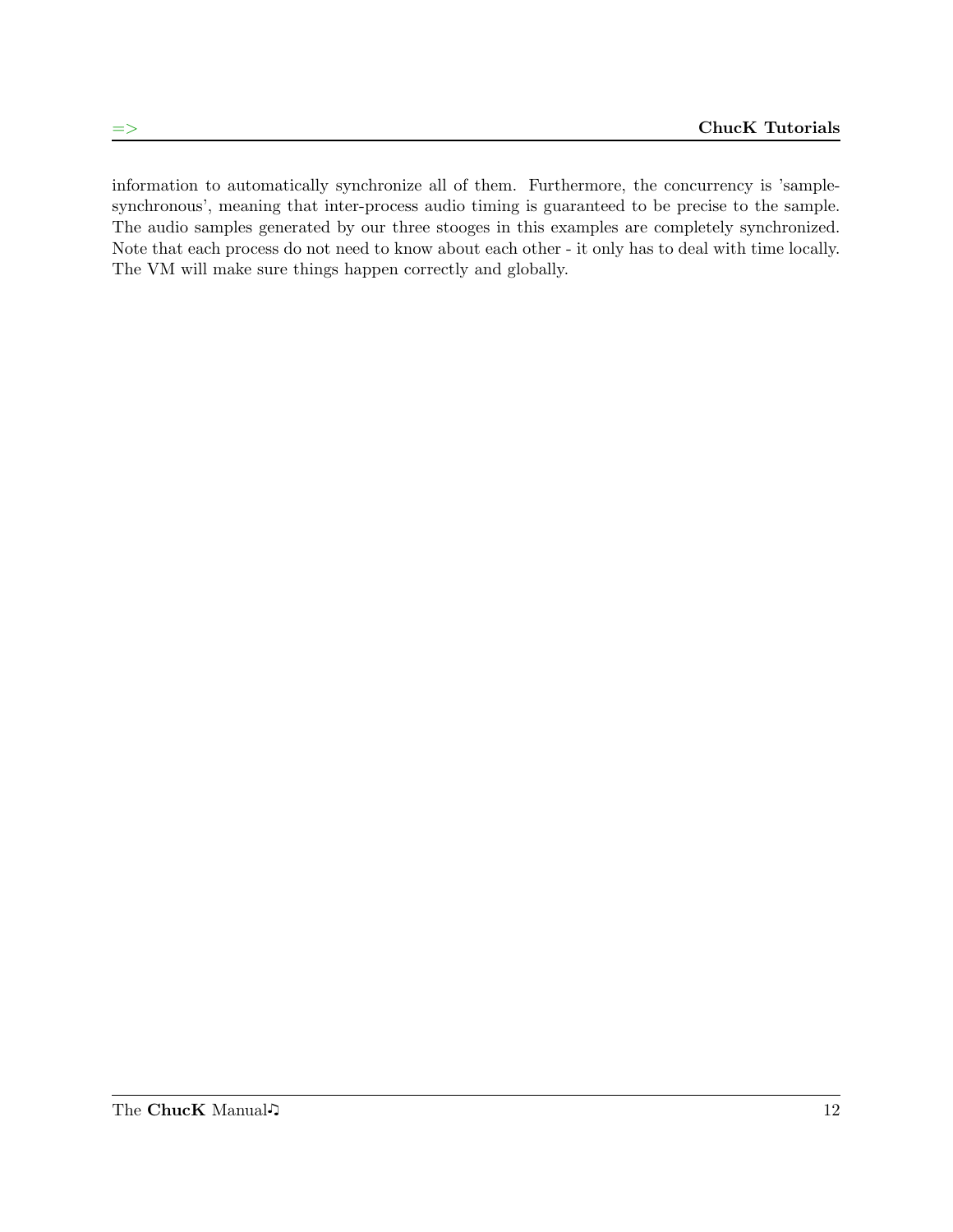information to automatically synchronize all of them. Furthermore, the concurrency is 'sample-synchronous', meaning that inter-process audio timing is guaranteed to be precise to the sample. The audio samples generated by our three stooges in this examples are completely synchronized. Note that each process do not need to know about each other - it only has to deal with time locally. The VM will make sure things happen correctly and globally.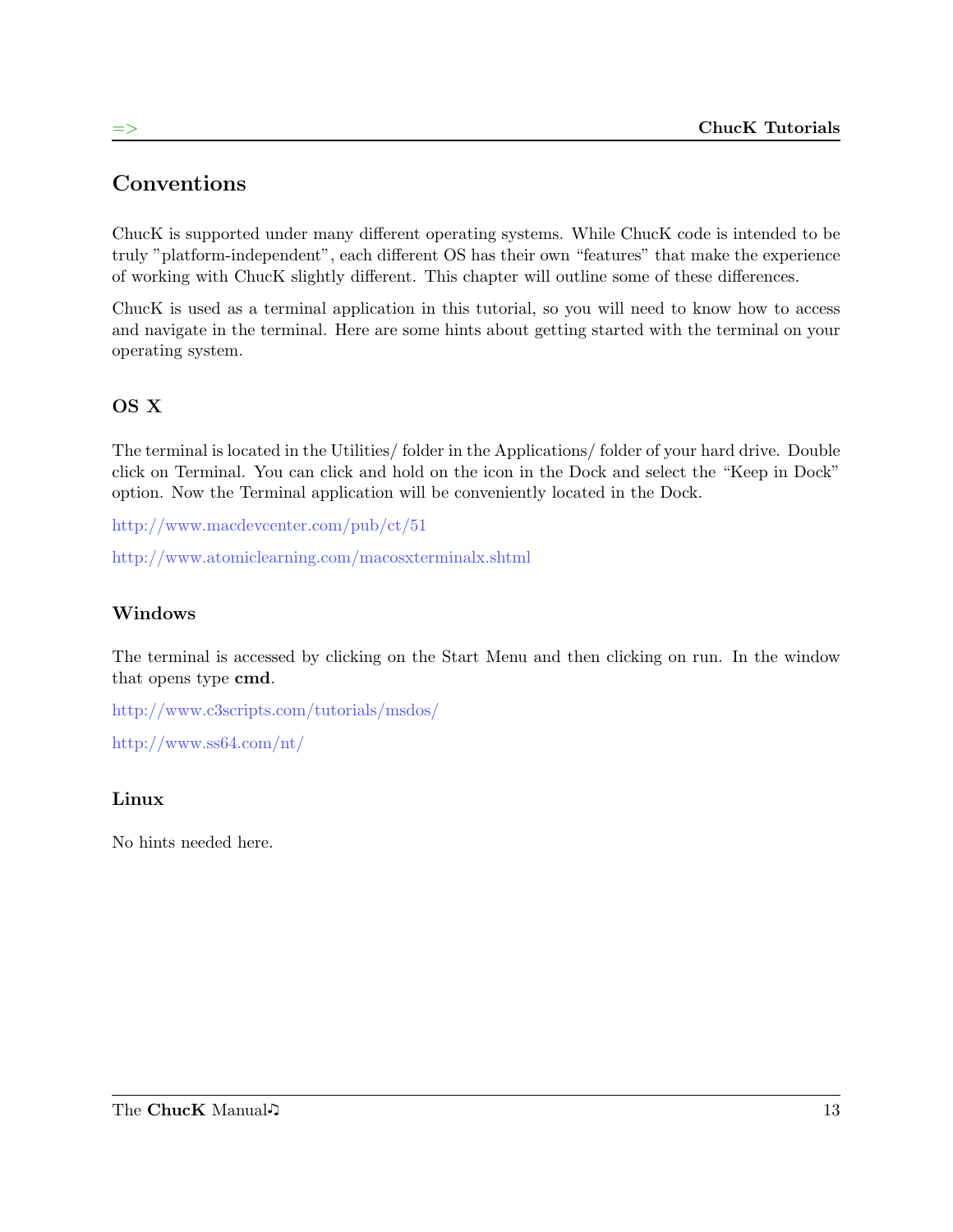# Conventions

ChucK is supported under many different operating systems. While ChucK code is intended to be truly "platform-independent", each different OS has their own "features" that make the experience of working with ChucK slightly different. This chapter will outline some of these differences.

ChucK is used as a terminal application in this tutorial, so you will need to know how to access and navigate in the terminal. Here are some hints about getting started with the terminal on your operating system.

## OS X

The terminal is located in the Utilities/ folder in the Applications/ folder of your hard drive. Double click on Terminal. You can click and hold on the icon in the Dock and select the "Keep in Dock" option. Now the Terminal application will be conveniently located in the Dock.

http://www.macdevcenter.com/pub/ct/51

http://www.atomiclearning.com/macosxterminalx.shtml

## Windows

The terminal is accessed by clicking on the Start Menu and then clicking on run. In the window that opens type **cmd**.

http://www.c3scripts.com/tutorials/msdos/

http://www.ss64.com/nt/

## Linux

No hints needed here.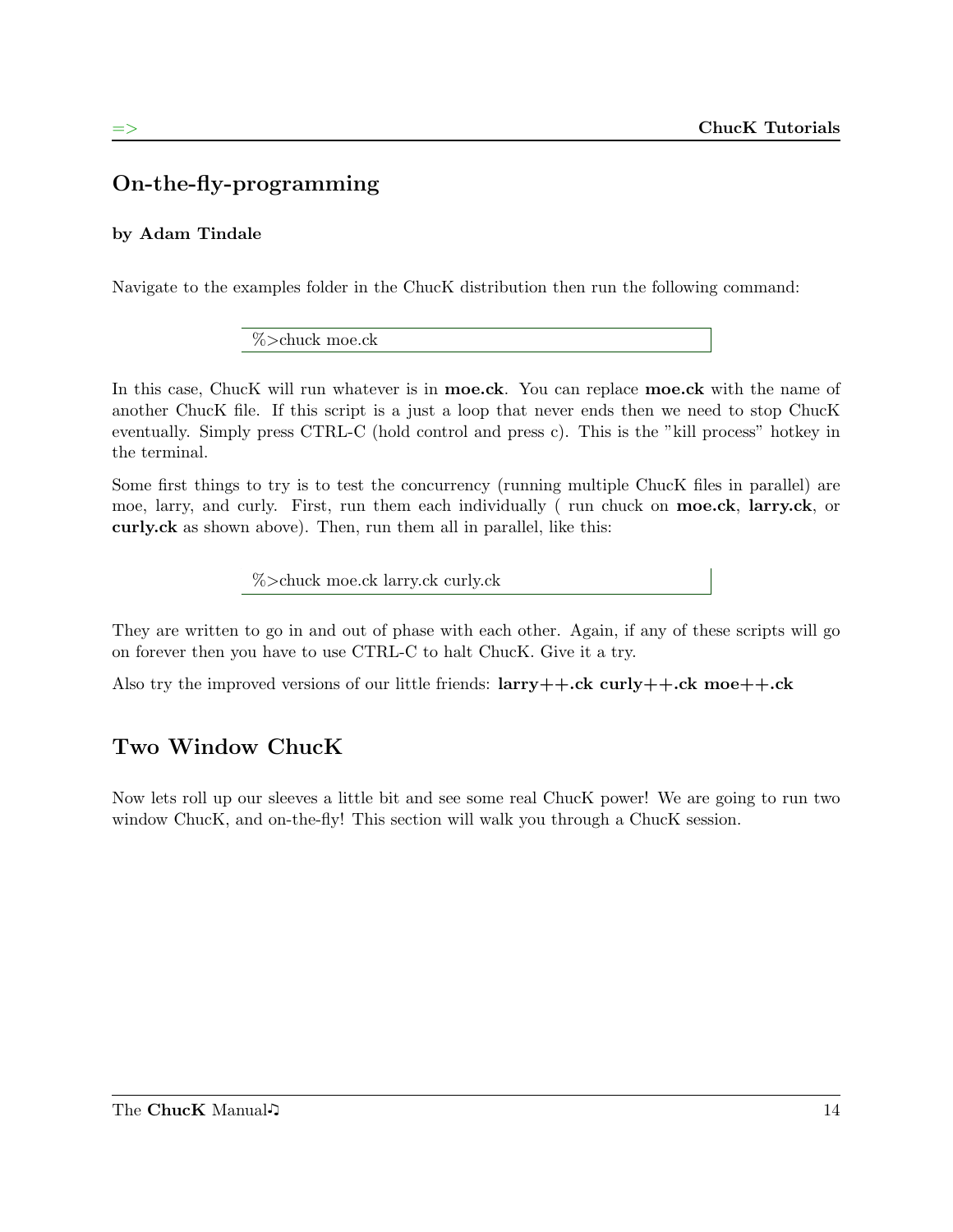## On-the-fly-programming

**by Adam Tindale**

Navigate to the examples folder in the ChucK distribution then run the following command:

```
%>chuck moe.ck
```

In this case, ChucK will run whatever is in **moe.ck**. You can replace **moe.ck** with the name of another ChucK file. If this script is a just a loop that never ends then we need to stop ChucK eventually. Simply press CTRL-C (hold control and press c). This is the "kill process" hotkey in the terminal.

Some first things to try is to test the concurrency (running multiple ChucK files in parallel) are moe, larry, and curly. First, run them each individually ( run chuck on **moe.ck**, **larry.ck**, or **curly.ck** as shown above). Then, run them all in parallel, like this:

```
%>chuck moe.ck larry.ck curly.ck
```

They are written to go in and out of phase with each other. Again, if any of these scripts will go on forever then you have to use CTRL-C to halt ChucK. Give it a try.

Also try the improved versions of our little friends: **larry++.ck curly++.ck moe++.ck**

## Two Window ChucK

Now lets roll up our sleeves a little bit and see some real ChucK power! We are going to run two window ChucK, and on-the-fly! This section will walk you through a ChucK session.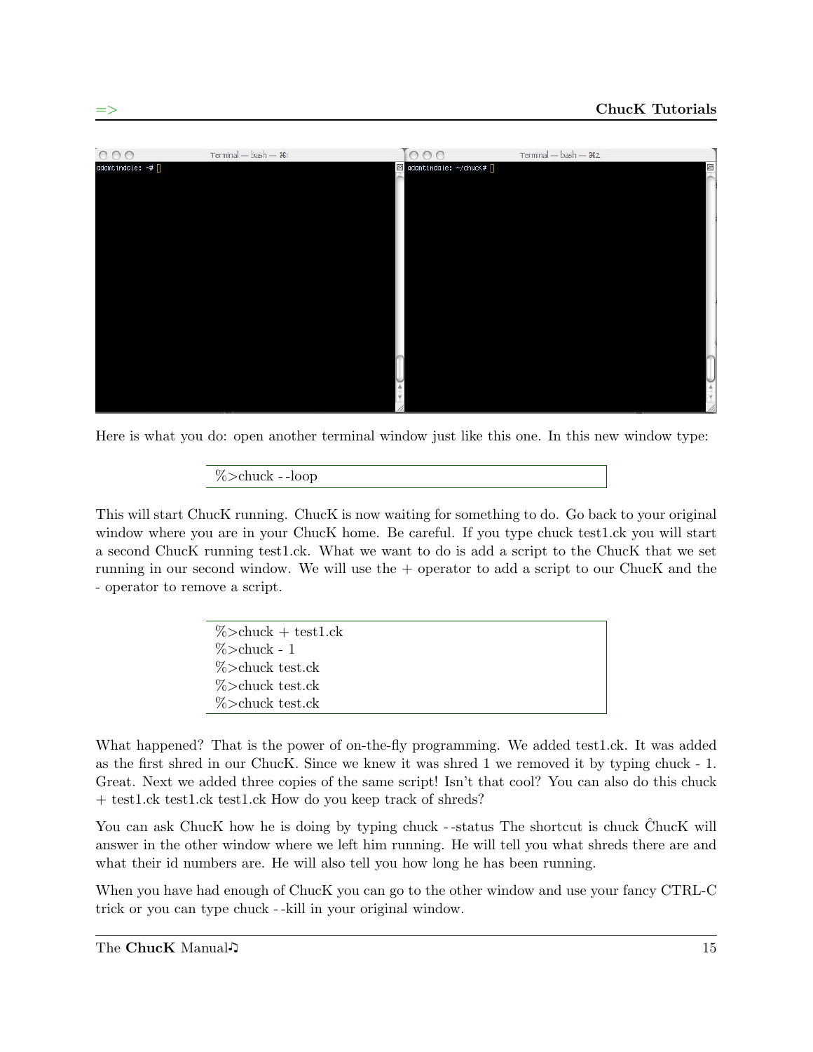Here is what you do: open another terminal window just like this one. In this new window type:

```
%>chuck --loop
```

This will start ChucK running. ChucK is now waiting for something to do. Go back to your original window where you are in your ChucK home. Be careful. If you type chuck test1.ck you will start a second ChucK running test1.ck. What we want to do is add a script to the ChucK that we set running in our second window. We will use the + operator to add a script to our ChucK and the - operator to remove a script.

```
%>chuck + test1.ck
%>chuck - 1
%>chuck test.ck
%>chuck test.ck
%>chuck test.ck
```

What happened? That is the power of on-the-fly programming. We added test1.ck. It was added as the first shred in our ChucK. Since we knew it was shred 1 we removed it by typing chuck - 1. Great. Next we added three copies of the same script! Isn't that cool? You can also do this chuck + test1.ck test1.ck test1.ck How do you keep track of shreds?

You can ask ChucK how he is doing by typing chuck --status The shortcut is chuck ĈhucK will answer in the other window where we left him running. He will tell you what shreds there are and what their id numbers are. He will also tell you how long he has been running.

When you have had enough of ChucK you can go to the other window and use your fancy CTRL-C trick or you can type chuck --kill in your original window.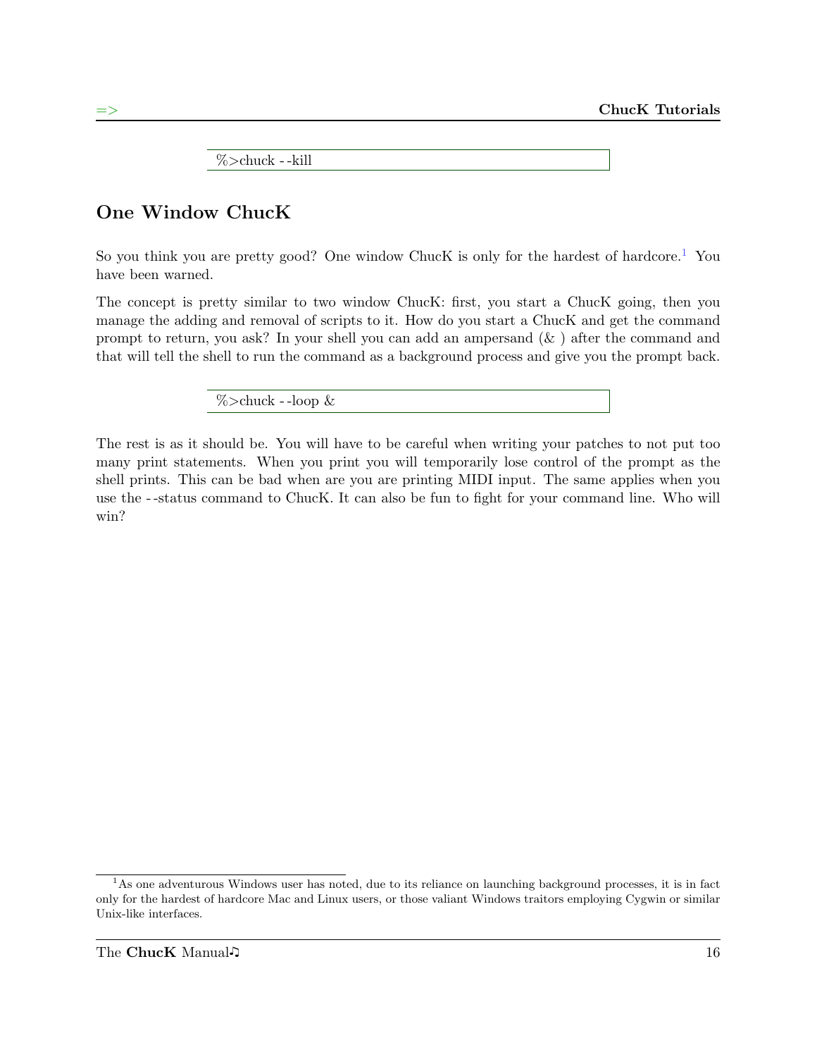```
%>chuck --kill
```

## One Window ChucK

So you think you are pretty good? One window ChucK is only for the hardest of hardcore.[1] You have been warned.

The concept is pretty similar to two window ChucK: first, you start a ChucK going, then you manage the adding and removal of scripts to it. How do you start a ChucK and get the command prompt to return, you ask? In your shell you can add an ampersand (& ) after the command and that will tell the shell to run the command as a background process and give you the prompt back.

```
%>chuck --loop &
```

The rest is as it should be. You will have to be careful when writing your patches to not put too many print statements. When you print you will temporarily lose control of the prompt as the shell prints. This can be bad when are you are printing MIDI input. The same applies when you use the --status command to ChucK. It can also be fun to fight for your command line. Who will win?

[1] As one adventurous Windows user has noted, due to its reliance on launching background processes, it is in fact only for the hardest of hardcore Mac and Linux users, or those valiant Windows traitors employing Cygwin or similar Unix-like interfaces.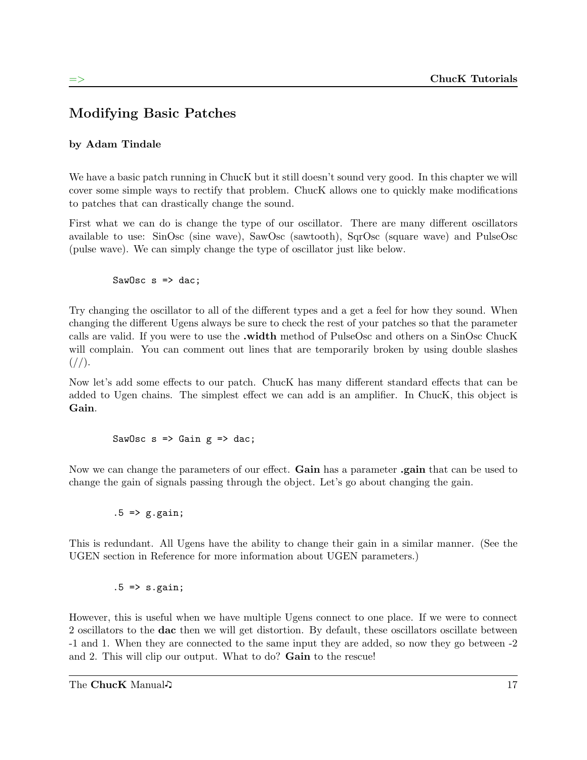## Modifying Basic Patches

**by Adam Tindale**

We have a basic patch running in ChucK but it still doesn't sound very good. In this chapter we will cover some simple ways to rectify that problem. ChucK allows one to quickly make modifications to patches that can drastically change the sound.

First what we can do is change the type of our oscillator. There are many different oscillators available to use: SinOsc (sine wave), SawOsc (sawtooth), SqrOsc (square wave) and PulseOsc (pulse wave). We can simply change the type of oscillator just like below.

```
SawOsc s => dac;
```

Try changing the oscillator to all of the different types and a get a feel for how they sound. When changing the different Ugens always be sure to check the rest of your patches so that the parameter calls are valid. If you were to use the **.width** method of PulseOsc and others on a SinOsc ChucK will complain. You can comment out lines that are temporarily broken by using double slashes (//).

Now let's add some effects to our patch. ChucK has many different standard effects that can be added to Ugen chains. The simplest effect we can add is an amplifier. In ChucK, this object is **Gain**.

```
SawOsc s => Gain g => dac;
```

Now we can change the parameters of our effect. **Gain** has a parameter **.gain** that can be used to change the gain of signals passing through the object. Let's go about changing the gain.

```
.5 => g.gain;
```

This is redundant. All Ugens have the ability to change their gain in a similar manner. (See the UGEN section in Reference for more information about UGEN parameters.)

```
.5 => s.gain;
```

However, this is useful when we have multiple Ugens connect to one place. If we were to connect 2 oscillators to the **dac** then we will get distortion. By default, these oscillators oscillate between -1 and 1. When they are connected to the same input they are added, so now they go between -2 and 2. This will clip our output. What to do? **Gain** to the rescue!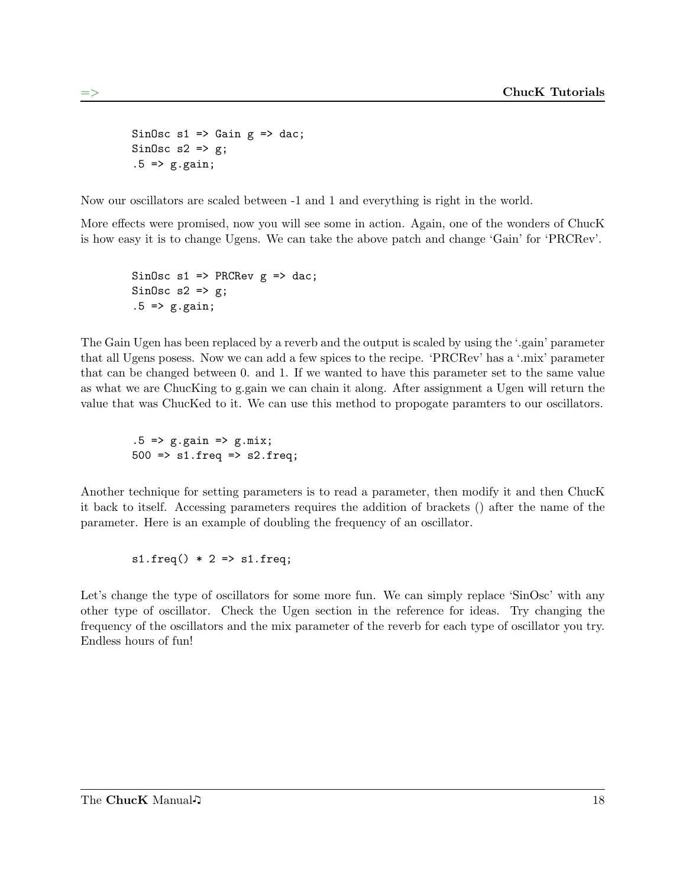```
SinOsc s1 => Gain g => dac;
SinOsc s2 => g;
.5 => g.gain;
```

Now our oscillators are scaled between -1 and 1 and everything is right in the world.

More effects were promised, now you will see some in action. Again, one of the wonders of ChucK is how easy it is to change Ugens. We can take the above patch and change 'Gain' for 'PRCRev'.

```
SinOsc s1 => PRCRev g => dac;
SinOsc s2 => g;
.5 => g.gain;
```

The Gain Ugen has been replaced by a reverb and the output is scaled by using the '.gain' parameter that all Ugens posess. Now we can add a few spices to the recipe. 'PRCRev' has a '.mix' parameter that can be changed between 0. and 1. If we wanted to have this parameter set to the same value as what we are ChucKing to g.gain we can chain it along. After assignment a Ugen will return the value that was ChucKed to it. We can use this method to propogate paramters to our oscillators.

```
.5 => g.gain => g.mix;
500 => s1.freq => s2.freq;
```

Another technique for setting parameters is to read a parameter, then modify it and then ChucK it back to itself. Accessing parameters requires the addition of brackets () after the name of the parameter. Here is an example of doubling the frequency of an oscillator.

```
s1.freq() * 2 => s1.freq;
```

Let's change the type of oscillators for some more fun. We can simply replace 'SinOsc' with any other type of oscillator. Check the Ugen section in the reference for ideas. Try changing the frequency of the oscillators and the mix parameter of the reverb for each type of oscillator you try. Endless hours of fun!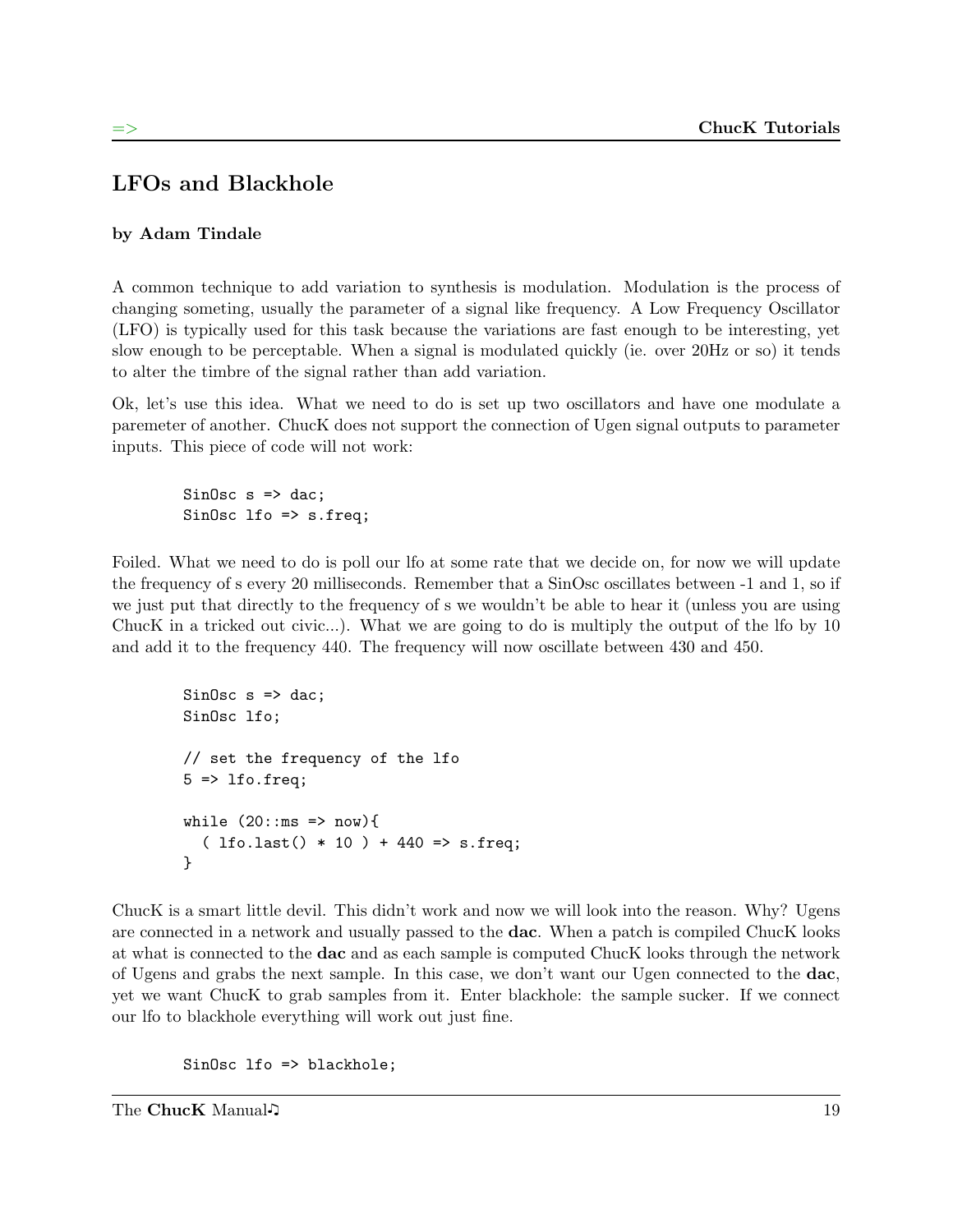## LFOs and Blackhole

**by Adam Tindale**

A common technique to add variation to synthesis is modulation. Modulation is the process of changing someting, usually the parameter of a signal like frequency. A Low Frequency Oscillator (LFO) is typically used for this task because the variations are fast enough to be interesting, yet slow enough to be perceptable. When a signal is modulated quickly (ie. over 20Hz or so) it tends to alter the timbre of the signal rather than add variation.

Ok, let's use this idea. What we need to do is set up two oscillators and have one modulate a paremeter of another. ChucK does not support the connection of Ugen signal outputs to parameter inputs. This piece of code will not work:

```
SinOsc s => dac;
SinOsc lfo => s.freq;
```

Foiled. What we need to do is poll our lfo at some rate that we decide on, for now we will update the frequency of s every 20 milliseconds. Remember that a SinOsc oscillates between -1 and 1, so if we just put that directly to the frequency of s we wouldn't be able to hear it (unless you are using ChucK in a tricked out civic...). What we are going to do is multiply the output of the lfo by 10 and add it to the frequency 440. The frequency will now oscillate between 430 and 450.

```
SinOsc s => dac;
SinOsc lfo;

// set the frequency of the lfo
5 => lfo.freq;

while (20::ms => now){
  ( lfo.last() * 10 ) + 440 => s.freq;
}
```

ChucK is a smart little devil. This didn't work and now we will look into the reason. Why? Ugens are connected in a network and usually passed to the **dac**. When a patch is compiled ChucK looks at what is connected to the **dac** and as each sample is computed ChucK looks through the network of Ugens and grabs the next sample. In this case, we don't want our Ugen connected to the **dac**, yet we want ChucK to grab samples from it. Enter blackhole: the sample sucker. If we connect our lfo to blackhole everything will work out just fine.

```
SinOsc lfo => blackhole;
```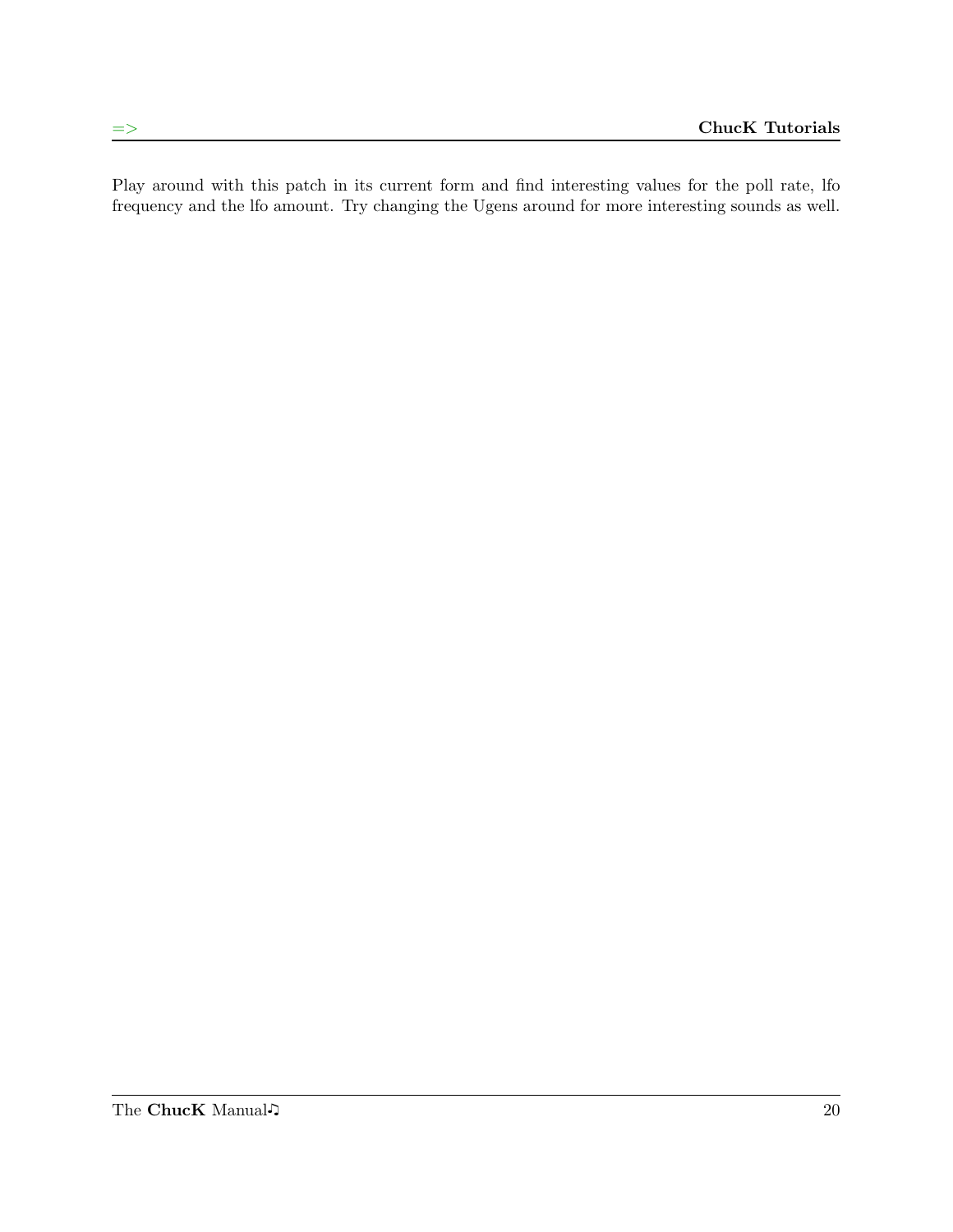Play around with this patch in its current form and find interesting values for the poll rate, lfo frequency and the lfo amount. Try changing the Ugens around for more interesting sounds as well.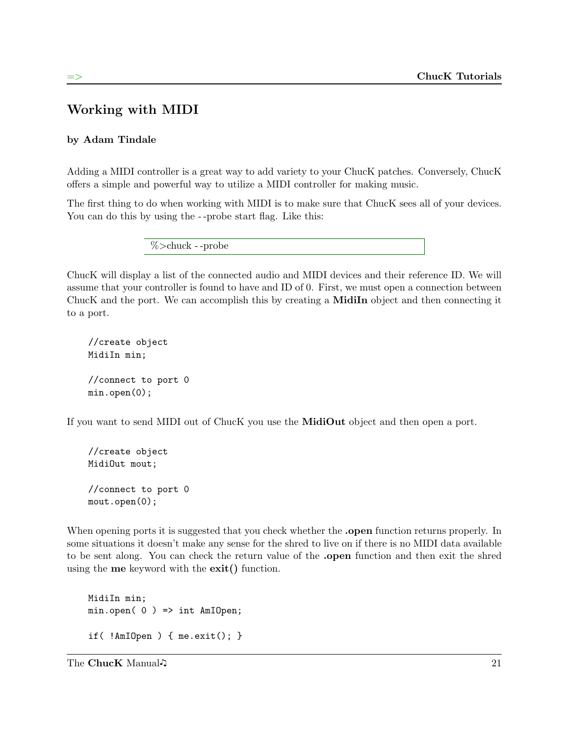## Working with MIDI

**by Adam Tindale**

Adding a MIDI controller is a great way to add variety to your ChucK patches. Conversely, ChucK offers a simple and powerful way to utilize a MIDI controller for making music.

The first thing to do when working with MIDI is to make sure that ChucK sees all of your devices. You can do this by using the --probe start flag. Like this:

```
%>chuck --probe
```

ChucK will display a list of the connected audio and MIDI devices and their reference ID. We will assume that your controller is found to have and ID of 0. First, we must open a connection between ChucK and the port. We can accomplish this by creating a **MidiIn** object and then connecting it to a port.

```
//create object
MidiIn min;

//connect to port 0
min.open(0);
```

If you want to send MIDI out of ChucK you use the **MidiOut** object and then open a port.

```
//create object
MidiOut mout;

//connect to port 0
mout.open(0);
```

When opening ports it is suggested that you check whether the **.open** function returns properly. In some situations it doesn't make any sense for the shred to live on if there is no MIDI data available to be sent along. You can check the return value of the **.open** function and then exit the shred using the **me** keyword with the **exit()** function.

```
MidiIn min;
min.open( 0 ) => int AmIOpen;

if( !AmIOpen ) { me.exit(); }
```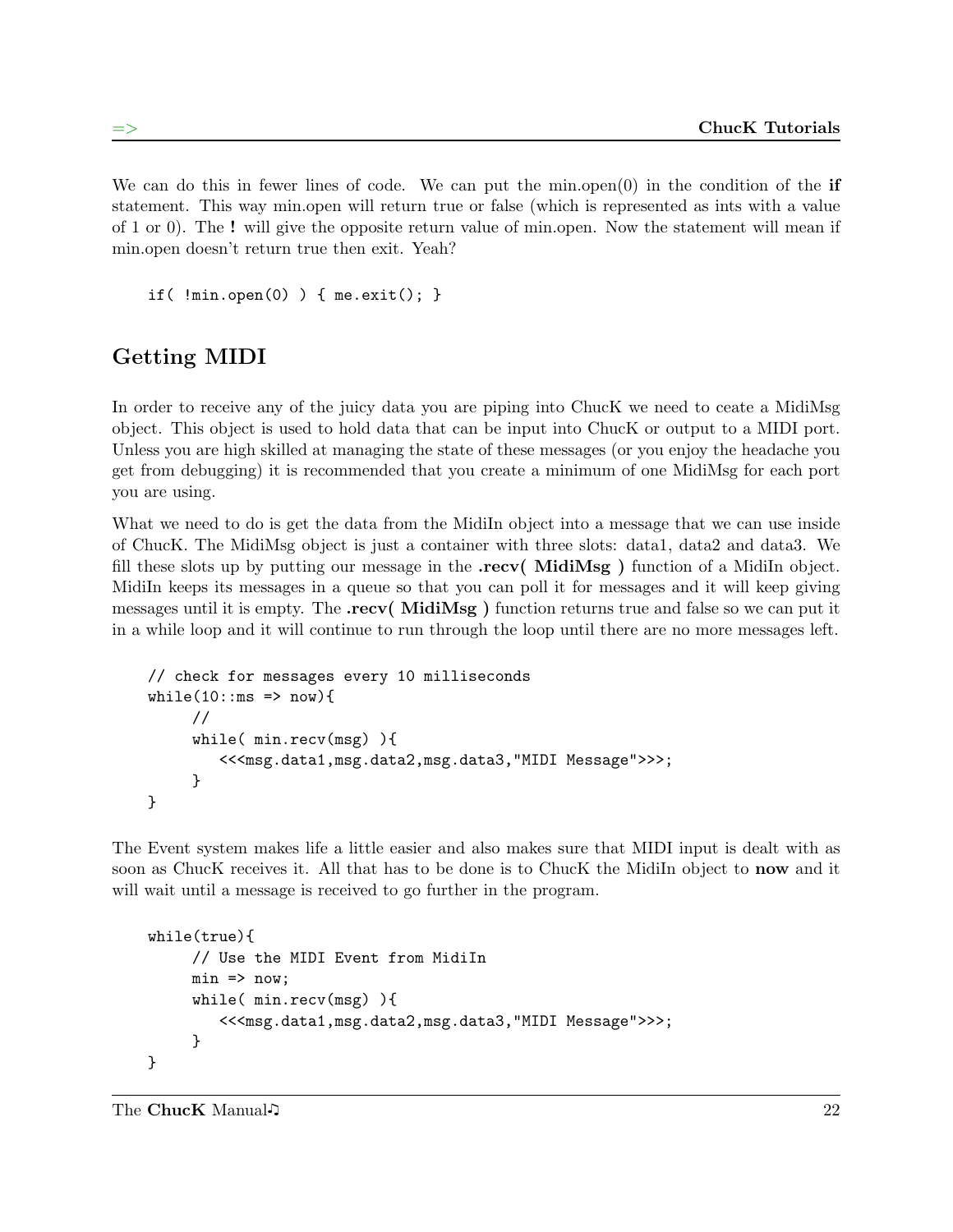We can do this in fewer lines of code. We can put the min.open(0) in the condition of the **if** statement. This way min.open will return true or false (which is represented as ints with a value of 1 or 0). The **!** will give the opposite return value of min.open. Now the statement will mean if min.open doesn't return true then exit. Yeah?

```
if( !min.open(0) ) { me.exit(); }
```

## Getting MIDI

In order to receive any of the juicy data you are piping into ChucK we need to ceate a MidiMsg object. This object is used to hold data that can be input into ChucK or output to a MIDI port. Unless you are high skilled at managing the state of these messages (or you enjoy the headache you get from debugging) it is recommended that you create a minimum of one MidiMsg for each port you are using.

What we need to do is get the data from the MidiIn object into a message that we can use inside of ChucK. The MidiMsg object is just a container with three slots: data1, data2 and data3. We fill these slots up by putting our message in the **.recv( MidiMsg )** function of a MidiIn object. MidiIn keeps its messages in a queue so that you can poll it for messages and it will keep giving messages until it is empty. The **.recv( MidiMsg )** function returns true and false so we can put it in a while loop and it will continue to run through the loop until there are no more messages left.

```
// check for messages every 10 milliseconds
while(10::ms => now){
     //
     while( min.recv(msg) ){
        <<<msg.data1,msg.data2,msg.data3,"MIDI Message">>>;
     }
}
```

The Event system makes life a little easier and also makes sure that MIDI input is dealt with as soon as ChucK receives it. All that has to be done is to ChucK the MidiIn object to **now** and it will wait until a message is received to go further in the program.

```
while(true){
     // Use the MIDI Event from MidiIn
     min => now;
     while( min.recv(msg) ){
        <<<msg.data1,msg.data2,msg.data3,"MIDI Message">>>;
     }
}
```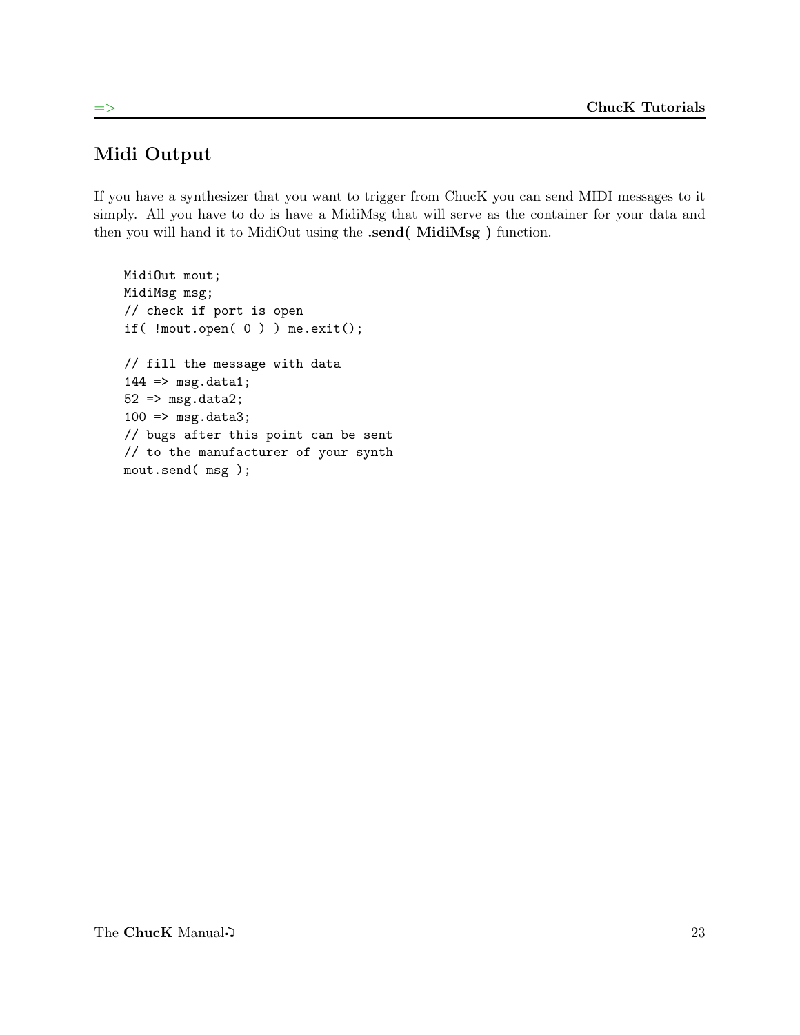## Midi Output

If you have a synthesizer that you want to trigger from ChucK you can send MIDI messages to it simply. All you have to do is have a MidiMsg that will serve as the container for your data and then you will hand it to MidiOut using the **.send( MidiMsg )** function.

```
MidiOut mout;
MidiMsg msg;
// check if port is open
if( !mout.open( 0 ) ) me.exit();

// fill the message with data
144 => msg.data1;
52 => msg.data2;
100 => msg.data3;
// bugs after this point can be sent
// to the manufacturer of your synth
mout.send( msg );
```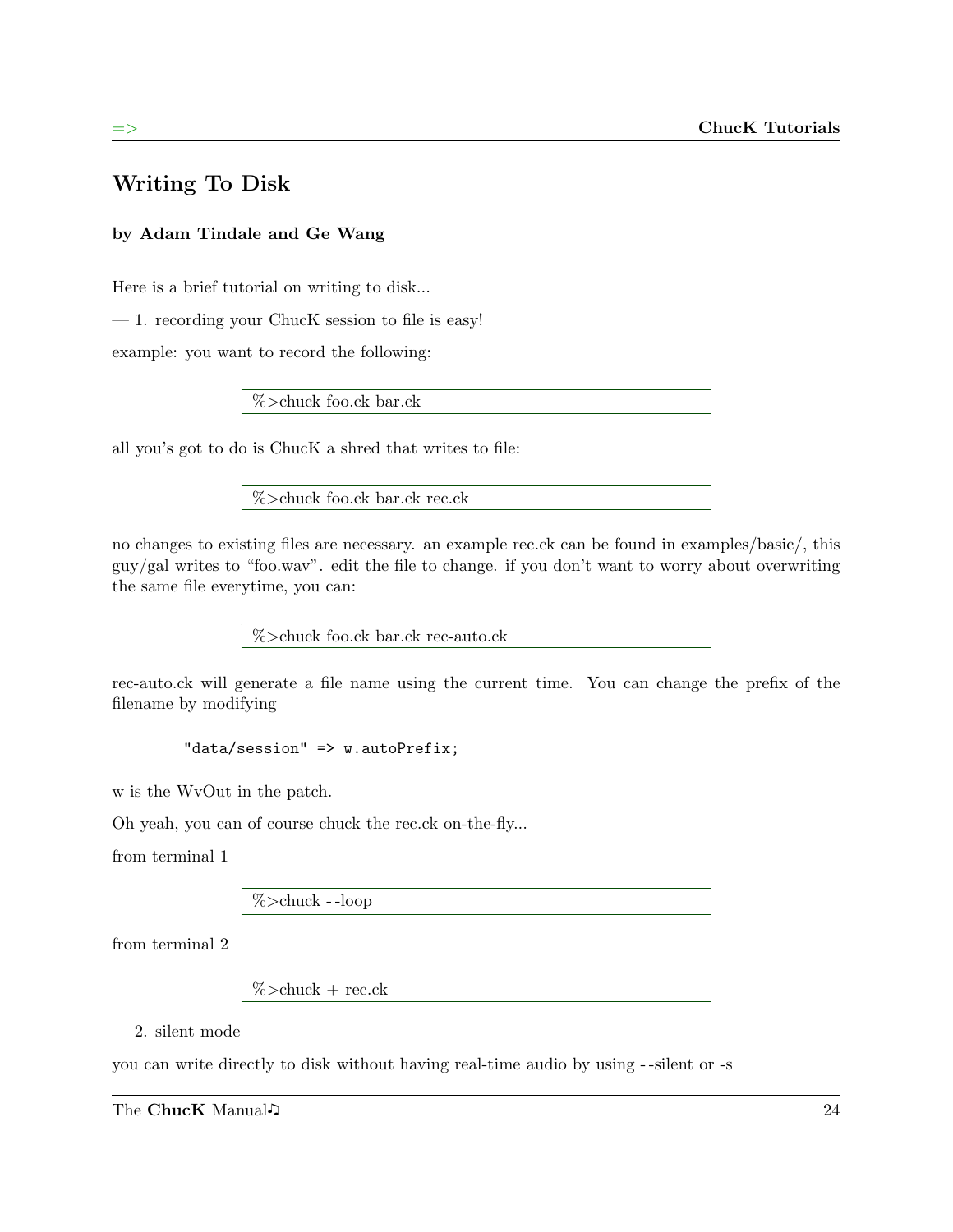## Writing To Disk

**by Adam Tindale and Ge Wang**

Here is a brief tutorial on writing to disk...

— 1. recording your ChucK session to file is easy!

example: you want to record the following:

```
%>chuck foo.ck bar.ck
```

all you's got to do is ChucK a shred that writes to file:

```
%>chuck foo.ck bar.ck rec.ck
```

no changes to existing files are necessary. an example rec.ck can be found in examples/basic/, this guy/gal writes to "foo.wav". edit the file to change. if you don't want to worry about overwriting the same file everytime, you can:

```
%>chuck foo.ck bar.ck rec-auto.ck
```

rec-auto.ck will generate a file name using the current time. You can change the prefix of the filename by modifying

```
"data/session" => w.autoPrefix;
```

w is the WvOut in the patch.

Oh yeah, you can of course chuck the rec.ck on-the-fly...

from terminal 1

```
%>chuck --loop
```

from terminal 2

```
%>chuck + rec.ck
```

— 2. silent mode

you can write directly to disk without having real-time audio by using --silent or -s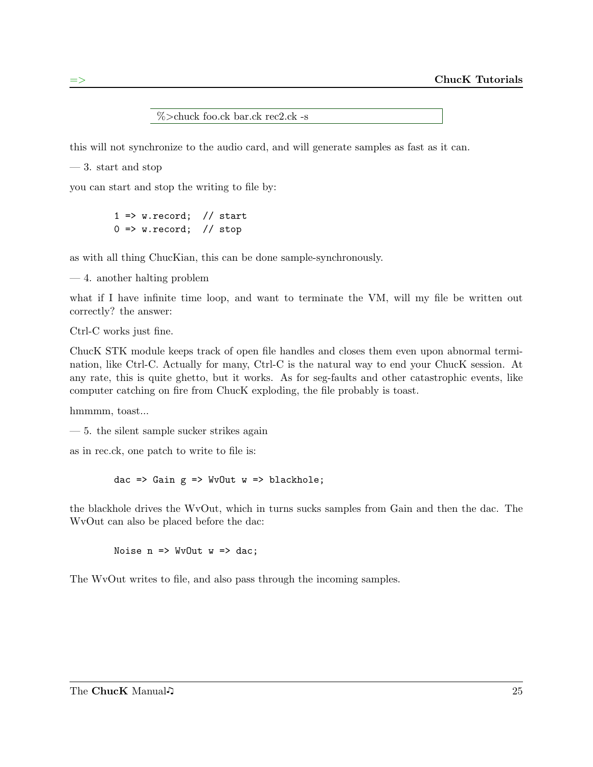```
%>chuck foo.ck bar.ck rec2.ck -s
```

this will not synchronize to the audio card, and will generate samples as fast as it can.

— 3. start and stop

you can start and stop the writing to file by:

```
1 => w.record;  // start
0 => w.record;  // stop
```

as with all thing ChucKian, this can be done sample-synchronously.

— 4. another halting problem

what if I have infinite time loop, and want to terminate the VM, will my file be written out correctly? the answer:

Ctrl-C works just fine.

ChucK STK module keeps track of open file handles and closes them even upon abnormal termination, like Ctrl-C. Actually for many, Ctrl-C is the natural way to end your ChucK session. At any rate, this is quite ghetto, but it works. As for seg-faults and other catastrophic events, like computer catching on fire from ChucK exploding, the file probably is toast.

hmmmm, toast...

— 5. the silent sample sucker strikes again

as in rec.ck, one patch to write to file is:

```
dac => Gain g => WvOut w => blackhole;
```

the blackhole drives the WvOut, which in turns sucks samples from Gain and then the dac. The WvOut can also be placed before the dac:

```
Noise n => WvOut w => dac;
```

The WvOut writes to file, and also pass through the incoming samples.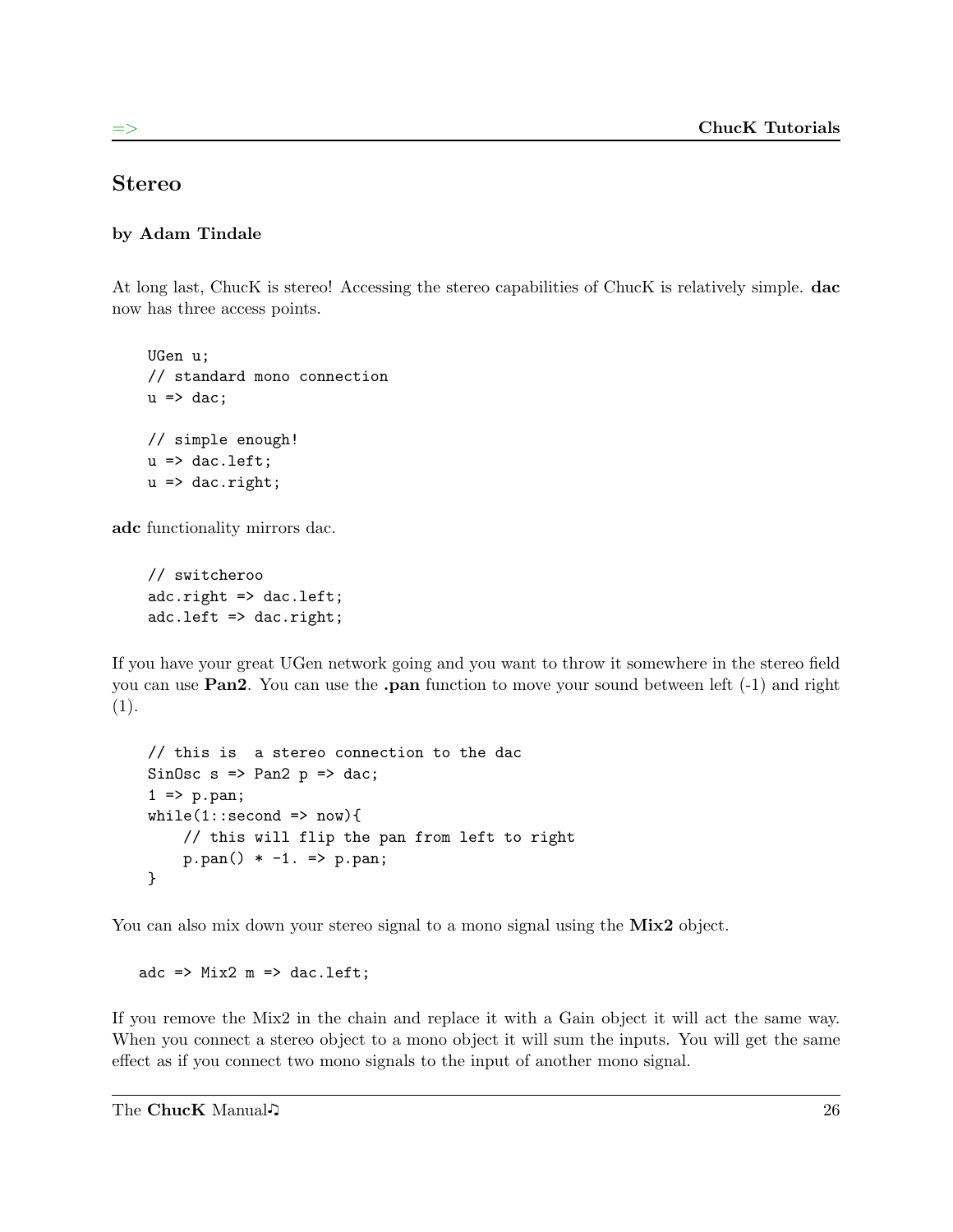## Stereo

**by Adam Tindale**

At long last, ChucK is stereo! Accessing the stereo capabilities of ChucK is relatively simple. **dac** now has three access points.

```
UGen u;
// standard mono connection
u => dac;

// simple enough!
u => dac.left;
u => dac.right;
```

**adc** functionality mirrors dac.

```
// switcheroo
adc.right => dac.left;
adc.left => dac.right;
```

If you have your great UGen network going and you want to throw it somewhere in the stereo field you can use **Pan2**. You can use the **.pan** function to move your sound between left (-1) and right (1).

```
// this is  a stereo connection to the dac
SinOsc s => Pan2 p => dac;
1 => p.pan;
while(1::second => now){
    // this will flip the pan from left to right
    p.pan() * -1. => p.pan;
}
```

You can also mix down your stereo signal to a mono signal using the **Mix2** object.

```
adc => Mix2 m => dac.left;
```

If you remove the Mix2 in the chain and replace it with a Gain object it will act the same way. When you connect a stereo object to a mono object it will sum the inputs. You will get the same effect as if you connect two mono signals to the input of another mono signal.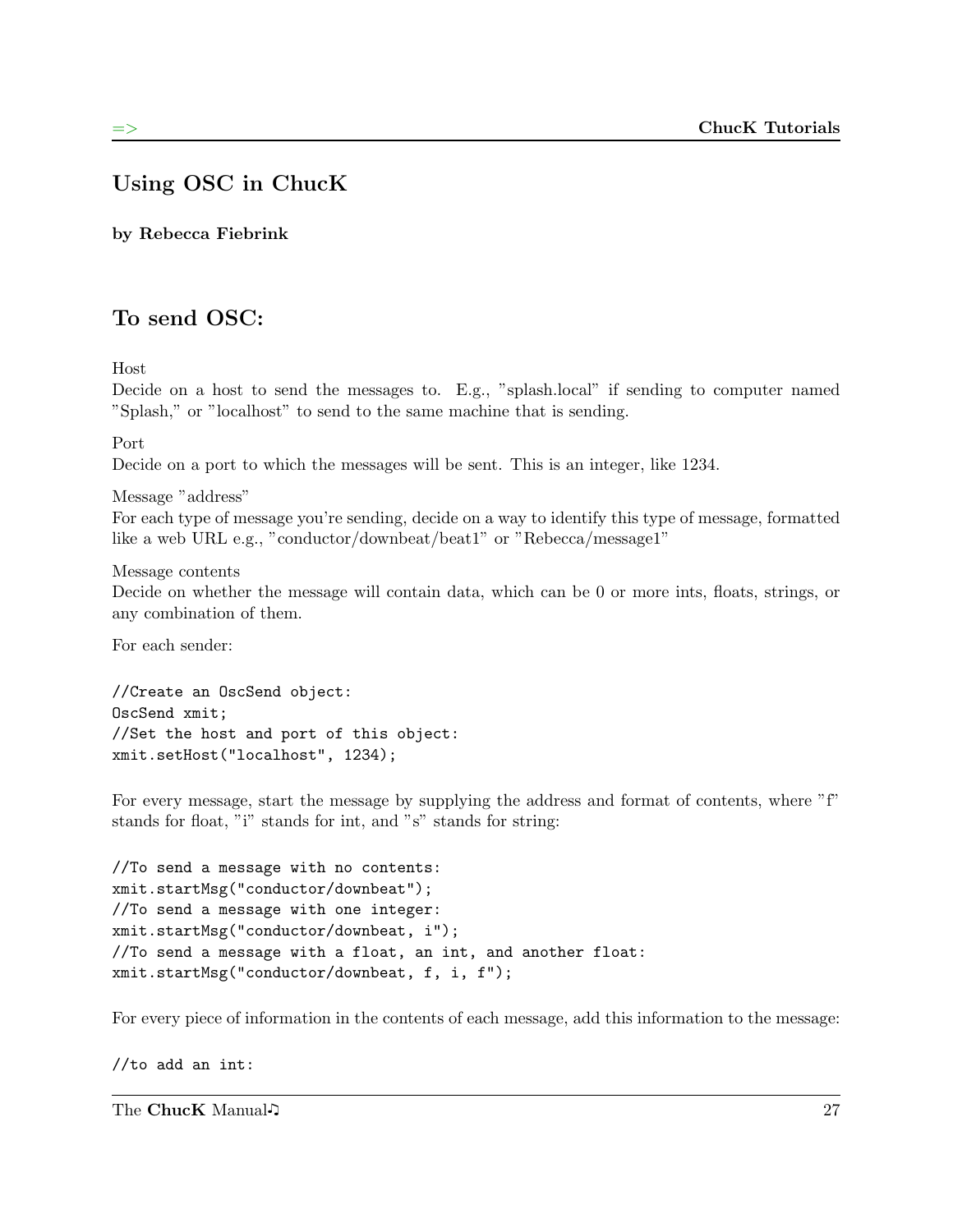## Using OSC in ChucK

**by Rebecca Fiebrink**

## To send OSC:

Host
Decide on a host to send the messages to. E.g., "splash.local" if sending to computer named "Splash," or "localhost" to send to the same machine that is sending.

Port
Decide on a port to which the messages will be sent. This is an integer, like 1234.

Message "address"
For each type of message you're sending, decide on a way to identify this type of message, formatted like a web URL e.g., "conductor/downbeat/beat1" or "Rebecca/message1"

Message contents
Decide on whether the message will contain data, which can be 0 or more ints, floats, strings, or any combination of them.

For each sender:

```
//Create an OscSend object:
OscSend xmit;
//Set the host and port of this object:
xmit.setHost("localhost", 1234);
```

For every message, start the message by supplying the address and format of contents, where "f" stands for float, "i" stands for int, and "s" stands for string:

```
//To send a message with no contents:
xmit.startMsg("conductor/downbeat");
//To send a message with one integer:
xmit.startMsg("conductor/downbeat, i");
//To send a message with a float, an int, and another float:
xmit.startMsg("conductor/downbeat, f, i, f");
```

For every piece of information in the contents of each message, add this information to the message:

```
//to add an int:
```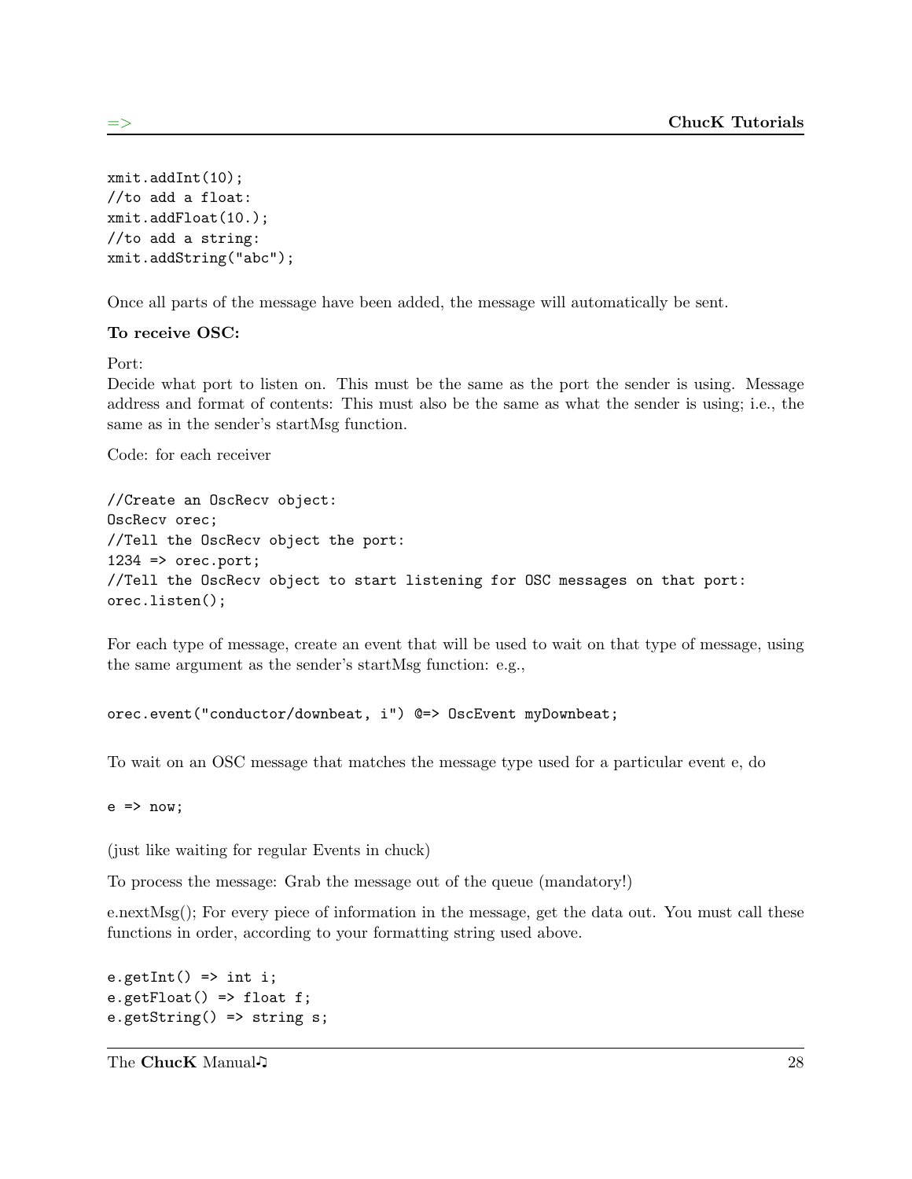```
xmit.addInt(10);
//to add a float:
xmit.addFloat(10.);
//to add a string:
xmit.addString("abc");
```

Once all parts of the message have been added, the message will automatically be sent.

**To receive OSC:**

Port:
Decide what port to listen on. This must be the same as the port the sender is using. Message address and format of contents: This must also be the same as what the sender is using; i.e., the same as in the sender's startMsg function.

Code: for each receiver

```
//Create an OscRecv object:
OscRecv orec;
//Tell the OscRecv object the port:
1234 => orec.port;
//Tell the OscRecv object to start listening for OSC messages on that port:
orec.listen();
```

For each type of message, create an event that will be used to wait on that type of message, using the same argument as the sender's startMsg function: e.g.,

```
orec.event("conductor/downbeat, i") @=> OscEvent myDownbeat;
```

To wait on an OSC message that matches the message type used for a particular event e, do

```
e => now;
```

(just like waiting for regular Events in chuck)

To process the message: Grab the message out of the queue (mandatory!)

e.nextMsg(); For every piece of information in the message, get the data out. You must call these functions in order, according to your formatting string used above.

```
e.getInt() => int i;
e.getFloat() => float f;
e.getString() => string s;
```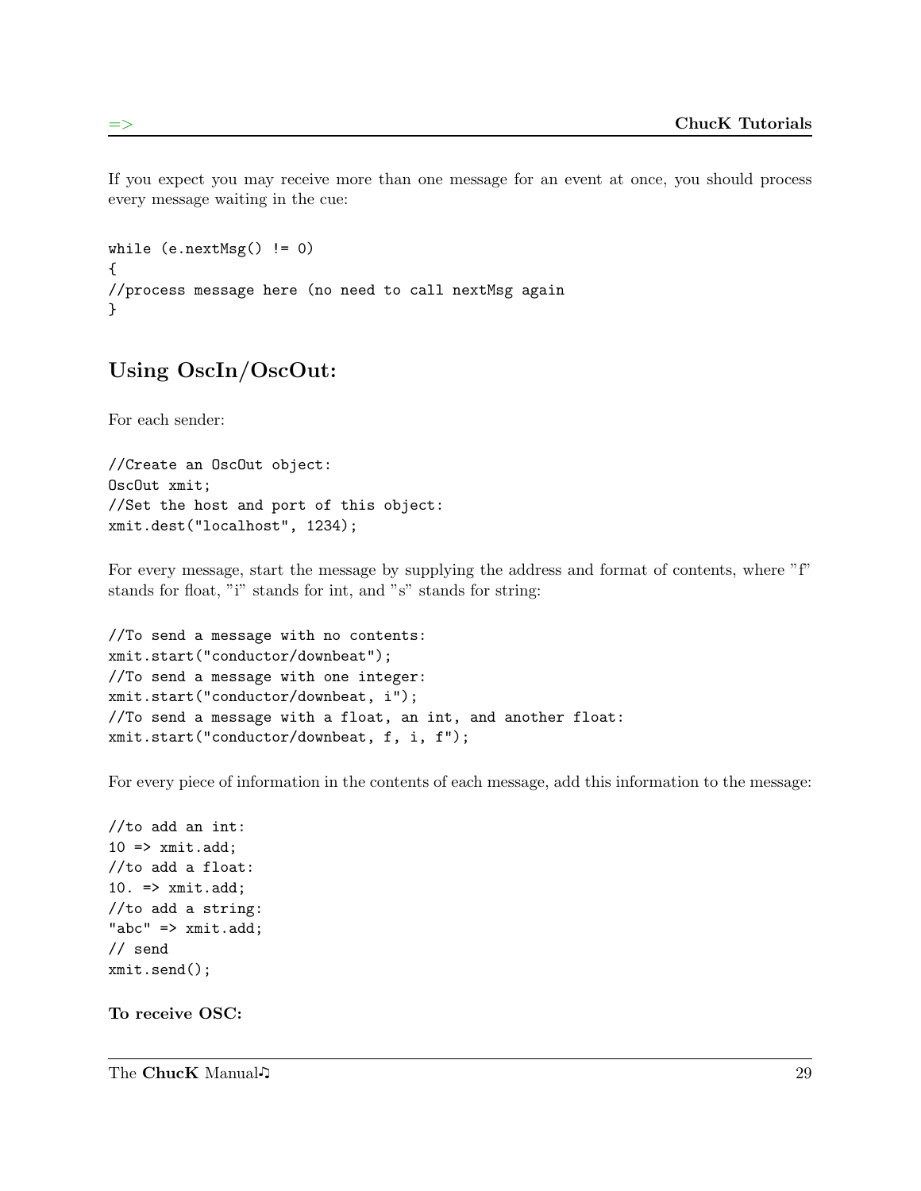If you expect you may receive more than one message for an event at once, you should process every message waiting in the cue:

```
while (e.nextMsg() != 0)
{
//process message here (no need to call nextMsg again
}
```

## Using OscIn/OscOut:

For each sender:

```
//Create an OscOut object:
OscOut xmit;
//Set the host and port of this object:
xmit.dest("localhost", 1234);
```

For every message, start the message by supplying the address and format of contents, where "f" stands for float, "i" stands for int, and "s" stands for string:

```
//To send a message with no contents:
xmit.start("conductor/downbeat");
//To send a message with one integer:
xmit.start("conductor/downbeat, i");
//To send a message with a float, an int, and another float:
xmit.start("conductor/downbeat, f, i, f");
```

For every piece of information in the contents of each message, add this information to the message:

```
//to add an int:
10 => xmit.add;
//to add a float:
10. => xmit.add;
//to add a string:
"abc" => xmit.add;
// send
xmit.send();
```

**To receive OSC:**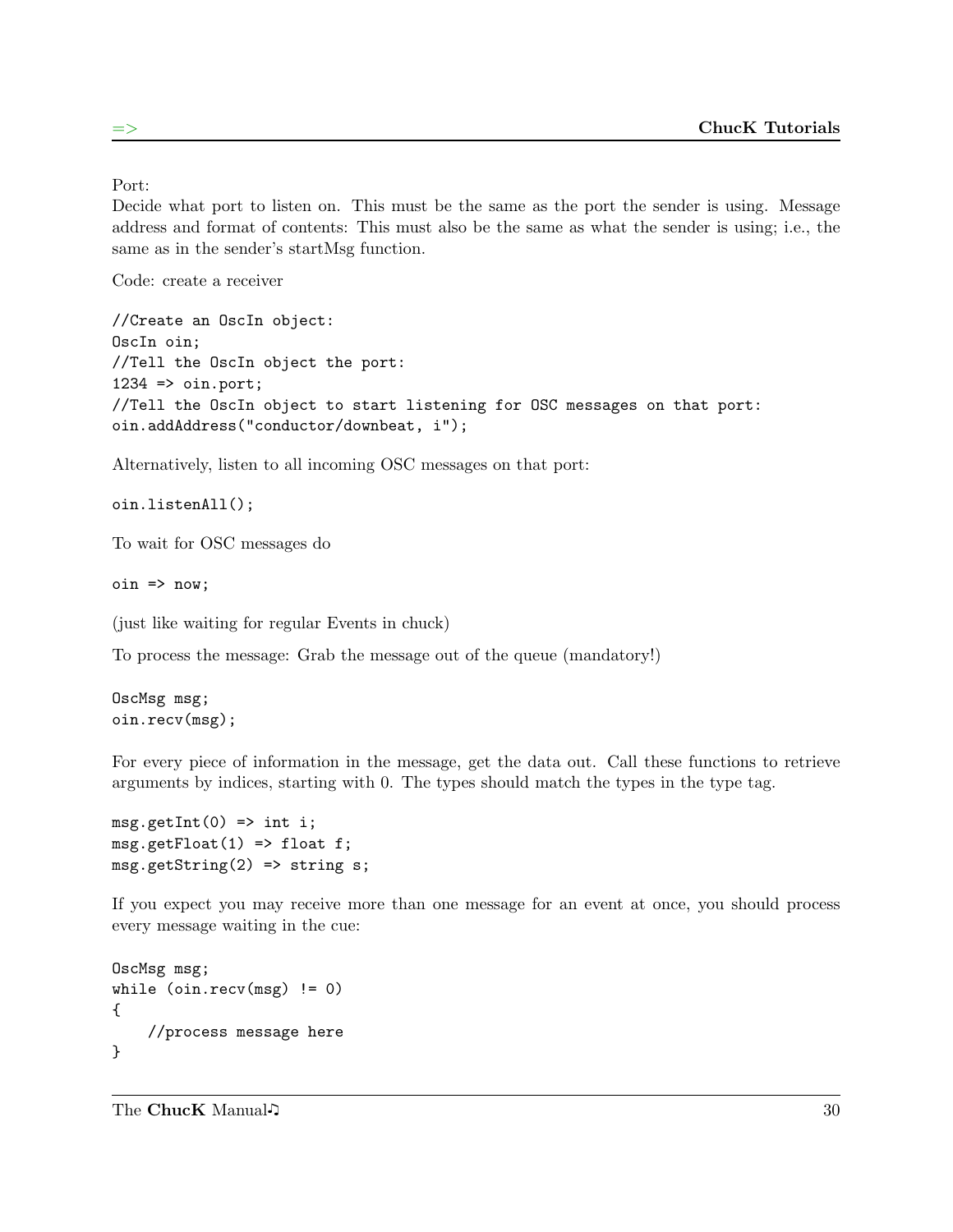Port:
Decide what port to listen on. This must be the same as the port the sender is using. Message address and format of contents: This must also be the same as what the sender is using; i.e., the same as in the sender's startMsg function.

Code: create a receiver

```
//Create an OscIn object:
OscIn oin;
//Tell the OscIn object the port:
1234 => oin.port;
//Tell the OscIn object to start listening for OSC messages on that port:
oin.addAddress("conductor/downbeat, i");
```

Alternatively, listen to all incoming OSC messages on that port:

```
oin.listenAll();
```

To wait for OSC messages do

```
oin => now;
```

(just like waiting for regular Events in chuck)

To process the message: Grab the message out of the queue (mandatory!)

```
OscMsg msg;
oin.recv(msg);
```

For every piece of information in the message, get the data out. Call these functions to retrieve arguments by indices, starting with 0. The types should match the types in the type tag.

```
msg.getInt(0) => int i;
msg.getFloat(1) => float f;
msg.getString(2) => string s;
```

If you expect you may receive more than one message for an event at once, you should process every message waiting in the cue:

```
OscMsg msg;
while (oin.recv(msg) != 0)
{
    //process message here
}
```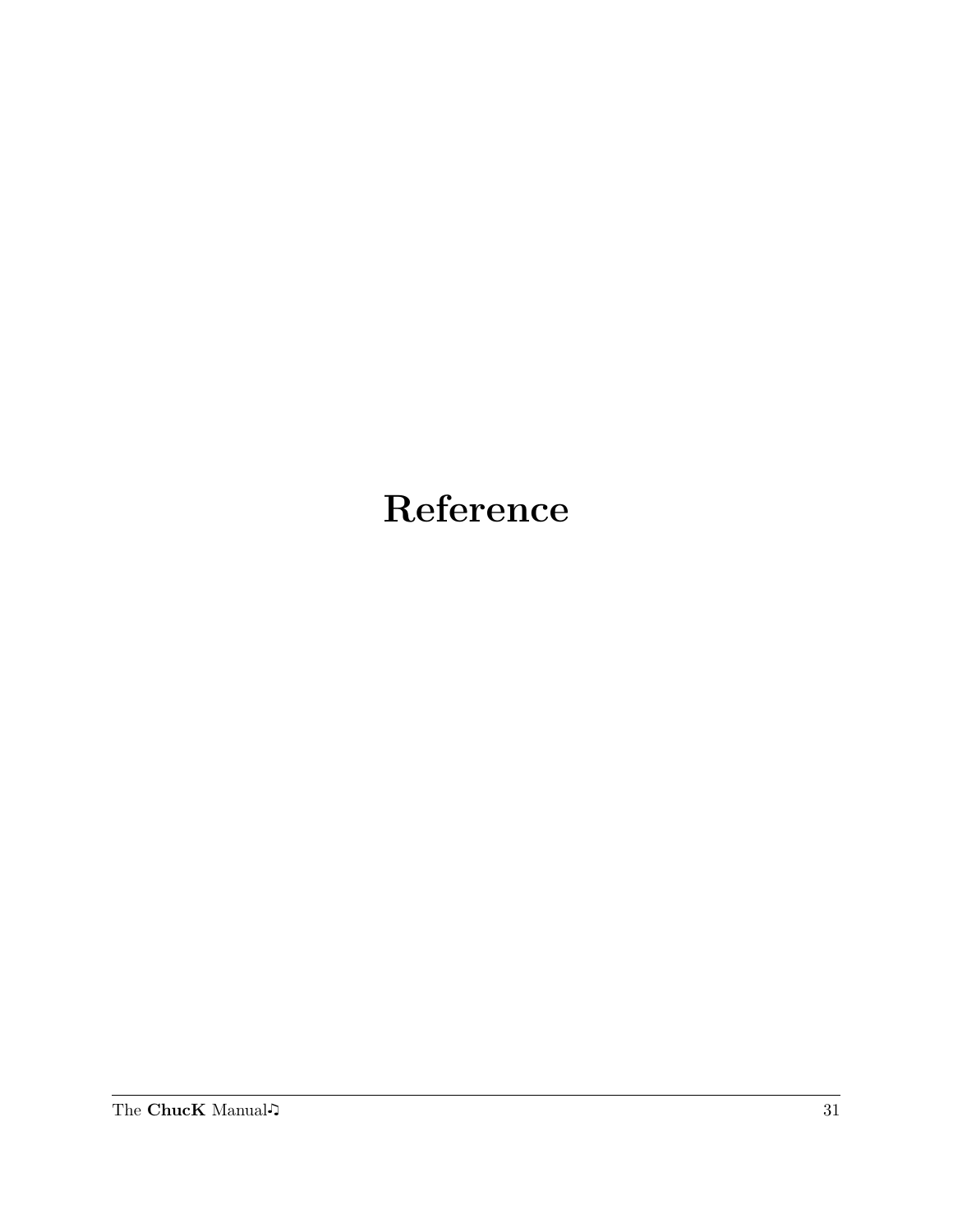# Reference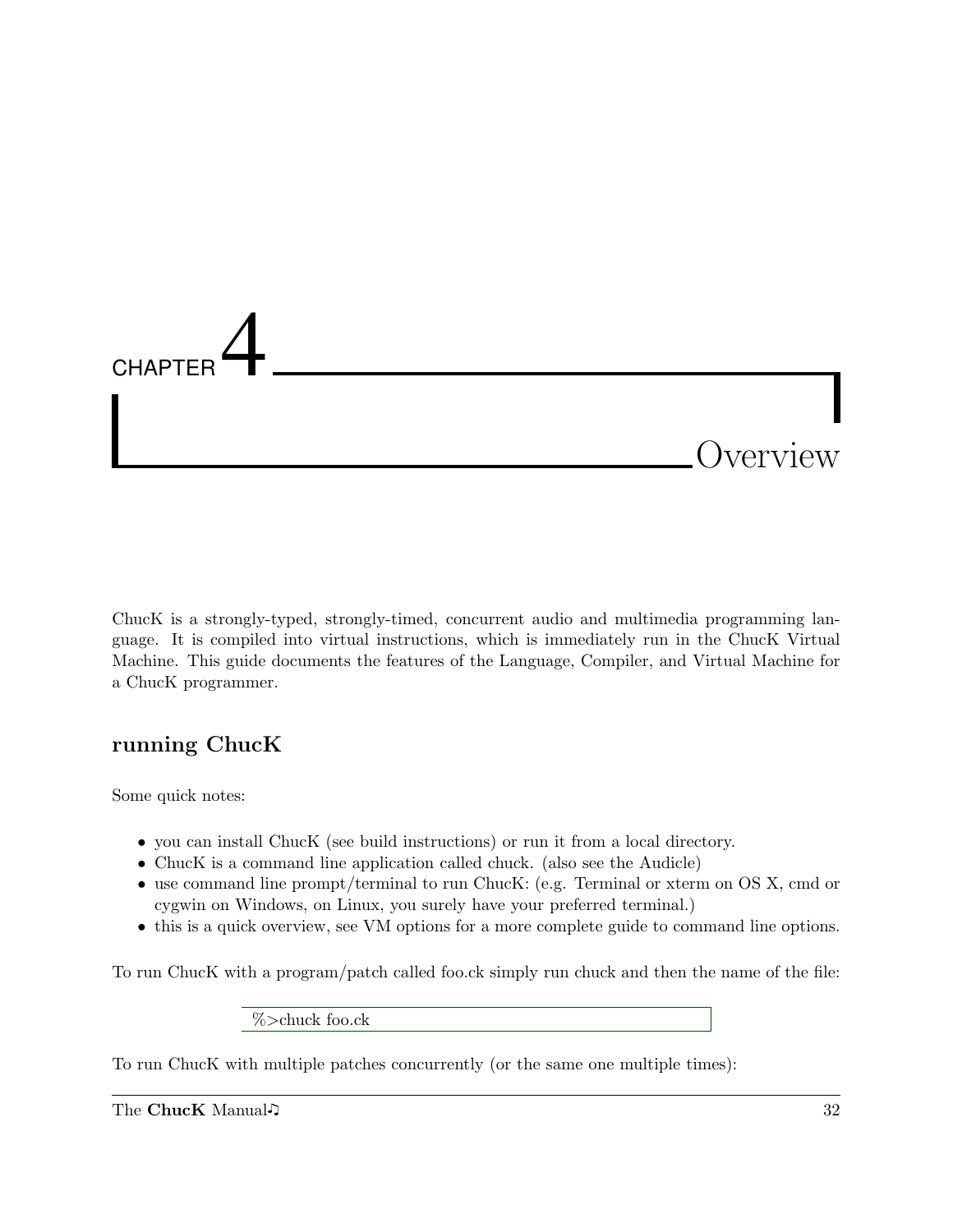# CHAPTER 4 Overview

ChucK is a strongly-typed, strongly-timed, concurrent audio and multimedia programming language. It is compiled into virtual instructions, which is immediately run in the ChucK Virtual Machine. This guide documents the features of the Language, Compiler, and Virtual Machine for a ChucK programmer.

## running ChucK

Some quick notes:

- you can install ChucK (see build instructions) or run it from a local directory.
- ChucK is a command line application called chuck. (also see the Audicle)
- use command line prompt/terminal to run ChucK: (e.g. Terminal or xterm on OS X, cmd or cygwin on Windows, on Linux, you surely have your preferred terminal.)
- this is a quick overview, see VM options for a more complete guide to command line options.

To run ChucK with a program/patch called foo.ck simply run chuck and then the name of the file:

```
%>chuck foo.ck
```

To run ChucK with multiple patches concurrently (or the same one multiple times):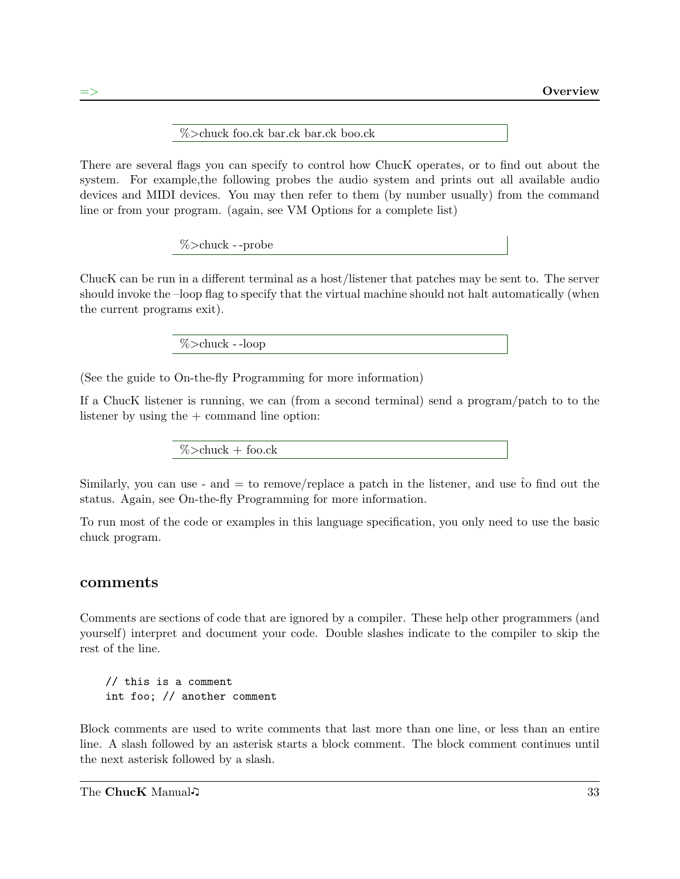```
%>chuck foo.ck bar.ck bar.ck boo.ck
```

There are several flags you can specify to control how ChucK operates, or to find out about the system. For example,the following probes the audio system and prints out all available audio devices and MIDI devices. You may then refer to them (by number usually) from the command line or from your program. (again, see VM Options for a complete list)

```
%>chuck --probe
```

ChucK can be run in a different terminal as a host/listener that patches may be sent to. The server should invoke the –loop flag to specify that the virtual machine should not halt automatically (when the current programs exit).

```
%>chuck --loop
```

(See the guide to On-the-fly Programming for more information)

If a ChucK listener is running, we can (from a second terminal) send a program/patch to to the listener by using the + command line option:

```
%>chuck + foo.ck
```

Similarly, you can use - and = to remove/replace a patch in the listener, and use ˆto find out the status. Again, see On-the-fly Programming for more information.

To run most of the code or examples in this language specification, you only need to use the basic chuck program.

## comments

Comments are sections of code that are ignored by a compiler. These help other programmers (and yourself) interpret and document your code. Double slashes indicate to the compiler to skip the rest of the line.

```
// this is a comment
int foo; // another comment
```

Block comments are used to write comments that last more than one line, or less than an entire line. A slash followed by an asterisk starts a block comment. The block comment continues until the next asterisk followed by a slash.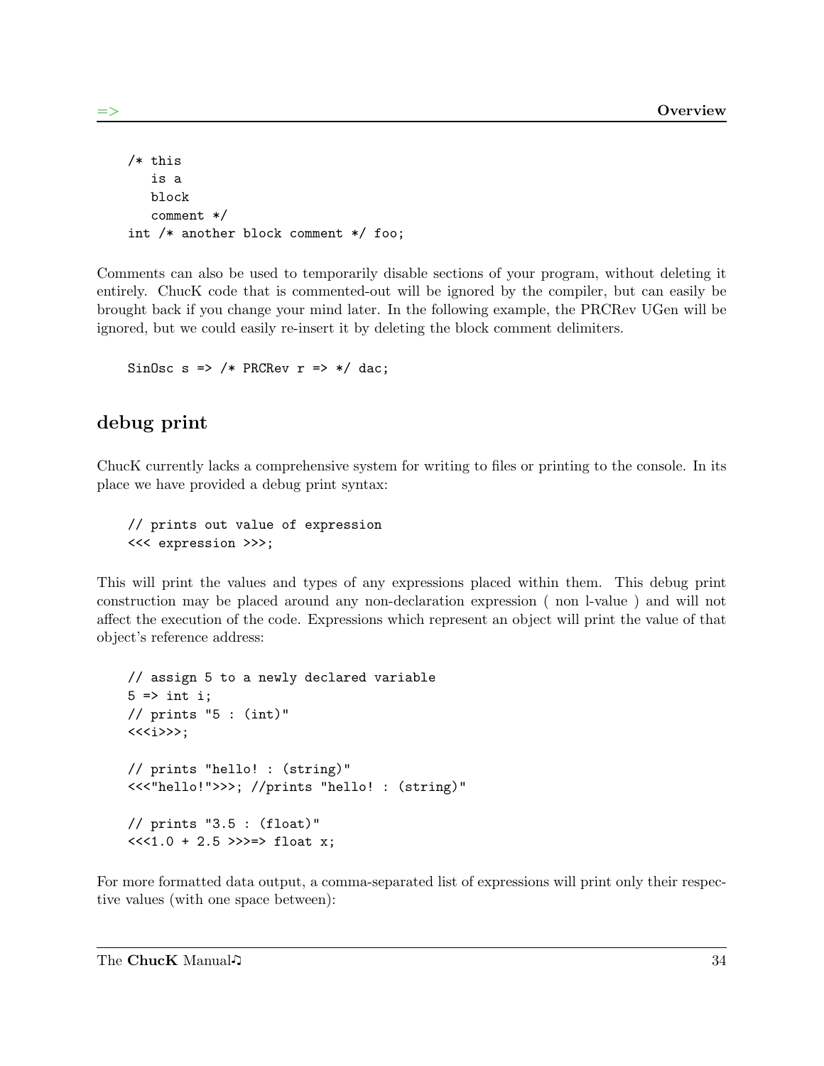```
/* this
   is a
   block
   comment */
int /* another block comment */ foo;
```

Comments can also be used to temporarily disable sections of your program, without deleting it entirely. ChucK code that is commented-out will be ignored by the compiler, but can easily be brought back if you change your mind later. In the following example, the PRCRev UGen will be ignored, but we could easily re-insert it by deleting the block comment delimiters.

```
SinOsc s => /* PRCRev r => */ dac;
```

## debug print

ChucK currently lacks a comprehensive system for writing to files or printing to the console. In its place we have provided a debug print syntax:

```
// prints out value of expression
<<< expression >>>;
```

This will print the values and types of any expressions placed within them. This debug print construction may be placed around any non-declaration expression ( non l-value ) and will not affect the execution of the code. Expressions which represent an object will print the value of that object's reference address:

```
// assign 5 to a newly declared variable
5 => int i;
// prints "5 : (int)"
<<<i>>>;

// prints "hello! : (string)"
<<<"hello!">>>; //prints "hello! : (string)"

// prints "3.5 : (float)"
<<<1.0 + 2.5 >>>=> float x;
```

For more formatted data output, a comma-separated list of expressions will print only their respective values (with one space between):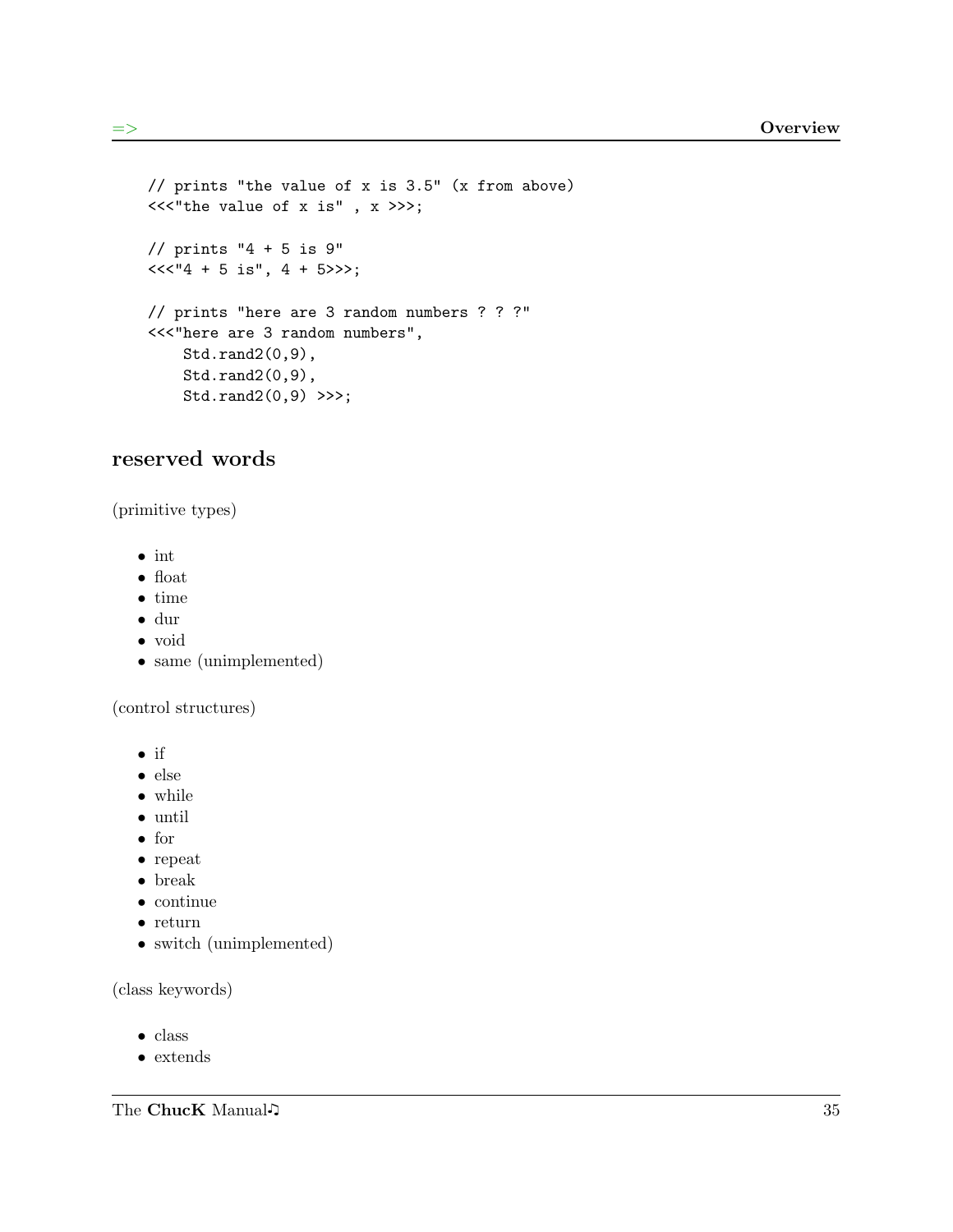```
// prints "the value of x is 3.5" (x from above)
<<<"the value of x is" , x >>>;

// prints "4 + 5 is 9"
<<<"4 + 5 is", 4 + 5>>>;

// prints "here are 3 random numbers ? ? ?"
<<<"here are 3 random numbers",
    Std.rand2(0,9),
    Std.rand2(0,9),
    Std.rand2(0,9) >>>;
```

## reserved words

(primitive types)

- int
- float
- time
- dur
- void
- same (unimplemented)

(control structures)

- if
- else
- while
- until
- for
- repeat
- break
- continue
- return
- switch (unimplemented)

(class keywords)

- class
- extends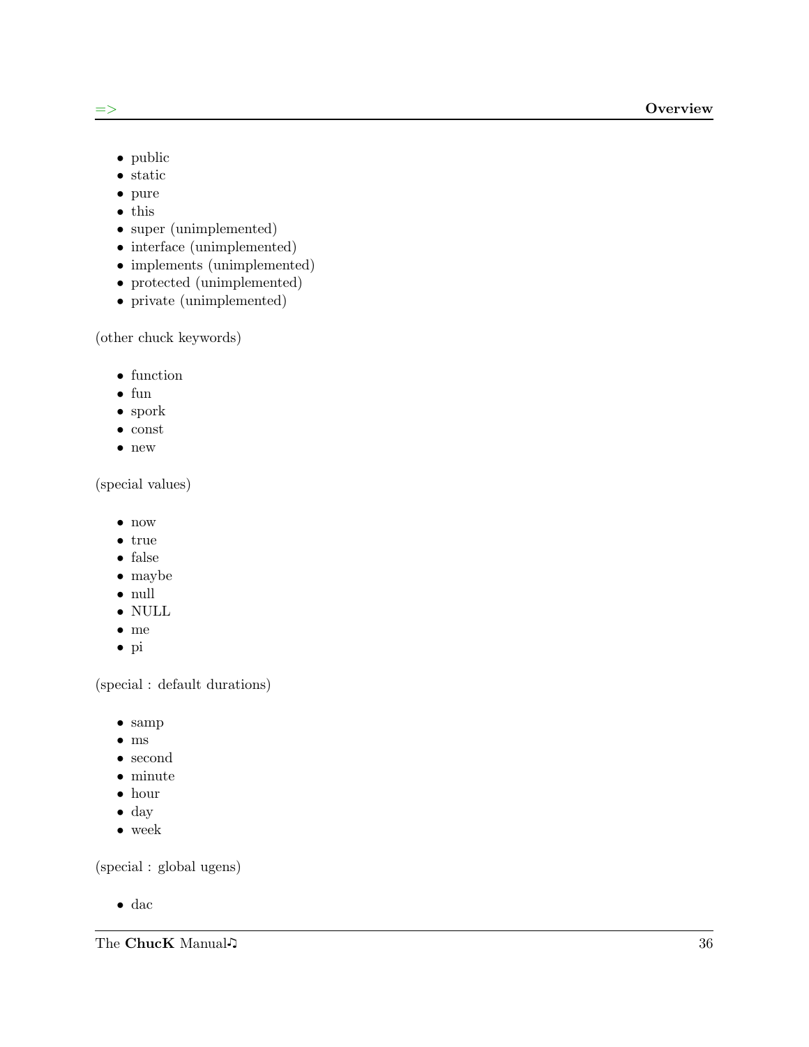- public
- static
- pure
- this
- super (unimplemented)
- interface (unimplemented)
- implements (unimplemented)
- protected (unimplemented)
- private (unimplemented)

(other chuck keywords)

- function
- fun
- spork
- const
- new

(special values)

- now
- true
- false
- maybe
- null
- NULL
- me
- pi

(special : default durations)

- samp
- ms
- second
- minute
- hour
- day
- week

(special : global ugens)

- dac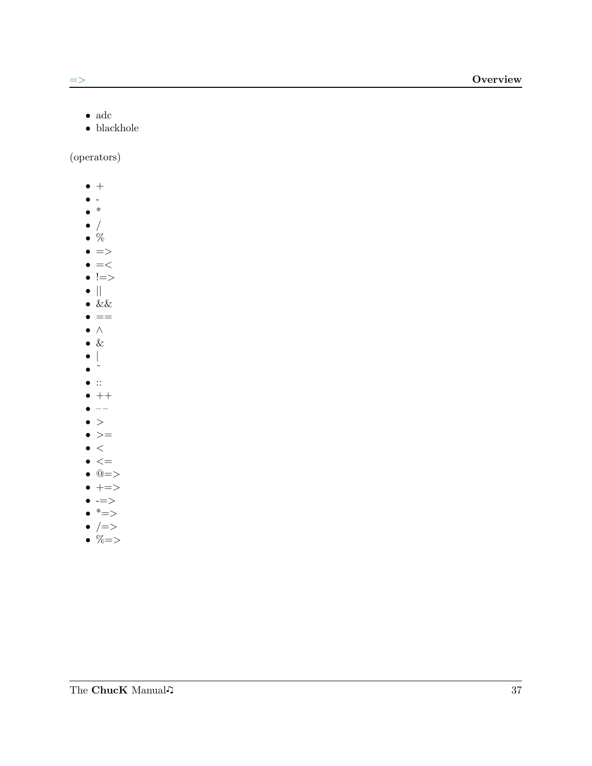- adc
- blackhole

(operators)

- +
- -
- *
- /
- %
- =>
- =<
- !=>
- ||
- &&
- ==
- ^
- &
- |
- ~
- ::
- ++
- --
- >
- >=
- <
- <=
- @=>
- +=>
- -=>
- *=>
- /=>
- %=>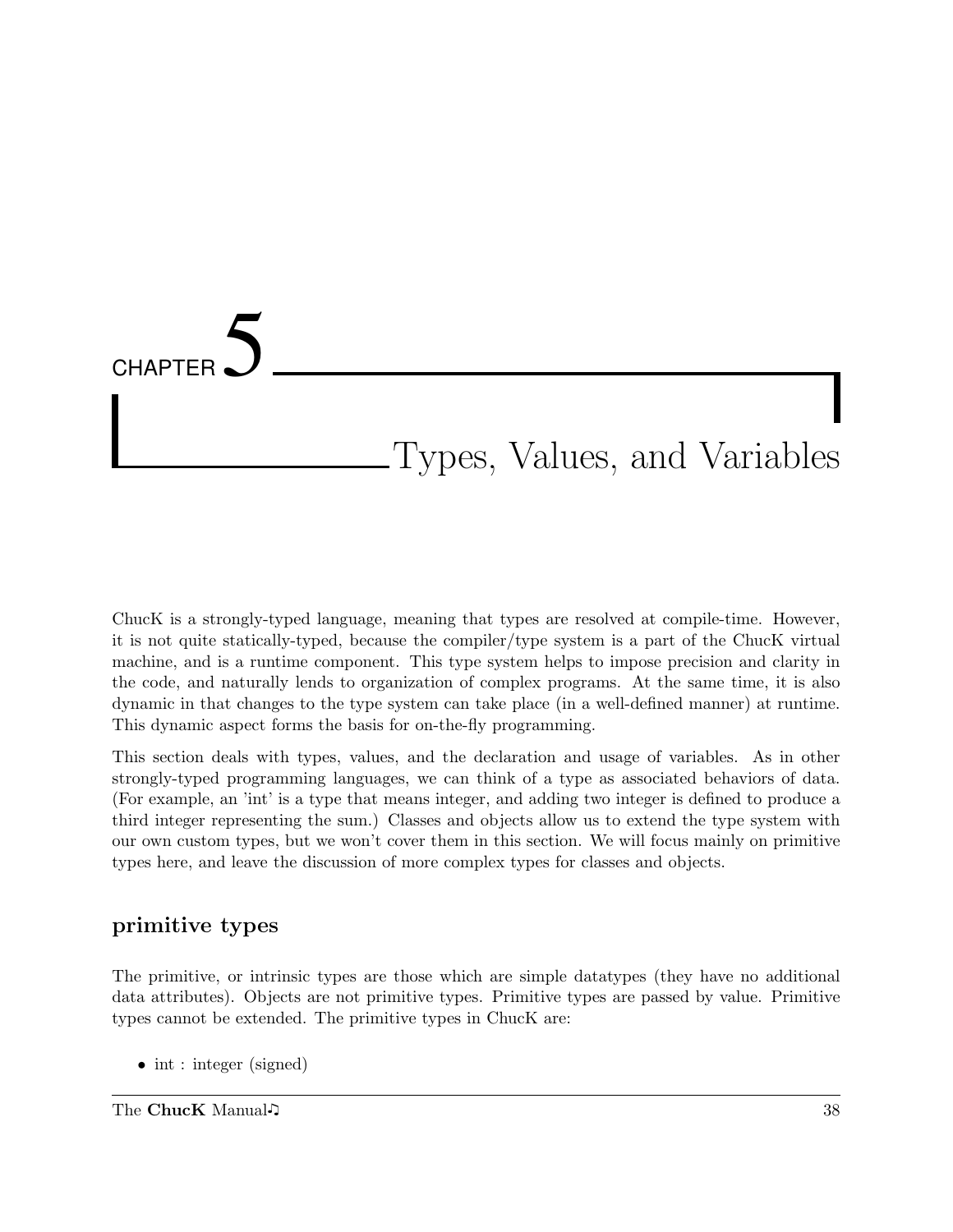# CHAPTER 5 Types, Values, and Variables

ChucK is a strongly-typed language, meaning that types are resolved at compile-time. However, it is not quite statically-typed, because the compiler/type system is a part of the ChucK virtual machine, and is a runtime component. This type system helps to impose precision and clarity in the code, and naturally lends to organization of complex programs. At the same time, it is also dynamic in that changes to the type system can take place (in a well-defined manner) at runtime. This dynamic aspect forms the basis for on-the-fly programming.

This section deals with types, values, and the declaration and usage of variables. As in other strongly-typed programming languages, we can think of a type as associated behaviors of data. (For example, an 'int' is a type that means integer, and adding two integer is defined to produce a third integer representing the sum.) Classes and objects allow us to extend the type system with our own custom types, but we won't cover them in this section. We will focus mainly on primitive types here, and leave the discussion of more complex types for classes and objects.

## primitive types

The primitive, or intrinsic types are those which are simple datatypes (they have no additional data attributes). Objects are not primitive types. Primitive types are passed by value. Primitive types cannot be extended. The primitive types in ChucK are:

- int : integer (signed)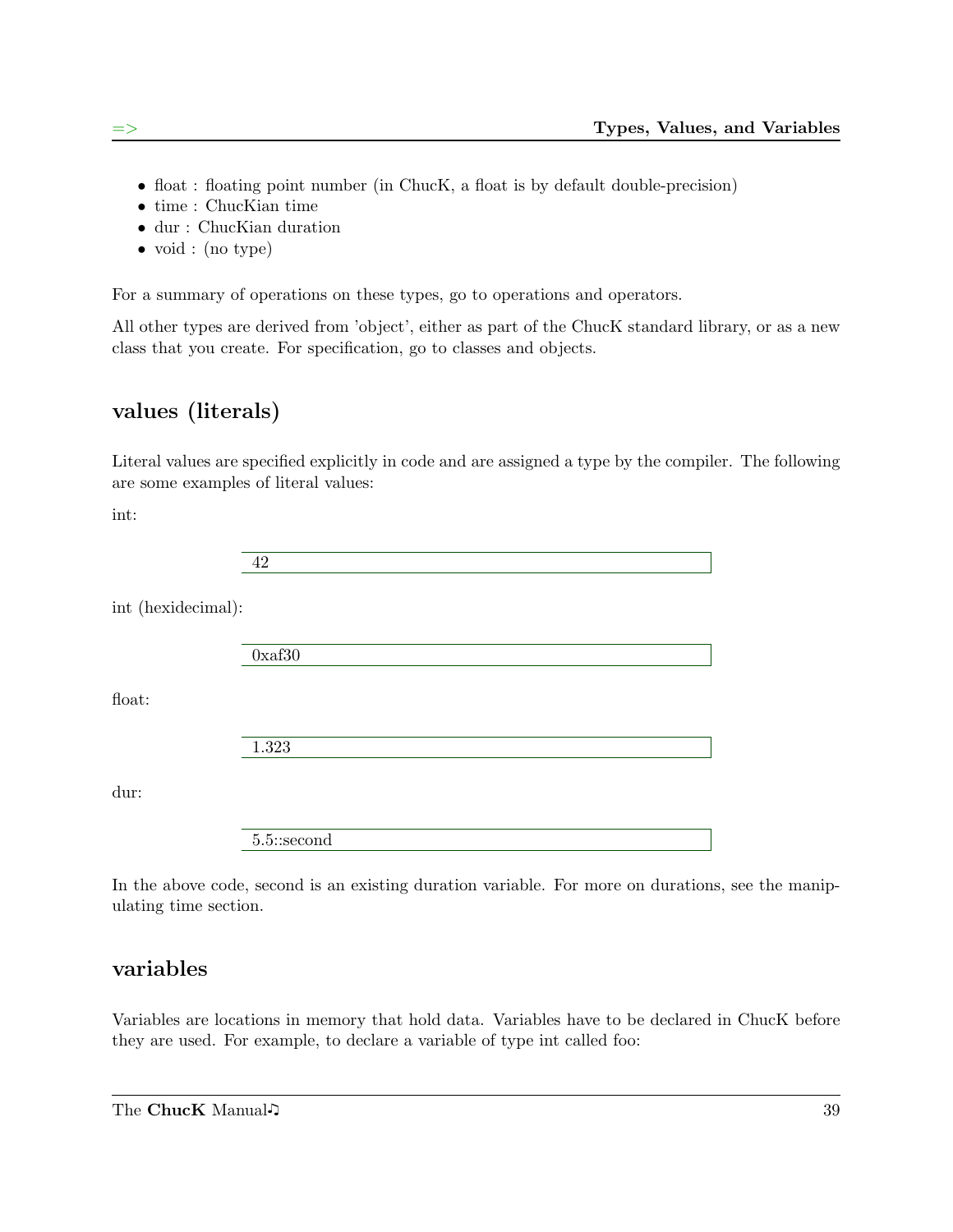- float : floating point number (in ChucK, a float is by default double-precision)
- time : ChucKian time
- dur : ChucKian duration
- void : (no type)

For a summary of operations on these types, go to operations and operators.

All other types are derived from 'object', either as part of the ChucK standard library, or as a new class that you create. For specification, go to classes and objects.

## values (literals)

Literal values are specified explicitly in code and are assigned a type by the compiler. The following are some examples of literal values:

int:

```
42
```

int (hexidecimal):

```
0xaf30
```

float:

```
1.323
```

dur:

```
5.5::second
```

In the above code, second is an existing duration variable. For more on durations, see the manipulating time section.

## variables

Variables are locations in memory that hold data. Variables have to be declared in ChucK before they are used. For example, to declare a variable of type int called foo: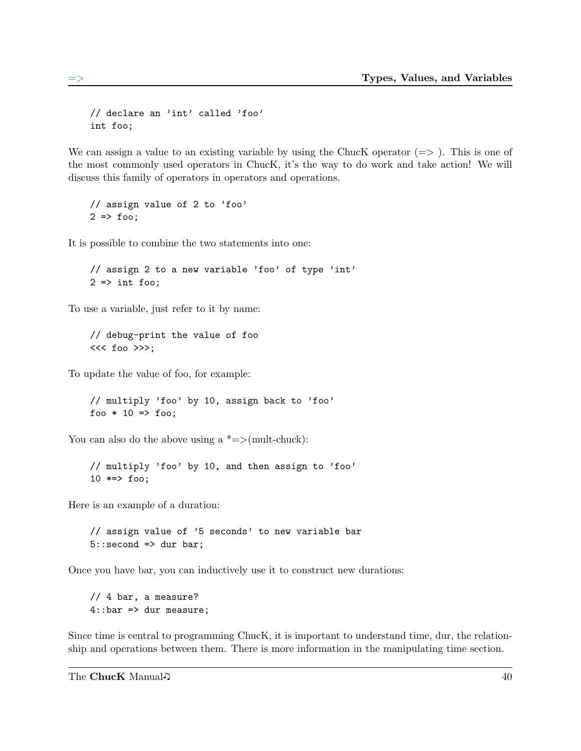```
// declare an 'int' called 'foo'
int foo;
```

We can assign a value to an existing variable by using the ChucK operator (=> ). This is one of the most commonly used operators in ChucK, it's the way to do work and take action! We will discuss this family of operators in operators and operations.

```
// assign value of 2 to 'foo'
2 => foo;
```

It is possible to combine the two statements into one:

```
// assign 2 to a new variable 'foo' of type 'int'
2 => int foo;
```

To use a variable, just refer to it by name:

```
// debug-print the value of foo
<<< foo >>>;
```

To update the value of foo, for example:

```
// multiply 'foo' by 10, assign back to 'foo'
foo * 10 => foo;
```

You can also do the above using a *=>(mult-chuck):

```
// multiply 'foo' by 10, and then assign to 'foo'
10 *=> foo;
```

Here is an example of a duration:

```
// assign value of '5 seconds' to new variable bar
5::second => dur bar;
```

Once you have bar, you can inductively use it to construct new durations:

```
// 4 bar, a measure?
4::bar => dur measure;
```

Since time is central to programming ChucK, it is important to understand time, dur, the relationship and operations between them. There is more information in the manipulating time section.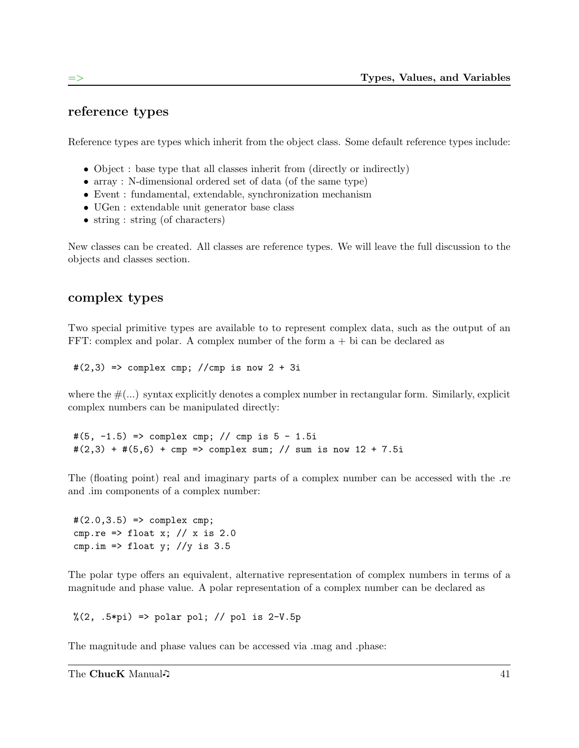## reference types

Reference types are types which inherit from the object class. Some default reference types include:

- Object : base type that all classes inherit from (directly or indirectly)
- array : N-dimensional ordered set of data (of the same type)
- Event : fundamental, extendable, synchronization mechanism
- UGen : extendable unit generator base class
- string : string (of characters)

New classes can be created. All classes are reference types. We will leave the full discussion to the objects and classes section.

## complex types

Two special primitive types are available to to represent complex data, such as the output of an FFT: complex and polar. A complex number of the form a + bi can be declared as

```
#(2,3) => complex cmp; //cmp is now 2 + 3i
```

where the #(...) syntax explicitly denotes a complex number in rectangular form. Similarly, explicit complex numbers can be manipulated directly:

```
#(5, -1.5) => complex cmp; // cmp is 5 - 1.5i
#(2,3) + #(5,6) + cmp => complex sum; // sum is now 12 + 7.5i
```

The (floating point) real and imaginary parts of a complex number can be accessed with the .re and .im components of a complex number:

```
#(2.0,3.5) => complex cmp;
cmp.re => float x; // x is 2.0
cmp.im => float y; //y is 3.5
```

The polar type offers an equivalent, alternative representation of complex numbers in terms of a magnitude and phase value. A polar representation of a complex number can be declared as

```
%(2, .5*pi) => polar pol; // pol is 2-V.5p
```

The magnitude and phase values can be accessed via .mag and .phase: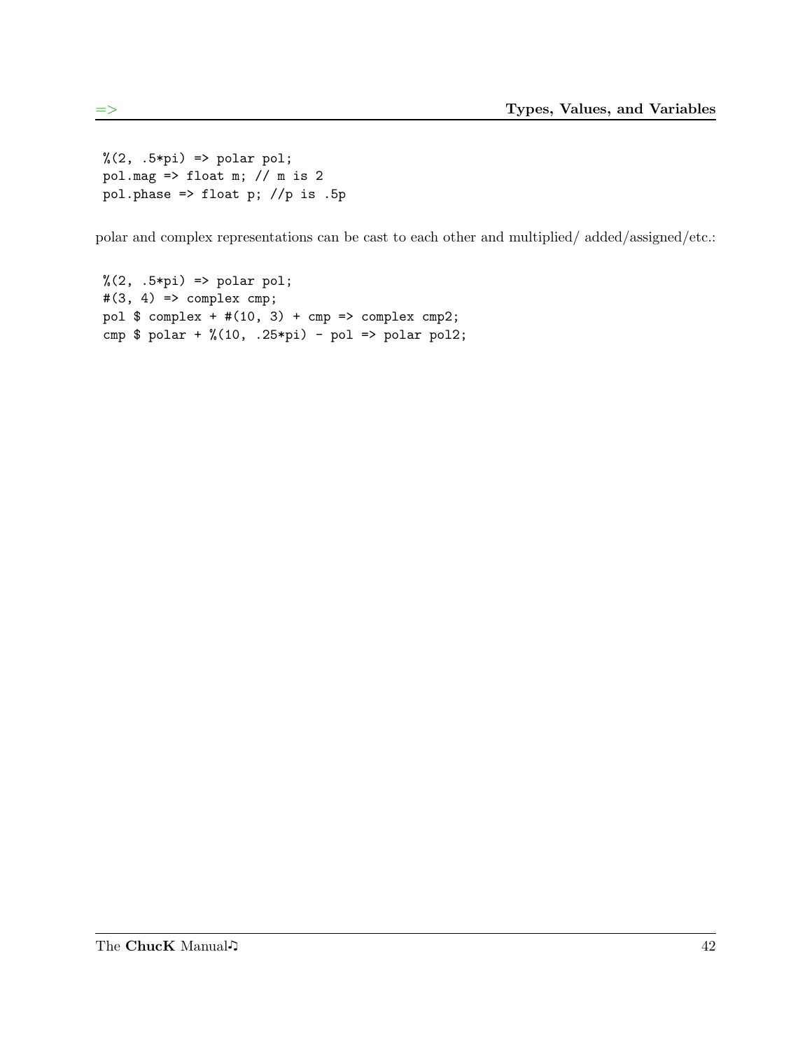```
%(2, .5*pi) => polar pol;
pol.mag => float m; // m is 2
pol.phase => float p; //p is .5p
```

polar and complex representations can be cast to each other and multiplied/ added/assigned/etc.:

```
%(2, .5*pi) => polar pol;
#(3, 4) => complex cmp;
pol $ complex + #(10, 3) + cmp => complex cmp2;
cmp $ polar + %(10, .25*pi) - pol => polar pol2;
```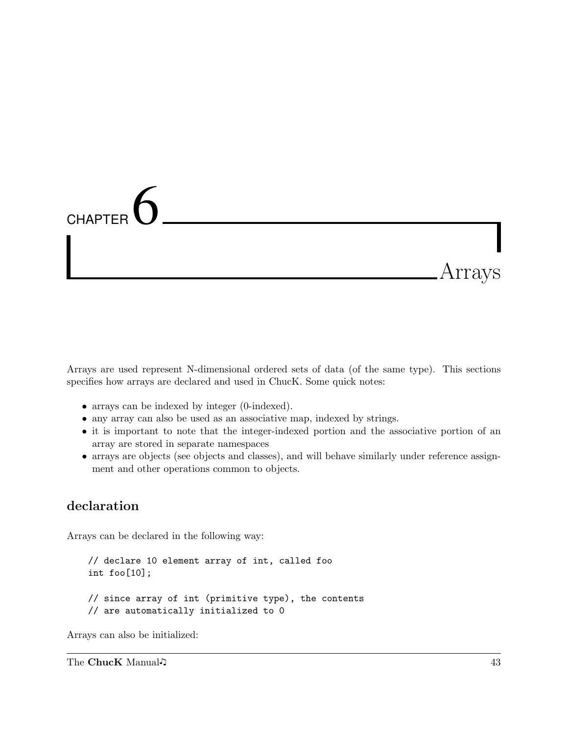# CHAPTER 6 Arrays

Arrays are used represent N-dimensional ordered sets of data (of the same type). This sections specifies how arrays are declared and used in ChucK. Some quick notes:

- arrays can be indexed by integer (0-indexed).
- any array can also be used as an associative map, indexed by strings.
- it is important to note that the integer-indexed portion and the associative portion of an array are stored in separate namespaces
- arrays are objects (see objects and classes), and will behave similarly under reference assignment and other operations common to objects.

## declaration

Arrays can be declared in the following way:

```
// declare 10 element array of int, called foo
int foo[10];

// since array of int (primitive type), the contents
// are automatically initialized to 0
```

Arrays can also be initialized: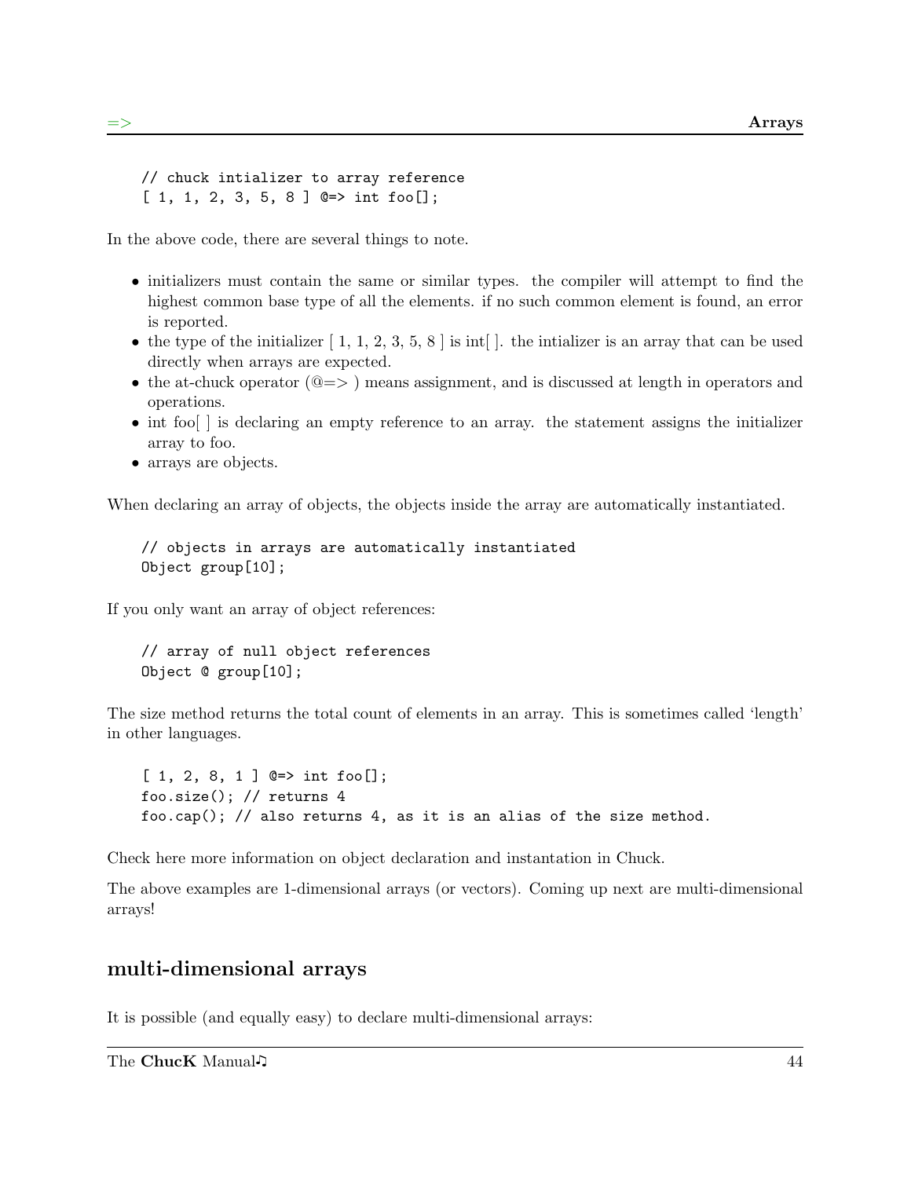```
// chuck intializer to array reference
[ 1, 1, 2, 3, 5, 8 ] @=> int foo[];
```

In the above code, there are several things to note.

- initializers must contain the same or similar types. the compiler will attempt to find the highest common base type of all the elements. if no such common element is found, an error is reported.
- the type of the initializer [ 1, 1, 2, 3, 5, 8 ] is int[ ]. the intializer is an array that can be used directly when arrays are expected.
- the at-chuck operator (@=> ) means assignment, and is discussed at length in operators and operations.
- int foo[ ] is declaring an empty reference to an array. the statement assigns the initializer array to foo.
- arrays are objects.

When declaring an array of objects, the objects inside the array are automatically instantiated.

```
// objects in arrays are automatically instantiated
Object group[10];
```

If you only want an array of object references:

```
// array of null object references
Object @ group[10];
```

The size method returns the total count of elements in an array. This is sometimes called 'length' in other languages.

```
[ 1, 2, 8, 1 ] @=> int foo[];
foo.size(); // returns 4
foo.cap(); // also returns 4, as it is an alias of the size method.
```

Check here more information on object declaration and instantation in Chuck.

The above examples are 1-dimensional arrays (or vectors). Coming up next are multi-dimensional arrays!

## multi-dimensional arrays

It is possible (and equally easy) to declare multi-dimensional arrays: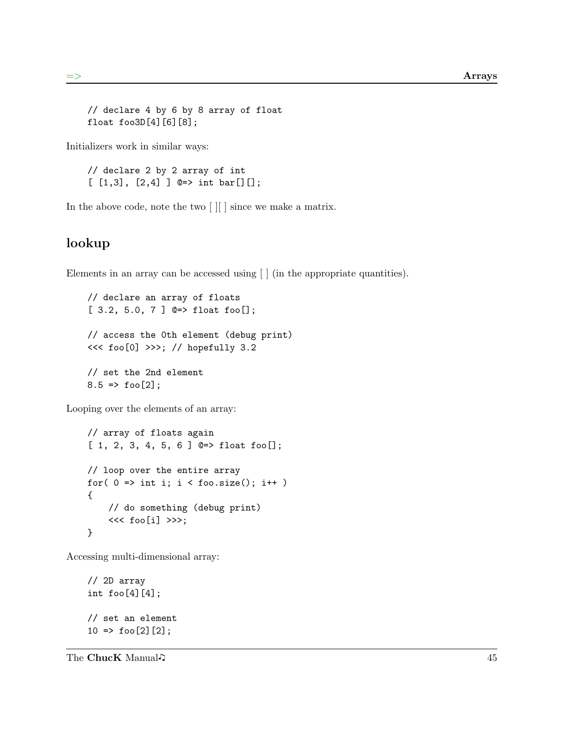```
// declare 4 by 6 by 8 array of float
float foo3D[4][6][8];
```

Initializers work in similar ways:

```
// declare 2 by 2 array of int
[ [1,3], [2,4] ] @=> int bar[][];
```

In the above code, note the two [ ][ ] since we make a matrix.

## lookup

Elements in an array can be accessed using [ ] (in the appropriate quantities).

```
// declare an array of floats
[ 3.2, 5.0, 7 ] @=> float foo[];

// access the 0th element (debug print)
<<< foo[0] >>>; // hopefully 3.2

// set the 2nd element
8.5 => foo[2];
```

Looping over the elements of an array:

```
// array of floats again
[ 1, 2, 3, 4, 5, 6 ] @=> float foo[];

// loop over the entire array
for( 0 => int i; i < foo.size(); i++ )
{
    // do something (debug print)
    <<< foo[i] >>>;
}
```

Accessing multi-dimensional array:

```
// 2D array
int foo[4][4];

// set an element
10 => foo[2][2];
```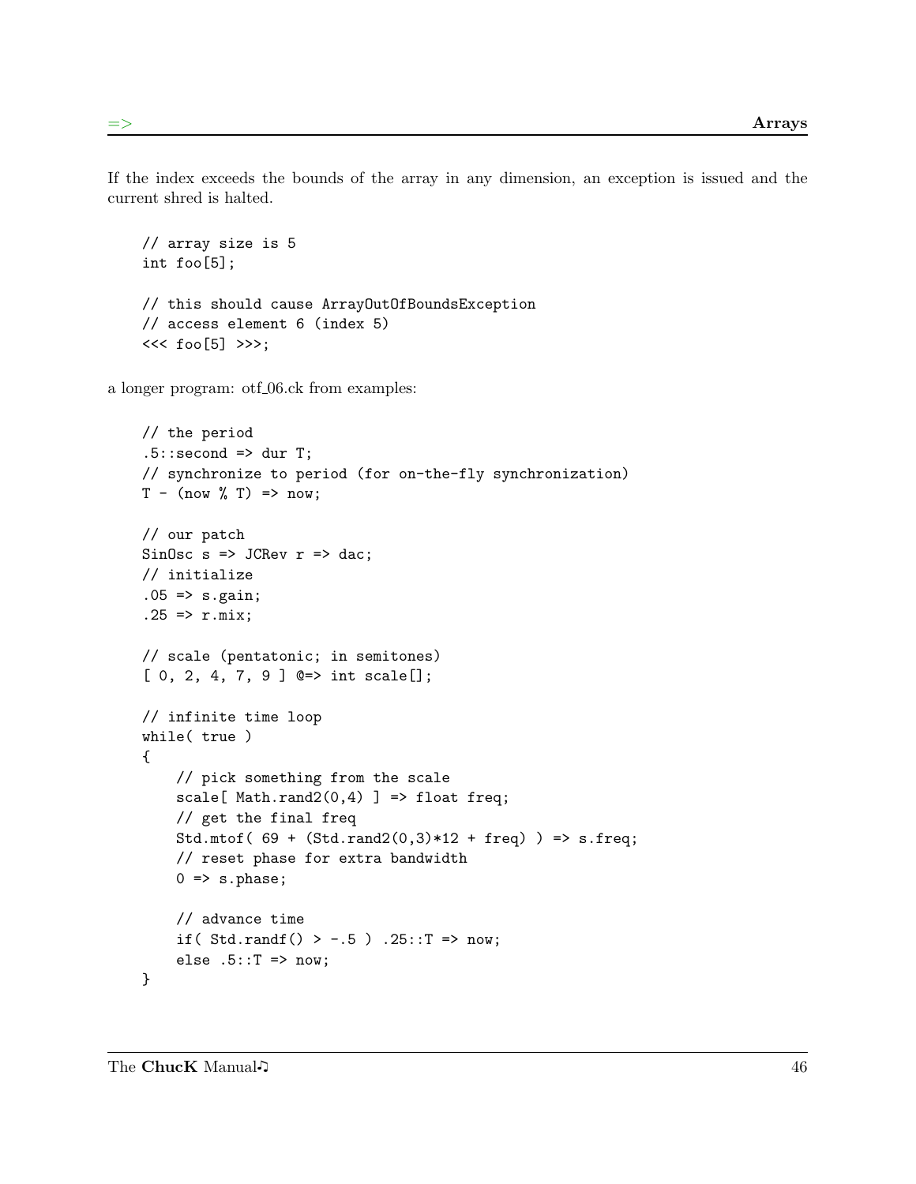If the index exceeds the bounds of the array in any dimension, an exception is issued and the current shred is halted.

```
// array size is 5
int foo[5];

// this should cause ArrayOutOfBoundsException
// access element 6 (index 5)
<<< foo[5] >>>;
```

a longer program: otf_06.ck from examples:

```
// the period
.5::second => dur T;
// synchronize to period (for on-the-fly synchronization)
T - (now % T) => now;

// our patch
SinOsc s => JCRev r => dac;
// initialize
.05 => s.gain;
.25 => r.mix;

// scale (pentatonic; in semitones)
[ 0, 2, 4, 7, 9 ] @=> int scale[];

// infinite time loop
while( true )
{
    // pick something from the scale
    scale[ Math.rand2(0,4) ] => float freq;
    // get the final freq
    Std.mtof( 69 + (Std.rand2(0,3)*12 + freq) ) => s.freq;
    // reset phase for extra bandwidth
    0 => s.phase;

    // advance time
    if( Std.randf() > -.5 ) .25::T => now;
    else .5::T => now;
}
```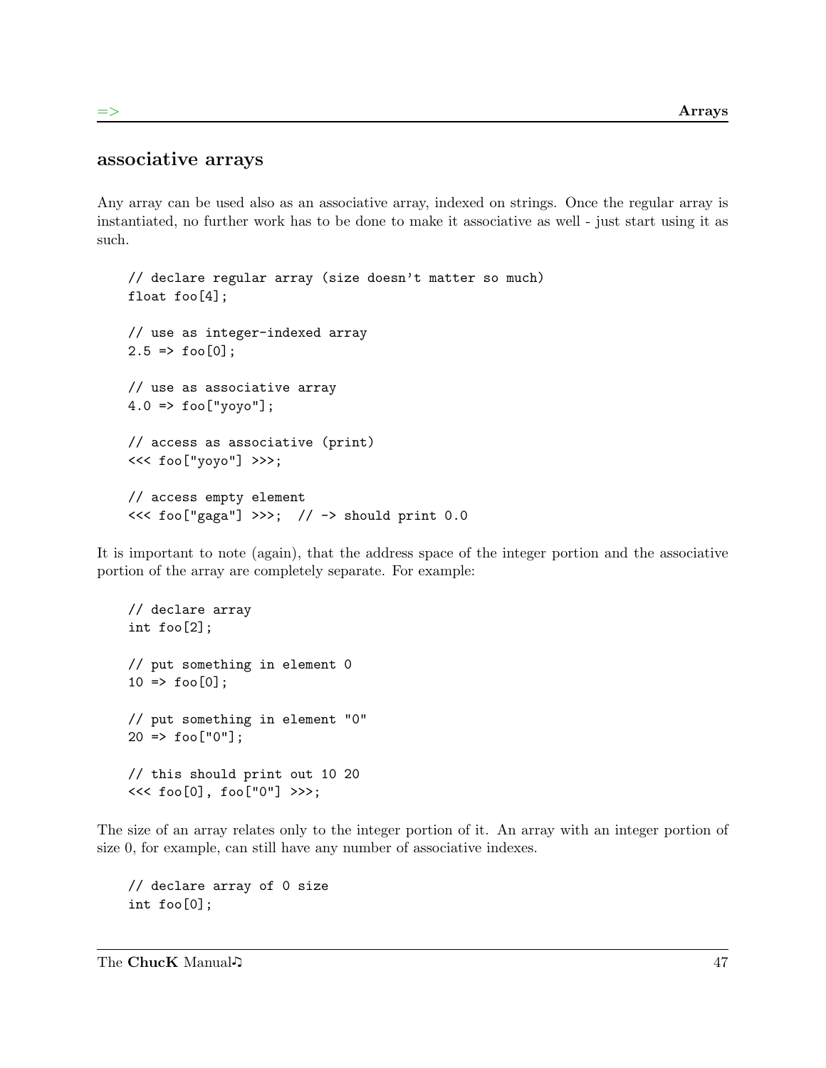## associative arrays

Any array can be used also as an associative array, indexed on strings. Once the regular array is instantiated, no further work has to be done to make it associative as well - just start using it as such.

```
// declare regular array (size doesn't matter so much)
float foo[4];

// use as integer-indexed array
2.5 => foo[0];

// use as associative array
4.0 => foo["yoyo"];

// access as associative (print)
<<< foo["yoyo"] >>>;

// access empty element
<<< foo["gaga"] >>>;  // -> should print 0.0
```

It is important to note (again), that the address space of the integer portion and the associative portion of the array are completely separate. For example:

```
// declare array
int foo[2];

// put something in element 0
10 => foo[0];

// put something in element "0"
20 => foo["0"];

// this should print out 10 20
<<< foo[0], foo["0"] >>>;
```

The size of an array relates only to the integer portion of it. An array with an integer portion of size 0, for example, can still have any number of associative indexes.

```
// declare array of 0 size
int foo[0];
```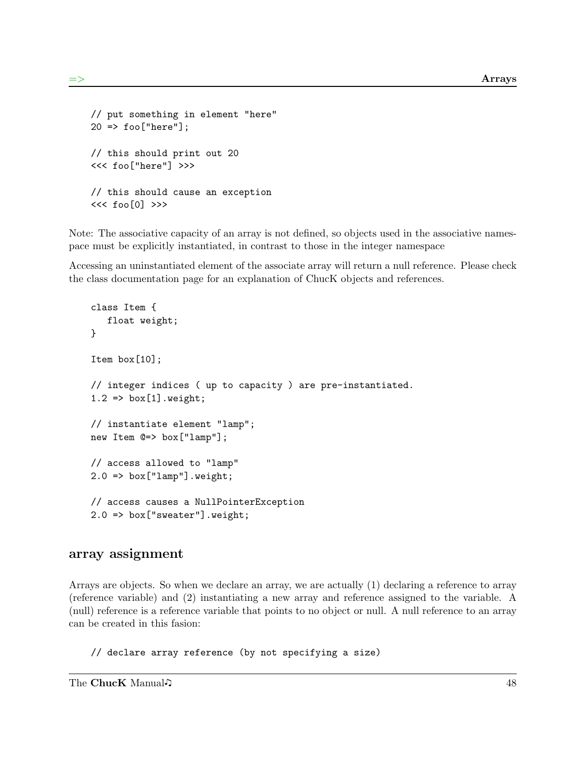```
// put something in element "here"
20 => foo["here"];

// this should print out 20
<<< foo["here"] >>>

// this should cause an exception
<<< foo[0] >>>
```

Note: The associative capacity of an array is not defined, so objects used in the associative namespace must be explicitly instantiated, in contrast to those in the integer namespace

Accessing an uninstantiated element of the associate array will return a null reference. Please check the class documentation page for an explanation of ChucK objects and references.

```
class Item {
   float weight;
}

Item box[10];

// integer indices ( up to capacity ) are pre-instantiated.
1.2 => box[1].weight;

// instantiate element "lamp";
new Item @=> box["lamp"];

// access allowed to "lamp"
2.0 => box["lamp"].weight;

// access causes a NullPointerException
2.0 => box["sweater"].weight;
```

## array assignment

Arrays are objects. So when we declare an array, we are actually (1) declaring a reference to array (reference variable) and (2) instantiating a new array and reference assigned to the variable. A (null) reference is a reference variable that points to no object or null. A null reference to an array can be created in this fasion:

```
// declare array reference (by not specifying a size)
```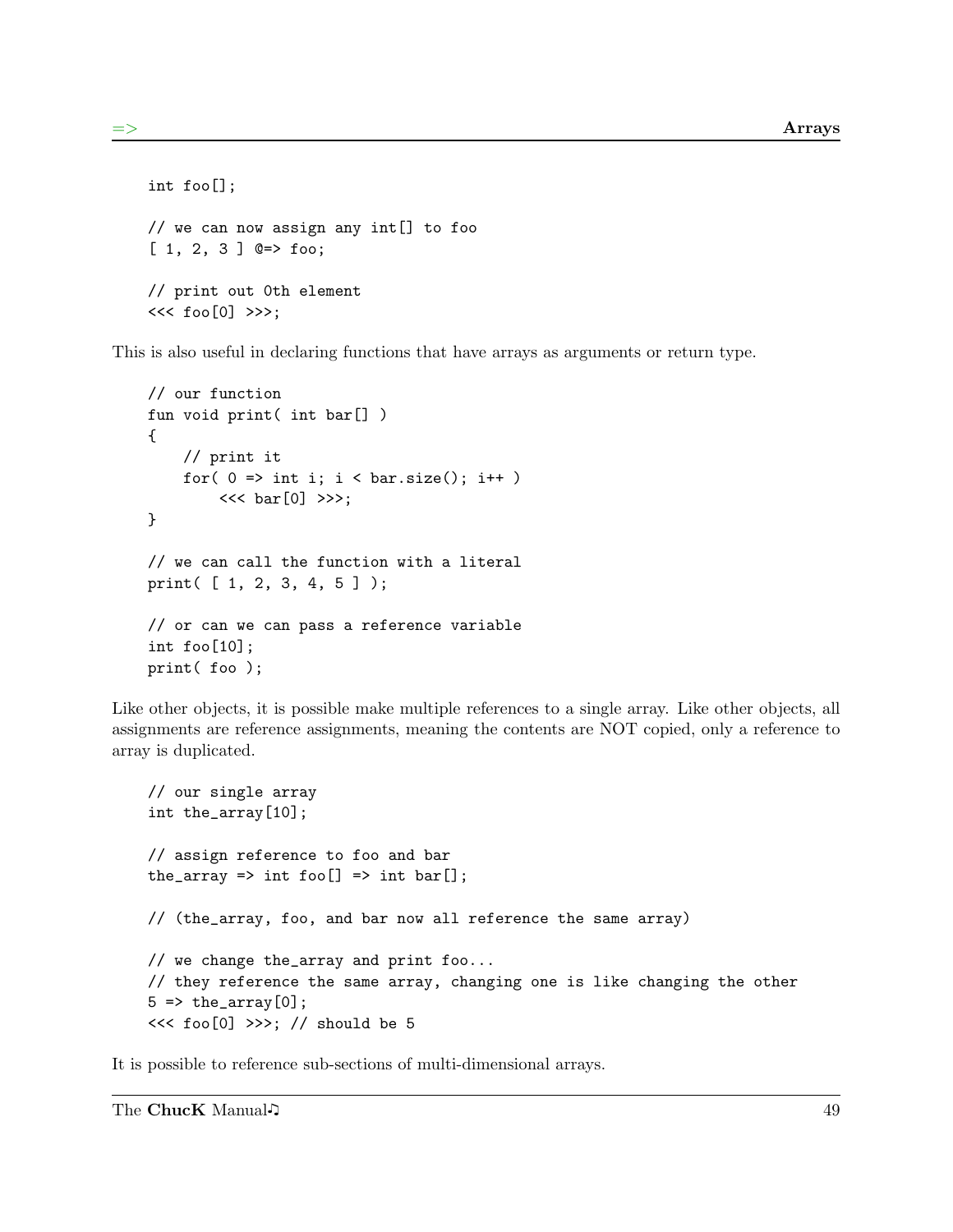```
int foo[];

// we can now assign any int[] to foo
[ 1, 2, 3 ] @=> foo;

// print out 0th element
<<< foo[0] >>>;
```

This is also useful in declaring functions that have arrays as arguments or return type.

```
// our function
fun void print( int bar[] )
{
    // print it
    for( 0 => int i; i < bar.size(); i++ )
        <<< bar[0] >>>;
}

// we can call the function with a literal
print( [ 1, 2, 3, 4, 5 ] );

// or can we can pass a reference variable
int foo[10];
print( foo );
```

Like other objects, it is possible make multiple references to a single array. Like other objects, all assignments are reference assignments, meaning the contents are NOT copied, only a reference to array is duplicated.

```
// our single array
int the_array[10];

// assign reference to foo and bar
the_array => int foo[] => int bar[];

// (the_array, foo, and bar now all reference the same array)

// we change the_array and print foo...
// they reference the same array, changing one is like changing the other
5 => the_array[0];
<<< foo[0] >>>; // should be 5
```

It is possible to reference sub-sections of multi-dimensional arrays.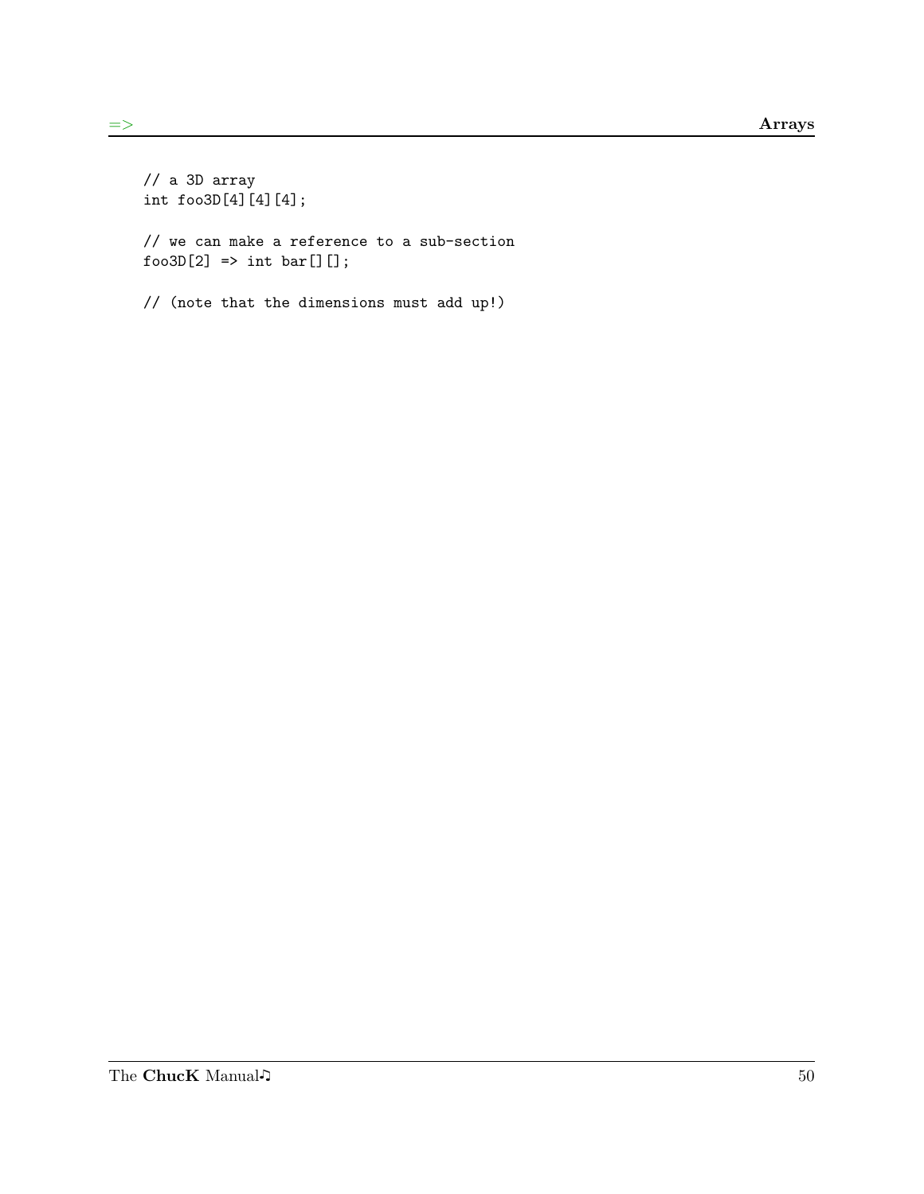```
// a 3D array
int foo3D[4][4][4];

// we can make a reference to a sub-section
foo3D[2] => int bar[][];

// (note that the dimensions must add up!)
```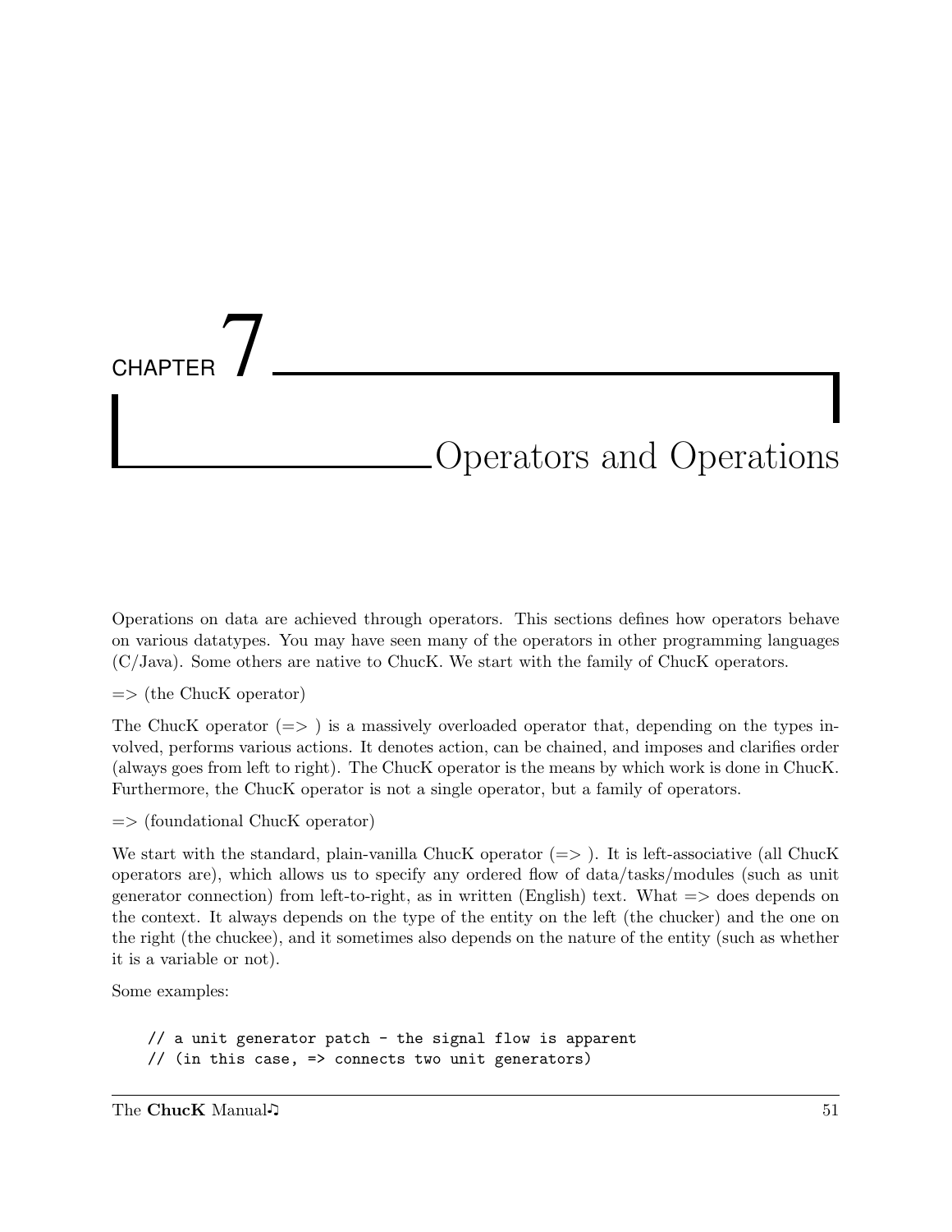# CHAPTER 7

# Operators and Operations

Operations on data are achieved through operators. This sections defines how operators behave on various datatypes. You may have seen many of the operators in other programming languages (C/Java). Some others are native to ChucK. We start with the family of ChucK operators.

=> (the ChucK operator)

The ChucK operator (=> ) is a massively overloaded operator that, depending on the types involved, performs various actions. It denotes action, can be chained, and imposes and clarifies order (always goes from left to right). The ChucK operator is the means by which work is done in ChucK. Furthermore, the ChucK operator is not a single operator, but a family of operators.

=> (foundational ChucK operator)

We start with the standard, plain-vanilla ChucK operator (=> ). It is left-associative (all ChucK operators are), which allows us to specify any ordered flow of data/tasks/modules (such as unit generator connection) from left-to-right, as in written (English) text. What => does depends on the context. It always depends on the type of the entity on the left (the chucker) and the one on the right (the chuckee), and it sometimes also depends on the nature of the entity (such as whether it is a variable or not).

Some examples:

```
// a unit generator patch - the signal flow is apparent
// (in this case, => connects two unit generators)
```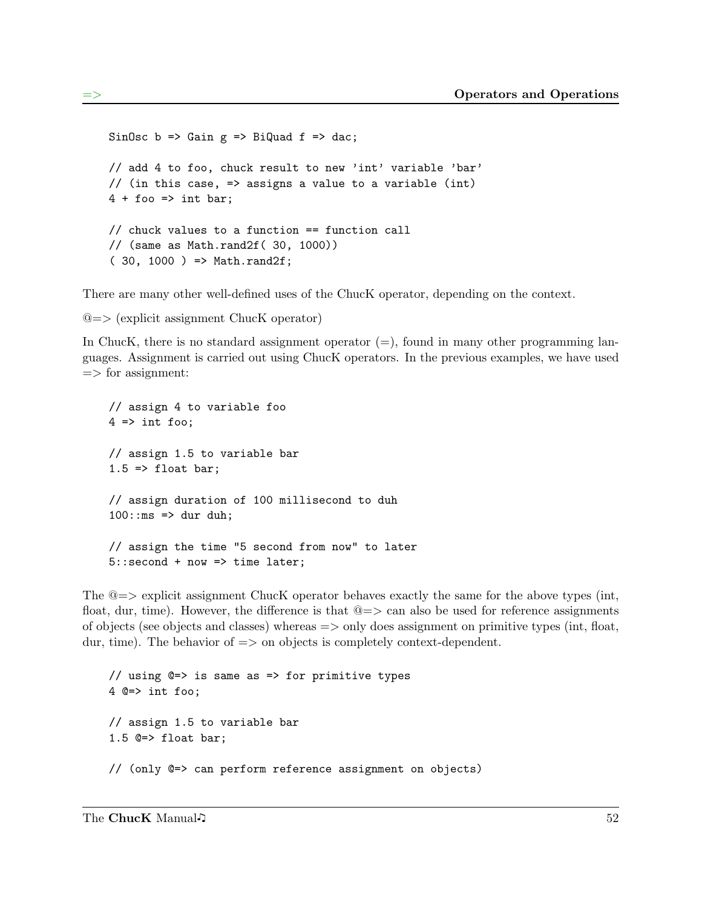```
SinOsc b => Gain g => BiQuad f => dac;

// add 4 to foo, chuck result to new 'int' variable 'bar'
// (in this case, => assigns a value to a variable (int)
4 + foo => int bar;

// chuck values to a function == function call
// (same as Math.rand2f( 30, 1000))
( 30, 1000 ) => Math.rand2f;
```

There are many other well-defined uses of the ChucK operator, depending on the context.

@=> (explicit assignment ChucK operator)

In ChucK, there is no standard assignment operator (=), found in many other programming languages. Assignment is carried out using ChucK operators. In the previous examples, we have used => for assignment:

```
// assign 4 to variable foo
4 => int foo;

// assign 1.5 to variable bar
1.5 => float bar;

// assign duration of 100 millisecond to duh
100::ms => dur duh;

// assign the time "5 second from now" to later
5::second + now => time later;
```

The @=> explicit assignment ChucK operator behaves exactly the same for the above types (int, float, dur, time). However, the difference is that @=> can also be used for reference assignments of objects (see objects and classes) whereas => only does assignment on primitive types (int, float, dur, time). The behavior of => on objects is completely context-dependent.

```
// using @=> is same as => for primitive types
4 @=> int foo;

// assign 1.5 to variable bar
1.5 @=> float bar;

// (only @=> can perform reference assignment on objects)
```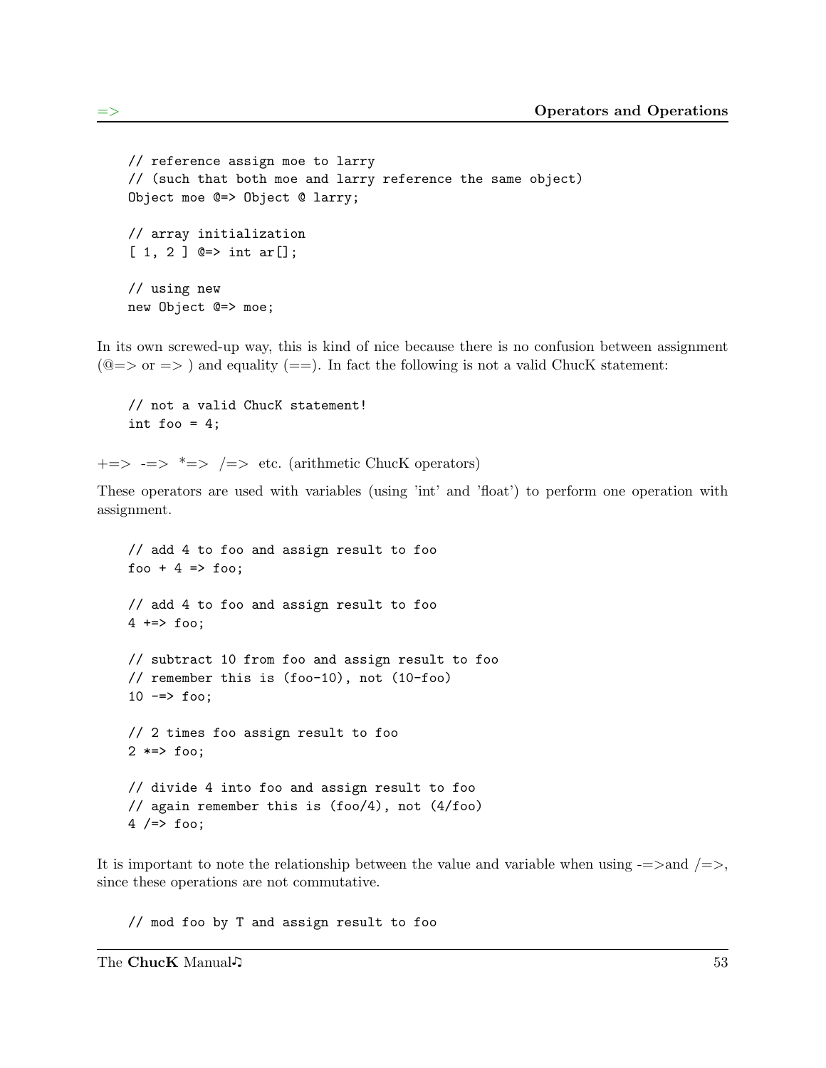```
// reference assign moe to larry
// (such that both moe and larry reference the same object)
Object moe @=> Object @ larry;

// array initialization
[ 1, 2 ] @=> int ar[];

// using new
new Object @=> moe;
```

In its own screwed-up way, this is kind of nice because there is no confusion between assignment (@=> or => ) and equality (==). In fact the following is not a valid ChucK statement:

```
// not a valid ChucK statement!
int foo = 4;
```

+=> -=> *=> /=> etc. (arithmetic ChucK operators)

These operators are used with variables (using 'int' and 'float') to perform one operation with assignment.

```
// add 4 to foo and assign result to foo
foo + 4 => foo;

// add 4 to foo and assign result to foo
4 +=> foo;

// subtract 10 from foo and assign result to foo
// remember this is (foo-10), not (10-foo)
10 -=> foo;

// 2 times foo assign result to foo
2 *=> foo;

// divide 4 into foo and assign result to foo
// again remember this is (foo/4), not (4/foo)
4 /=> foo;
```

It is important to note the relationship between the value and variable when using -=>and /=>, since these operations are not commutative.

```
// mod foo by T and assign result to foo
```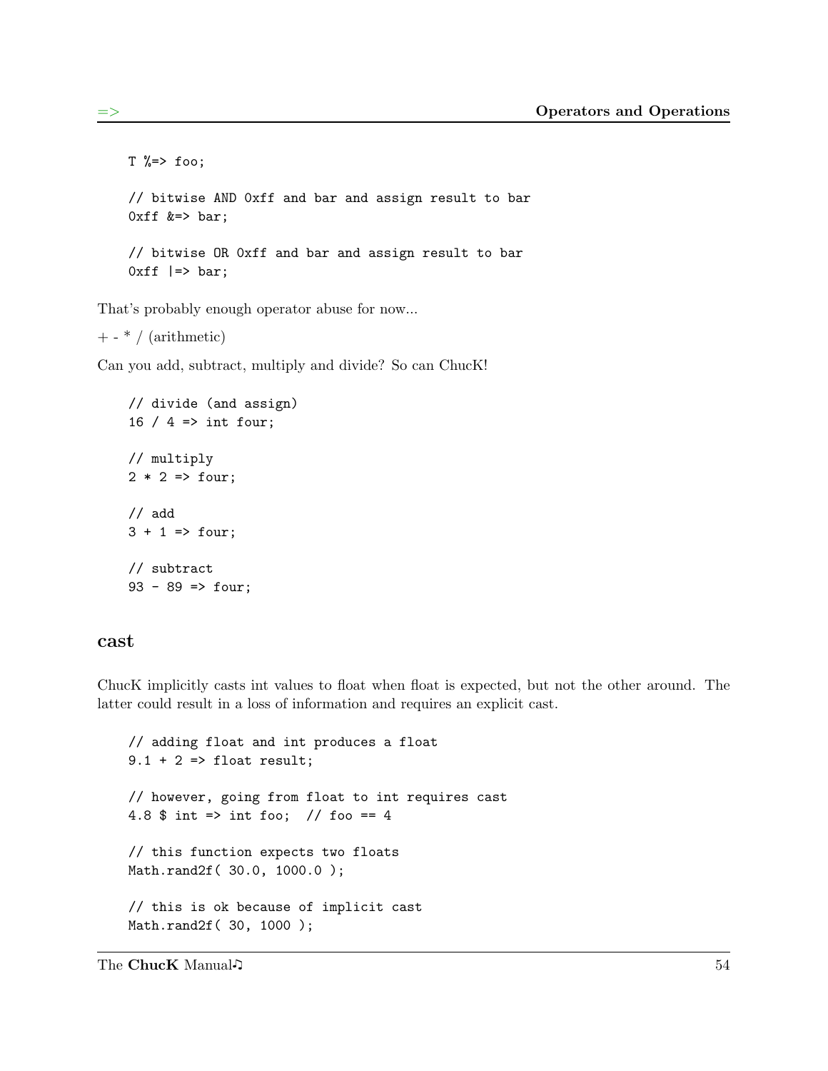```
T %=> foo;

// bitwise AND 0xff and bar and assign result to bar
0xff &=> bar;

// bitwise OR 0xff and bar and assign result to bar
0xff |=> bar;
```

That's probably enough operator abuse for now...

+ - * / (arithmetic)

Can you add, subtract, multiply and divide? So can ChucK!

```
// divide (and assign)
16 / 4 => int four;

// multiply
2 * 2 => four;

// add
3 + 1 => four;

// subtract
93 - 89 => four;
```

## cast

ChucK implicitly casts int values to float when float is expected, but not the other around. The latter could result in a loss of information and requires an explicit cast.

```
// adding float and int produces a float
9.1 + 2 => float result;

// however, going from float to int requires cast
4.8 $ int => int foo;  // foo == 4

// this function expects two floats
Math.rand2f( 30.0, 1000.0 );

// this is ok because of implicit cast
Math.rand2f( 30, 1000 );
```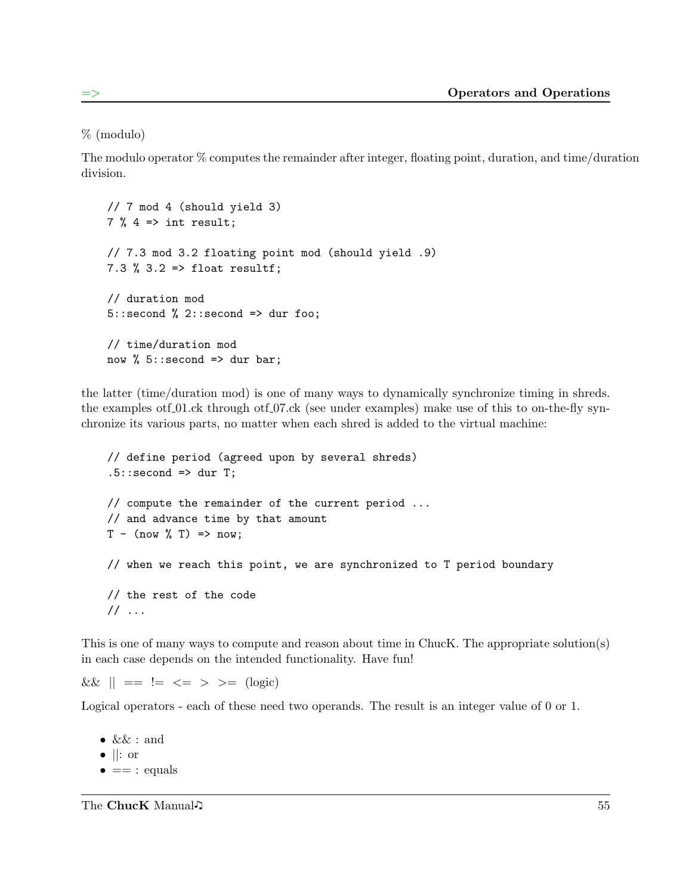% (modulo)

The modulo operator % computes the remainder after integer, floating point, duration, and time/duration division.

```
// 7 mod 4 (should yield 3)
7 % 4 => int result;

// 7.3 mod 3.2 floating point mod (should yield .9)
7.3 % 3.2 => float resultf;

// duration mod
5::second % 2::second => dur foo;

// time/duration mod
now % 5::second => dur bar;
```

the latter (time/duration mod) is one of many ways to dynamically synchronize timing in shreds. the examples otf_01.ck through otf_07.ck (see under examples) make use of this to on-the-fly synchronize its various parts, no matter when each shred is added to the virtual machine:

```
// define period (agreed upon by several shreds)
.5::second => dur T;

// compute the remainder of the current period ...
// and advance time by that amount
T - (now % T) => now;

// when we reach this point, we are synchronized to T period boundary

// the rest of the code
// ...
```

This is one of many ways to compute and reason about time in ChucK. The appropriate solution(s) in each case depends on the intended functionality. Have fun!

&& || == != <= > >= (logic)

Logical operators - each of these need two operands. The result is an integer value of 0 or 1.

- && : and
- ||: or
- == : equals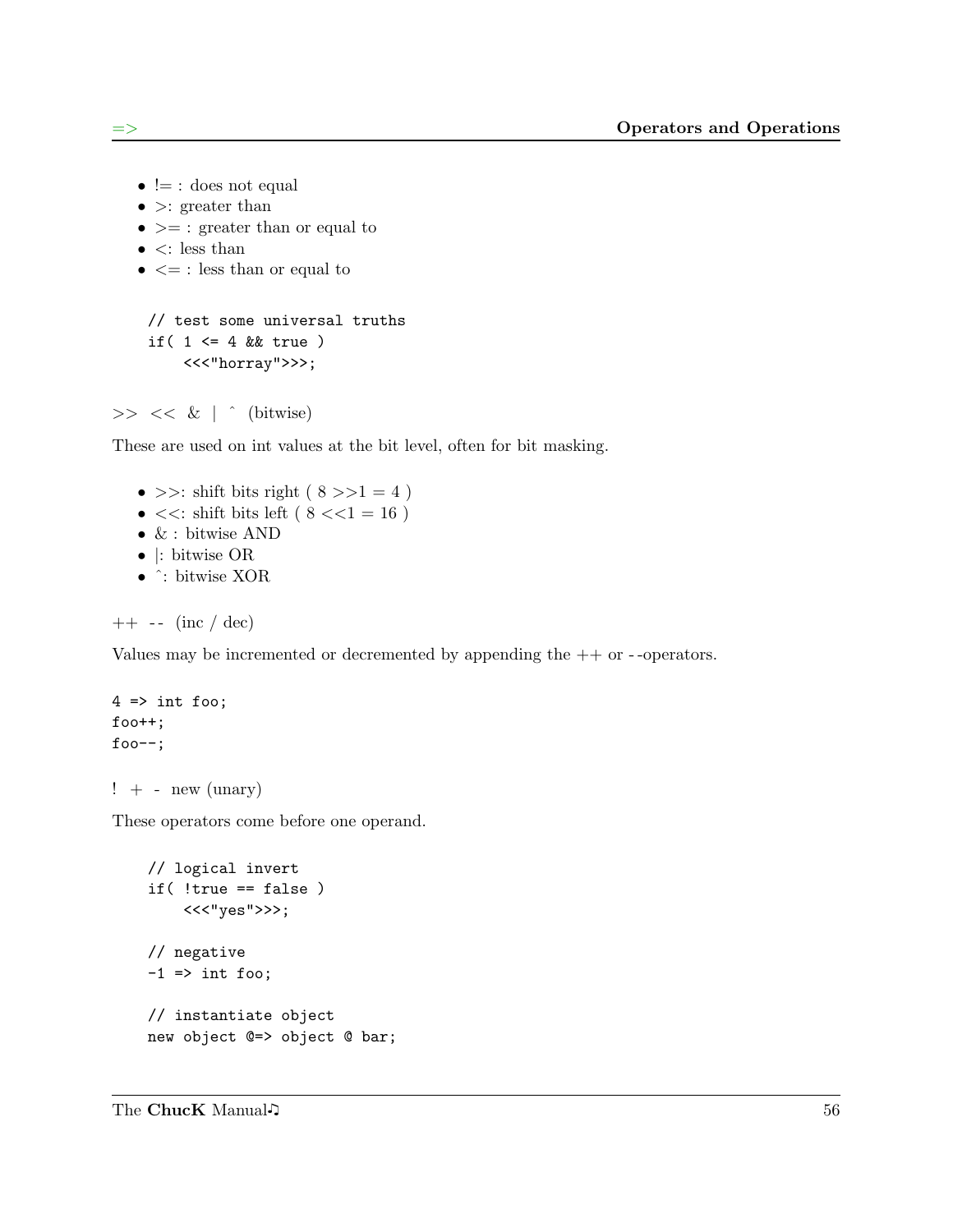- != : does not equal
- >: greater than
- >= : greater than or equal to
- <: less than
- <= : less than or equal to

```
// test some universal truths
if( 1 <= 4 && true )
    <<<"horray">>>;
```

>> << & | ^ (bitwise)

These are used on int values at the bit level, often for bit masking.

- >>: shift bits right ( 8 >>1 = 4 )
- <<: shift bits left ( 8 <<1 = 16 )
- & : bitwise AND
- |: bitwise OR
- ^: bitwise XOR

++ -- (inc / dec)

Values may be incremented or decremented by appending the ++ or --operators.

```
4 => int foo;
foo++;
foo--;
```

! + - new (unary)

These operators come before one operand.

```
// logical invert
if( !true == false )
    <<<"yes">>>;

// negative
-1 => int foo;

// instantiate object
new object @=> object @ bar;
```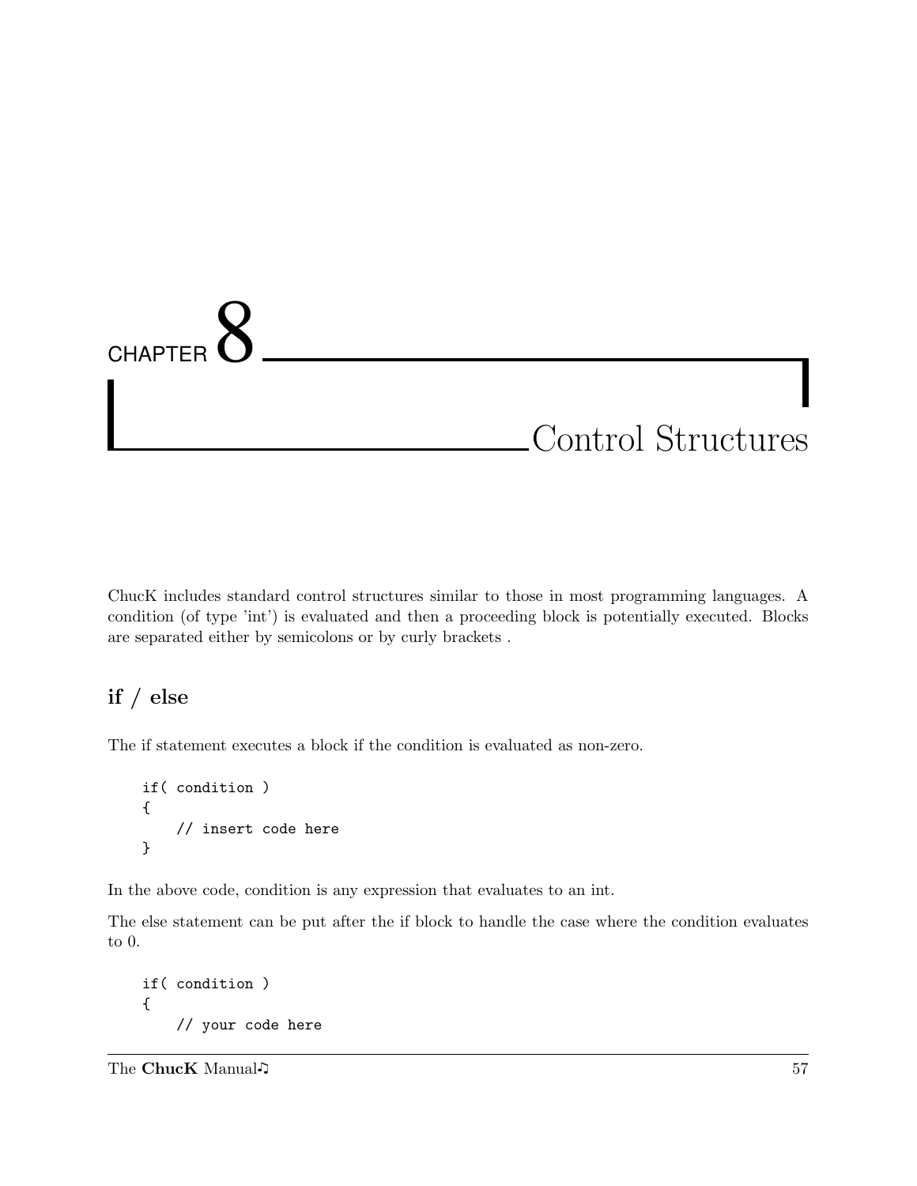# CHAPTER 8 Control Structures

ChucK includes standard control structures similar to those in most programming languages. A condition (of type 'int') is evaluated and then a proceeding block is potentially executed. Blocks are separated either by semicolons or by curly brackets .

## if / else

The if statement executes a block if the condition is evaluated as non-zero.

```
if( condition )
{
    // insert code here
}
```

In the above code, condition is any expression that evaluates to an int.

The else statement can be put after the if block to handle the case where the condition evaluates to 0.

```
if( condition )
{
    // your code here
```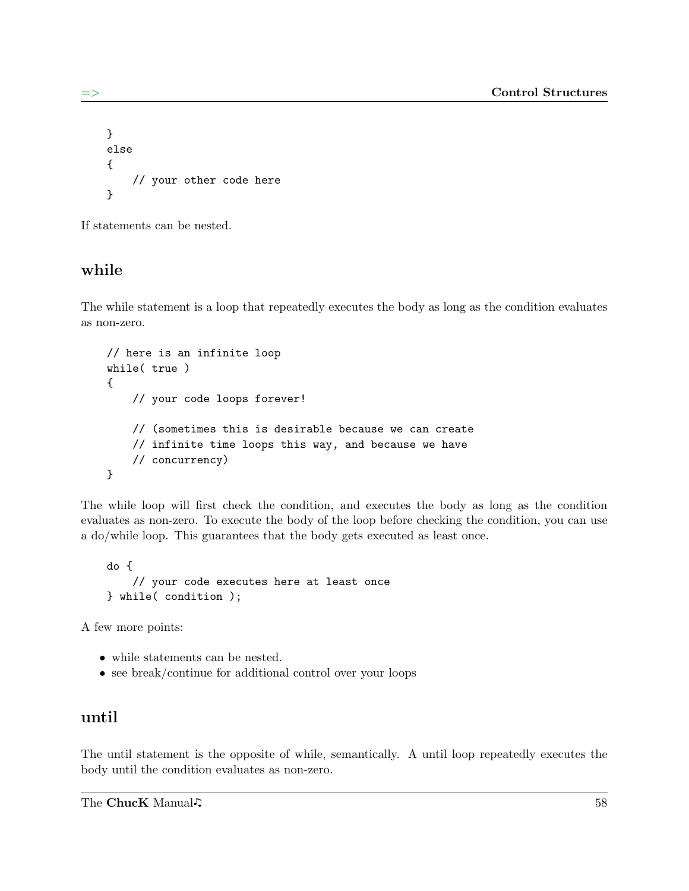```
}
else
{
    // your other code here
}
```

If statements can be nested.

## while

The while statement is a loop that repeatedly executes the body as long as the condition evaluates as non-zero.

```
// here is an infinite loop
while( true )
{
    // your code loops forever!

    // (sometimes this is desirable because we can create
    // infinite time loops this way, and because we have
    // concurrency)
}
```

The while loop will first check the condition, and executes the body as long as the condition evaluates as non-zero. To execute the body of the loop before checking the condition, you can use a do/while loop. This guarantees that the body gets executed as least once.

```
do {
    // your code executes here at least once
} while( condition );
```

A few more points:

- while statements can be nested.
- see break/continue for additional control over your loops

## until

The until statement is the opposite of while, semantically. A until loop repeatedly executes the body until the condition evaluates as non-zero.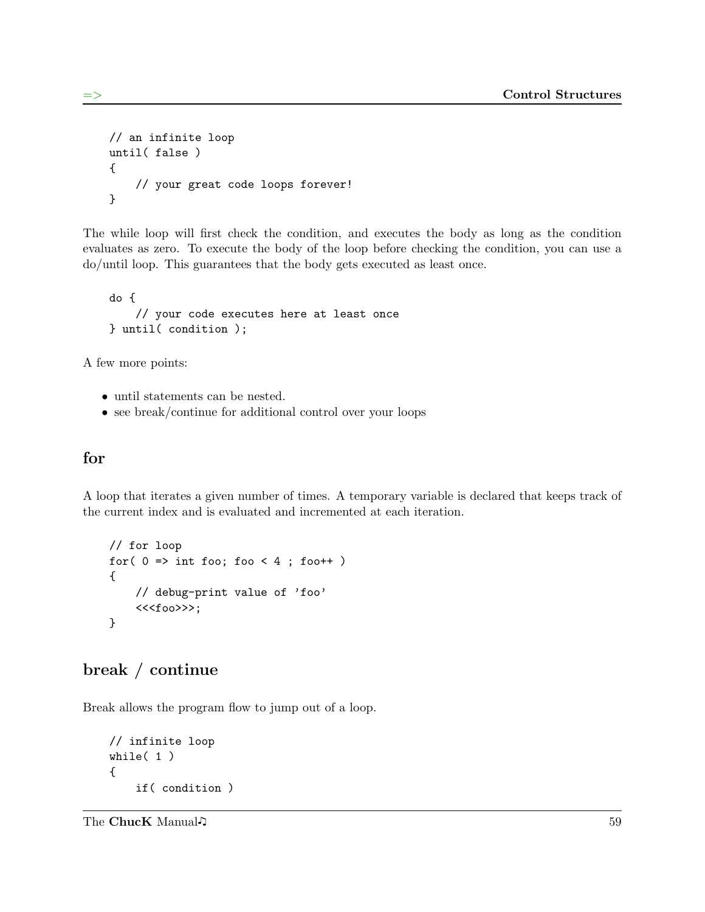```
// an infinite loop
until( false )
{
    // your great code loops forever!
}
```

The while loop will first check the condition, and executes the body as long as the condition evaluates as zero. To execute the body of the loop before checking the condition, you can use a do/until loop. This guarantees that the body gets executed as least once.

```
do {
    // your code executes here at least once
} until( condition );
```

A few more points:

- until statements can be nested.
- see break/continue for additional control over your loops

## for

A loop that iterates a given number of times. A temporary variable is declared that keeps track of the current index and is evaluated and incremented at each iteration.

```
// for loop
for( 0 => int foo; foo < 4 ; foo++ )
{
    // debug-print value of 'foo'
    <<<foo>>>;
}
```

## break / continue

Break allows the program flow to jump out of a loop.

```
// infinite loop
while( 1 )
{
    if( condition )
```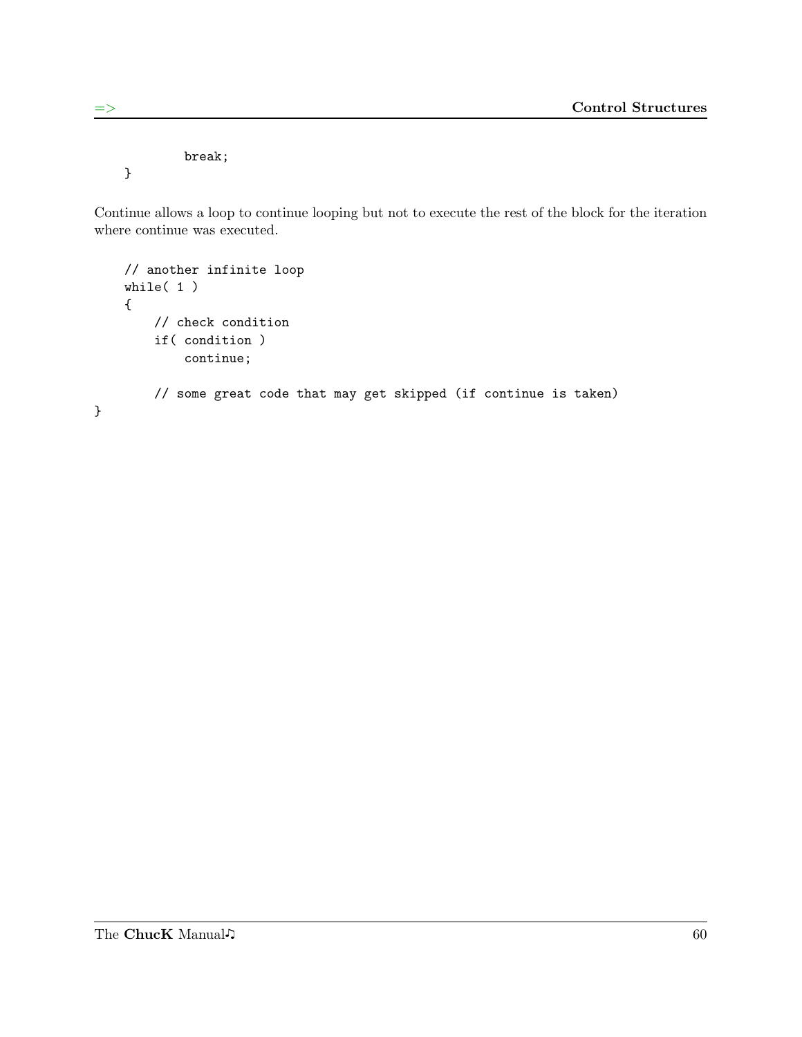```
        break;
}
```

Continue allows a loop to continue looping but not to execute the rest of the block for the iteration where continue was executed.

```
    // another infinite loop
    while( 1 )
    {
        // check condition
        if( condition )
            continue;

        // some great code that may get skipped (if continue is taken)
}
```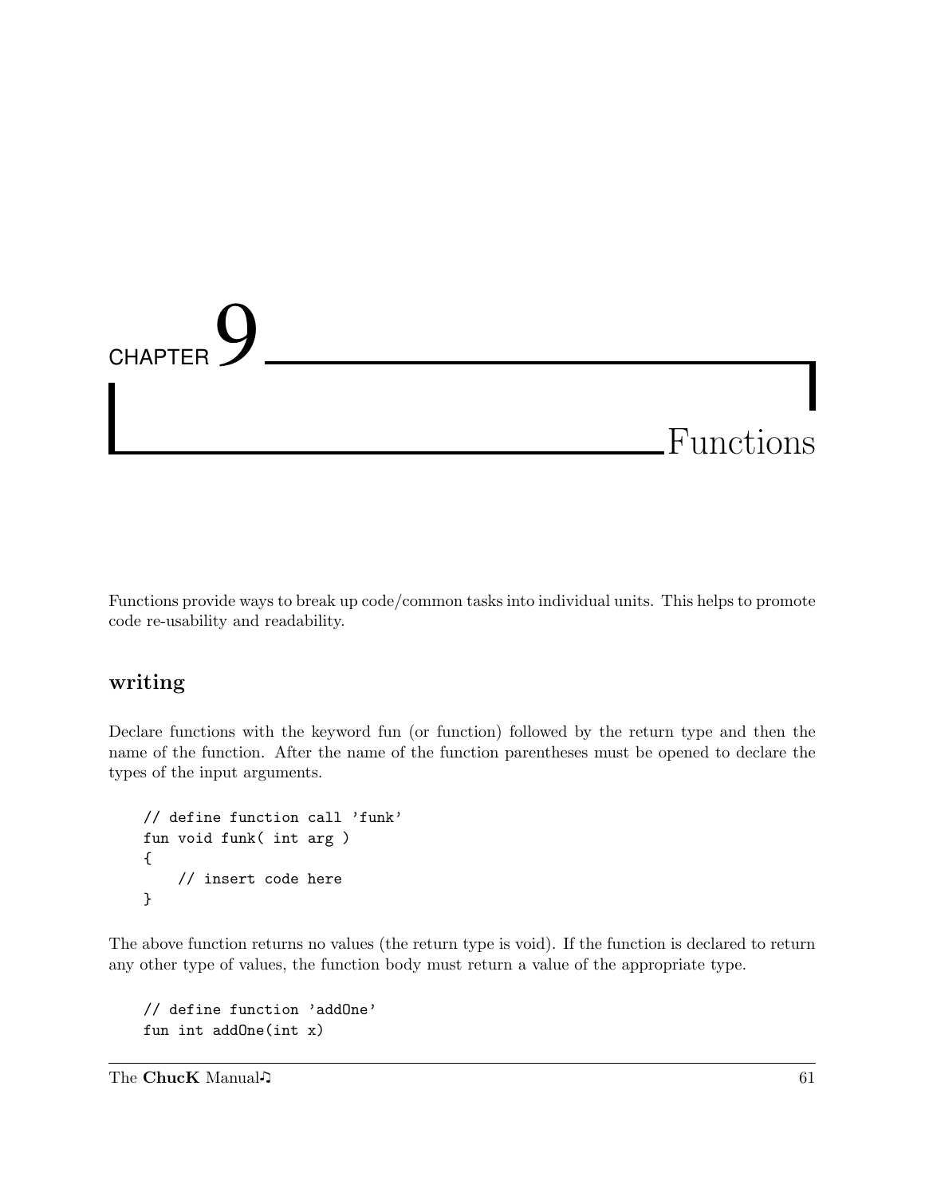# CHAPTER 9 Functions

Functions provide ways to break up code/common tasks into individual units. This helps to promote code re-usability and readability.

## writing

Declare functions with the keyword fun (or function) followed by the return type and then the name of the function. After the name of the function parentheses must be opened to declare the types of the input arguments.

```
// define function call 'funk'
fun void funk( int arg )
{
    // insert code here
}
```

The above function returns no values (the return type is void). If the function is declared to return any other type of values, the function body must return a value of the appropriate type.

```
// define function 'addOne'
fun int addOne(int x)
```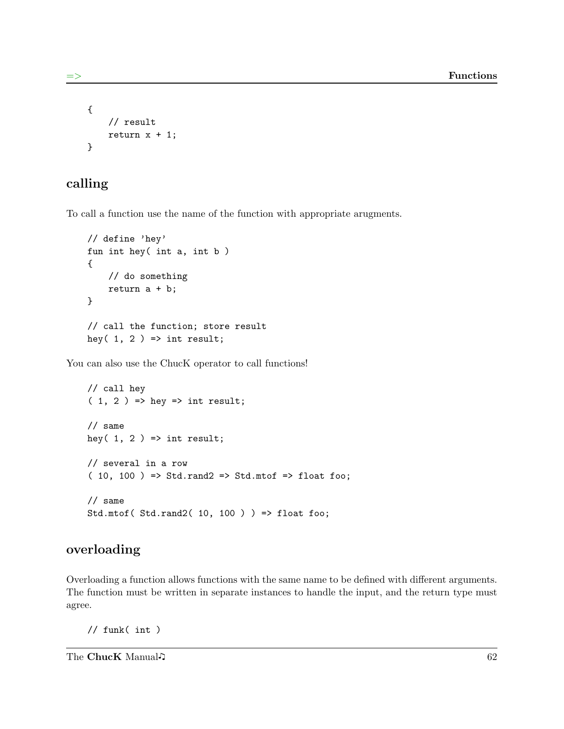```
{
    // result
    return x + 1;
}
```

## calling

To call a function use the name of the function with appropriate arugments.

```
// define 'hey'
fun int hey( int a, int b )
{
    // do something
    return a + b;
}

// call the function; store result
hey( 1, 2 ) => int result;
```

You can also use the ChucK operator to call functions!

```
// call hey
( 1, 2 ) => hey => int result;

// same
hey( 1, 2 ) => int result;

// several in a row
( 10, 100 ) => Std.rand2 => Std.mtof => float foo;

// same
Std.mtof( Std.rand2( 10, 100 ) ) => float foo;
```

## overloading

Overloading a function allows functions with the same name to be defined with different arguments. The function must be written in separate instances to handle the input, and the return type must agree.

```
// funk( int )
```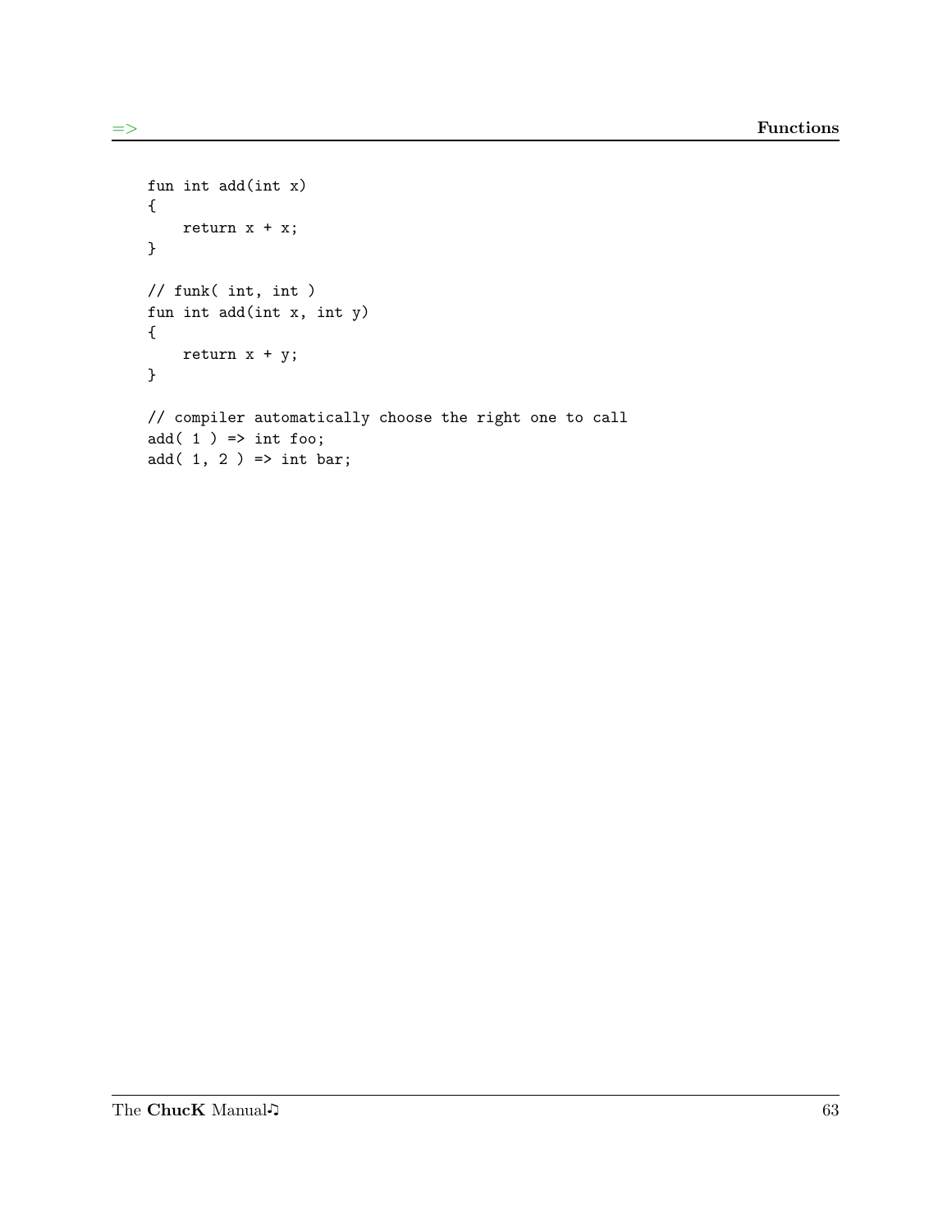```
fun int add(int x)
{
    return x + x;
}

// funk( int, int )
fun int add(int x, int y)
{
    return x + y;
}

// compiler automatically choose the right one to call
add( 1 ) => int foo;
add( 1, 2 ) => int bar;
```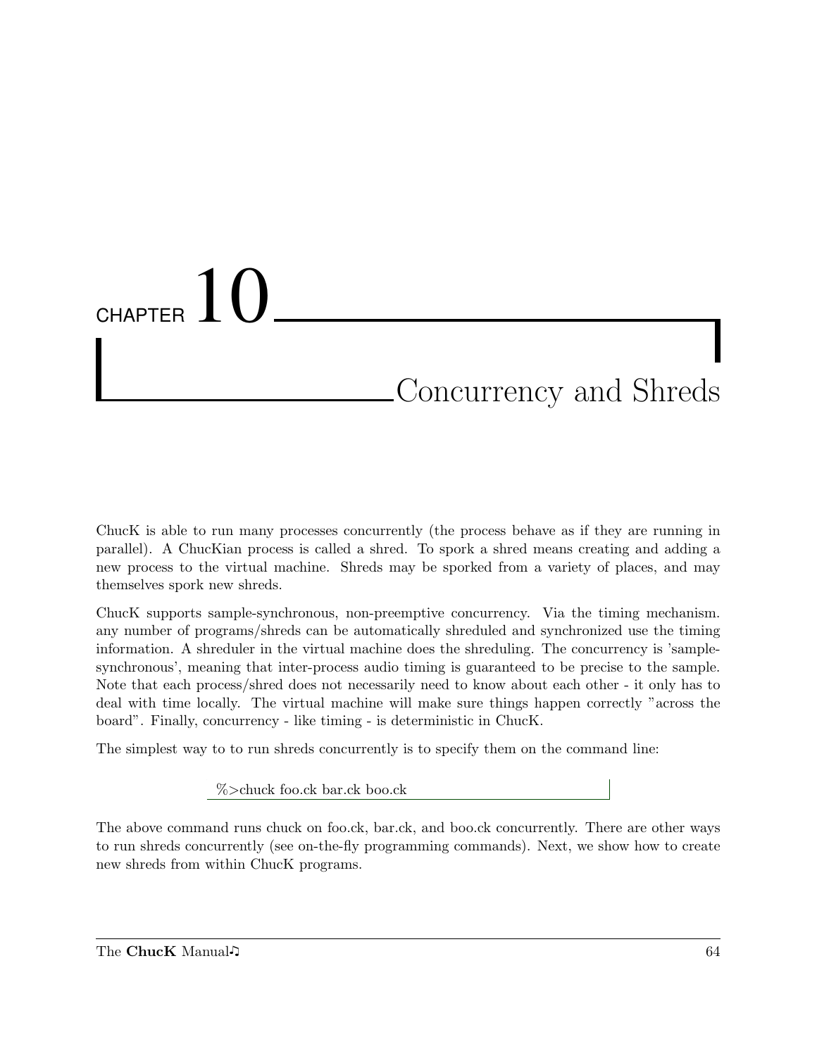# CHAPTER 10

# Concurrency and Shreds

ChucK is able to run many processes concurrently (the process behave as if they are running in parallel). A ChucKian process is called a shred. To spork a shred means creating and adding a new process to the virtual machine. Shreds may be sporked from a variety of places, and may themselves spork new shreds.

ChucK supports sample-synchronous, non-preemptive concurrency. Via the timing mechanism. any number of programs/shreds can be automatically shreduled and synchronized use the timing information. A shreduler in the virtual machine does the shreduling. The concurrency is 'sample-synchronous', meaning that inter-process audio timing is guaranteed to be precise to the sample. Note that each process/shred does not necessarily need to know about each other - it only has to deal with time locally. The virtual machine will make sure things happen correctly "across the board". Finally, concurrency - like timing - is deterministic in ChucK.

The simplest way to to run shreds concurrently is to specify them on the command line:

```
%>chuck foo.ck bar.ck boo.ck
```

The above command runs chuck on foo.ck, bar.ck, and boo.ck concurrently. There are other ways to run shreds concurrently (see on-the-fly programming commands). Next, we show how to create new shreds from within ChucK programs.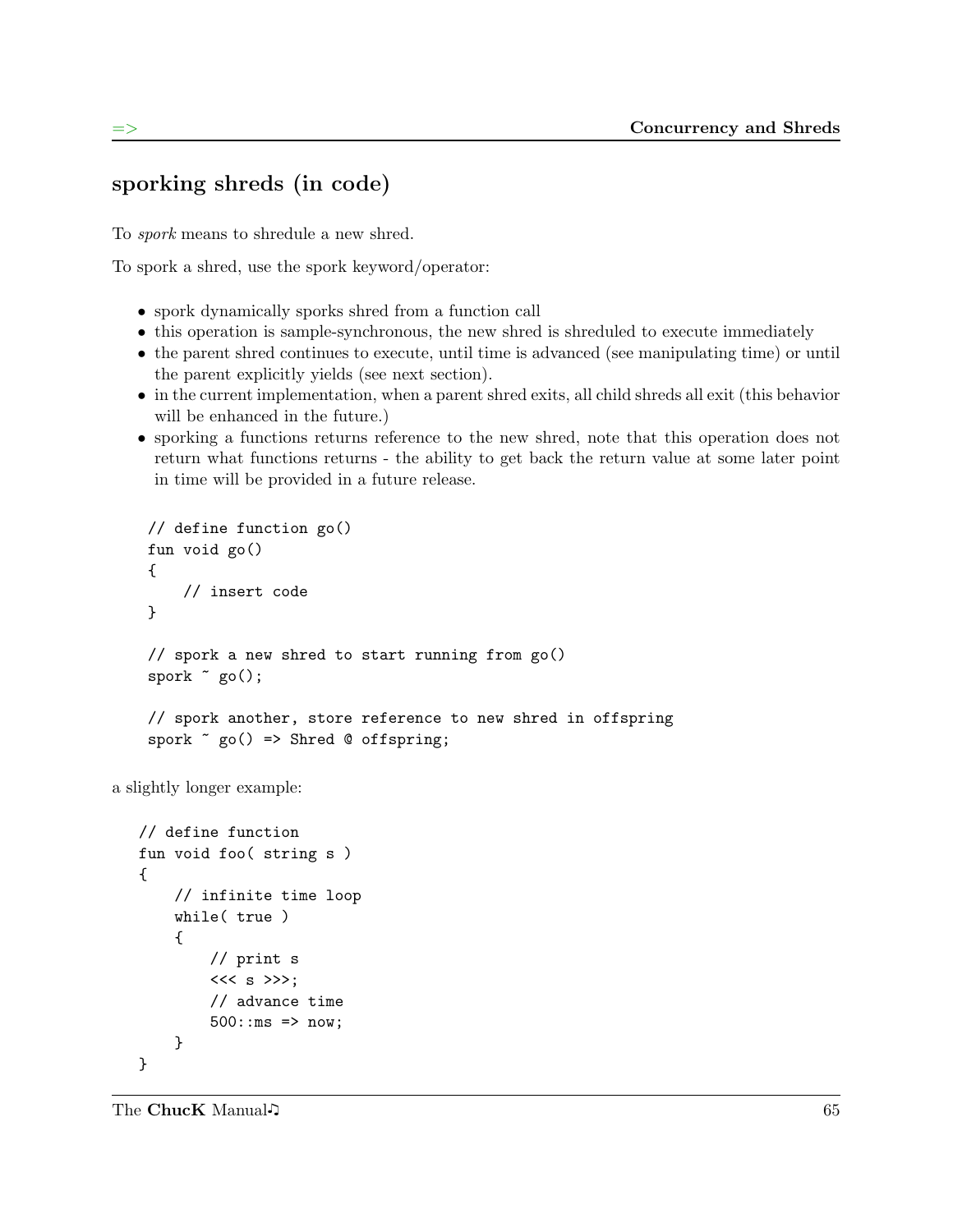## sporking shreds (in code)

To *spork* means to shredule a new shred.

To spork a shred, use the spork keyword/operator:

- spork dynamically sporks shred from a function call
- this operation is sample-synchronous, the new shred is shreduled to execute immediately
- the parent shred continues to execute, until time is advanced (see manipulating time) or until the parent explicitly yields (see next section).
- in the current implementation, when a parent shred exits, all child shreds all exit (this behavior will be enhanced in the future.)
- sporking a functions returns reference to the new shred, note that this operation does not return what functions returns - the ability to get back the return value at some later point in time will be provided in a future release.

```
// define function go()
fun void go()
{
    // insert code
}

// spork a new shred to start running from go()
spork ~ go();

// spork another, store reference to new shred in offspring
spork ~ go() => Shred @ offspring;
```

a slightly longer example:

```
// define function
fun void foo( string s )
{
    // infinite time loop
    while( true )
    {
        // print s
        <<< s >>>;
        // advance time
        500::ms => now;
    }
}
```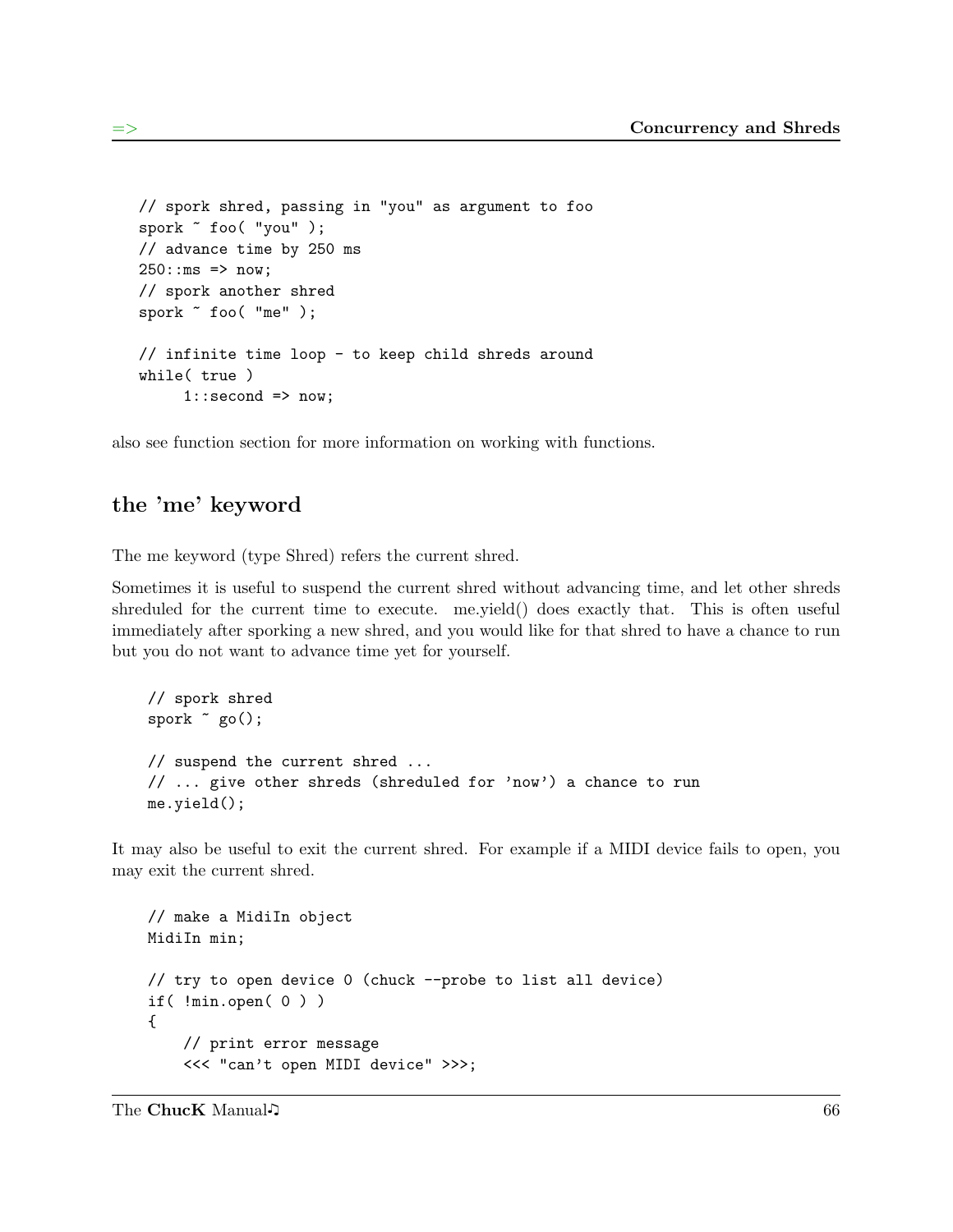```
// spork shred, passing in "you" as argument to foo
spork ~ foo( "you" );
// advance time by 250 ms
250::ms => now;
// spork another shred
spork ~ foo( "me" );

// infinite time loop - to keep child shreds around
while( true )
     1::second => now;
```

also see function section for more information on working with functions.

## the 'me' keyword

The me keyword (type Shred) refers the current shred.

Sometimes it is useful to suspend the current shred without advancing time, and let other shreds shreduled for the current time to execute. me.yield() does exactly that. This is often useful immediately after sporking a new shred, and you would like for that shred to have a chance to run but you do not want to advance time yet for yourself.

```
// spork shred
spork ~ go();

// suspend the current shred ...
// ... give other shreds (shreduled for 'now') a chance to run
me.yield();
```

It may also be useful to exit the current shred. For example if a MIDI device fails to open, you may exit the current shred.

```
// make a MidiIn object
MidiIn min;

// try to open device 0 (chuck --probe to list all device)
if( !min.open( 0 ) )
{
    // print error message
    <<< "can't open MIDI device" >>>;
```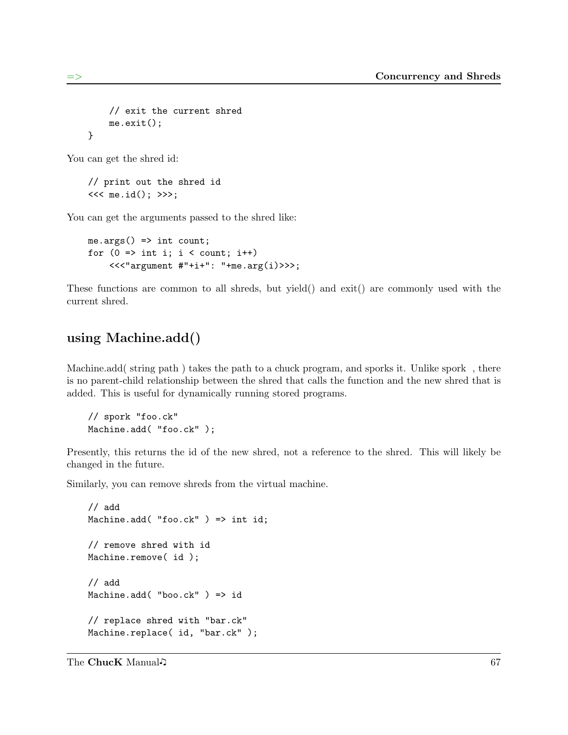```
        // exit the current shred
        me.exit();
    }
```

You can get the shred id:

```
    // print out the shred id
    <<< me.id(); >>>;
```

You can get the arguments passed to the shred like:

```
    me.args() => int count;
    for (0 => int i; i < count; i++)
        <<<"argument #"+i+": "+me.arg(i)>>>;
```

These functions are common to all shreds, but yield() and exit() are commonly used with the current shred.

## using Machine.add()

Machine.add( string path ) takes the path to a chuck program, and sporks it. Unlike spork ~, there is no parent-child relationship between the shred that calls the function and the new shred that is added. This is useful for dynamically running stored programs.

```
    // spork "foo.ck"
    Machine.add( "foo.ck" );
```

Presently, this returns the id of the new shred, not a reference to the shred. This will likely be changed in the future.

Similarly, you can remove shreds from the virtual machine.

```
    // add
    Machine.add( "foo.ck" ) => int id;

    // remove shred with id
    Machine.remove( id );

    // add
    Machine.add( "boo.ck" ) => id

    // replace shred with "bar.ck"
    Machine.replace( id, "bar.ck" );
```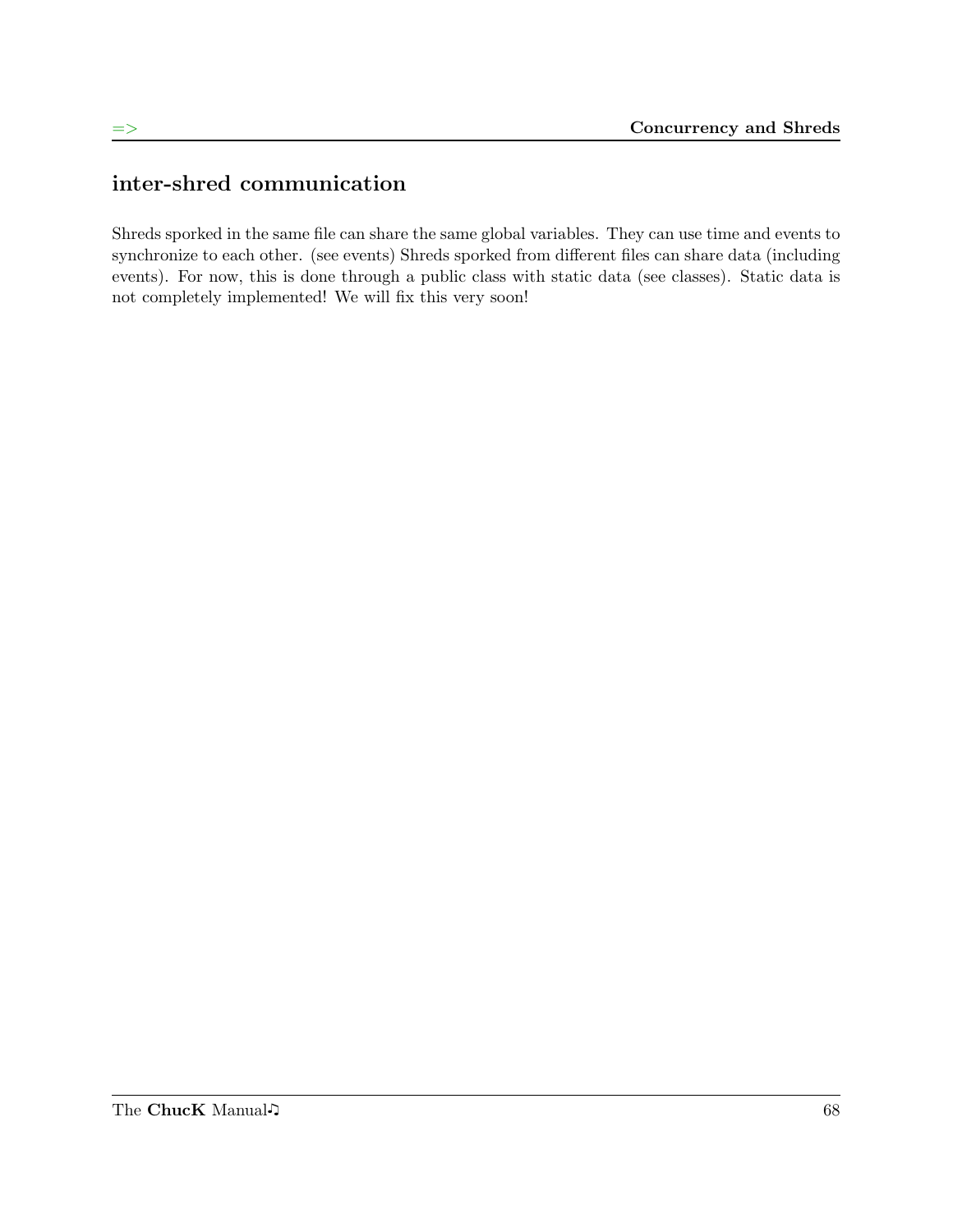## inter-shred communication

Shreds sporked in the same file can share the same global variables. They can use time and events to synchronize to each other. (see events) Shreds sporked from different files can share data (including events). For now, this is done through a public class with static data (see classes). Static data is not completely implemented! We will fix this very soon!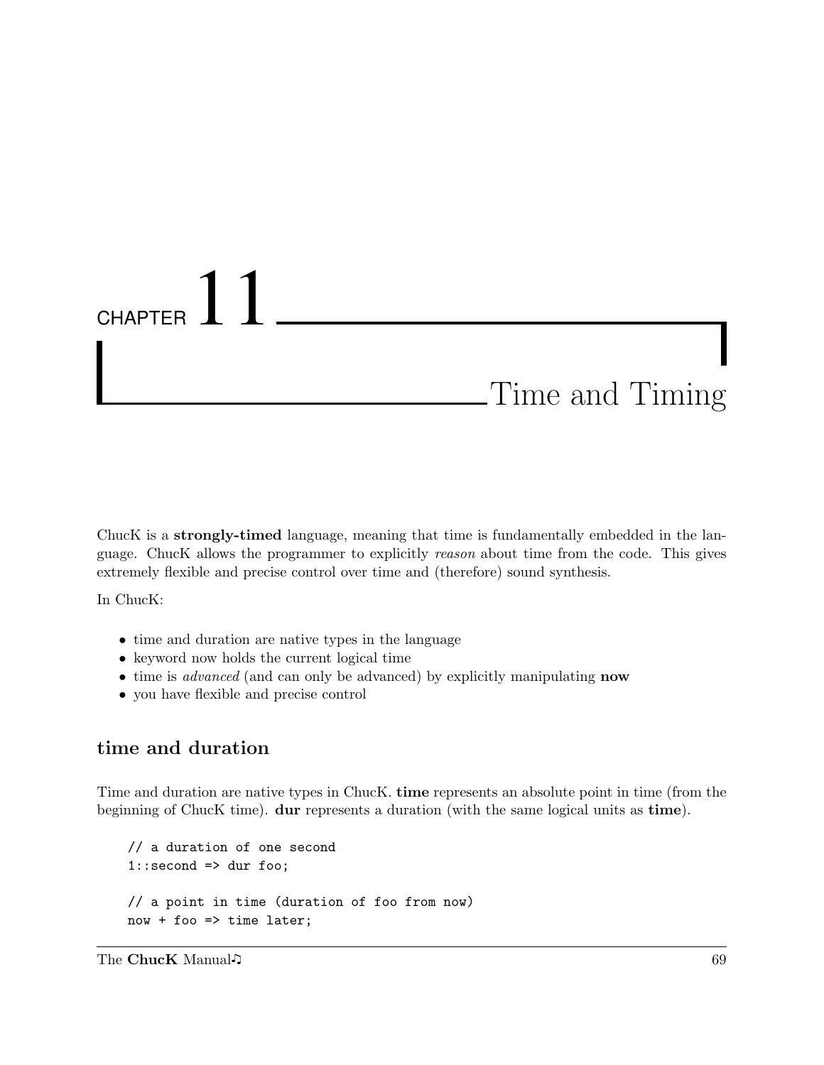# CHAPTER 11

# Time and Timing

ChucK is a **strongly-timed** language, meaning that time is fundamentally embedded in the language. ChucK allows the programmer to explicitly *reason* about time from the code. This gives extremely flexible and precise control over time and (therefore) sound synthesis.

In ChucK:

- time and duration are native types in the language
- keyword now holds the current logical time
- time is *advanced* (and can only be advanced) by explicitly manipulating **now**
- you have flexible and precise control

## time and duration

Time and duration are native types in ChucK. **time** represents an absolute point in time (from the beginning of ChucK time). **dur** represents a duration (with the same logical units as **time**).

```
// a duration of one second
1::second => dur foo;

// a point in time (duration of foo from now)
now + foo => time later;
```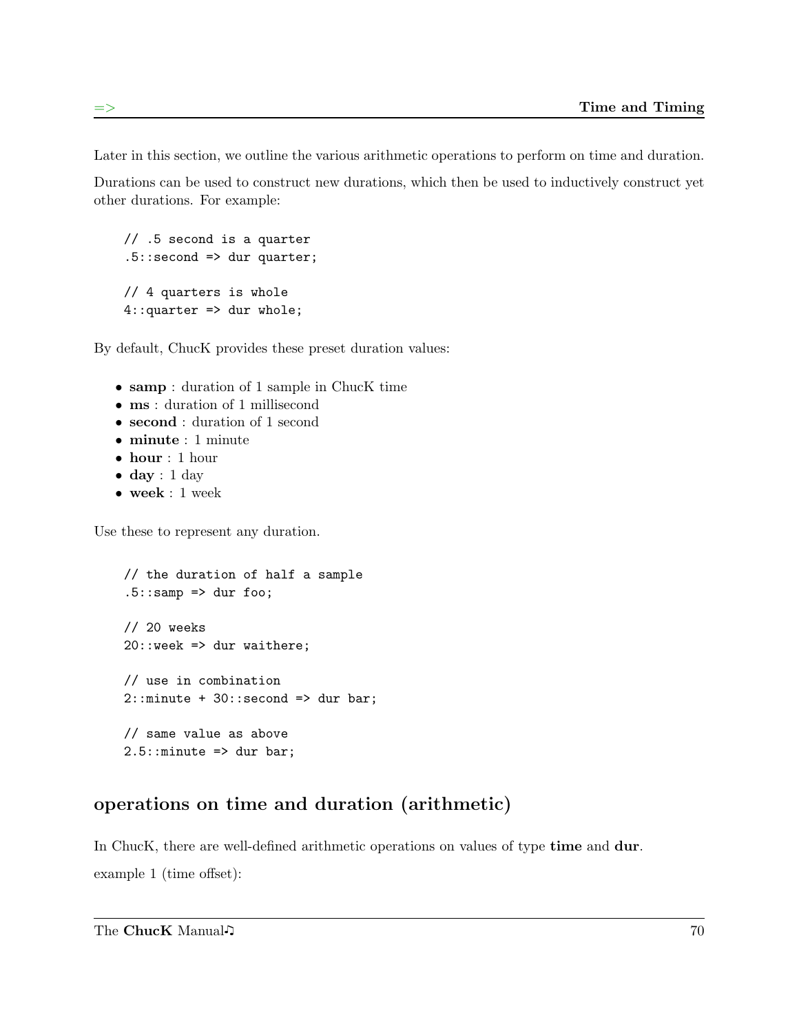Later in this section, we outline the various arithmetic operations to perform on time and duration.

Durations can be used to construct new durations, which then be used to inductively construct yet other durations. For example:

```
// .5 second is a quarter
.5::second => dur quarter;

// 4 quarters is whole
4::quarter => dur whole;
```

By default, ChucK provides these preset duration values:

- **samp** : duration of 1 sample in ChucK time
- **ms** : duration of 1 millisecond
- **second** : duration of 1 second
- **minute** : 1 minute
- **hour** : 1 hour
- **day** : 1 day
- **week** : 1 week

Use these to represent any duration.

```
// the duration of half a sample
.5::samp => dur foo;

// 20 weeks
20::week => dur waithere;

// use in combination
2::minute + 30::second => dur bar;

// same value as above
2.5::minute => dur bar;
```

## operations on time and duration (arithmetic)

In ChucK, there are well-defined arithmetic operations on values of type **time** and **dur**.

example 1 (time offset):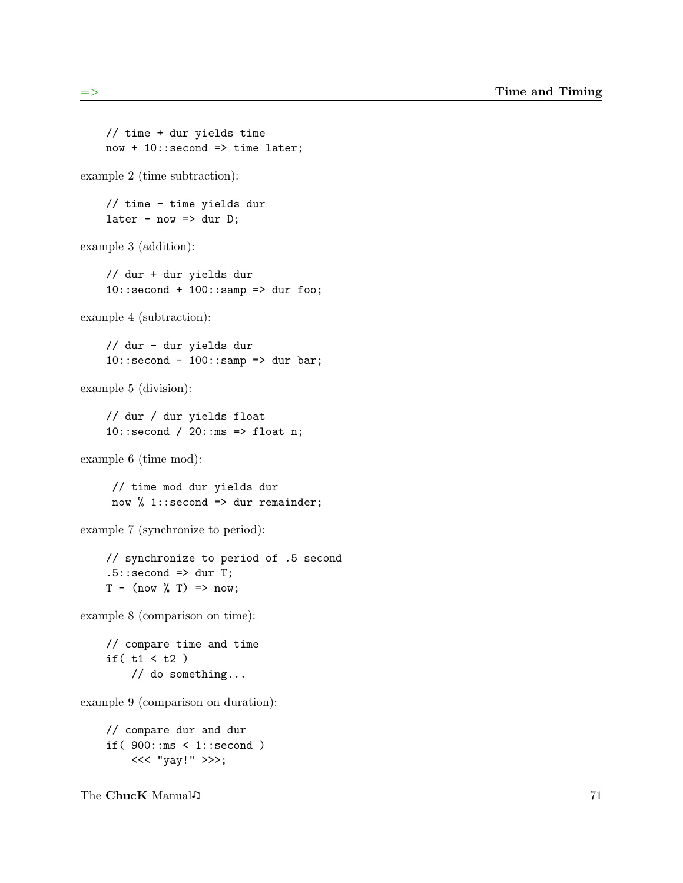```
// time + dur yields time
now + 10::second => time later;
```

example 2 (time subtraction):

```
// time - time yields dur
later - now => dur D;
```

example 3 (addition):

```
// dur + dur yields dur
10::second + 100::samp => dur foo;
```

example 4 (subtraction):

```
// dur - dur yields dur
10::second - 100::samp => dur bar;
```

example 5 (division):

```
// dur / dur yields float
10::second / 20::ms => float n;
```

example 6 (time mod):

```
// time mod dur yields dur
now % 1::second => dur remainder;
```

example 7 (synchronize to period):

```
// synchronize to period of .5 second
.5::second => dur T;
T - (now % T) => now;
```

example 8 (comparison on time):

```
// compare time and time
if( t1 < t2 )
    // do something...
```

example 9 (comparison on duration):

```
// compare dur and dur
if( 900::ms < 1::second )
    <<< "yay!" >>>;
```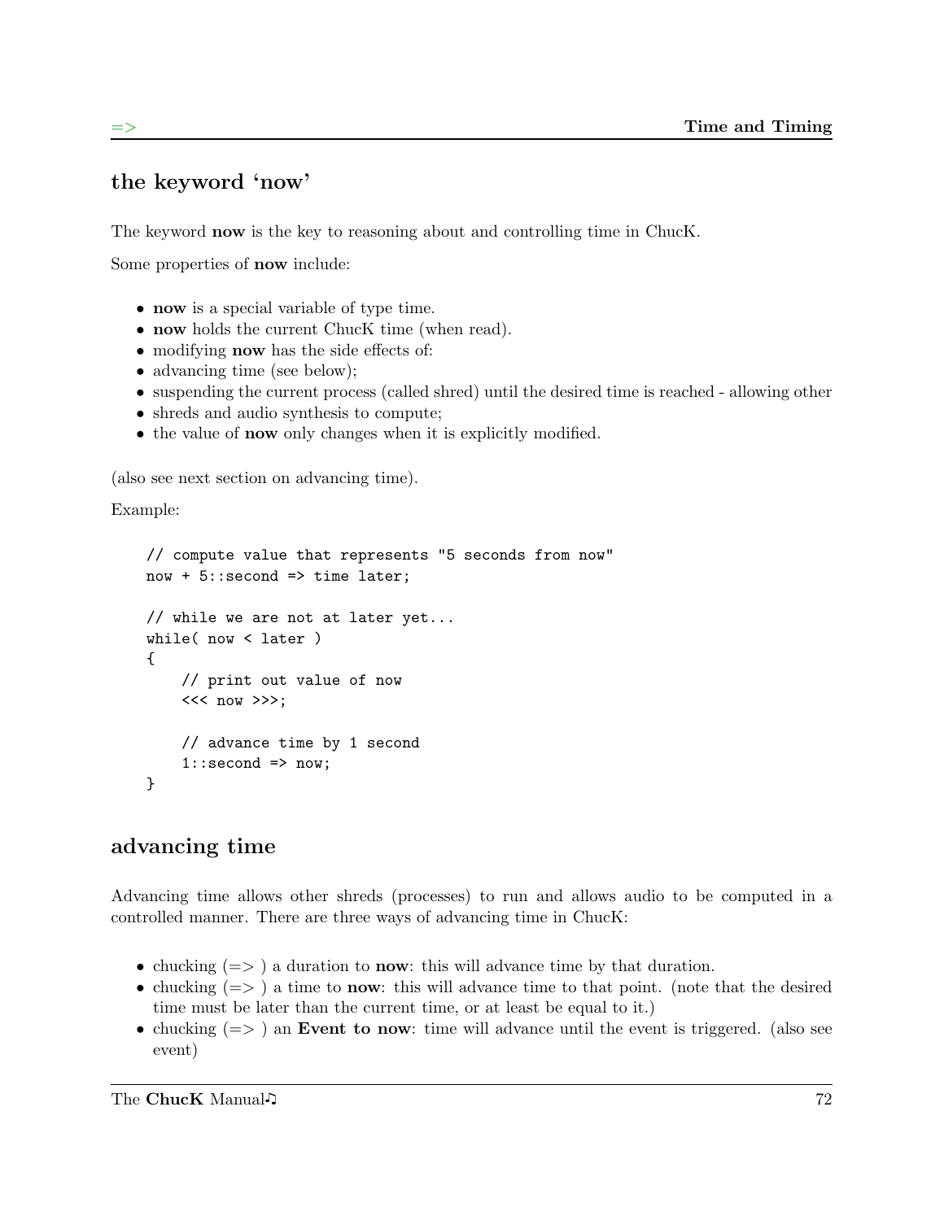## the keyword 'now'

The keyword **now** is the key to reasoning about and controlling time in ChucK.

Some properties of **now** include:

- **now** is a special variable of type time.
- **now** holds the current ChucK time (when read).
- modifying **now** has the side effects of:
- advancing time (see below);
- suspending the current process (called shred) until the desired time is reached - allowing other
- shreds and audio synthesis to compute;
- the value of **now** only changes when it is explicitly modified.

(also see next section on advancing time).

Example:

```
// compute value that represents "5 seconds from now"
now + 5::second => time later;

// while we are not at later yet...
while( now < later )
{
    // print out value of now
    <<< now >>>;

    // advance time by 1 second
    1::second => now;
}
```

## advancing time

Advancing time allows other shreds (processes) to run and allows audio to be computed in a controlled manner. There are three ways of advancing time in ChucK:

- chucking (=> ) a duration to **now**: this will advance time by that duration.
- chucking (=> ) a time to **now**: this will advance time to that point. (note that the desired time must be later than the current time, or at least be equal to it.)
- chucking (=> ) an **Event to now**: time will advance until the event is triggered. (also see event)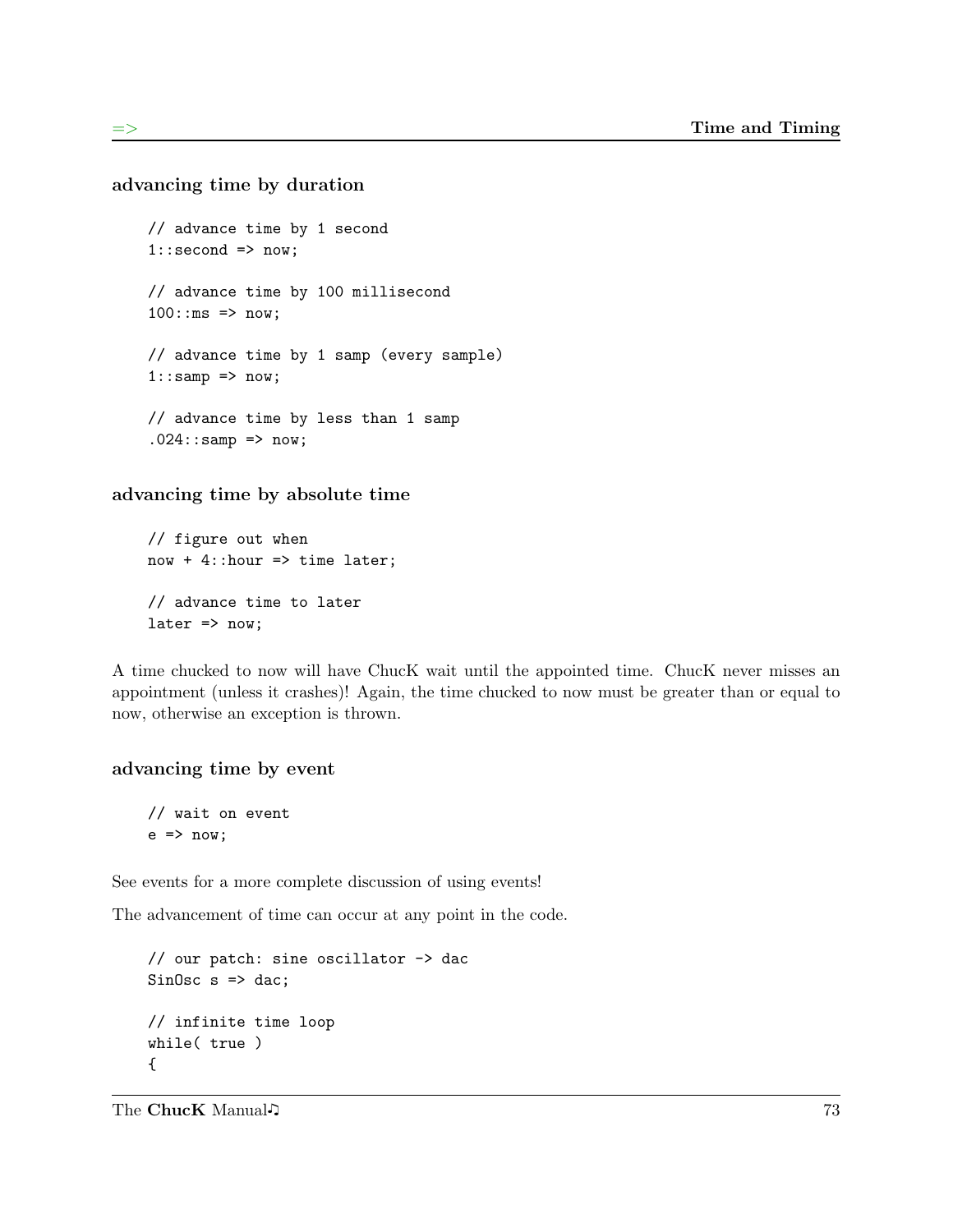### advancing time by duration

```
// advance time by 1 second
1::second => now;

// advance time by 100 millisecond
100::ms => now;

// advance time by 1 samp (every sample)
1::samp => now;

// advance time by less than 1 samp
.024::samp => now;
```

### advancing time by absolute time

```
// figure out when
now + 4::hour => time later;

// advance time to later
later => now;
```

A time chucked to now will have ChucK wait until the appointed time. ChucK never misses an appointment (unless it crashes)! Again, the time chucked to now must be greater than or equal to now, otherwise an exception is thrown.

### advancing time by event

```
// wait on event
e => now;
```

See events for a more complete discussion of using events!

The advancement of time can occur at any point in the code.

```
// our patch: sine oscillator -> dac
SinOsc s => dac;

// infinite time loop
while( true )
{
```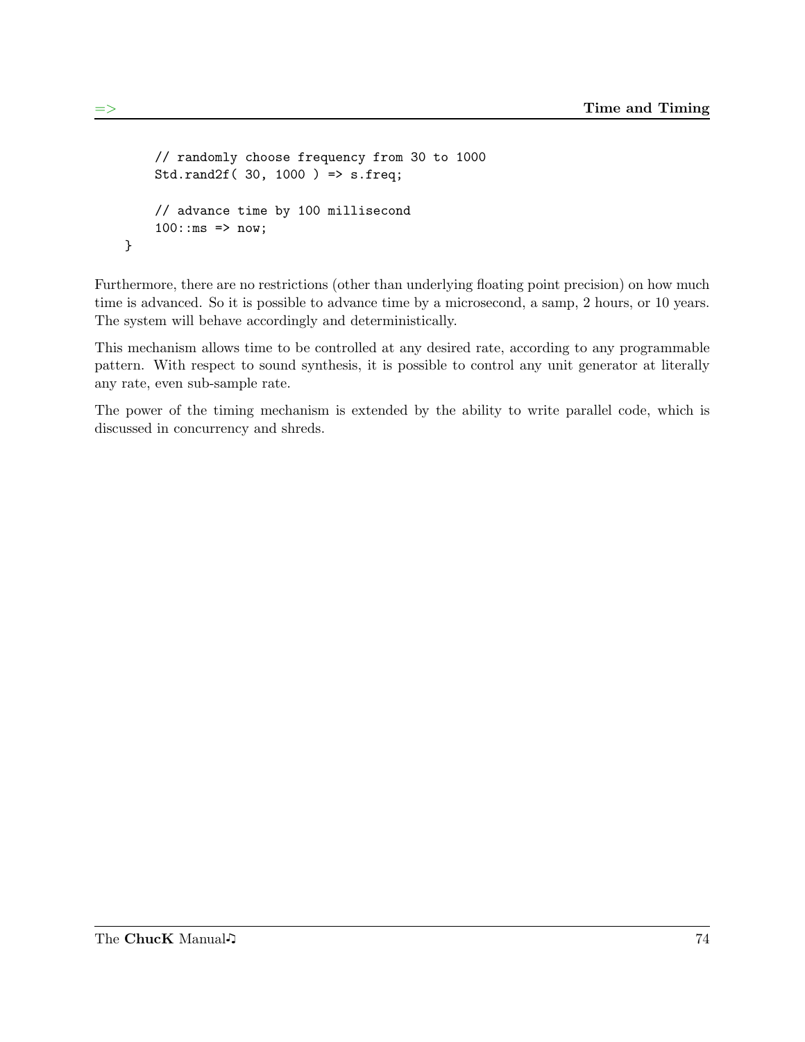```
    // randomly choose frequency from 30 to 1000
    Std.rand2f( 30, 1000 ) => s.freq;

    // advance time by 100 millisecond
    100::ms => now;
}
```

Furthermore, there are no restrictions (other than underlying floating point precision) on how much time is advanced. So it is possible to advance time by a microsecond, a samp, 2 hours, or 10 years. The system will behave accordingly and deterministically.

This mechanism allows time to be controlled at any desired rate, according to any programmable pattern. With respect to sound synthesis, it is possible to control any unit generator at literally any rate, even sub-sample rate.

The power of the timing mechanism is extended by the ability to write parallel code, which is discussed in concurrency and shreds.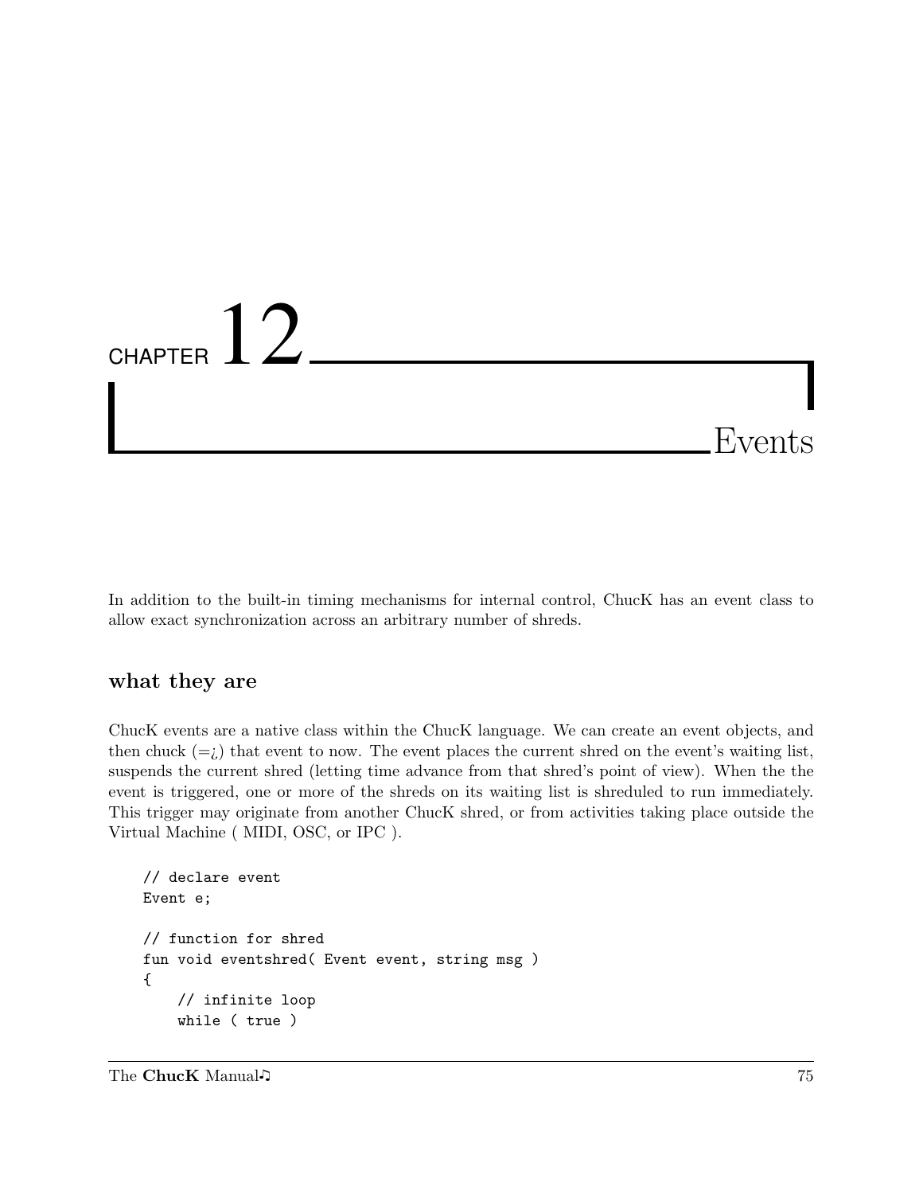# CHAPTER 12

# Events

In addition to the built-in timing mechanisms for internal control, ChucK has an event class to allow exact synchronization across an arbitrary number of shreds.

### what they are

ChucK events are a native class within the ChucK language. We can create an event objects, and then chuck (=¿) that event to now. The event places the current shred on the event's waiting list, suspends the current shred (letting time advance from that shred's point of view). When the the event is triggered, one or more of the shreds on its waiting list is shreduled to run immediately. This trigger may originate from another ChucK shred, or from activities taking place outside the Virtual Machine ( MIDI, OSC, or IPC ).

```
// declare event
Event e;

// function for shred
fun void eventshred( Event event, string msg )
{
    // infinite loop
    while ( true )
```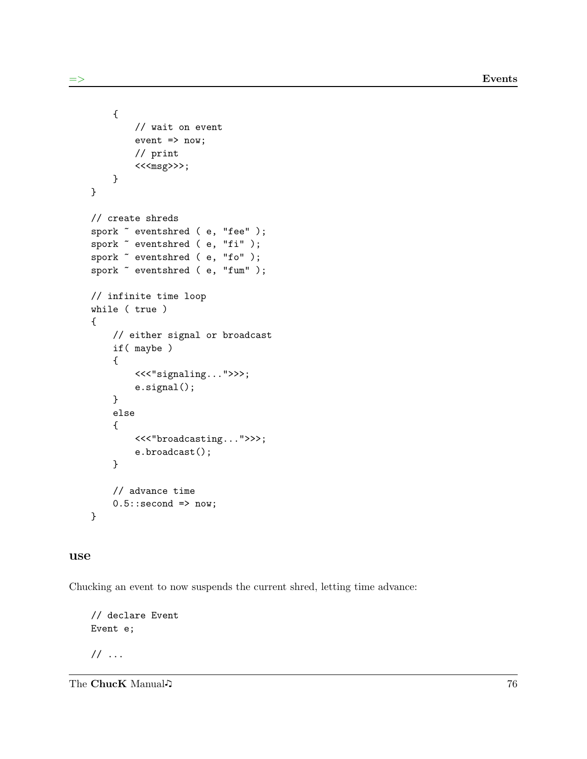```
    {
        // wait on event
        event => now;
        // print
        <<<msg>>>;
    }
}

// create shreds
spork ~ eventshred ( e, "fee" );
spork ~ eventshred ( e, "fi" );
spork ~ eventshred ( e, "fo" );
spork ~ eventshred ( e, "fum" );

// infinite time loop
while ( true )
{
    // either signal or broadcast
    if( maybe )
    {
        <<<"signaling...">>>;
        e.signal();
    }
    else
    {
        <<<"broadcasting...">>>;
        e.broadcast();
    }

    // advance time
    0.5::second => now;
}
```

### use

Chucking an event to now suspends the current shred, letting time advance:

```
// declare Event
Event e;

// ...
```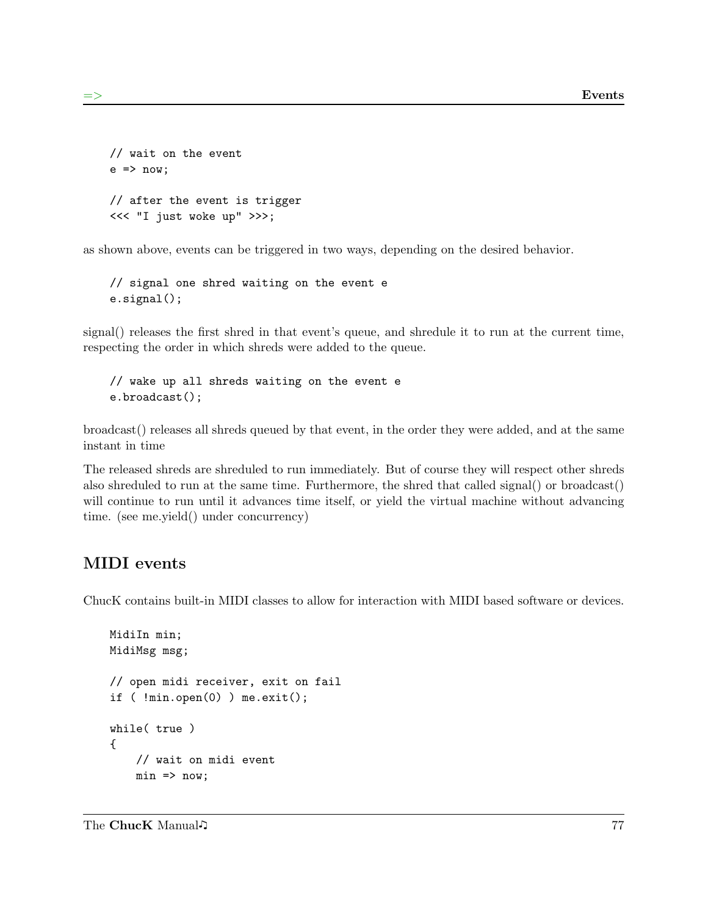```
// wait on the event
e => now;

// after the event is trigger
<<< "I just woke up" >>>;
```

as shown above, events can be triggered in two ways, depending on the desired behavior.

```
// signal one shred waiting on the event e
e.signal();
```

signal() releases the first shred in that event's queue, and shredule it to run at the current time, respecting the order in which shreds were added to the queue.

```
// wake up all shreds waiting on the event e
e.broadcast();
```

broadcast() releases all shreds queued by that event, in the order they were added, and at the same instant in time

The released shreds are shreduled to run immediately. But of course they will respect other shreds also shreduled to run at the same time. Furthermore, the shred that called signal() or broadcast() will continue to run until it advances time itself, or yield the virtual machine without advancing time. (see me.yield() under concurrency)

## MIDI events

ChucK contains built-in MIDI classes to allow for interaction with MIDI based software or devices.

```
MidiIn min;
MidiMsg msg;

// open midi receiver, exit on fail
if ( !min.open(0) ) me.exit();

while( true )
{
    // wait on midi event
    min => now;
```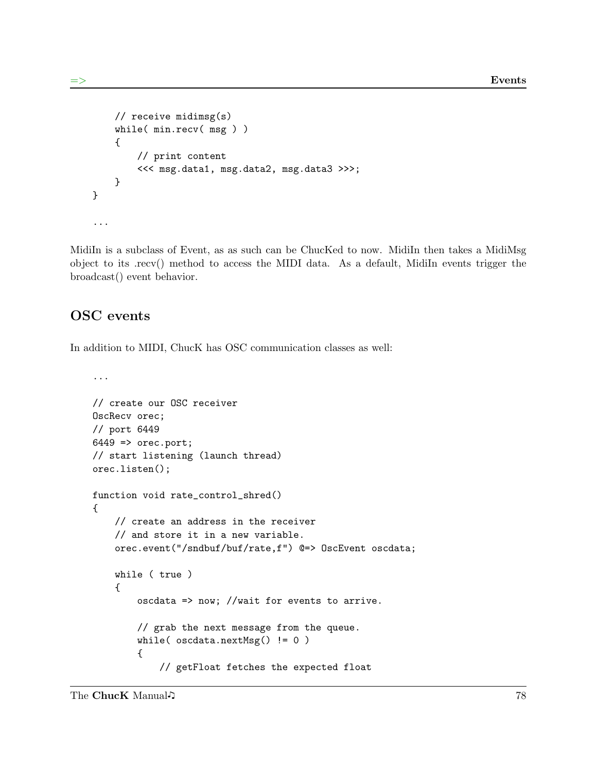```
        // receive midimsg(s)
        while( min.recv( msg ) )
        {
            // print content
            <<< msg.data1, msg.data2, msg.data3 >>>;
        }
    }

    ...
```

MidiIn is a subclass of Event, as as such can be ChucKed to now. MidiIn then takes a MidiMsg object to its .recv() method to access the MIDI data. As a default, MidiIn events trigger the broadcast() event behavior.

## OSC events

In addition to MIDI, ChucK has OSC communication classes as well:

```
    ...

    // create our OSC receiver
    OscRecv orec;
    // port 6449
    6449 => orec.port;
    // start listening (launch thread)
    orec.listen();

    function void rate_control_shred()
    {
        // create an address in the receiver
        // and store it in a new variable.
        orec.event("/sndbuf/buf/rate,f") @=> OscEvent oscdata;

        while ( true )
        {
            oscdata => now; //wait for events to arrive.

            // grab the next message from the queue.
            while( oscdata.nextMsg() != 0 )
            {
                // getFloat fetches the expected float
```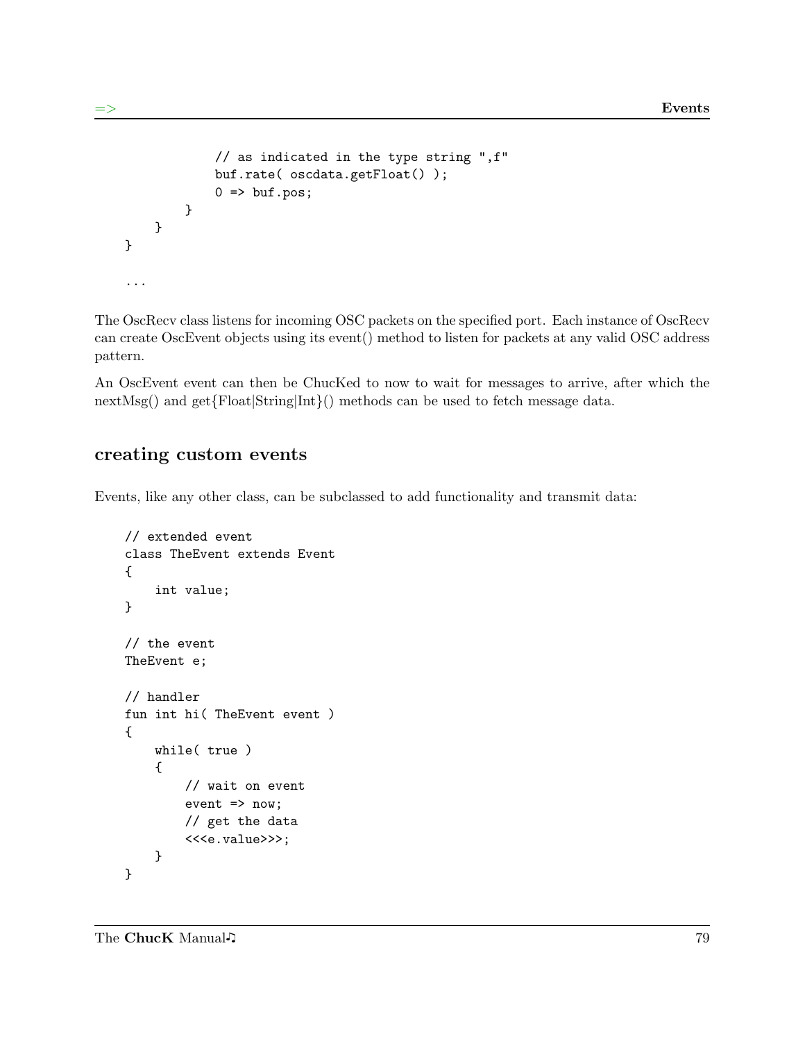```
                // as indicated in the type string ",f"
                buf.rate( oscdata.getFloat() );
                0 => buf.pos;
            }
        }
    }

    ...
```

The OscRecv class listens for incoming OSC packets on the specified port. Each instance of OscRecv can create OscEvent objects using its event() method to listen for packets at any valid OSC address pattern.

An OscEvent event can then be ChucKed to now to wait for messages to arrive, after which the nextMsg() and get{Float|String|Int}() methods can be used to fetch message data.

## creating custom events

Events, like any other class, can be subclassed to add functionality and transmit data:

```
// extended event
class TheEvent extends Event
{
    int value;
}

// the event
TheEvent e;

// handler
fun int hi( TheEvent event )
{
    while( true )
    {
        // wait on event
        event => now;
        // get the data
        <<<e.value>>>;
    }
}
```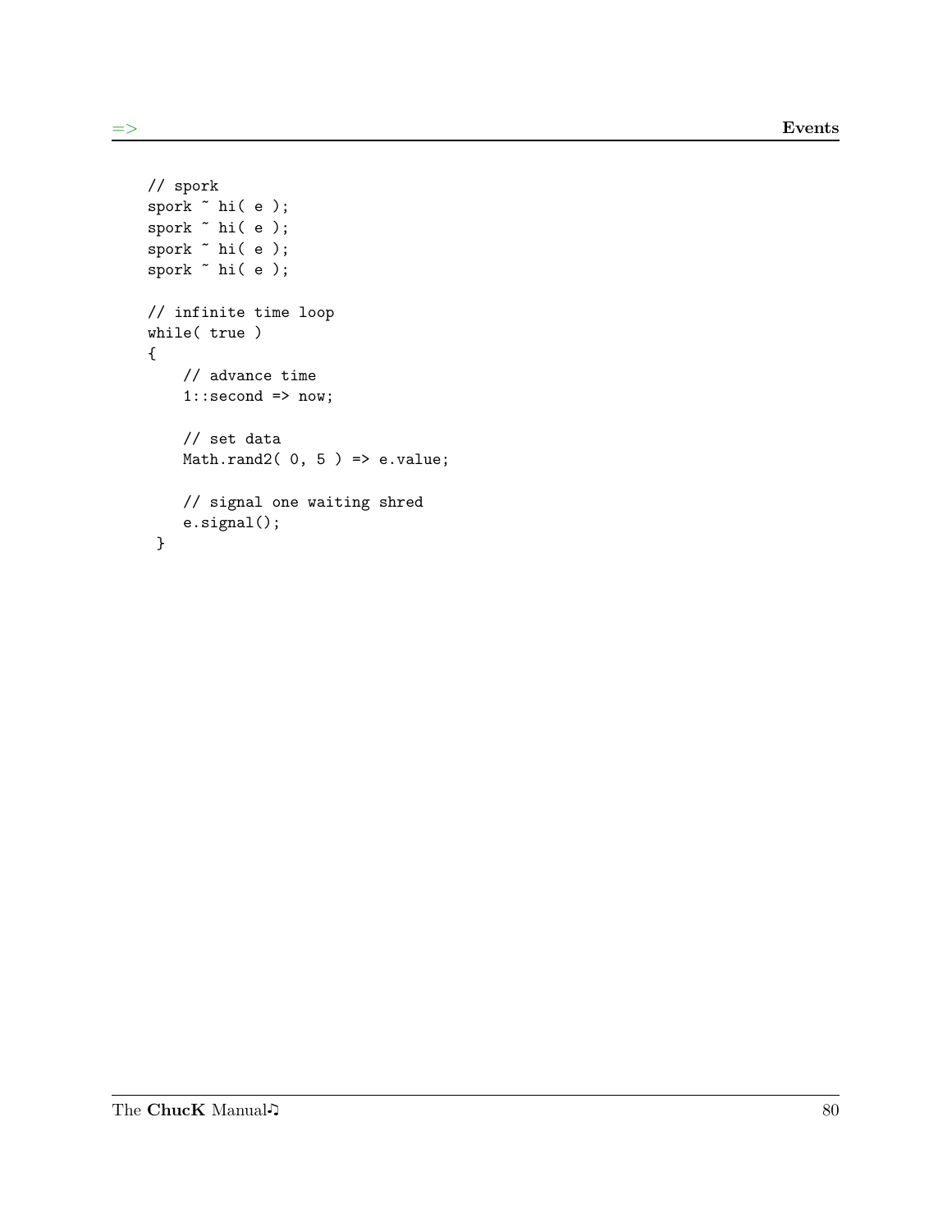```
// spork
spork ~ hi( e );
spork ~ hi( e );
spork ~ hi( e );
spork ~ hi( e );

// infinite time loop
while( true )
{
    // advance time
    1::second => now;

    // set data
    Math.rand2( 0, 5 ) => e.value;

    // signal one waiting shred
    e.signal();
 }
```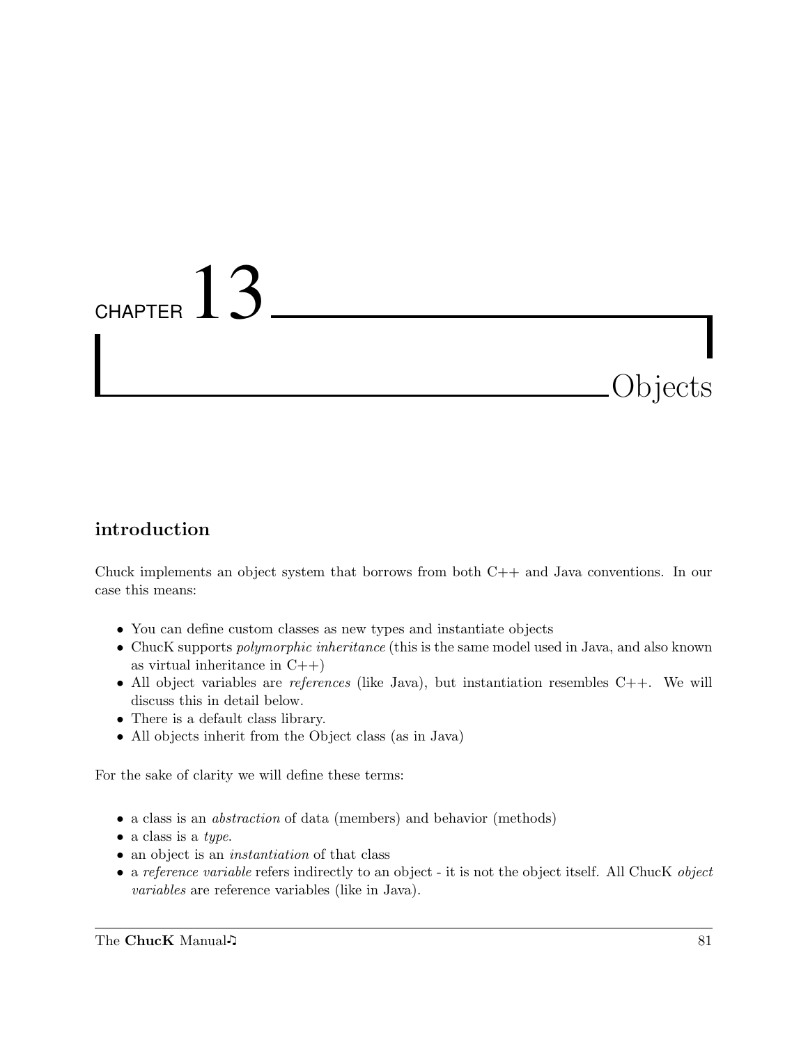# CHAPTER 13 Objects

## introduction

Chuck implements an object system that borrows from both C++ and Java conventions. In our case this means:

- You can define custom classes as new types and instantiate objects
- ChucK supports *polymorphic inheritance* (this is the same model used in Java, and also known as virtual inheritance in C++)
- All object variables are *references* (like Java), but instantiation resembles C++. We will discuss this in detail below.
- There is a default class library.
- All objects inherit from the Object class (as in Java)

For the sake of clarity we will define these terms:

- a class is an *abstraction* of data (members) and behavior (methods)
- a class is a *type*.
- an object is an *instantiation* of that class
- a *reference variable* refers indirectly to an object - it is not the object itself. All ChucK *object variables* are reference variables (like in Java).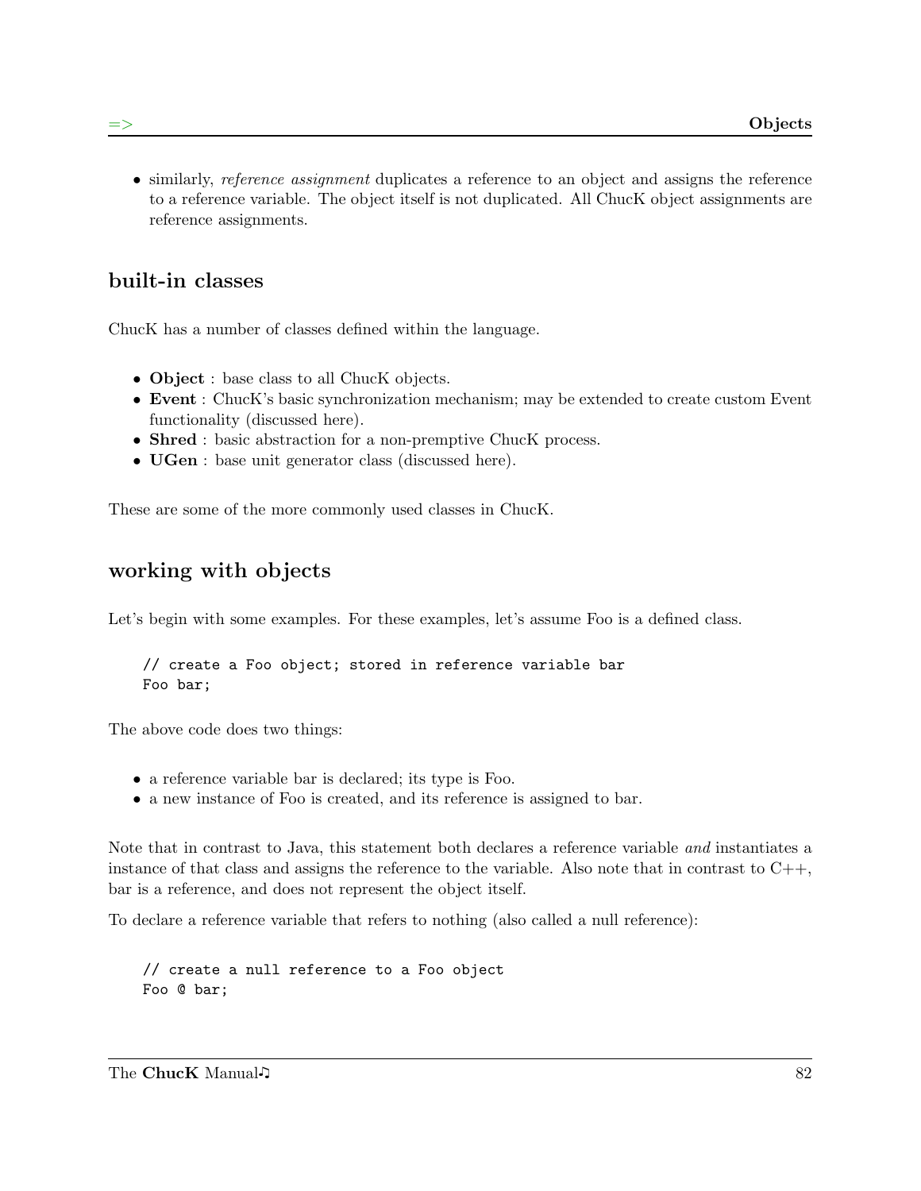- similarly, *reference assignment* duplicates a reference to an object and assigns the reference to a reference variable. The object itself is not duplicated. All ChucK object assignments are reference assignments.

## built-in classes

ChucK has a number of classes defined within the language.

- **Object** : base class to all ChucK objects.
- **Event** : ChucK's basic synchronization mechanism; may be extended to create custom Event functionality (discussed here).
- **Shred** : basic abstraction for a non-premptive ChucK process.
- **UGen** : base unit generator class (discussed here).

These are some of the more commonly used classes in ChucK.

## working with objects

Let's begin with some examples. For these examples, let's assume Foo is a defined class.

```
// create a Foo object; stored in reference variable bar
Foo bar;
```

The above code does two things:

- a reference variable bar is declared; its type is Foo.
- a new instance of Foo is created, and its reference is assigned to bar.

Note that in contrast to Java, this statement both declares a reference variable *and* instantiates a instance of that class and assigns the reference to the variable. Also note that in contrast to C++, bar is a reference, and does not represent the object itself.

To declare a reference variable that refers to nothing (also called a null reference):

```
// create a null reference to a Foo object
Foo @ bar;
```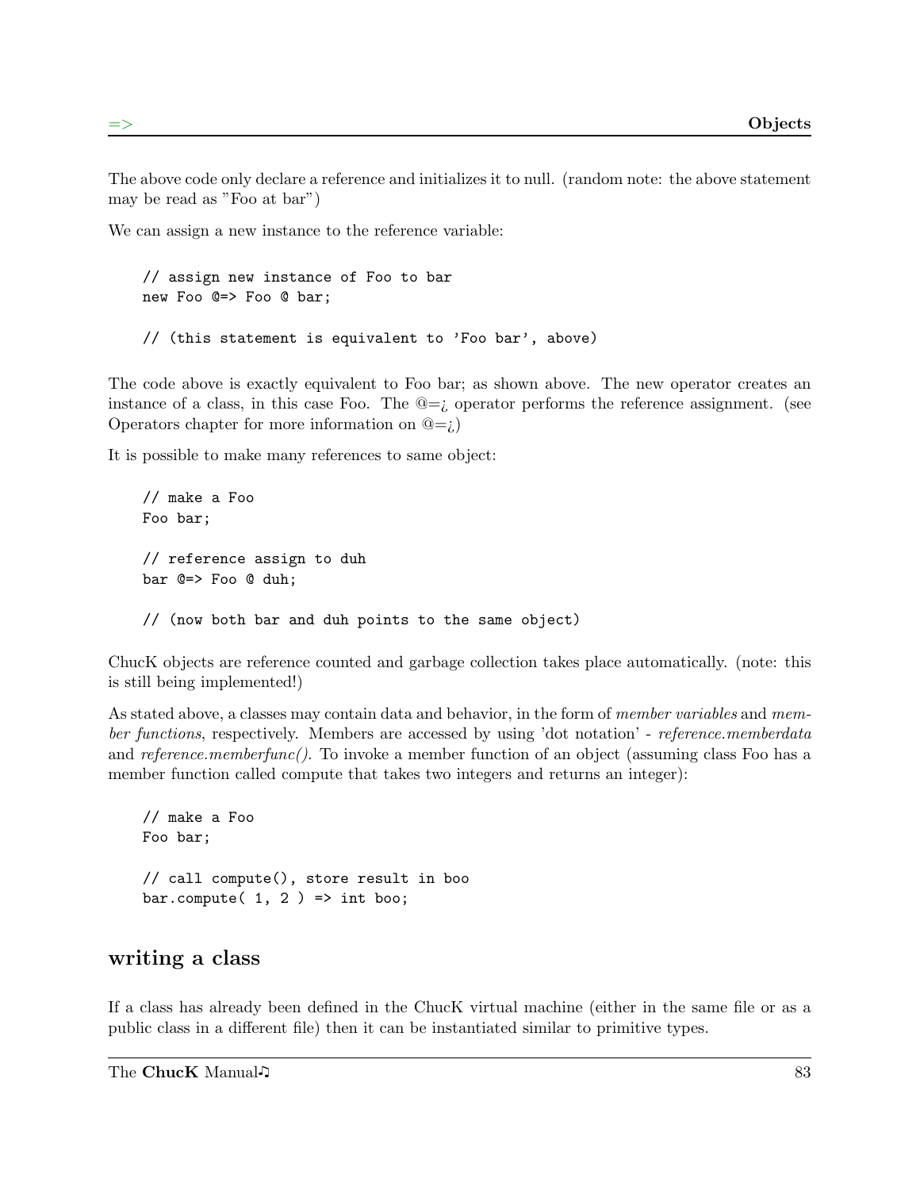The above code only declare a reference and initializes it to null. (random note: the above statement may be read as "Foo at bar")

We can assign a new instance to the reference variable:

```
// assign new instance of Foo to bar
new Foo @=> Foo @ bar;

// (this statement is equivalent to 'Foo bar', above)
```

The code above is exactly equivalent to Foo bar; as shown above. The new operator creates an instance of a class, in this case Foo. The @=¿ operator performs the reference assignment. (see Operators chapter for more information on @=¿)

It is possible to make many references to same object:

```
// make a Foo
Foo bar;

// reference assign to duh
bar @=> Foo @ duh;

// (now both bar and duh points to the same object)
```

ChucK objects are reference counted and garbage collection takes place automatically. (note: this is still being implemented!)

As stated above, a classes may contain data and behavior, in the form of *member variables* and *member functions*, respectively. Members are accessed by using 'dot notation' - *reference.memberdata* and *reference.memberfunc()*. To invoke a member function of an object (assuming class Foo has a member function called compute that takes two integers and returns an integer):

```
// make a Foo
Foo bar;

// call compute(), store result in boo
bar.compute( 1, 2 ) => int boo;
```

## writing a class

If a class has already been defined in the ChucK virtual machine (either in the same file or as a public class in a different file) then it can be instantiated similar to primitive types.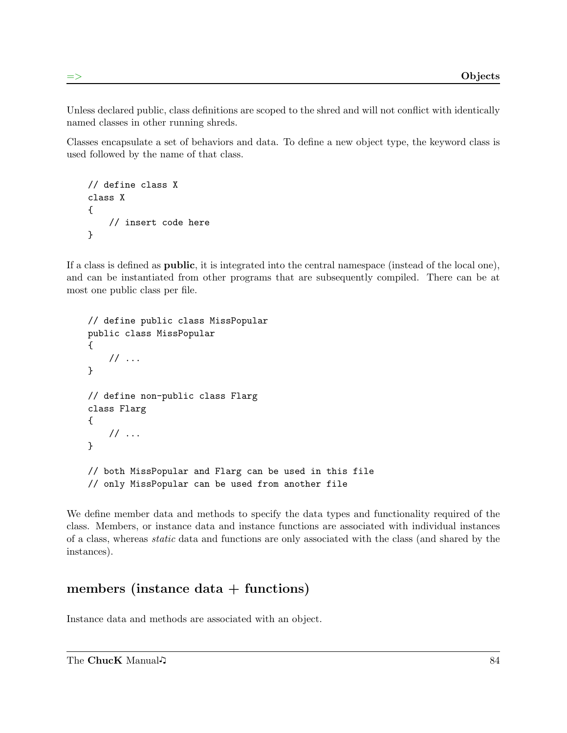Unless declared public, class definitions are scoped to the shred and will not conflict with identically named classes in other running shreds.

Classes encapsulate a set of behaviors and data. To define a new object type, the keyword class is used followed by the name of that class.

```
// define class X
class X
{
    // insert code here
}
```

If a class is defined as **public**, it is integrated into the central namespace (instead of the local one), and can be instantiated from other programs that are subsequently compiled. There can be at most one public class per file.

```
// define public class MissPopular
public class MissPopular
{
    // ...
}

// define non-public class Flarg
class Flarg
{
    // ...
}

// both MissPopular and Flarg can be used in this file
// only MissPopular can be used from another file
```

We define member data and methods to specify the data types and functionality required of the class. Members, or instance data and instance functions are associated with individual instances of a class, whereas *static* data and functions are only associated with the class (and shared by the instances).

## members (instance data + functions)

Instance data and methods are associated with an object.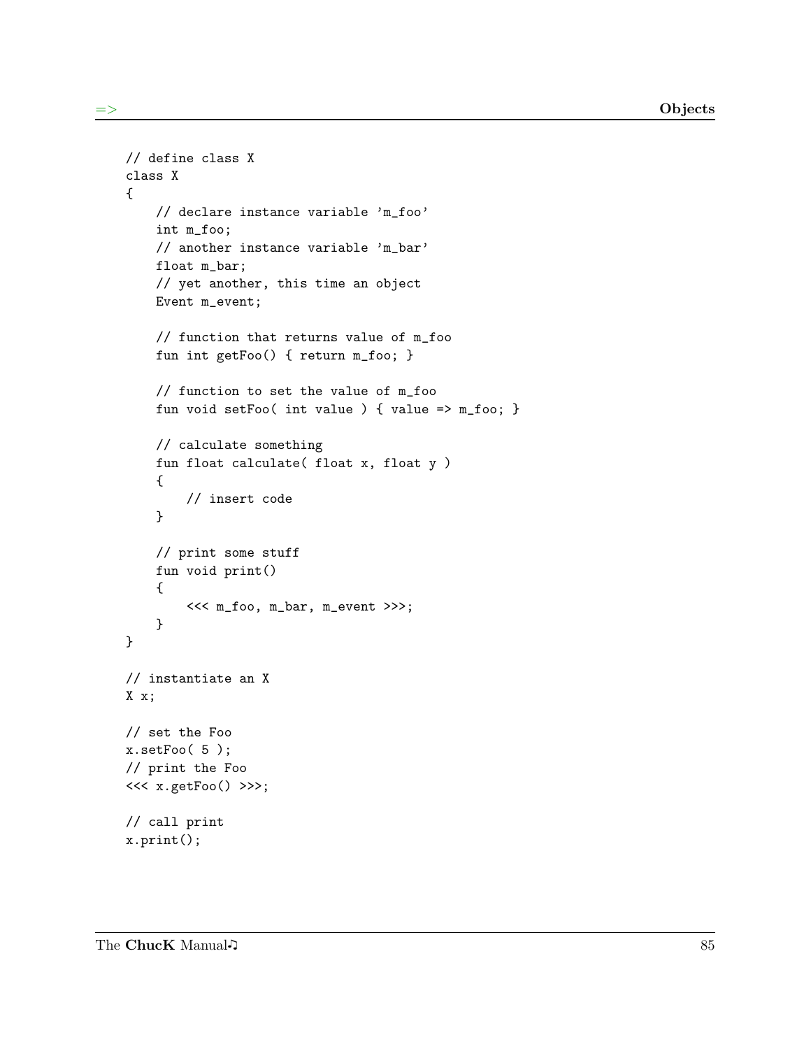```
// define class X
class X
{
    // declare instance variable 'm_foo'
    int m_foo;
    // another instance variable 'm_bar'
    float m_bar;
    // yet another, this time an object
    Event m_event;

    // function that returns value of m_foo
    fun int getFoo() { return m_foo; }

    // function to set the value of m_foo
    fun void setFoo( int value ) { value => m_foo; }

    // calculate something
    fun float calculate( float x, float y )
    {
        // insert code
    }

    // print some stuff
    fun void print()
    {
        <<< m_foo, m_bar, m_event >>>;
    }
}

// instantiate an X
X x;

// set the Foo
x.setFoo( 5 );
// print the Foo
<<< x.getFoo() >>>;

// call print
x.print();
```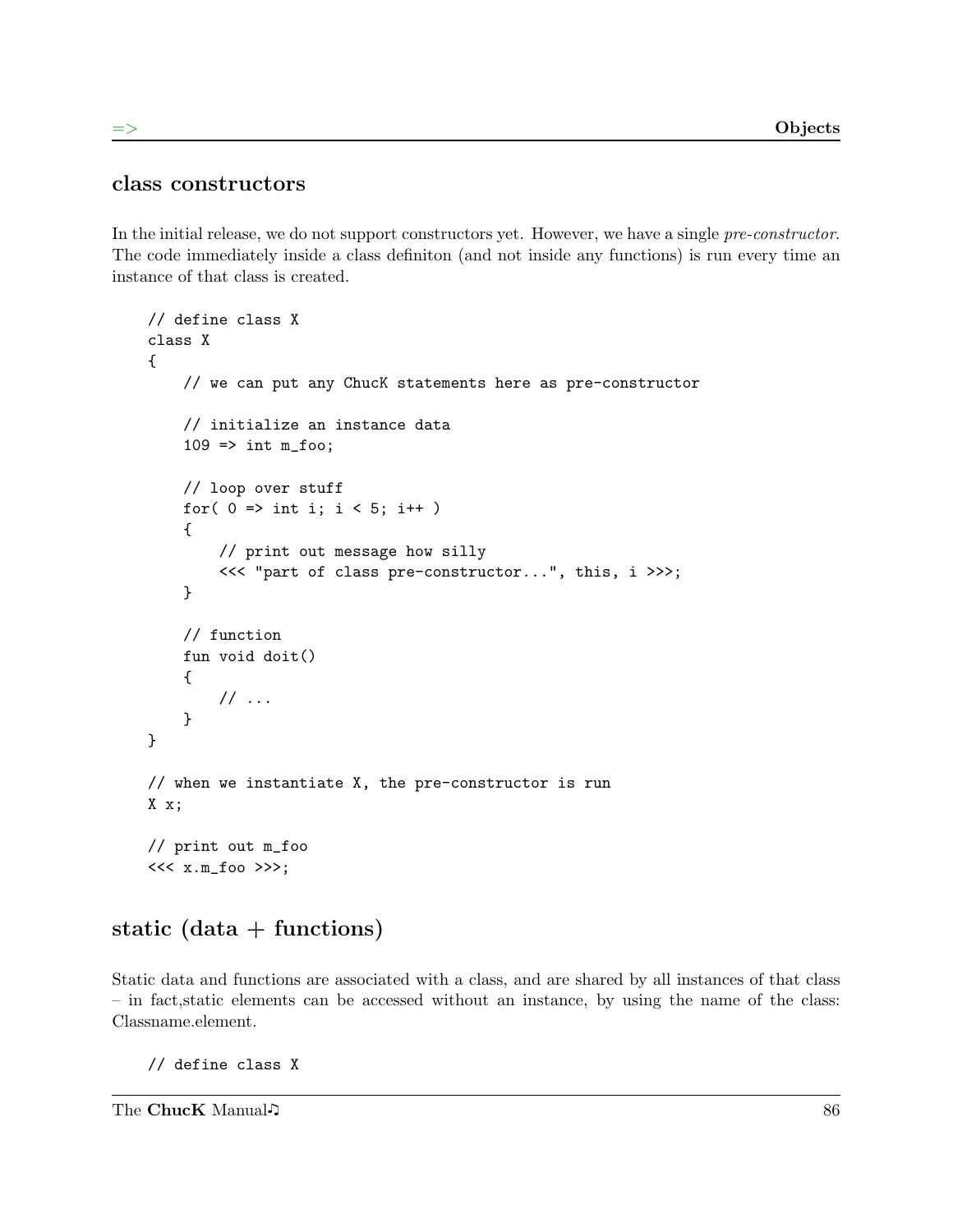## class constructors

In the initial release, we do not support constructors yet. However, we have a single *pre-constructor*. The code immediately inside a class definiton (and not inside any functions) is run every time an instance of that class is created.

```
// define class X
class X
{
    // we can put any ChucK statements here as pre-constructor

    // initialize an instance data
    109 => int m_foo;

    // loop over stuff
    for( 0 => int i; i < 5; i++ )
    {
        // print out message how silly
        <<< "part of class pre-constructor...", this, i >>>;
    }

    // function
    fun void doit()
    {
        // ...
    }
}

// when we instantiate X, the pre-constructor is run
X x;

// print out m_foo
<<< x.m_foo >>>;
```

## static (data + functions)

Static data and functions are associated with a class, and are shared by all instances of that class – in fact,static elements can be accessed without an instance, by using the name of the class: Classname.element.

```
// define class X
```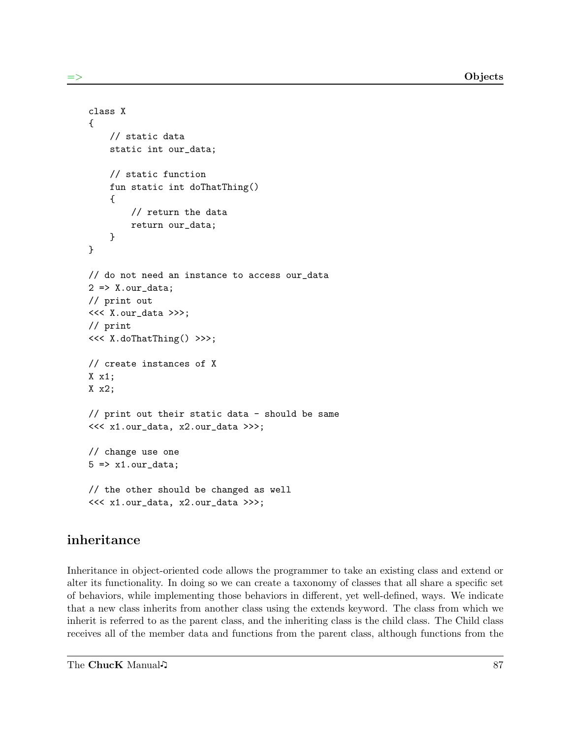```
class X
{
    // static data
    static int our_data;

    // static function
    fun static int doThatThing()
    {
        // return the data
        return our_data;
    }
}

// do not need an instance to access our_data
2 => X.our_data;
// print out
<<< X.our_data >>>;
// print
<<< X.doThatThing() >>>;

// create instances of X
X x1;
X x2;

// print out their static data - should be same
<<< x1.our_data, x2.our_data >>>;

// change use one
5 => x1.our_data;

// the other should be changed as well
<<< x1.our_data, x2.our_data >>>;
```

## inheritance

Inheritance in object-oriented code allows the programmer to take an existing class and extend or alter its functionality. In doing so we can create a taxonomy of classes that all share a specific set of behaviors, while implementing those behaviors in different, yet well-defined, ways. We indicate that a new class inherits from another class using the extends keyword. The class from which we inherit is referred to as the parent class, and the inheriting class is the child class. The Child class receives all of the member data and functions from the parent class, although functions from the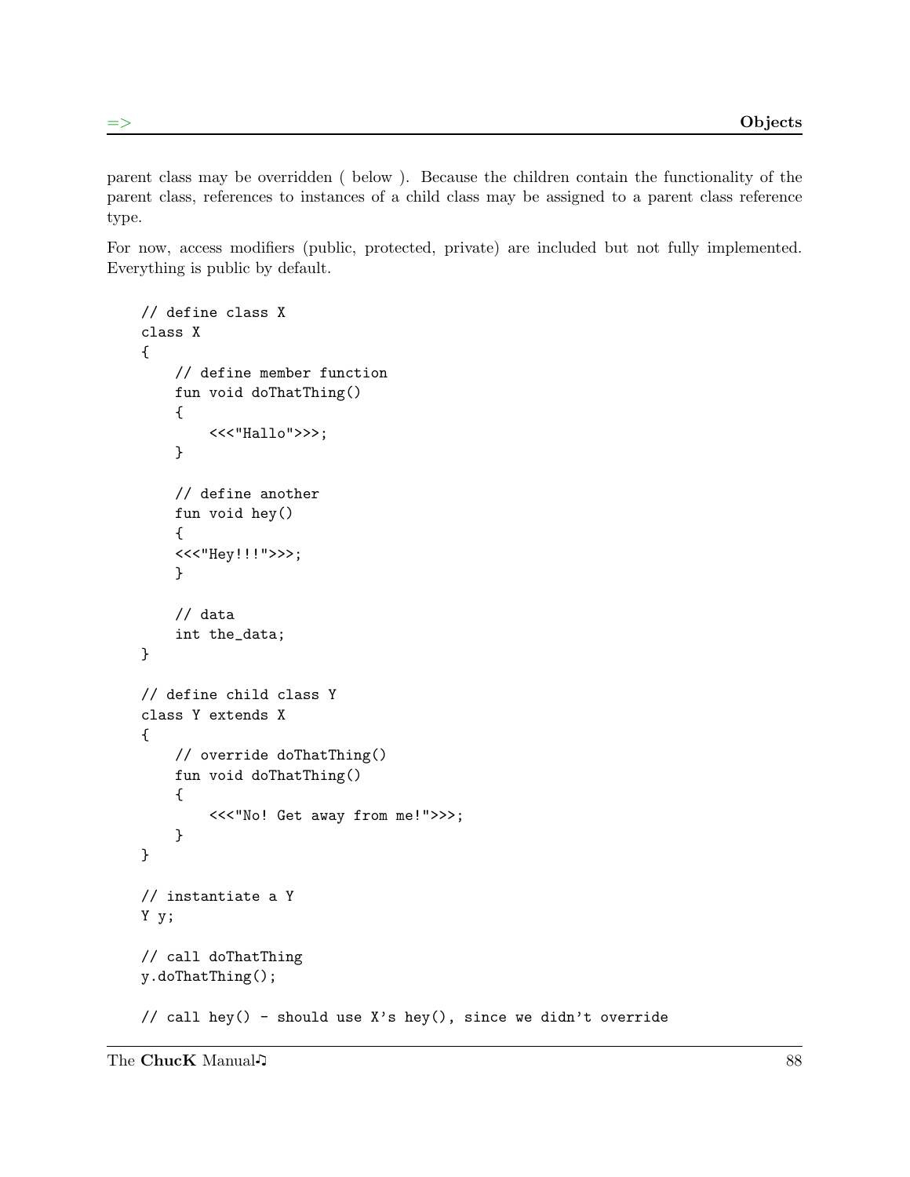parent class may be overridden ( below ). Because the children contain the functionality of the parent class, references to instances of a child class may be assigned to a parent class reference type.

For now, access modifiers (public, protected, private) are included but not fully implemented. Everything is public by default.

```
// define class X
class X
{
    // define member function
    fun void doThatThing()
    {
        <<<"Hallo">>>;
    }

    // define another
    fun void hey()
    {
    <<<"Hey!!!">>>;
    }

    // data
    int the_data;
}

// define child class Y
class Y extends X
{
    // override doThatThing()
    fun void doThatThing()
    {
        <<<"No! Get away from me!">>>;
    }
}

// instantiate a Y
Y y;

// call doThatThing
y.doThatThing();

// call hey() - should use X's hey(), since we didn't override
```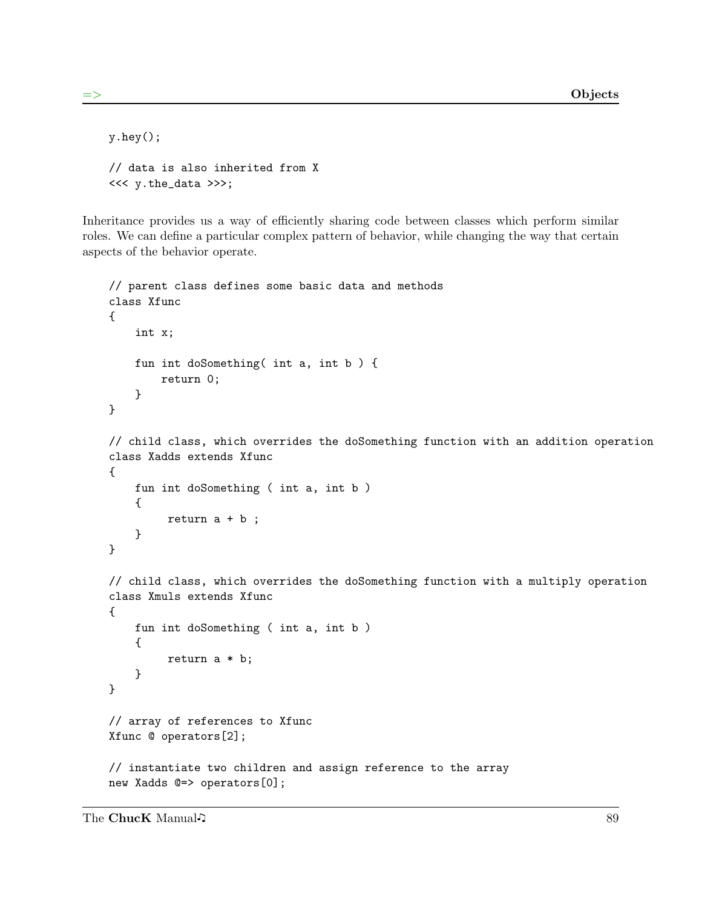```
y.hey();

// data is also inherited from X
<<< y.the_data >>>;
```

Inheritance provides us a way of efficiently sharing code between classes which perform similar roles. We can define a particular complex pattern of behavior, while changing the way that certain aspects of the behavior operate.

```
// parent class defines some basic data and methods
class Xfunc
{
    int x;

    fun int doSomething( int a, int b ) {
        return 0;
    }
}

// child class, which overrides the doSomething function with an addition operation
class Xadds extends Xfunc
{
    fun int doSomething ( int a, int b )
    {
         return a + b ;
    }
}

// child class, which overrides the doSomething function with a multiply operation
class Xmuls extends Xfunc
{
    fun int doSomething ( int a, int b )
    {
         return a * b;
    }
}

// array of references to Xfunc
Xfunc @ operators[2];

// instantiate two children and assign reference to the array
new Xadds @=> operators[0];
```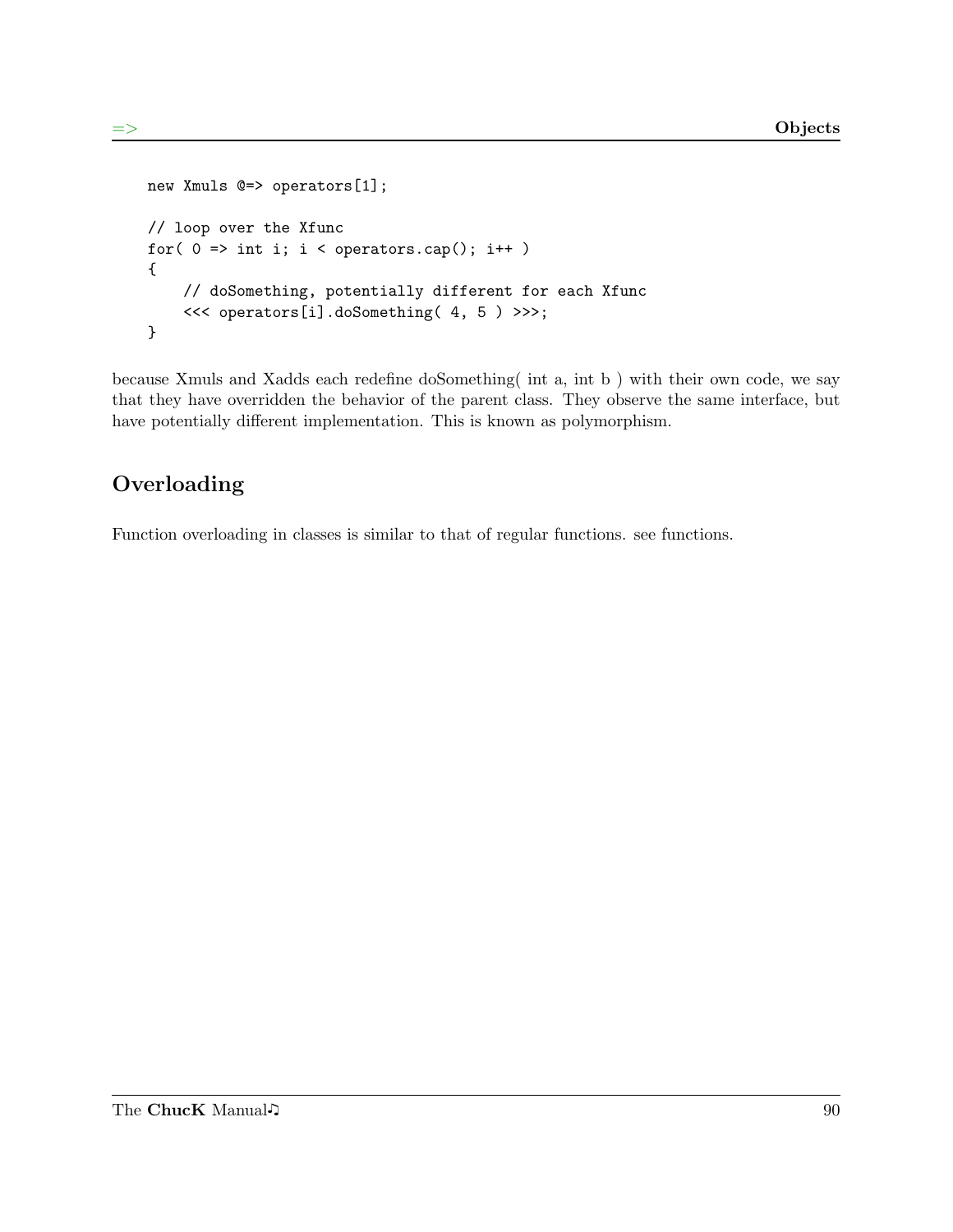```
new Xmuls @=> operators[1];

// loop over the Xfunc
for( 0 => int i; i < operators.cap(); i++ )
{
    // doSomething, potentially different for each Xfunc
    <<< operators[i].doSomething( 4, 5 ) >>>;
}
```

because Xmuls and Xadds each redefine doSomething( int a, int b ) with their own code, we say that they have overridden the behavior of the parent class. They observe the same interface, but have potentially different implementation. This is known as polymorphism.

## Overloading

Function overloading in classes is similar to that of regular functions. see functions.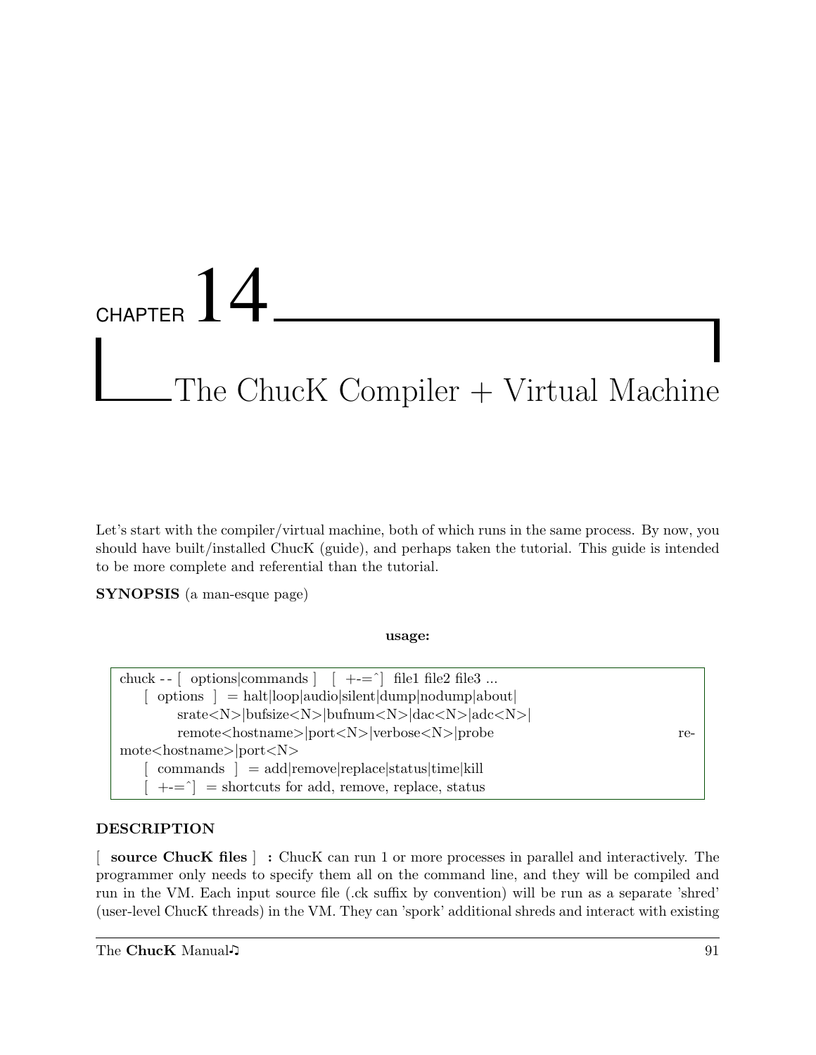# CHAPTER 14

# The ChucK Compiler + Virtual Machine

Let's start with the compiler/virtual machine, both of which runs in the same process. By now, you should have built/installed ChucK (guide), and perhaps taken the tutorial. This guide is intended to be more complete and referential than the tutorial.

**SYNOPSIS** (a man-esque page)

**usage:**

```
chuck -- [ options|commands ]   [ +-=^] file1 file2 file3 ...
    [ options ] = halt|loop|audio|silent|dump|nodump|about|
         srate<N>|bufsize<N>|bufnum<N>|dac<N>|adc<N>|
         remote<hostname>|port<N>|verbose<N>|probe          re-
mote<hostname>|port<N>
    [ commands ] = add|remove|replace|status|time|kill
    [ +-=^] = shortcuts for add, remove, replace, status
```

**DESCRIPTION**

[ **source ChucK files** ] **:** ChucK can run 1 or more processes in parallel and interactively. The programmer only needs to specify them all on the command line, and they will be compiled and run in the VM. Each input source file (.ck suffix by convention) will be run as a separate 'shred' (user-level ChucK threads) in the VM. They can 'spork' additional shreds and interact with existing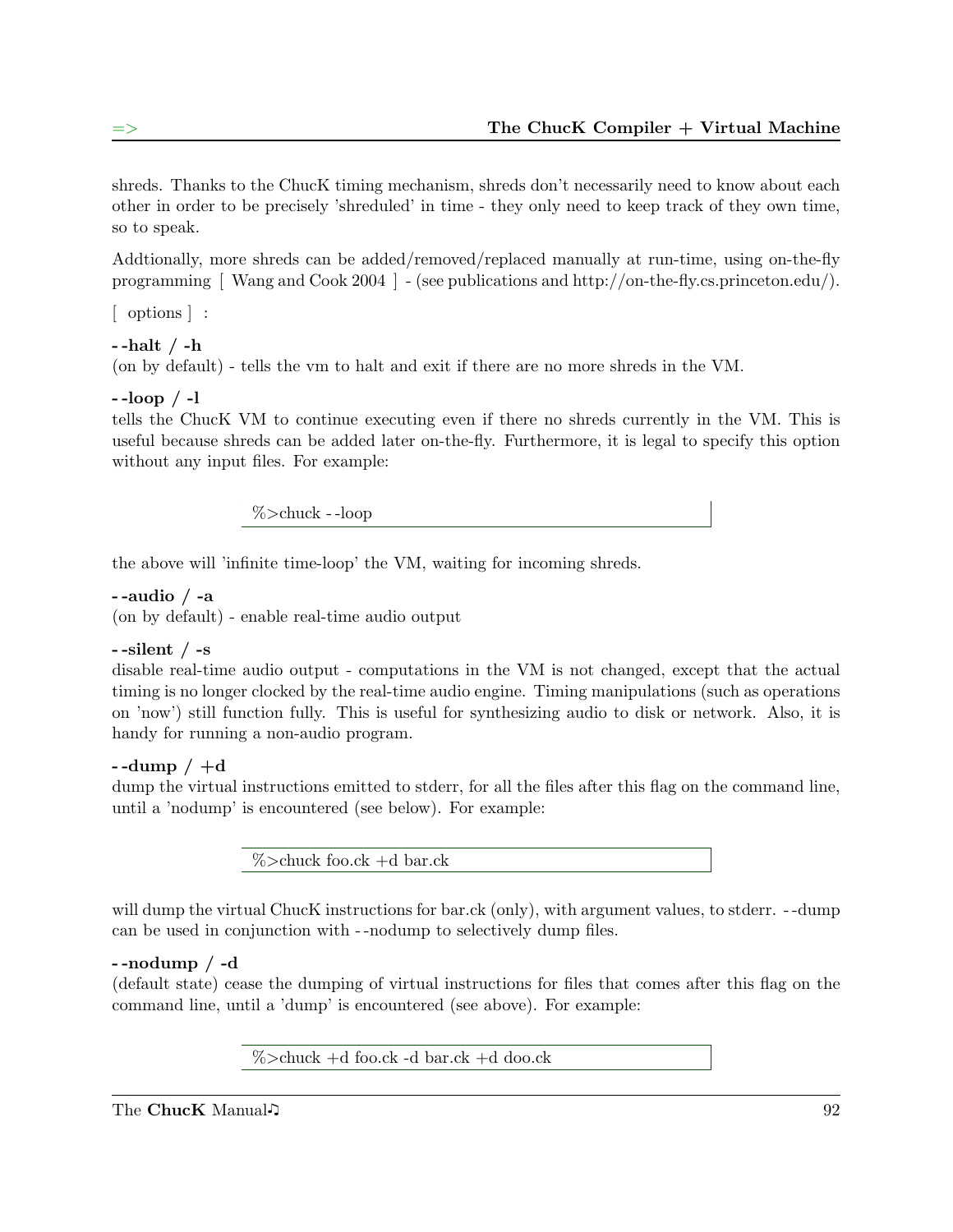shreds. Thanks to the ChucK timing mechanism, shreds don't necessarily need to know about each other in order to be precisely 'shreduled' in time - they only need to keep track of they own time, so to speak.

Addtionally, more shreds can be added/removed/replaced manually at run-time, using on-the-fly programming [ Wang and Cook 2004 ] - (see publications and http://on-the-fly.cs.princeton.edu/).

[ options ] :

**--halt / -h**
(on by default) - tells the vm to halt and exit if there are no more shreds in the VM.

**--loop / -l**
tells the ChucK VM to continue executing even if there no shreds currently in the VM. This is useful because shreds can be added later on-the-fly. Furthermore, it is legal to specify this option without any input files. For example:

```
%>chuck --loop
```

the above will 'infinite time-loop' the VM, waiting for incoming shreds.

**--audio / -a**
(on by default) - enable real-time audio output

**--silent / -s**
disable real-time audio output - computations in the VM is not changed, except that the actual timing is no longer clocked by the real-time audio engine. Timing manipulations (such as operations on 'now') still function fully. This is useful for synthesizing audio to disk or network. Also, it is handy for running a non-audio program.

**--dump / +d**
dump the virtual instructions emitted to stderr, for all the files after this flag on the command line, until a 'nodump' is encountered (see below). For example:

```
%>chuck foo.ck +d bar.ck
```

will dump the virtual ChucK instructions for bar.ck (only), with argument values, to stderr. --dump can be used in conjunction with --nodump to selectively dump files.

**--nodump / -d**
(default state) cease the dumping of virtual instructions for files that comes after this flag on the command line, until a 'dump' is encountered (see above). For example:

```
%>chuck +d foo.ck -d bar.ck +d doo.ck
```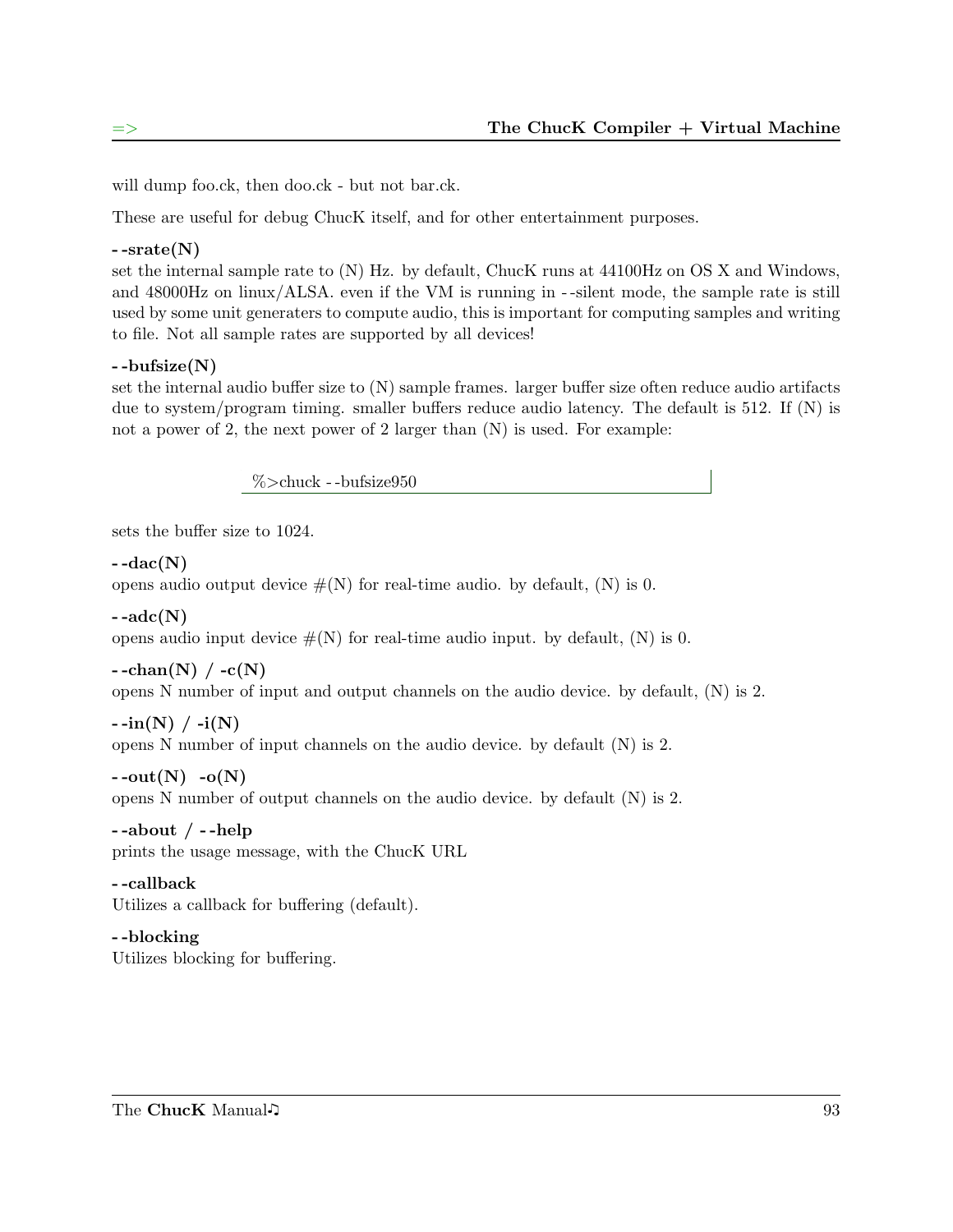will dump foo.ck, then doo.ck - but not bar.ck.

These are useful for debug ChucK itself, and for other entertainment purposes.

**--srate(N)**
set the internal sample rate to (N) Hz. by default, ChucK runs at 44100Hz on OS X and Windows, and 48000Hz on linux/ALSA. even if the VM is running in --silent mode, the sample rate is still used by some unit generaters to compute audio, this is important for computing samples and writing to file. Not all sample rates are supported by all devices!

**--bufsize(N)**
set the internal audio buffer size to (N) sample frames. larger buffer size often reduce audio artifacts due to system/program timing. smaller buffers reduce audio latency. The default is 512. If (N) is not a power of 2, the next power of 2 larger than (N) is used. For example:

```
%>chuck --bufsize950
```

sets the buffer size to 1024.

**--dac(N)**
opens audio output device #(N) for real-time audio. by default, (N) is 0.

**--adc(N)**
opens audio input device #(N) for real-time audio input. by default, (N) is 0.

**--chan(N) / -c(N)**
opens N number of input and output channels on the audio device. by default, (N) is 2.

**--in(N) / -i(N)**
opens N number of input channels on the audio device. by default (N) is 2.

**--out(N) -o(N)**
opens N number of output channels on the audio device. by default (N) is 2.

**--about / --help**
prints the usage message, with the ChucK URL

**--callback**
Utilizes a callback for buffering (default).

**--blocking**
Utilizes blocking for buffering.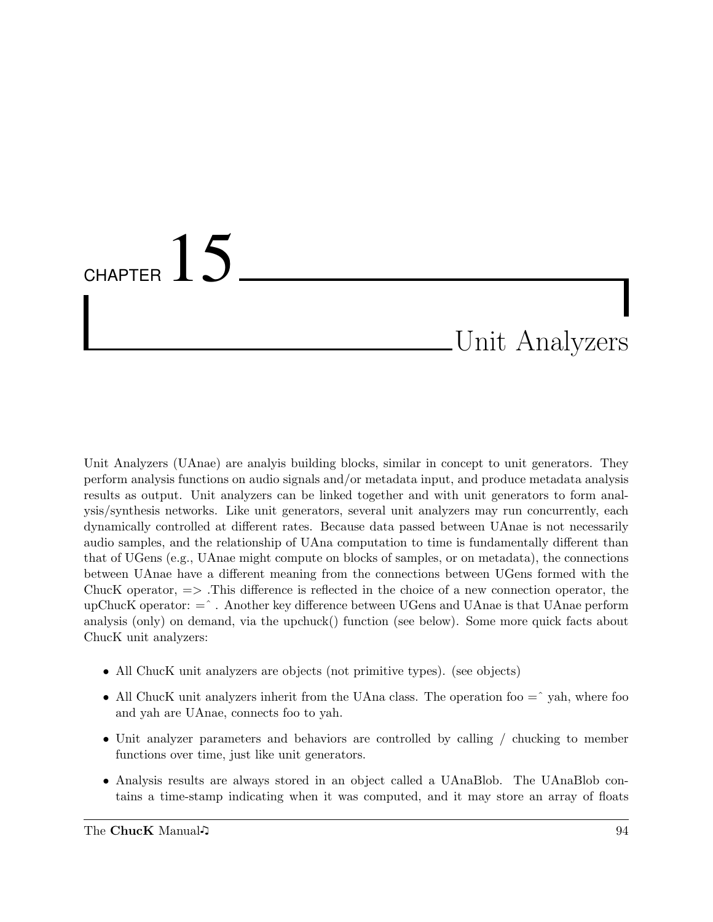# CHAPTER 15 Unit Analyzers

Unit Analyzers (UAnae) are analyis building blocks, similar in concept to unit generators. They perform analysis functions on audio signals and/or metadata input, and produce metadata analysis results as output. Unit analyzers can be linked together and with unit generators to form analysis/synthesis networks. Like unit generators, several unit analyzers may run concurrently, each dynamically controlled at different rates. Because data passed between UAnae is not necessarily audio samples, and the relationship of UAna computation to time is fundamentally different than that of UGens (e.g., UAnae might compute on blocks of samples, or on metadata), the connections between UAnae have a different meaning from the connections between UGens formed with the ChucK operator, => .This difference is reflected in the choice of a new connection operator, the upChucK operator: =^ . Another key difference between UGens and UAnae is that UAnae perform analysis (only) on demand, via the upchuck() function (see below). Some more quick facts about ChucK unit analyzers:

- All ChucK unit analyzers are objects (not primitive types). (see objects)
- All ChucK unit analyzers inherit from the UAna class. The operation foo =^ yah, where foo and yah are UAnae, connects foo to yah.
- Unit analyzer parameters and behaviors are controlled by calling / chucking to member functions over time, just like unit generators.
- Analysis results are always stored in an object called a UAnaBlob. The UAnaBlob contains a time-stamp indicating when it was computed, and it may store an array of floats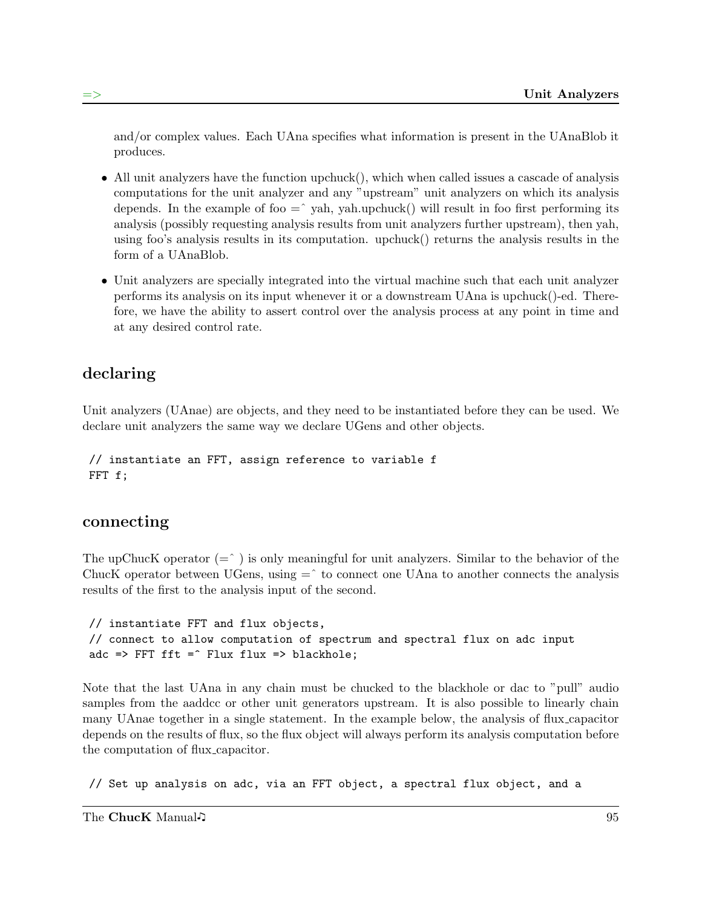and/or complex values. Each UAna specifies what information is present in the UAnaBlob it produces.

- All unit analyzers have the function upchuck(), which when called issues a cascade of analysis computations for the unit analyzer and any "upstream" unit analyzers on which its analysis depends. In the example of foo =^ yah, yah.upchuck() will result in foo first performing its analysis (possibly requesting analysis results from unit analyzers further upstream), then yah, using foo's analysis results in its computation. upchuck() returns the analysis results in the form of a UAnaBlob.
- Unit analyzers are specially integrated into the virtual machine such that each unit analyzer performs its analysis on its input whenever it or a downstream UAna is upchuck()-ed. Therefore, we have the ability to assert control over the analysis process at any point in time and at any desired control rate.

## declaring

Unit analyzers (UAnae) are objects, and they need to be instantiated before they can be used. We declare unit analyzers the same way we declare UGens and other objects.

```
// instantiate an FFT, assign reference to variable f
FFT f;
```

## connecting

The upChucK operator (=^ ) is only meaningful for unit analyzers. Similar to the behavior of the ChucK operator between UGens, using =^ to connect one UAna to another connects the analysis results of the first to the analysis input of the second.

```
// instantiate FFT and flux objects,
// connect to allow computation of spectrum and spectral flux on adc input
adc => FFT fft =^ Flux flux => blackhole;
```

Note that the last UAna in any chain must be chucked to the blackhole or dac to "pull" audio samples from the aaddcc or other unit generators upstream. It is also possible to linearly chain many UAnae together in a single statement. In the example below, the analysis of flux_capacitor depends on the results of flux, so the flux object will always perform its analysis computation before the computation of flux_capacitor.

```
// Set up analysis on adc, via an FFT object, a spectral flux object, and a
```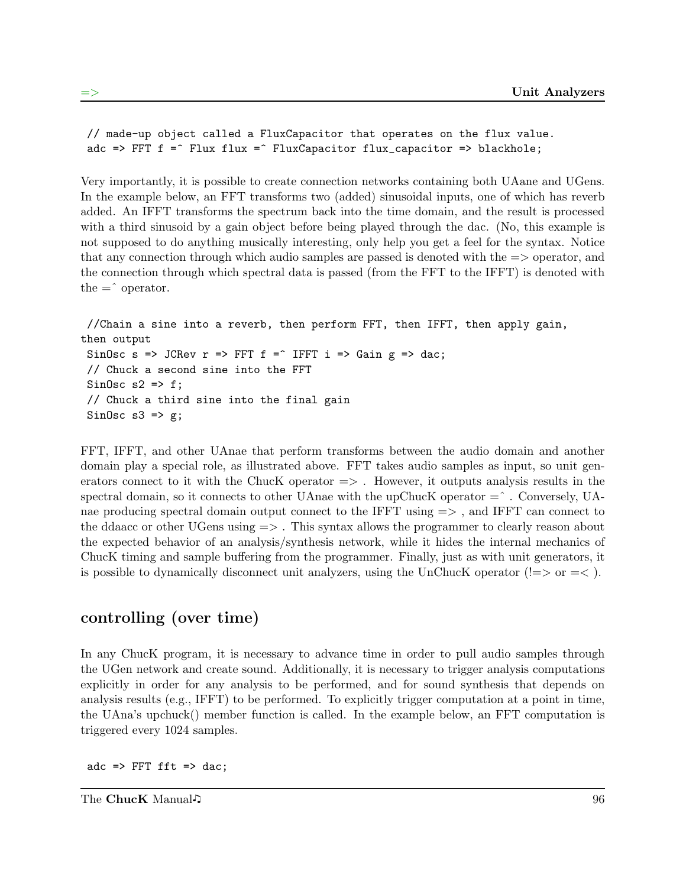```
// made-up object called a FluxCapacitor that operates on the flux value.
adc => FFT f =^ Flux flux =^ FluxCapacitor flux_capacitor => blackhole;
```

Very importantly, it is possible to create connection networks containing both UAane and UGens. In the example below, an FFT transforms two (added) sinusoidal inputs, one of which has reverb added. An IFFT transforms the spectrum back into the time domain, and the result is processed with a third sinusoid by a gain object before being played through the dac. (No, this example is not supposed to do anything musically interesting, only help you get a feel for the syntax. Notice that any connection through which audio samples are passed is denoted with the => operator, and the connection through which spectral data is passed (from the FFT to the IFFT) is denoted with the =^ operator.

```
//Chain a sine into a reverb, then perform FFT, then IFFT, then apply gain,
then output
SinOsc s => JCRev r => FFT f =^ IFFT i => Gain g => dac;
// Chuck a second sine into the FFT
SinOsc s2 => f;
// Chuck a third sine into the final gain
SinOsc s3 => g;
```

FFT, IFFT, and other UAnae that perform transforms between the audio domain and another domain play a special role, as illustrated above. FFT takes audio samples as input, so unit generators connect to it with the ChucK operator => . However, it outputs analysis results in the spectral domain, so it connects to other UAnae with the upChucK operator =^ . Conversely, UAnae producing spectral domain output connect to the IFFT using => , and IFFT can connect to the ddaacc or other UGens using => . This syntax allows the programmer to clearly reason about the expected behavior of an analysis/synthesis network, while it hides the internal mechanics of ChucK timing and sample buffering from the programmer. Finally, just as with unit generators, it is possible to dynamically disconnect unit analyzers, using the UnChucK operator (!=> or =< ).

## controlling (over time)

In any ChucK program, it is necessary to advance time in order to pull audio samples through the UGen network and create sound. Additionally, it is necessary to trigger analysis computations explicitly in order for any analysis to be performed, and for sound synthesis that depends on analysis results (e.g., IFFT) to be performed. To explicitly trigger computation at a point in time, the UAna's upchuck() member function is called. In the example below, an FFT computation is triggered every 1024 samples.

```
adc => FFT fft => dac;
```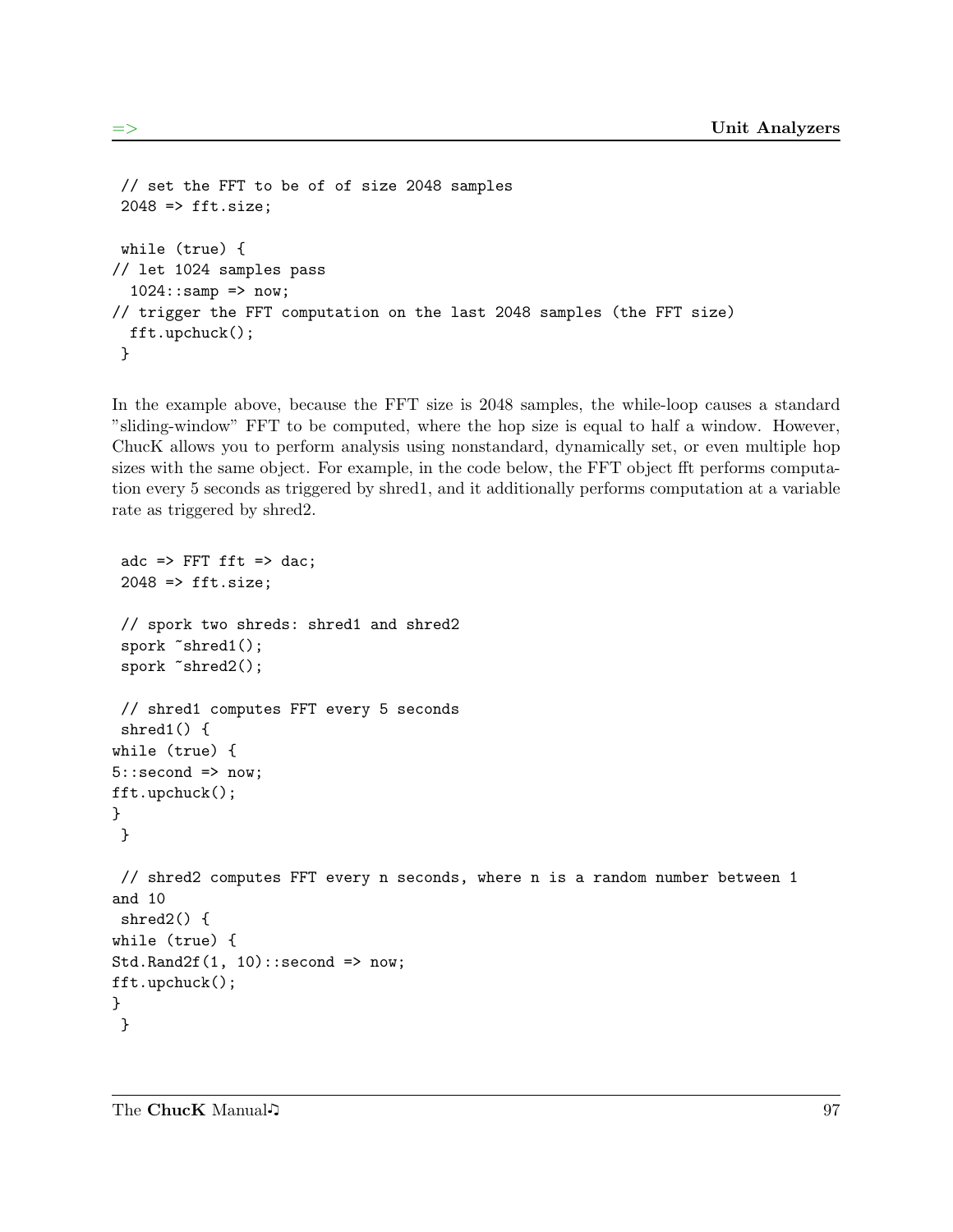```
 // set the FFT to be of of size 2048 samples
 2048 => fft.size;

 while (true) {
// let 1024 samples pass
  1024::samp => now;
// trigger the FFT computation on the last 2048 samples (the FFT size)
  fft.upchuck();
 }
```

In the example above, because the FFT size is 2048 samples, the while-loop causes a standard "sliding-window" FFT to be computed, where the hop size is equal to half a window. However, ChucK allows you to perform analysis using nonstandard, dynamically set, or even multiple hop sizes with the same object. For example, in the code below, the FFT object fft performs computation every 5 seconds as triggered by shred1, and it additionally performs computation at a variable rate as triggered by shred2.

```
 adc => FFT fft => dac;
 2048 => fft.size;

 // spork two shreds: shred1 and shred2
 spork ~shred1();
 spork ~shred2();

 // shred1 computes FFT every 5 seconds
 shred1() {
while (true) {
5::second => now;
fft.upchuck();
}
 }

 // shred2 computes FFT every n seconds, where n is a random number between 1
and 10
 shred2() {
while (true) {
Std.Rand2f(1, 10)::second => now;
fft.upchuck();
}
 }
```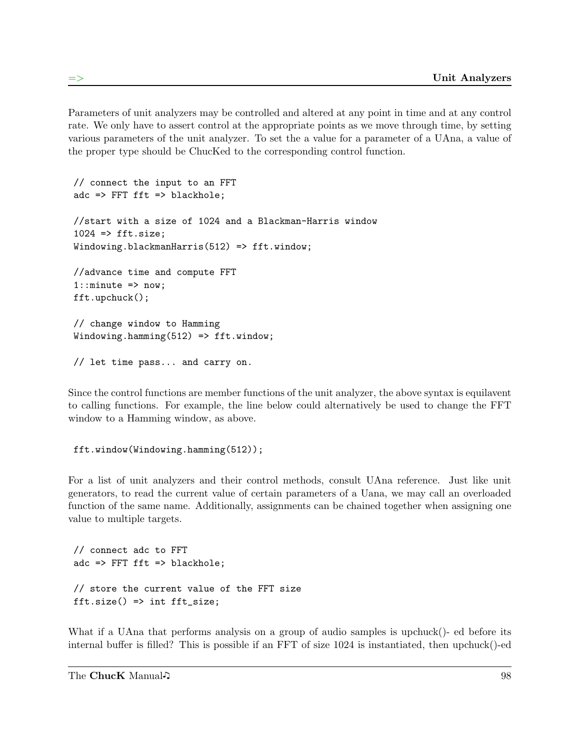Parameters of unit analyzers may be controlled and altered at any point in time and at any control rate. We only have to assert control at the appropriate points as we move through time, by setting various parameters of the unit analyzer. To set the a value for a parameter of a UAna, a value of the proper type should be ChucKed to the corresponding control function.

```
// connect the input to an FFT
adc => FFT fft => blackhole;

//start with a size of 1024 and a Blackman-Harris window
1024 => fft.size;
Windowing.blackmanHarris(512) => fft.window;

//advance time and compute FFT
1::minute => now;
fft.upchuck();

// change window to Hamming
Windowing.hamming(512) => fft.window;

// let time pass... and carry on.
```

Since the control functions are member functions of the unit analyzer, the above syntax is equilavent to calling functions. For example, the line below could alternatively be used to change the FFT window to a Hamming window, as above.

```
fft.window(Windowing.hamming(512));
```

For a list of unit analyzers and their control methods, consult UAna reference. Just like unit generators, to read the current value of certain parameters of a Uana, we may call an overloaded function of the same name. Additionally, assignments can be chained together when assigning one value to multiple targets.

```
// connect adc to FFT
adc => FFT fft => blackhole;

// store the current value of the FFT size
fft.size() => int fft_size;
```

What if a UAna that performs analysis on a group of audio samples is upchuck()- ed before its internal buffer is filled? This is possible if an FFT of size 1024 is instantiated, then upchuck()-ed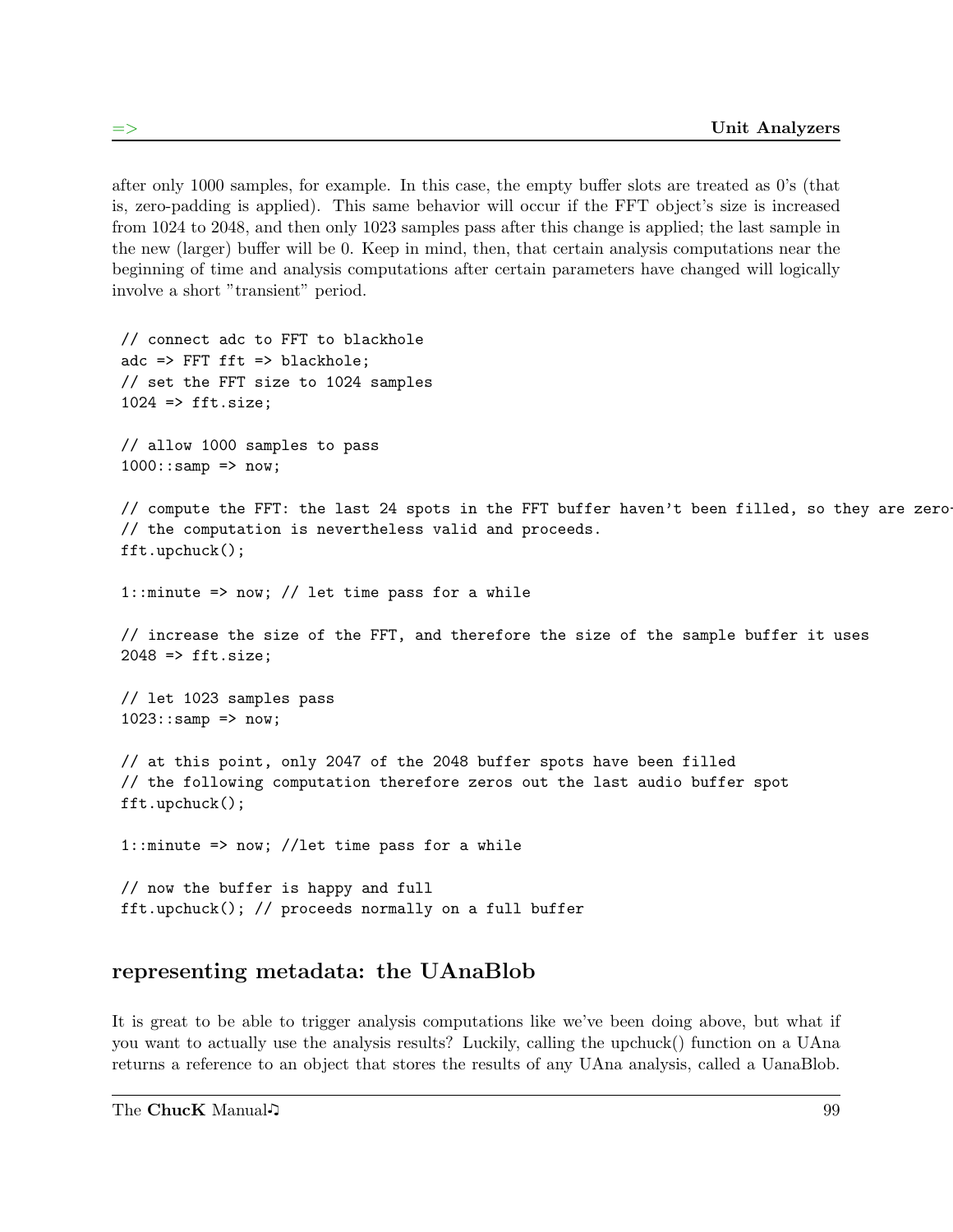after only 1000 samples, for example. In this case, the empty buffer slots are treated as 0's (that is, zero-padding is applied). This same behavior will occur if the FFT object's size is increased from 1024 to 2048, and then only 1023 samples pass after this change is applied; the last sample in the new (larger) buffer will be 0. Keep in mind, then, that certain analysis computations near the beginning of time and analysis computations after certain parameters have changed will logically involve a short "transient" period.

```
// connect adc to FFT to blackhole
adc => FFT fft => blackhole;
// set the FFT size to 1024 samples
1024 => fft.size;

// allow 1000 samples to pass
1000::samp => now;

// compute the FFT: the last 24 spots in the FFT buffer haven't been filled, so they are zero-
// the computation is nevertheless valid and proceeds.
fft.upchuck();

1::minute => now; // let time pass for a while

// increase the size of the FFT, and therefore the size of the sample buffer it uses
2048 => fft.size;

// let 1023 samples pass
1023::samp => now;

// at this point, only 2047 of the 2048 buffer spots have been filled
// the following computation therefore zeros out the last audio buffer spot
fft.upchuck();

1::minute => now; //let time pass for a while

// now the buffer is happy and full
fft.upchuck(); // proceeds normally on a full buffer
```

## representing metadata: the UAnaBlob

It is great to be able to trigger analysis computations like we've been doing above, but what if you want to actually use the analysis results? Luckily, calling the upchuck() function on a UAna returns a reference to an object that stores the results of any UAna analysis, called a UanaBlob.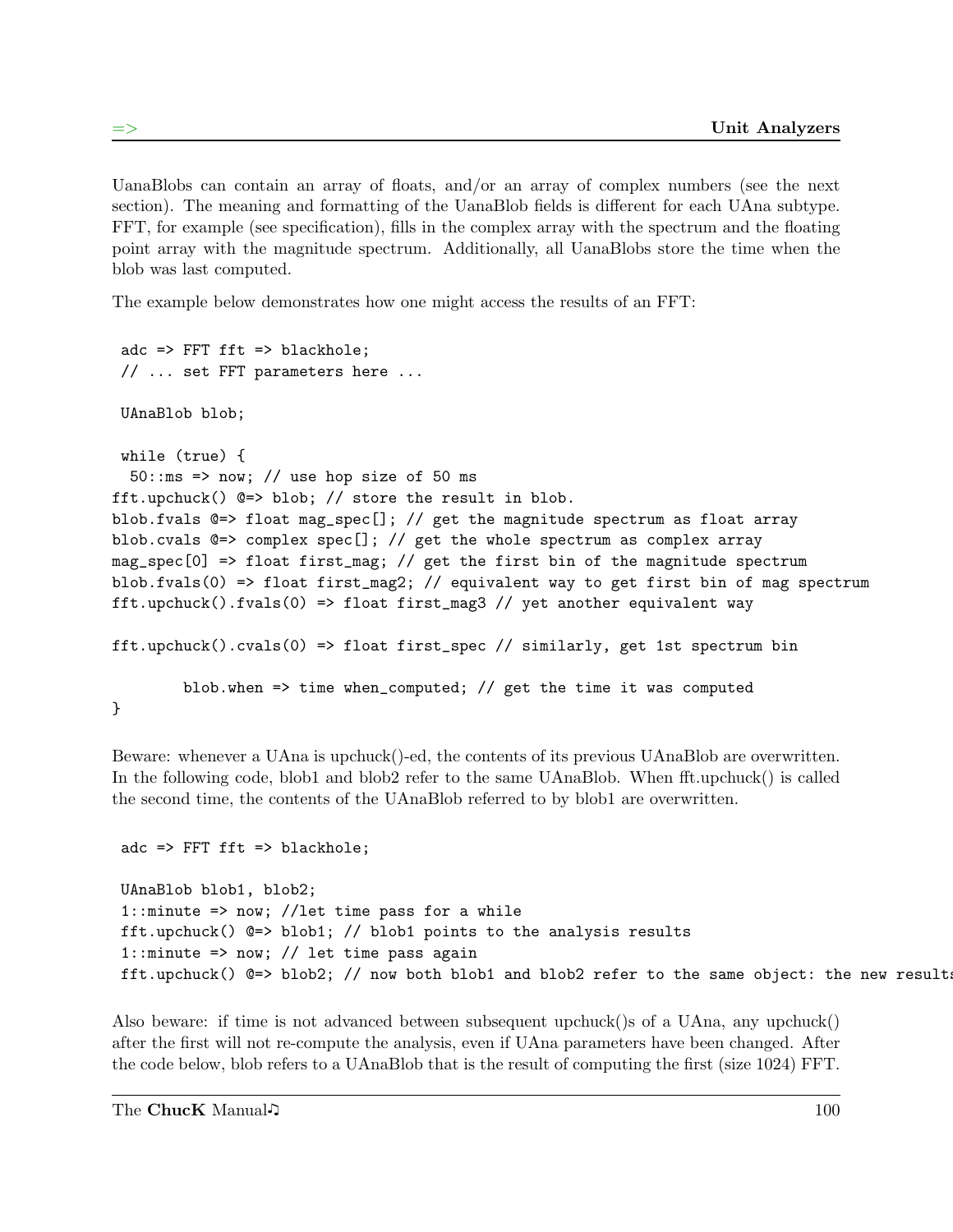UanaBlobs can contain an array of floats, and/or an array of complex numbers (see the next section). The meaning and formatting of the UanaBlob fields is different for each UAna subtype. FFT, for example (see specification), fills in the complex array with the spectrum and the floating point array with the magnitude spectrum. Additionally, all UanaBlobs store the time when the blob was last computed.

The example below demonstrates how one might access the results of an FFT:

```
 adc => FFT fft => blackhole;
 // ... set FFT parameters here ...

 UAnaBlob blob;

 while (true) {
  50::ms => now; // use hop size of 50 ms
fft.upchuck() @=> blob; // store the result in blob.
blob.fvals @=> float mag_spec[]; // get the magnitude spectrum as float array
blob.cvals @=> complex spec[]; // get the whole spectrum as complex array
mag_spec[0] => float first_mag; // get the first bin of the magnitude spectrum
blob.fvals(0) => float first_mag2; // equivalent way to get first bin of mag spectrum
fft.upchuck().fvals(0) => float first_mag3 // yet another equivalent way

fft.upchuck().cvals(0) => float first_spec // similarly, get 1st spectrum bin

        blob.when => time when_computed; // get the time it was computed
}
```

Beware: whenever a UAna is upchuck()-ed, the contents of its previous UAnaBlob are overwritten. In the following code, blob1 and blob2 refer to the same UAnaBlob. When fft.upchuck() is called the second time, the contents of the UAnaBlob referred to by blob1 are overwritten.

```
 adc => FFT fft => blackhole;

 UAnaBlob blob1, blob2;
 1::minute => now; //let time pass for a while
 fft.upchuck() @=> blob1; // blob1 points to the analysis results
 1::minute => now; // let time pass again
 fft.upchuck() @=> blob2; // now both blob1 and blob2 refer to the same object: the new results
```

Also beware: if time is not advanced between subsequent upchuck()s of a UAna, any upchuck() after the first will not re-compute the analysis, even if UAna parameters have been changed. After the code below, blob refers to a UAnaBlob that is the result of computing the first (size 1024) FFT.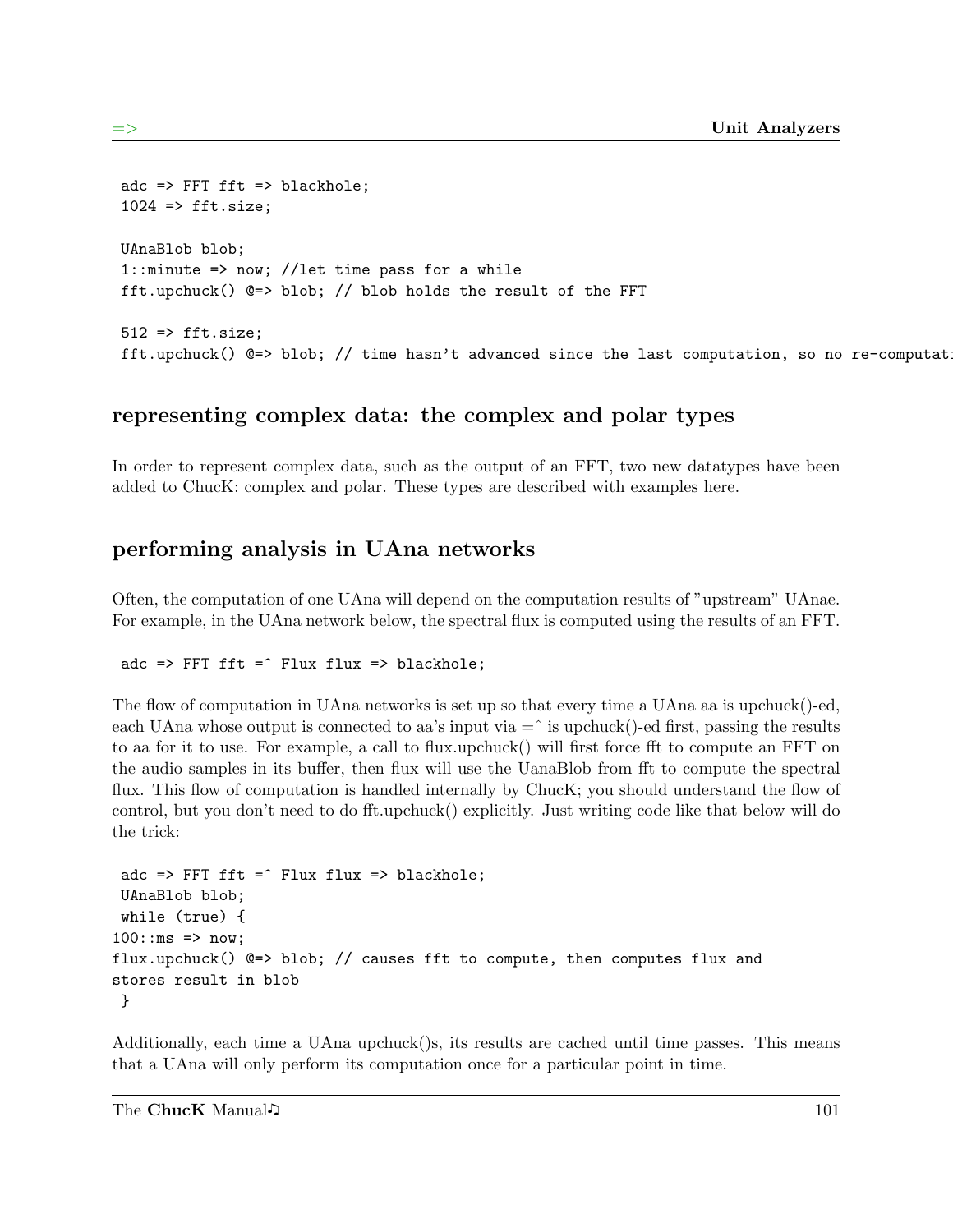```
adc => FFT fft => blackhole;
1024 => fft.size;

UAnaBlob blob;
1::minute => now; //let time pass for a while
fft.upchuck() @=> blob; // blob holds the result of the FFT

512 => fft.size;
fft.upchuck() @=> blob; // time hasn't advanced since the last computation, so no re-computati
```

## representing complex data: the complex and polar types

In order to represent complex data, such as the output of an FFT, two new datatypes have been added to ChucK: complex and polar. These types are described with examples here.

## performing analysis in UAna networks

Often, the computation of one UAna will depend on the computation results of "upstream" UAnae. For example, in the UAna network below, the spectral flux is computed using the results of an FFT.

```
adc => FFT fft =^ Flux flux => blackhole;
```

The flow of computation in UAna networks is set up so that every time a UAna aa is upchuck()-ed, each UAna whose output is connected to aa's input via =^ is upchuck()-ed first, passing the results to aa for it to use. For example, a call to flux.upchuck() will first force fft to compute an FFT on the audio samples in its buffer, then flux will use the UanaBlob from fft to compute the spectral flux. This flow of computation is handled internally by ChucK; you should understand the flow of control, but you don't need to do fft.upchuck() explicitly. Just writing code like that below will do the trick:

```
adc => FFT fft =^ Flux flux => blackhole;
UAnaBlob blob;
while (true) {
100::ms => now;
flux.upchuck() @=> blob; // causes fft to compute, then computes flux and
stores result in blob
}
```

Additionally, each time a UAna upchuck()s, its results are cached until time passes. This means that a UAna will only perform its computation once for a particular point in time.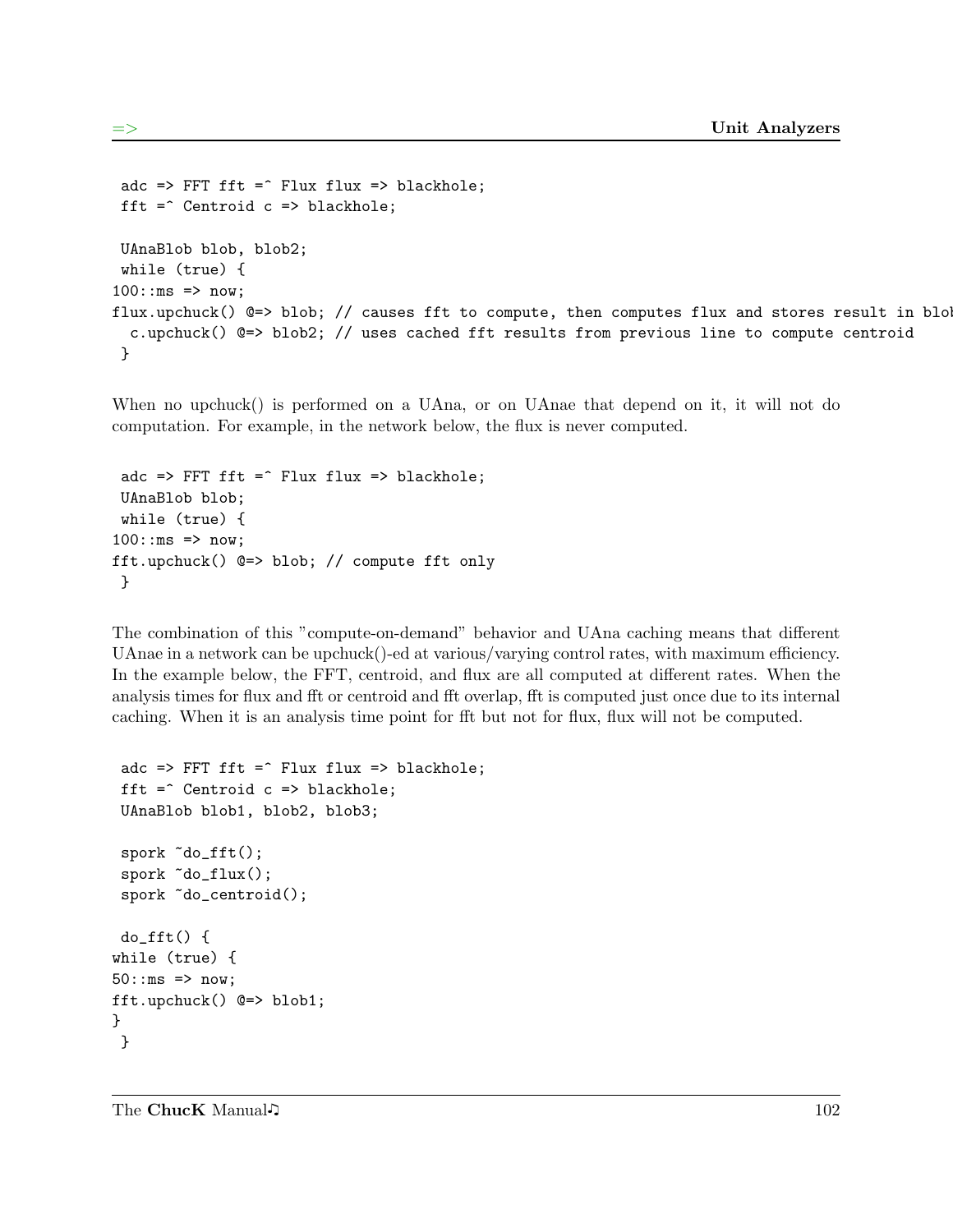```
adc => FFT fft =^ Flux flux => blackhole;
fft =^ Centroid c => blackhole;

UAnaBlob blob, blob2;
while (true) {
100::ms => now;
flux.upchuck() @=> blob; // causes fft to compute, then computes flux and stores result in blob
  c.upchuck() @=> blob2; // uses cached fft results from previous line to compute centroid
}
```

When no upchuck() is performed on a UAna, or on UAnae that depend on it, it will not do computation. For example, in the network below, the flux is never computed.

```
adc => FFT fft =^ Flux flux => blackhole;
UAnaBlob blob;
while (true) {
100::ms => now;
fft.upchuck() @=> blob; // compute fft only
}
```

The combination of this "compute-on-demand" behavior and UAna caching means that different UAnae in a network can be upchuck()-ed at various/varying control rates, with maximum efficiency. In the example below, the FFT, centroid, and flux are all computed at different rates. When the analysis times for flux and fft or centroid and fft overlap, fft is computed just once due to its internal caching. When it is an analysis time point for fft but not for flux, flux will not be computed.

```
adc => FFT fft =^ Flux flux => blackhole;
fft =^ Centroid c => blackhole;
UAnaBlob blob1, blob2, blob3;

spork ~do_fft();
spork ~do_flux();
spork ~do_centroid();

do_fft() {
while (true) {
50::ms => now;
fft.upchuck() @=> blob1;
}
}
```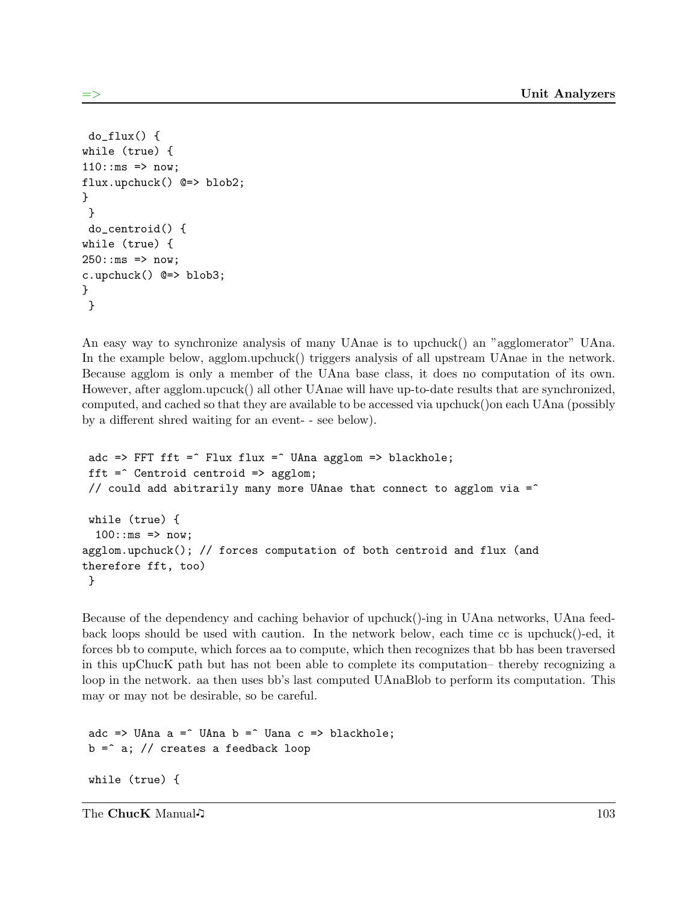```
 do_flux() {
while (true) {
110::ms => now;
flux.upchuck() @=> blob2;
}
 }
 do_centroid() {
while (true) {
250::ms => now;
c.upchuck() @=> blob3;
}
 }
```

An easy way to synchronize analysis of many UAnae is to upchuck() an "agglomerator" UAna. In the example below, agglom.upchuck() triggers analysis of all upstream UAnae in the network. Because agglom is only a member of the UAna base class, it does no computation of its own. However, after agglom.upcuck() all other UAnae will have up-to-date results that are synchronized, computed, and cached so that they are available to be accessed via upchuck()on each UAna (possibly by a different shred waiting for an event- - see below).

```
 adc => FFT fft =^ Flux flux =^ UAna agglom => blackhole;
 fft =^ Centroid centroid => agglom;
 // could add abitrarily many more UAnae that connect to agglom via =^

 while (true) {
  100::ms => now;
agglom.upchuck(); // forces computation of both centroid and flux (and
therefore fft, too)
 }
```

Because of the dependency and caching behavior of upchuck()-ing in UAna networks, UAna feedback loops should be used with caution. In the network below, each time cc is upchuck()-ed, it forces bb to compute, which forces aa to compute, which then recognizes that bb has been traversed in this upChucK path but has not been able to complete its computation– thereby recognizing a loop in the network. aa then uses bb's last computed UAnaBlob to perform its computation. This may or may not be desirable, so be careful.

```
 adc => UAna a =^ UAna b =^ Uana c => blackhole;
 b =^ a; // creates a feedback loop

 while (true) {
```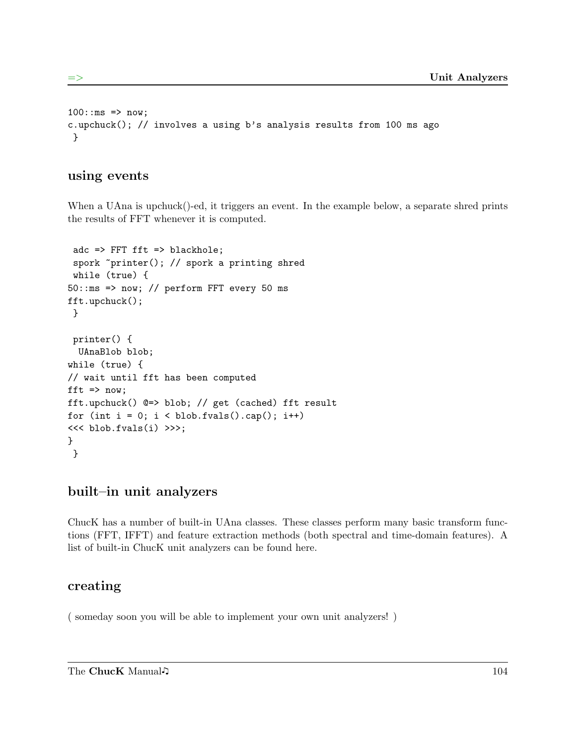```
100::ms => now;
c.upchuck(); // involves a using b's analysis results from 100 ms ago
 }
```

## using events

When a UAna is upchuck()-ed, it triggers an event. In the example below, a separate shred prints the results of FFT whenever it is computed.

```
 adc => FFT fft => blackhole;
 spork ~printer(); // spork a printing shred
 while (true) {
50::ms => now; // perform FFT every 50 ms
fft.upchuck();
 }

 printer() {
  UAnaBlob blob;
while (true) {
// wait until fft has been computed
fft => now;
fft.upchuck() @=> blob; // get (cached) fft result
for (int i = 0; i < blob.fvals().cap(); i++)
<<< blob.fvals(i) >>>;
}
 }
```

## built–in unit analyzers

ChucK has a number of built-in UAna classes. These classes perform many basic transform functions (FFT, IFFT) and feature extraction methods (both spectral and time-domain features). A list of built-in ChucK unit analyzers can be found here.

## creating

( someday soon you will be able to implement your own unit analyzers! )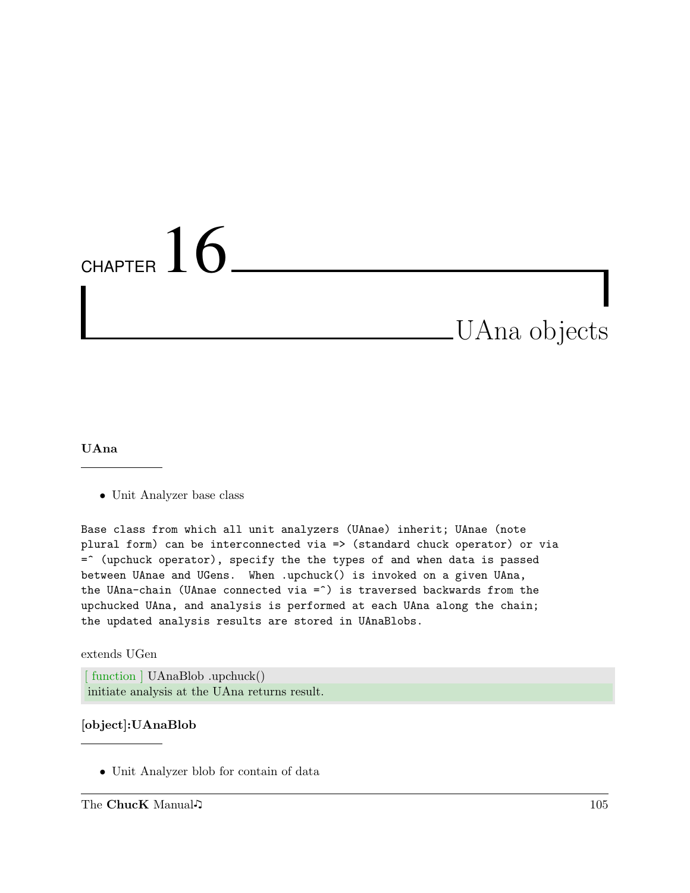# CHAPTER 16

# UAna objects

### UAna

- Unit Analyzer base class

```
Base class from which all unit analyzers (UAnae) inherit; UAnae (note
plural form) can be interconnected via => (standard chuck operator) or via
=^ (upchuck operator), specify the the types of and when data is passed
between UAnae and UGens.  When .upchuck() is invoked on a given UAna,
the UAna-chain (UAnae connected via =^) is traversed backwards from the
upchucked UAna, and analysis is performed at each UAna along the chain;
the updated analysis results are stored in UAnaBlobs.
```

extends UGen

[ function ] UAnaBlob .upchuck()
initiate analysis at the UAna returns result.

### [object]:UAnaBlob

- Unit Analyzer blob for contain of data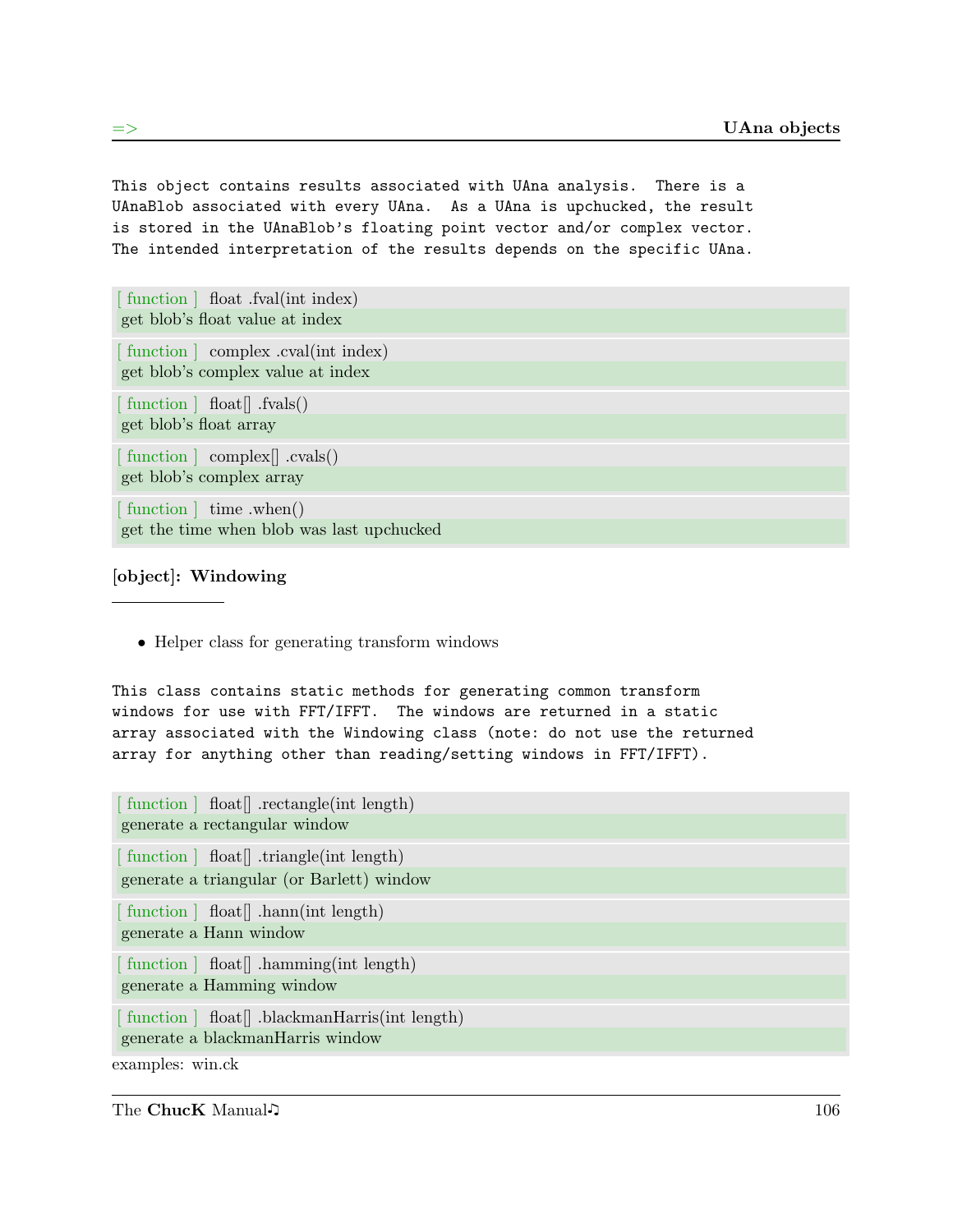```
This object contains results associated with UAna analysis.  There is a
UAnaBlob associated with every UAna.  As a UAna is upchucked, the result
is stored in the UAnaBlob's floating point vector and/or complex vector.
The intended interpretation of the results depends on the specific UAna.
```

[ function ] float .fval(int index)
get blob's float value at index

[ function ] complex .cval(int index)
get blob's complex value at index

[ function ] float[] .fvals()
get blob's float array

[ function ] complex[] .cvals()
get blob's complex array

[ function ] time .when()
get the time when blob was last upchucked

### [object]: Windowing

- Helper class for generating transform windows

```
This class contains static methods for generating common transform
windows for use with FFT/IFFT.  The windows are returned in a static
array associated with the Windowing class (note: do not use the returned
array for anything other than reading/setting windows in FFT/IFFT).
```

[ function ] float[] .rectangle(int length)
generate a rectangular window

[ function ] float[] .triangle(int length)
generate a triangular (or Barlett) window

[ function ] float[] .hann(int length)
generate a Hann window

[ function ] float[] .hamming(int length)
generate a Hamming window

[ function ] float[] .blackmanHarris(int length)
generate a blackmanHarris window

examples: win.ck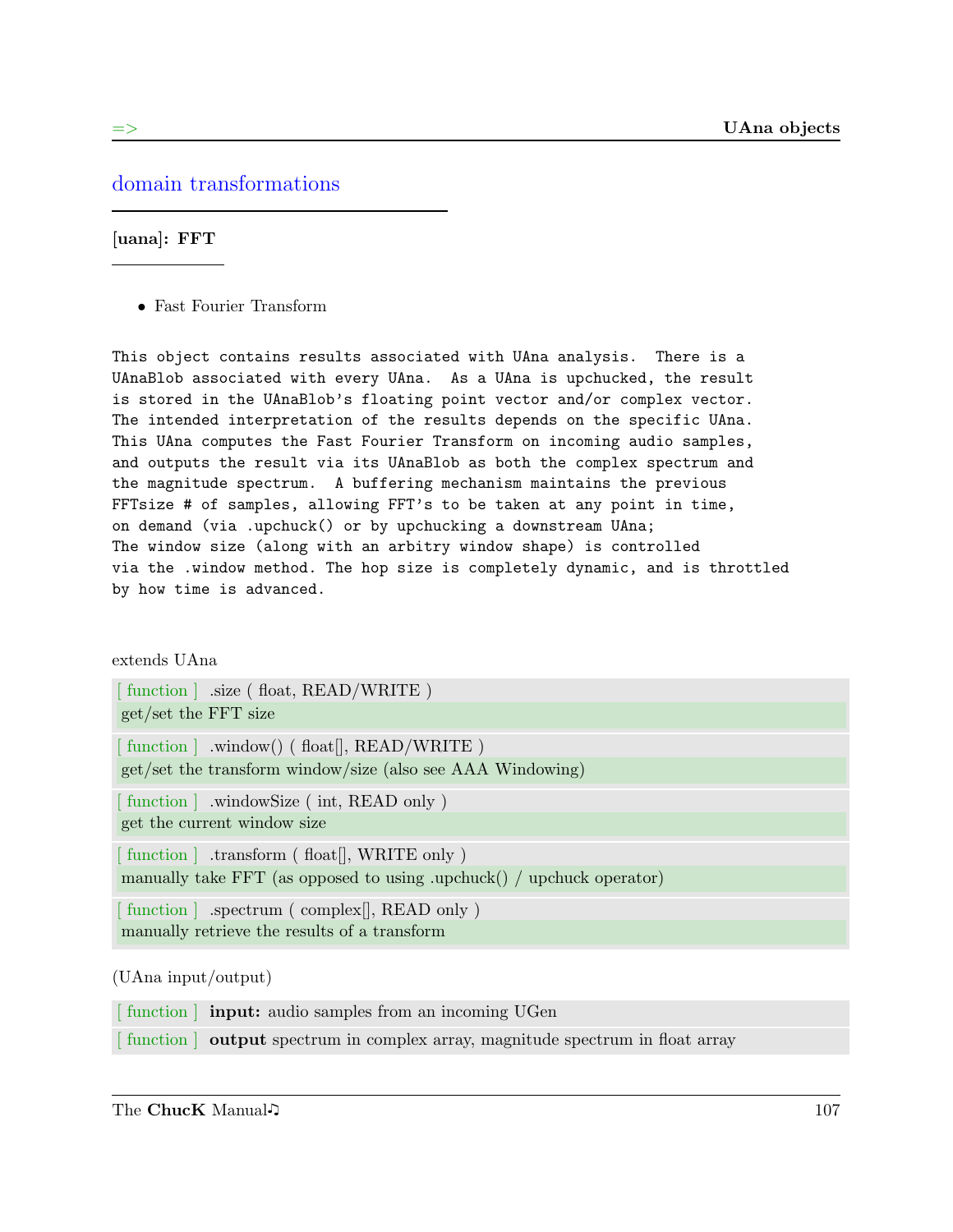## domain transformations

### [uana]: FFT

- Fast Fourier Transform

```
This object contains results associated with UAna analysis.  There is a
UAnaBlob associated with every UAna.  As a UAna is upchucked, the result
is stored in the UAnaBlob's floating point vector and/or complex vector.
The intended interpretation of the results depends on the specific UAna.
This UAna computes the Fast Fourier Transform on incoming audio samples,
and outputs the result via its UAnaBlob as both the complex spectrum and
the magnitude spectrum.  A buffering mechanism maintains the previous
FFTsize # of samples, allowing FFT's to be taken at any point in time,
on demand (via .upchuck() or by upchucking a downstream UAna;
The window size (along with an arbity window shape) is controlled
via the .window method. The hop size is completely dynamic, and is throttled
by how time is advanced.
```

extends UAna

[ function ] .size ( float, READ/WRITE )
get/set the FFT size

[ function ] .window() ( float[], READ/WRITE )
get/set the transform window/size (also see AAA Windowing)

[ function ] .windowSize ( int, READ only )
get the current window size

[ function ] .transform ( float[], WRITE only )
manually take FFT (as opposed to using .upchuck() / upchuck operator)

[ function ] .spectrum ( complex[], READ only )
manually retrieve the results of a transform

(UAna input/output)

[ function ] **input:** audio samples from an incoming UGen

[ function ] **output** spectrum in complex array, magnitude spectrum in float array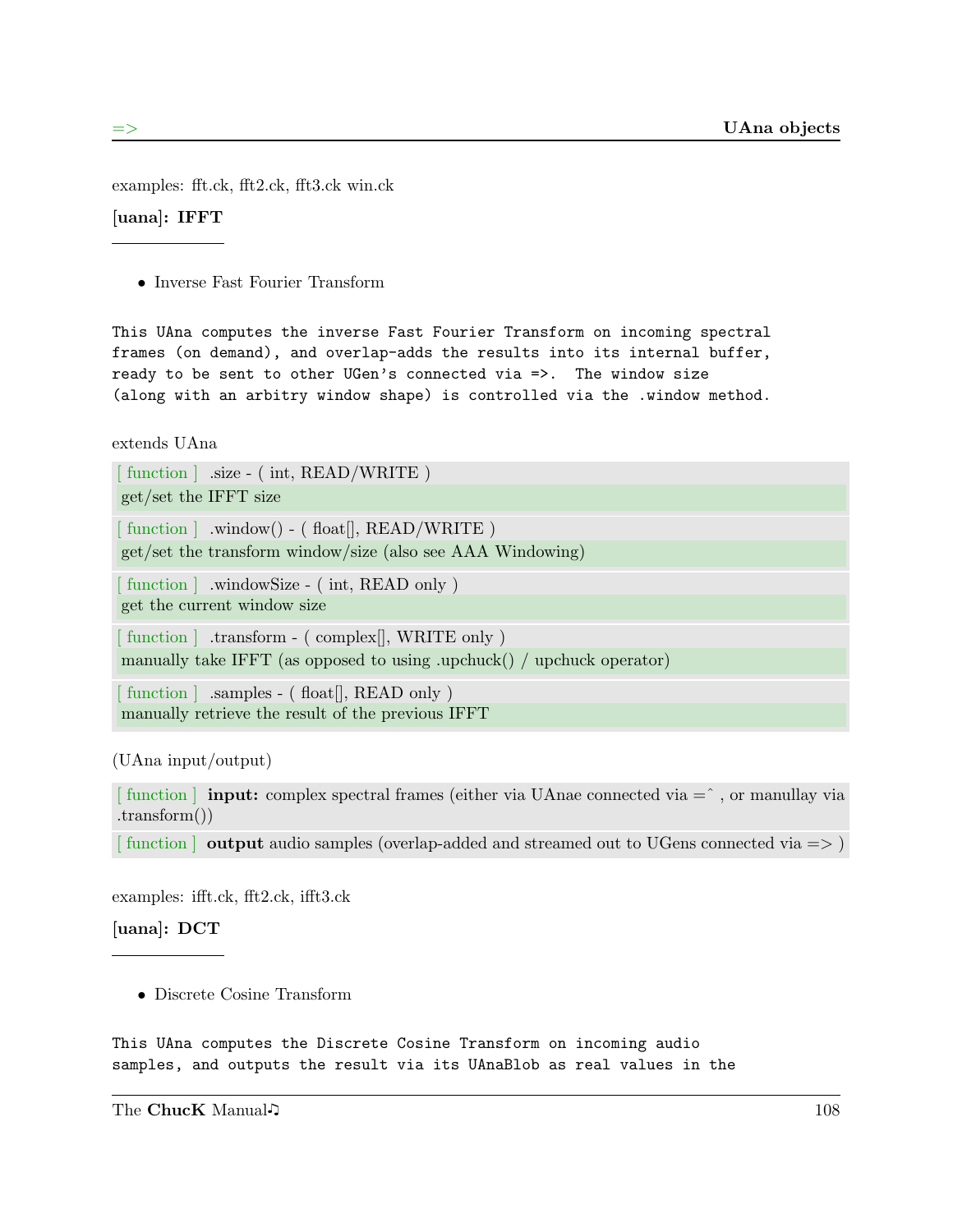examples: fft.ck, fft2.ck, fft3.ck win.ck

**[uana]: IFFT**

- Inverse Fast Fourier Transform

```
This UAna computes the inverse Fast Fourier Transform on incoming spectral
frames (on demand), and overlap-adds the results into its internal buffer,
ready to be sent to other UGen's connected via =>.  The window size
(along with an arbitry window shape) is controlled via the .window method.
```

extends UAna

[ function ] .size - ( int, READ/WRITE )
get/set the IFFT size

[ function ] .window() - ( float[], READ/WRITE )
get/set the transform window/size (also see AAA Windowing)

[ function ] .windowSize - ( int, READ only )
get the current window size

[ function ] .transform - ( complex[], WRITE only )
manually take IFFT (as opposed to using .upchuck() / upchuck operator)

[ function ] .samples - ( float[], READ only )
manually retrieve the result of the previous IFFT

(UAna input/output)

[ function ] **input:** complex spectral frames (either via UAnae connected via =^ , or manullay via .transform())

[ function ] **output** audio samples (overlap-added and streamed out to UGens connected via => )

examples: ifft.ck, fft2.ck, ifft3.ck

**[uana]: DCT**

- Discrete Cosine Transform

```
This UAna computes the Discrete Cosine Transform on incoming audio
samples, and outputs the result via its UAnaBlob as real values in the
```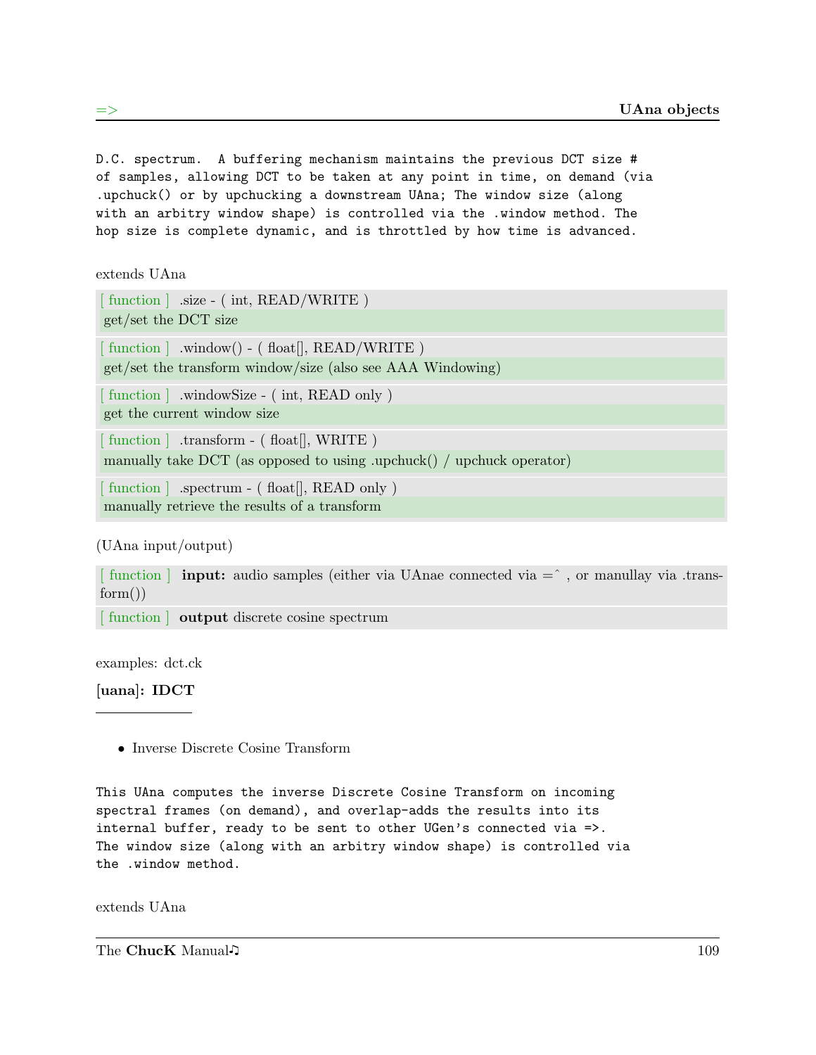```
D.C. spectrum.  A buffering mechanism maintains the previous DCT size #
of samples, allowing DCT to be taken at any point in time, on demand (via
.upchuck() or by upchucking a downstream UAna; The window size (along
with an arbitry window shape) is controlled via the .window method. The
hop size is complete dynamic, and is throttled by how time is advanced.
```

extends UAna

[ function ] .size - ( int, READ/WRITE )
get/set the DCT size

[ function ] .window() - ( float[], READ/WRITE )
get/set the transform window/size (also see AAA Windowing)

[ function ] .windowSize - ( int, READ only )
get the current window size

[ function ] .transform - ( float[], WRITE )
manually take DCT (as opposed to using .upchuck() / upchuck operator)

[ function ] .spectrum - ( float[], READ only )
manually retrieve the results of a transform

(UAna input/output)

[ function ] **input:** audio samples (either via UAnae connected via =^ , or manullay via .transform())

[ function ] **output** discrete cosine spectrum

examples: dct.ck

### [uana]: IDCT

- Inverse Discrete Cosine Transform

```
This UAna computes the inverse Discrete Cosine Transform on incoming
spectral frames (on demand), and overlap-adds the results into its
internal buffer, ready to be sent to other UGen's connected via =>.
The window size (along with an arbitry window shape) is controlled via
the .window method.
```

extends UAna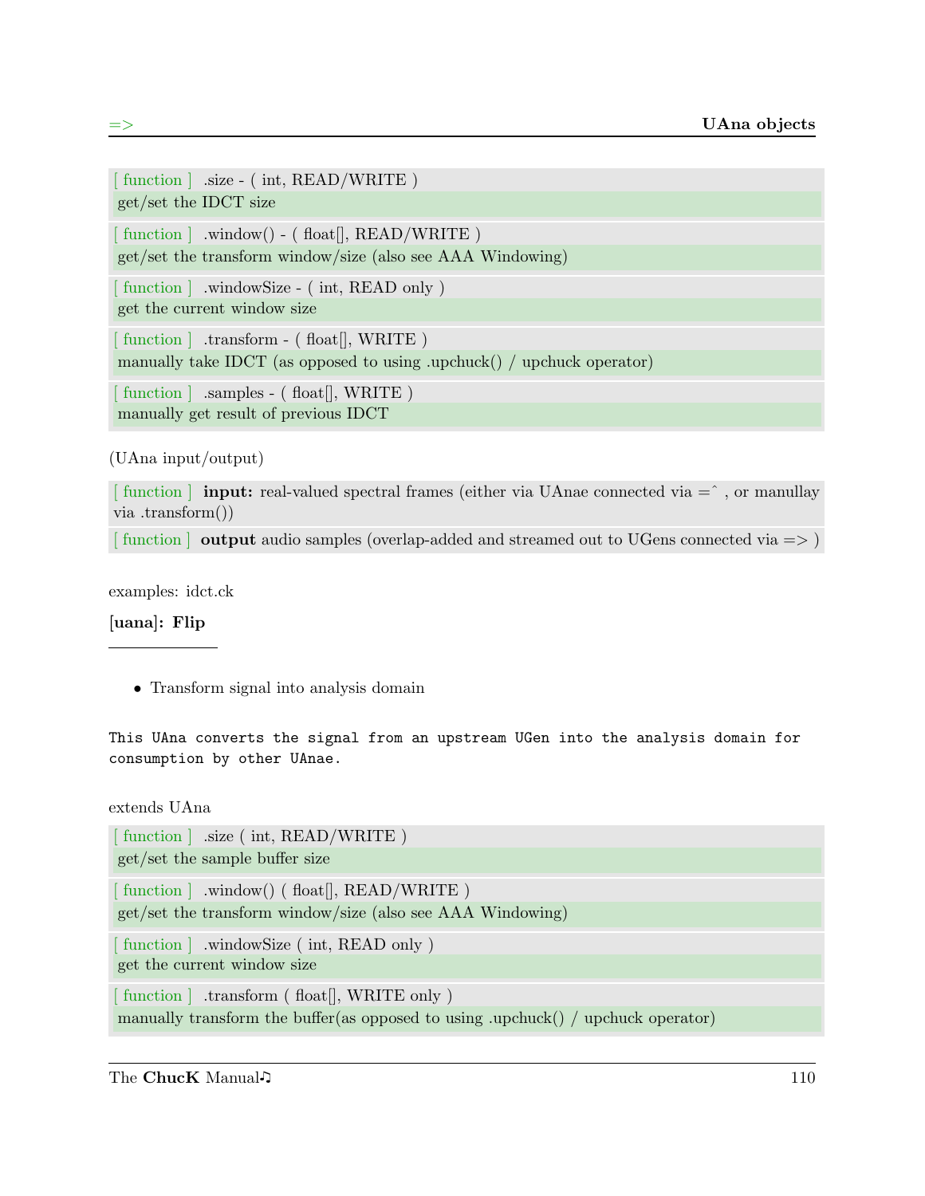[ function ] .size - ( int, READ/WRITE )
get/set the IDCT size

[ function ] .window() - ( float[], READ/WRITE )
get/set the transform window/size (also see AAA Windowing)

[ function ] .windowSize - ( int, READ only )
get the current window size

[ function ] .transform - ( float[], WRITE )
manually take IDCT (as opposed to using .upchuck() / upchuck operator)

[ function ] .samples - ( float[], WRITE )
manually get result of previous IDCT

(UAna input/output)

[ function ] **input:** real-valued spectral frames (either via UAnae connected via =^ , or manullay via .transform())

[ function ] **output** audio samples (overlap-added and streamed out to UGens connected via => )

examples: idct.ck

### [uana]: Flip

- Transform signal into analysis domain

```
This UAna converts the signal from an upstream UGen into the analysis domain for
consumption by other UAnae.
```

extends UAna

[ function ] .size ( int, READ/WRITE )
get/set the sample buffer size

[ function ] .window() ( float[], READ/WRITE )
get/set the transform window/size (also see AAA Windowing)

[ function ] .windowSize ( int, READ only )
get the current window size

[ function ] .transform ( float[], WRITE only )
manually transform the buffer(as opposed to using .upchuck() / upchuck operator)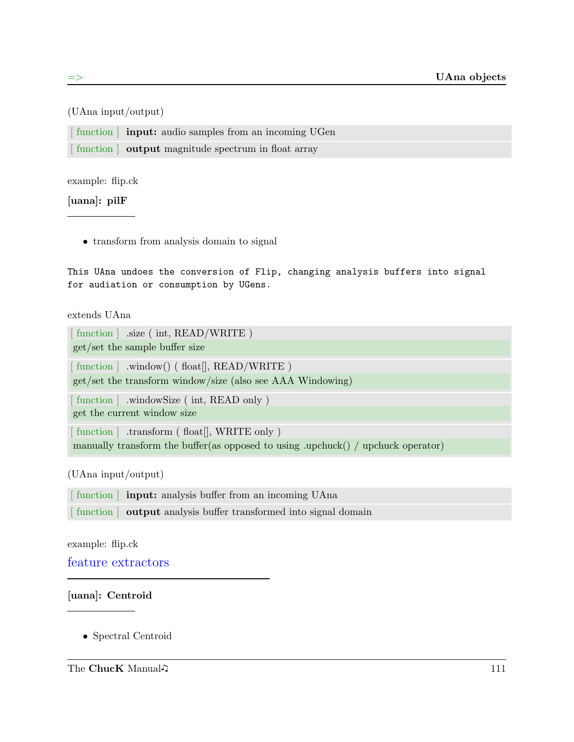(UAna input/output)

| | |
|---|---|
| [ function ] | **input:** audio samples from an incoming UGen |
| [ function ] | **output** magnitude spectrum in float array |

example: flip.ck

**[uana]: pilF**

- transform from analysis domain to signal

```
This UAna undoes the conversion of Flip, changing analysis buffers into signal
for audiation or consumption by UGens.
```

extends UAna

[ function ] .size ( int, READ/WRITE )
get/set the sample buffer size

[ function ] .window() ( float[], READ/WRITE )
get/set the transform window/size (also see AAA Windowing)

[ function ] .windowSize ( int, READ only )
get the current window size

[ function ] .transform ( float[], WRITE only )
manually transform the buffer(as opposed to using .upchuck() / upchuck operator)

(UAna input/output)

| | |
|---|---|
| [ function ] | **input:** analysis buffer from an incoming UAna |
| [ function ] | **output** analysis buffer transformed into signal domain |

example: flip.ck

## feature extractors

**[uana]: Centroid**

- Spectral Centroid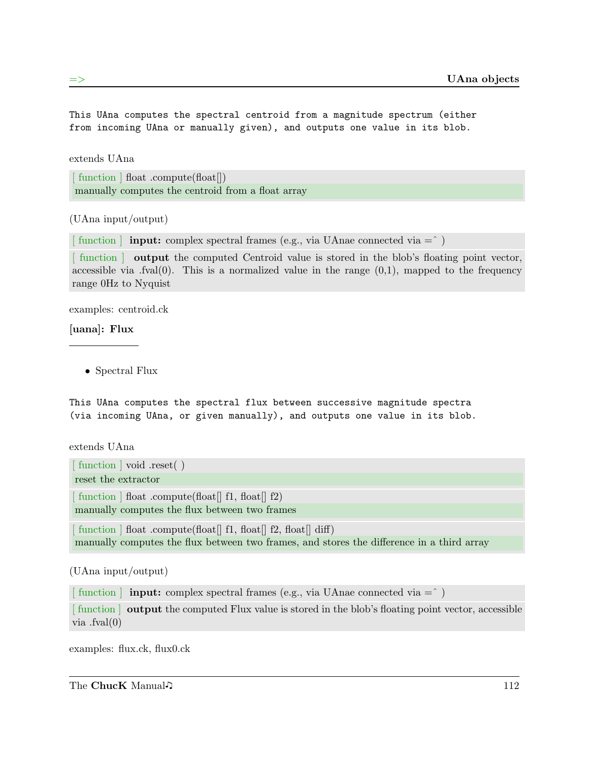```
This UAna computes the spectral centroid from a magnitude spectrum (either
from incoming UAna or manually given), and outputs one value in its blob.
```

extends UAna

[ function ] float .compute(float[])
manually computes the centroid from a float array

(UAna input/output)

[ function ] **input:** complex spectral frames (e.g., via UAnae connected via =^ )

[ function ] **output** the computed Centroid value is stored in the blob's floating point vector, accessible via .fval(0). This is a normalized value in the range (0,1), mapped to the frequency range 0Hz to Nyquist

examples: centroid.ck

### [uana]: **Flux**

- Spectral Flux

```
This UAna computes the spectral flux between successive magnitude spectra
(via incoming UAna, or given manually), and outputs one value in its blob.
```

extends UAna

[ function ] void .reset( )
reset the extractor

[ function ] float .compute(float[] f1, float[] f2)
manually computes the flux between two frames

[ function ] float .compute(float[] f1, float[] f2, float[] diff)
manually computes the flux between two frames, and stores the difference in a third array

(UAna input/output)

[ function ] **input:** complex spectral frames (e.g., via UAnae connected via =^ )

[ function ] **output** the computed Flux value is stored in the blob's floating point vector, accessible via .fval(0)

examples: flux.ck, flux0.ck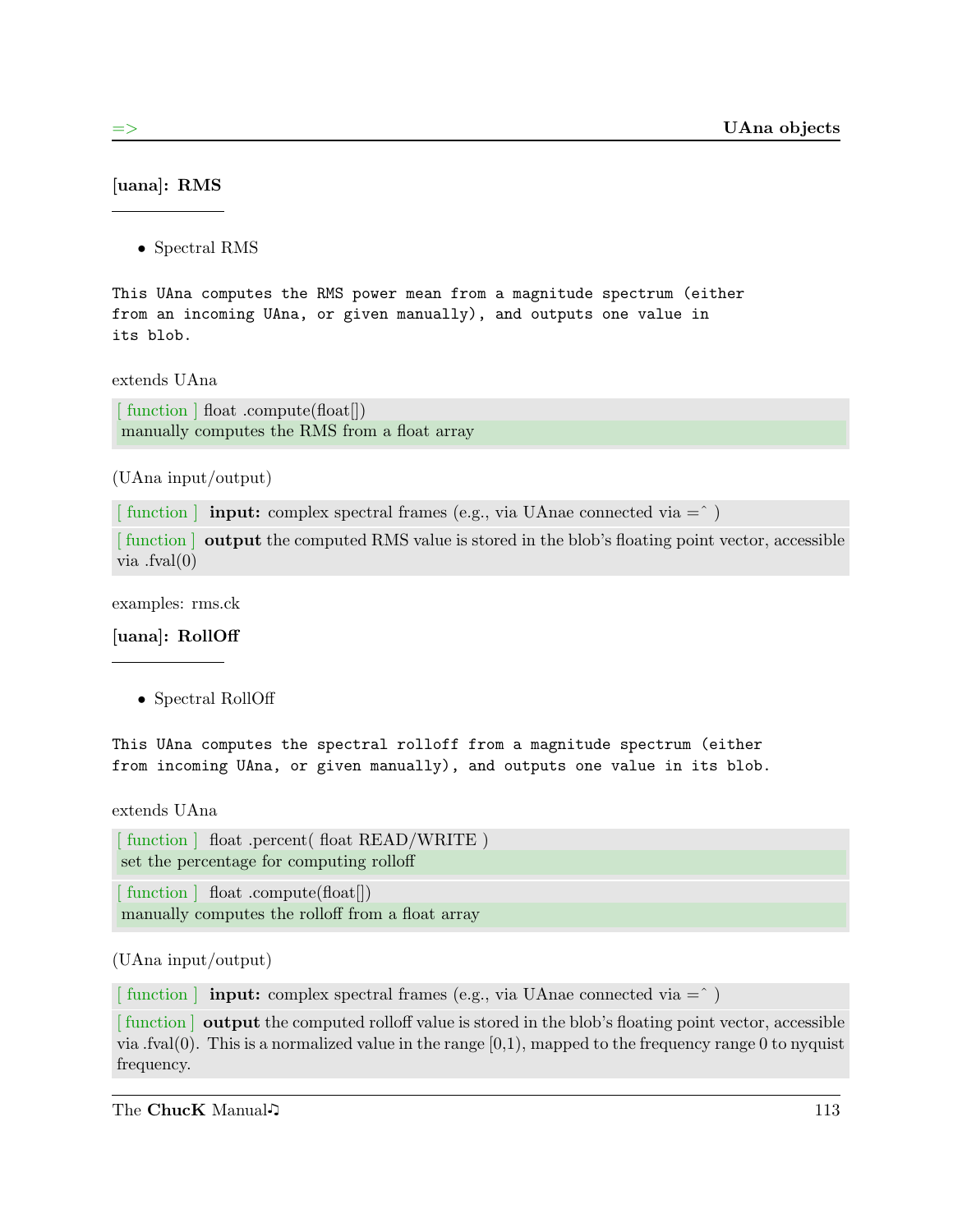### [uana]: RMS

- Spectral RMS

```
This UAna computes the RMS power mean from a magnitude spectrum (either
from an incoming UAna, or given manually), and outputs one value in
its blob.
```

extends UAna

[ function ] float .compute(float[])
manually computes the RMS from a float array

(UAna input/output)

[ function ] **input:** complex spectral frames (e.g., via UAnae connected via =^ )

[ function ] **output** the computed RMS value is stored in the blob's floating point vector, accessible via .fval(0)

examples: rms.ck

### [uana]: RollOff

- Spectral RollOff

```
This UAna computes the spectral rolloff from a magnitude spectrum (either
from incoming UAna, or given manually), and outputs one value in its blob.
```

extends UAna

[ function ] float .percent( float READ/WRITE )
set the percentage for computing rolloff

[ function ] float .compute(float[])
manually computes the rolloff from a float array

(UAna input/output)

[ function ] **input:** complex spectral frames (e.g., via UAnae connected via =^ )

[ function ] **output** the computed rolloff value is stored in the blob's floating point vector, accessible via .fval(0). This is a normalized value in the range [0,1), mapped to the frequency range 0 to nyquist frequency.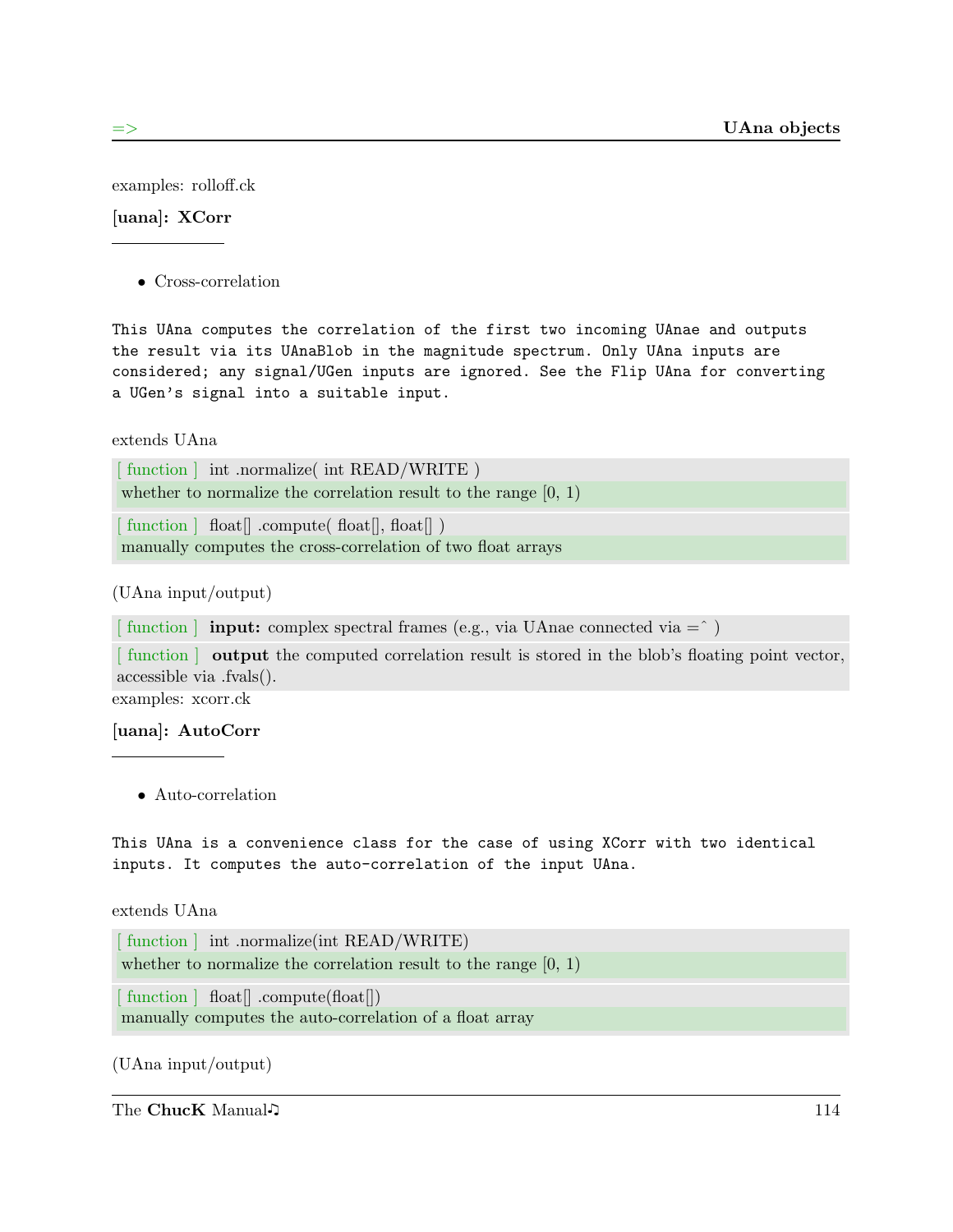examples: rolloff.ck

**[uana]: XCorr**

- Cross-correlation

```
This UAna computes the correlation of the first two incoming UAnae and outputs
the result via its UAnaBlob in the magnitude spectrum. Only UAna inputs are
considered; any signal/UGen inputs are ignored. See the Flip UAna for converting
a UGen's signal into a suitable input.
```

extends UAna

[ function ] int .normalize( int READ/WRITE )
whether to normalize the correlation result to the range [0, 1)

[ function ] float[] .compute( float[], float[] )
manually computes the cross-correlation of two float arrays

(UAna input/output)

[ function ] **input:** complex spectral frames (e.g., via UAnae connected via =^ )

[ function ] **output** the computed correlation result is stored in the blob's floating point vector, accessible via .fvals().

examples: xcorr.ck

**[uana]: AutoCorr**

- Auto-correlation

```
This UAna is a convenience class for the case of using XCorr with two identical
inputs. It computes the auto-correlation of the input UAna.
```

extends UAna

[ function ] int .normalize(int READ/WRITE)
whether to normalize the correlation result to the range [0, 1)

[ function ] float[] .compute(float[])
manually computes the auto-correlation of a float array

(UAna input/output)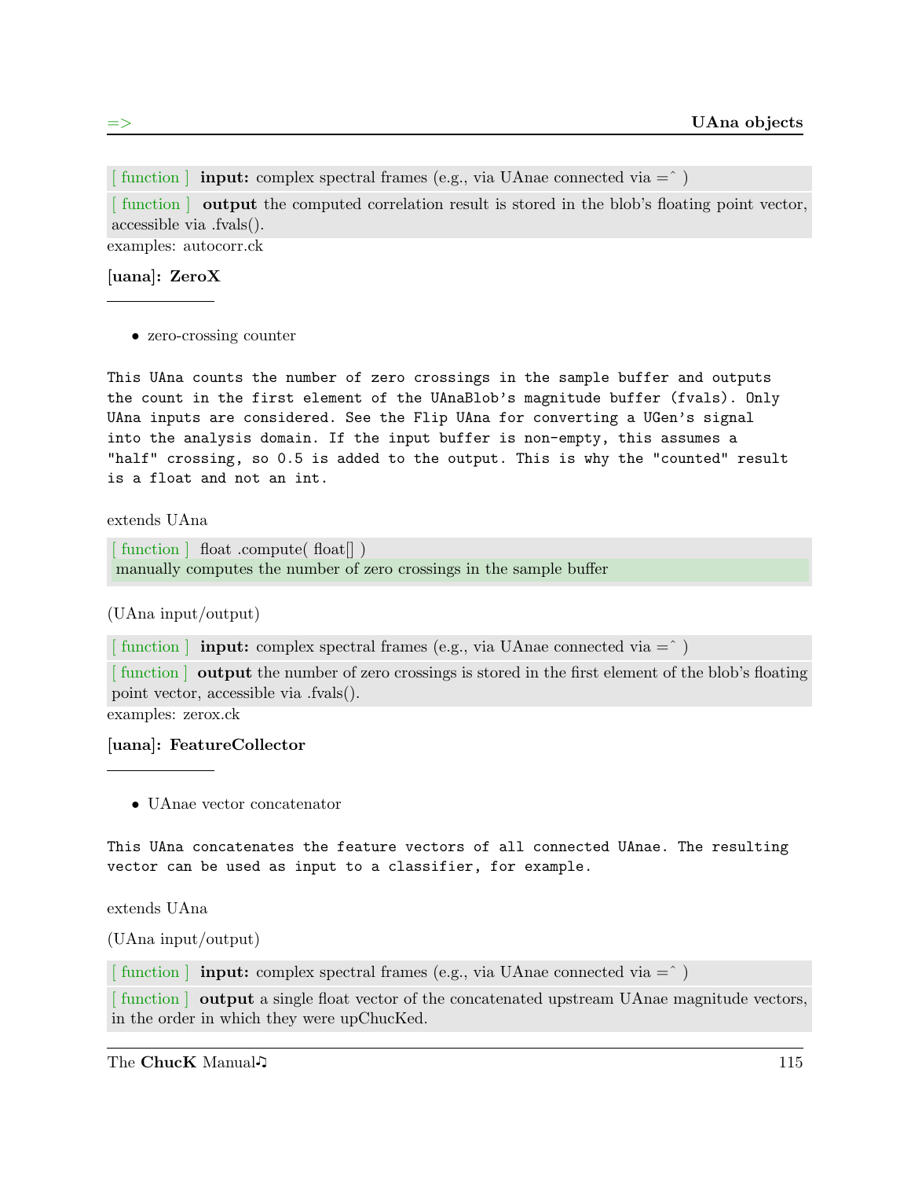[ function ] **input:** complex spectral frames (e.g., via UAnae connected via =^ )

[ function ] **output** the computed correlation result is stored in the blob's floating point vector, accessible via .fvals().

examples: autocorr.ck

### [uana]: **ZeroX**

- zero-crossing counter

```
This UAna counts the number of zero crossings in the sample buffer and outputs
the count in the first element of the UAnaBlob's magnitude buffer (fvals). Only
UAna inputs are considered. See the Flip UAna for converting a UGen's signal
into the analysis domain. If the input buffer is non-empty, this assumes a
"half" crossing, so 0.5 is added to the output. This is why the "counted" result
is a float and not an int.
```

extends UAna

[ function ] float .compute( float[] )
manually computes the number of zero crossings in the sample buffer

(UAna input/output)

[ function ] **input:** complex spectral frames (e.g., via UAnae connected via =^ )

[ function ] **output** the number of zero crossings is stored in the first element of the blob's floating point vector, accessible via .fvals().

examples: zerox.ck

### [uana]: **FeatureCollector**

- UAnae vector concatenator

```
This UAna concatenates the feature vectors of all connected UAnae. The resulting
vector can be used as input to a classifier, for example.
```

extends UAna

(UAna input/output)

[ function ] **input:** complex spectral frames (e.g., via UAnae connected via =^ )

[ function ] **output** a single float vector of the concatenated upstream UAnae magnitude vectors, in the order in which they were upChucKed.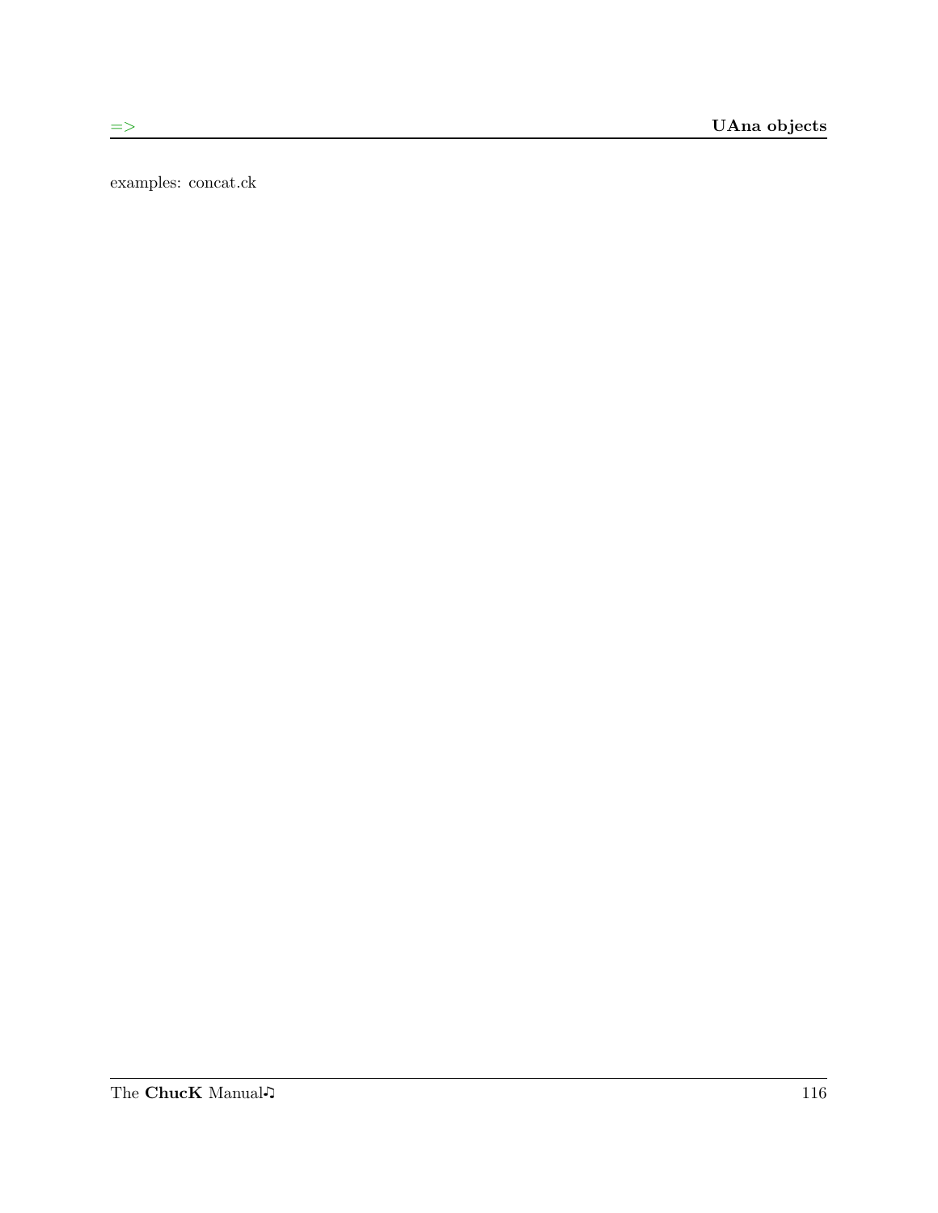examples: concat.ck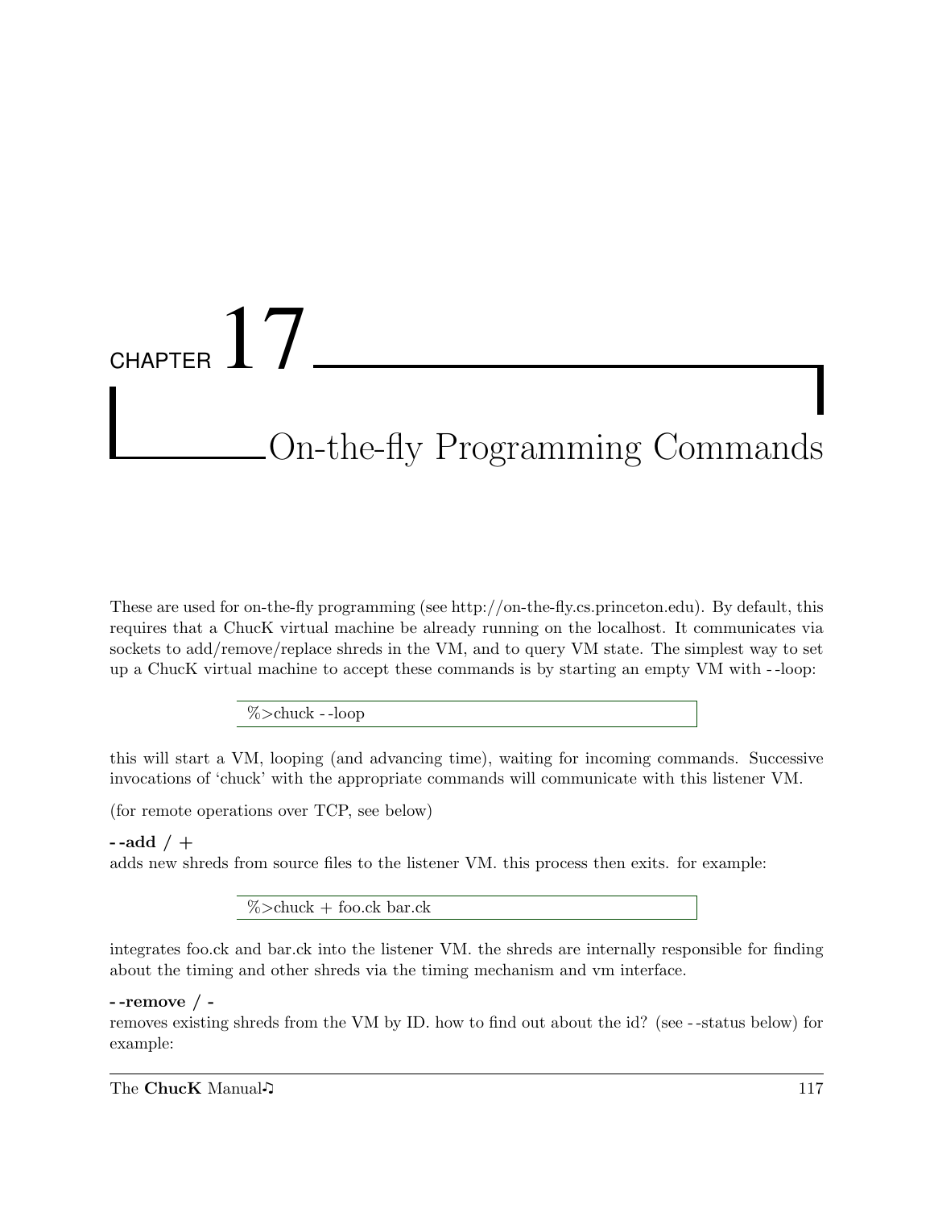# Chapter 17 On-the-fly Programming Commands

These are used for on-the-fly programming (see http://on-the-fly.cs.princeton.edu). By default, this requires that a ChucK virtual machine be already running on the localhost. It communicates via sockets to add/remove/replace shreds in the VM, and to query VM state. The simplest way to set up a ChucK virtual machine to accept these commands is by starting an empty VM with --loop:

```
%>chuck --loop
```

this will start a VM, looping (and advancing time), waiting for incoming commands. Successive invocations of 'chuck' with the appropriate commands will communicate with this listener VM.

(for remote operations over TCP, see below)

**--add / +**
adds new shreds from source files to the listener VM. this process then exits. for example:

```
%>chuck + foo.ck bar.ck
```

integrates foo.ck and bar.ck into the listener VM. the shreds are internally responsible for finding about the timing and other shreds via the timing mechanism and vm interface.

**--remove / -**
removes existing shreds from the VM by ID. how to find out about the id? (see --status below) for example: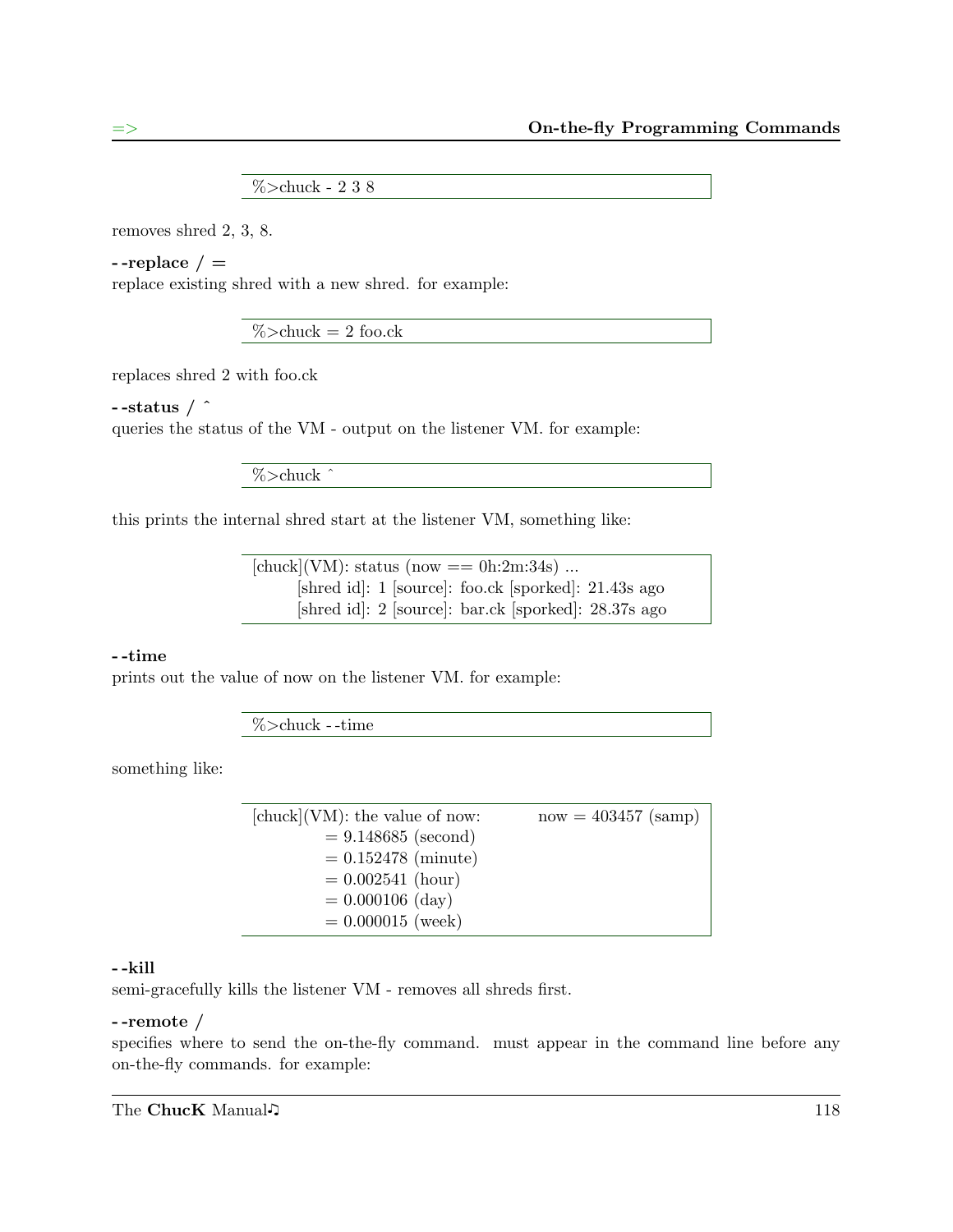```
%>chuck - 2 3 8
```

removes shred 2, 3, 8.

**--replace / =**
replace existing shred with a new shred. for example:

```
%>chuck = 2 foo.ck
```

replaces shred 2 with foo.ck

**--status / ^**
queries the status of the VM - output on the listener VM. for example:

```
%>chuck ^
```

this prints the internal shred start at the listener VM, something like:

```
[chuck](VM): status (now == 0h:2m:34s) ...
        [shred id]: 1 [source]: foo.ck [sporked]: 21.43s ago
        [shred id]: 2 [source]: bar.ck [sporked]: 28.37s ago
```

**--time**
prints out the value of now on the listener VM. for example:

```
%>chuck --time
```

something like:

```
[chuck](VM): the value of now:          now = 403457 (samp)
             = 9.148685 (second)
             = 0.152478 (minute)
             = 0.002541 (hour)
             = 0.000106 (day)
             = 0.000015 (week)
```

**--kill**
semi-gracefully kills the listener VM - removes all shreds first.

**--remote /**
specifies where to send the on-the-fly command. must appear in the command line before any on-the-fly commands. for example: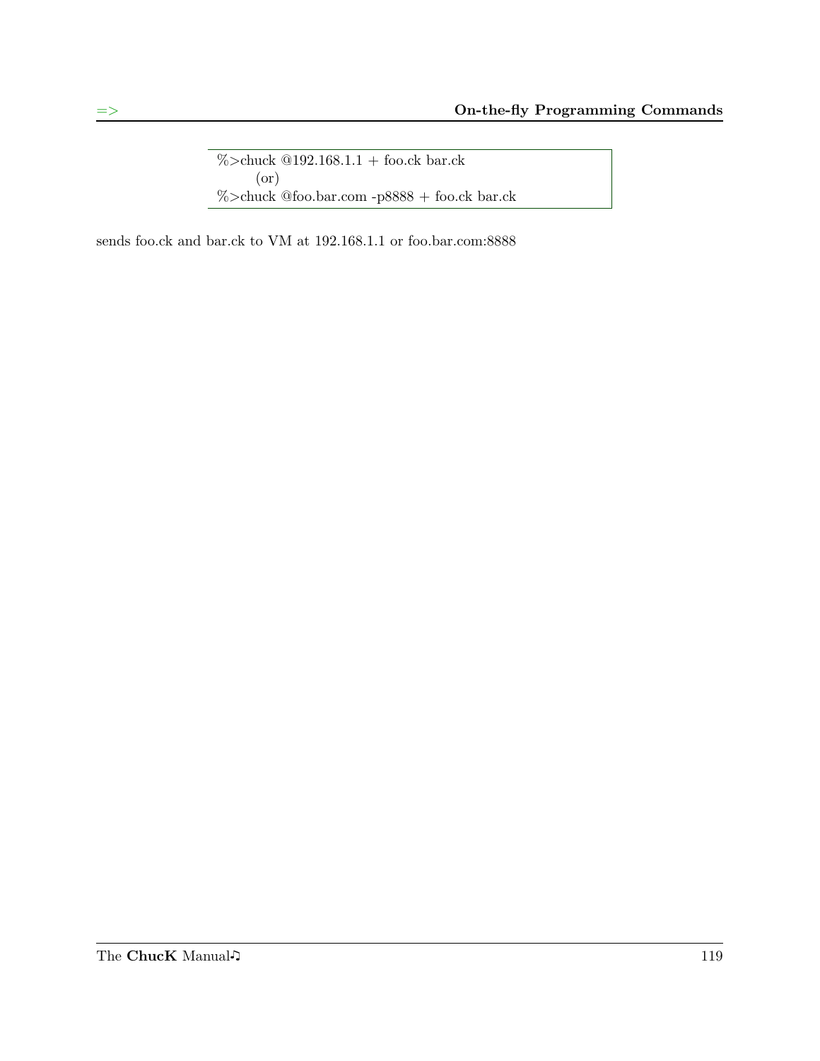```
%>chuck @192.168.1.1 + foo.ck bar.ck
    (or)
%>chuck @foo.bar.com -p8888 + foo.ck bar.ck
```

sends foo.ck and bar.ck to VM at 192.168.1.1 or foo.bar.com:8888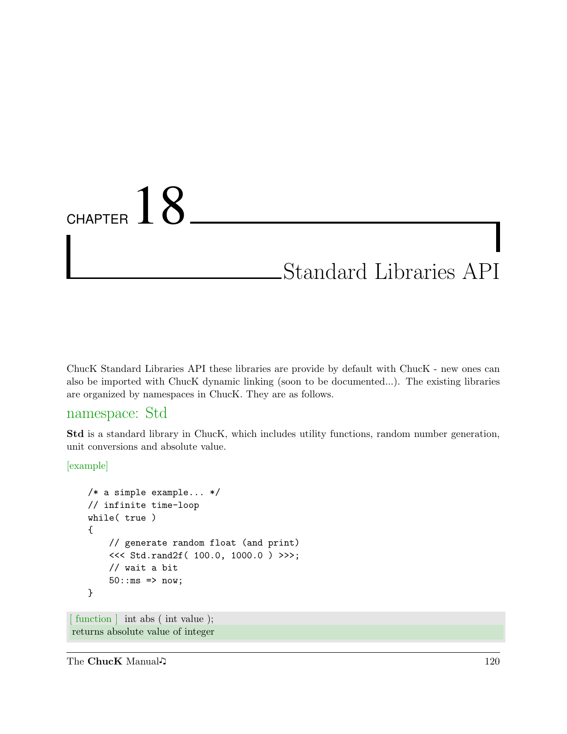# CHAPTER 18

# Standard Libraries API

ChucK Standard Libraries API these libraries are provide by default with ChucK - new ones can also be imported with ChucK dynamic linking (soon to be documented...). The existing libraries are organized by namespaces in ChucK. They are as follows.

## namespace: Std

**Std** is a standard library in ChucK, which includes utility functions, random number generation, unit conversions and absolute value.

[example]

```
/* a simple example... */
// infinite time-loop
while( true )
{
    // generate random float (and print)
    <<< Std.rand2f( 100.0, 1000.0 ) >>>;
    // wait a bit
    50::ms => now;
}
```

[ function ] int abs ( int value );
returns absolute value of integer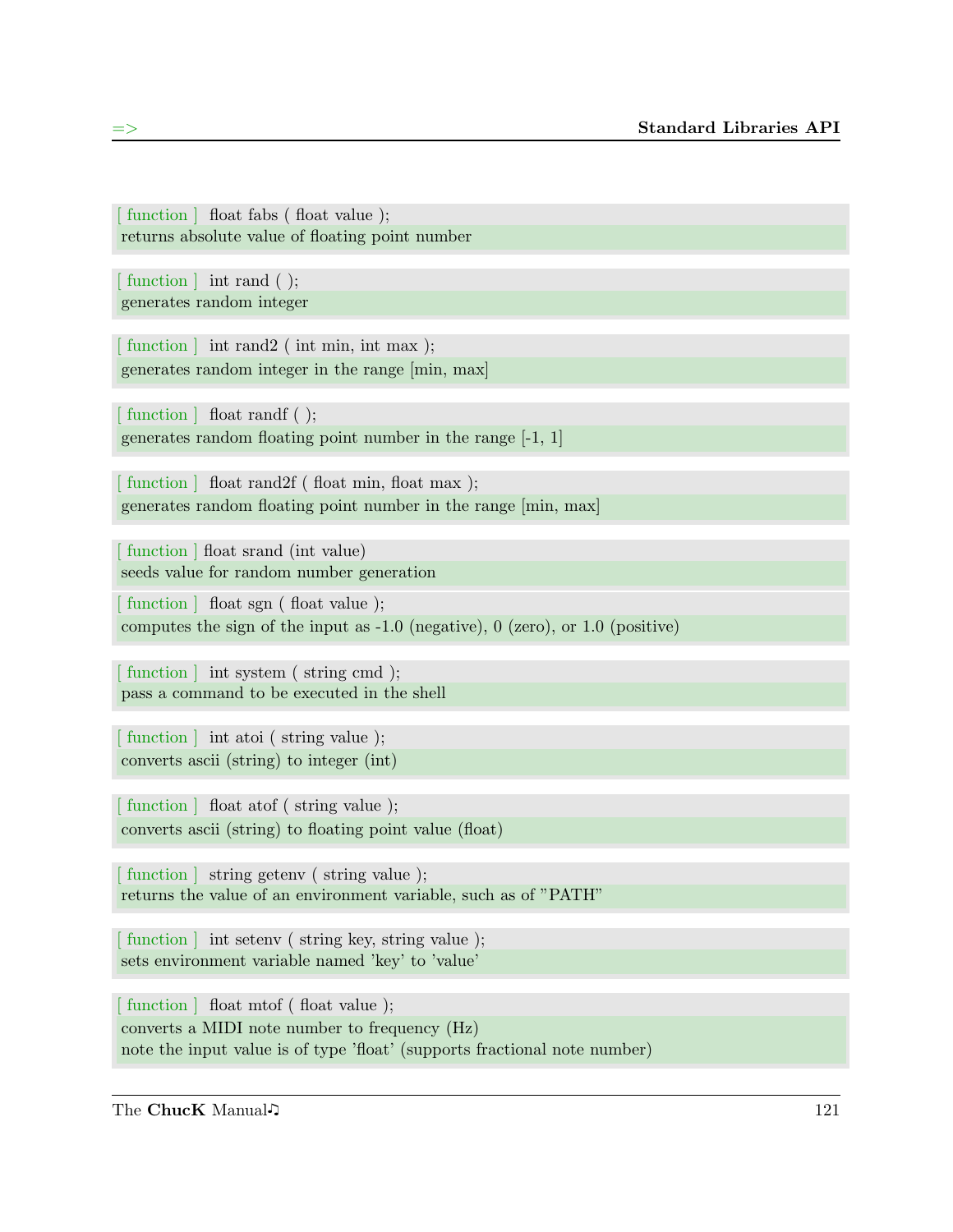[ function ] float fabs ( float value );
returns absolute value of floating point number

[ function ] int rand ( );
generates random integer

[ function ] int rand2 ( int min, int max );
generates random integer in the range [min, max]

[ function ] float randf ( );
generates random floating point number in the range [-1, 1]

[ function ] float rand2f ( float min, float max );
generates random floating point number in the range [min, max]

[ function ] float srand (int value)
seeds value for random number generation

[ function ] float sgn ( float value );
computes the sign of the input as -1.0 (negative), 0 (zero), or 1.0 (positive)

[ function ] int system ( string cmd );
pass a command to be executed in the shell

[ function ] int atoi ( string value );
converts ascii (string) to integer (int)

[ function ] float atof ( string value );
converts ascii (string) to floating point value (float)

[ function ] string getenv ( string value );
returns the value of an environment variable, such as of "PATH"

[ function ] int setenv ( string key, string value );
sets environment variable named 'key' to 'value'

[ function ] float mtof ( float value );
converts a MIDI note number to frequency (Hz)
note the input value is of type 'float' (supports fractional note number)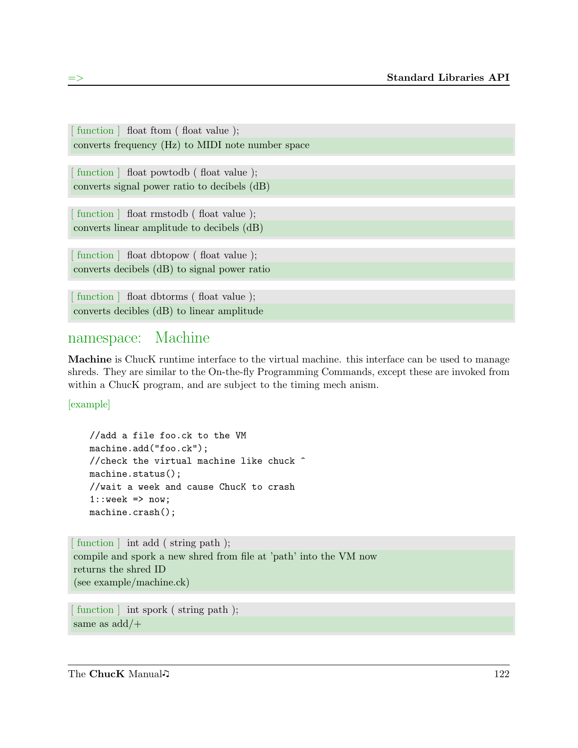[ function ] float ftom ( float value );
converts frequency (Hz) to MIDI note number space

[ function ] float powtodb ( float value );
converts signal power ratio to decibels (dB)

[ function ] float rmstodb ( float value );
converts linear amplitude to decibels (dB)

[ function ] float dbtopow ( float value );
converts decibels (dB) to signal power ratio

[ function ] float dbtorms ( float value );
converts decibles (dB) to linear amplitude

## namespace: Machine

**Machine** is ChucK runtime interface to the virtual machine. this interface can be used to manage shreds. They are similar to the On-the-fly Programming Commands, except these are invoked from within a ChucK program, and are subject to the timing mech anism.

[example]

```
//add a file foo.ck to the VM
machine.add("foo.ck");
//check the virtual machine like chuck ^
machine.status();
//wait a week and cause ChucK to crash
1::week => now;
machine.crash();
```

[ function ] int add ( string path );
compile and spork a new shred from file at 'path' into the VM now
returns the shred ID
(see example/machine.ck)

[ function ] int spork ( string path );
same as add/+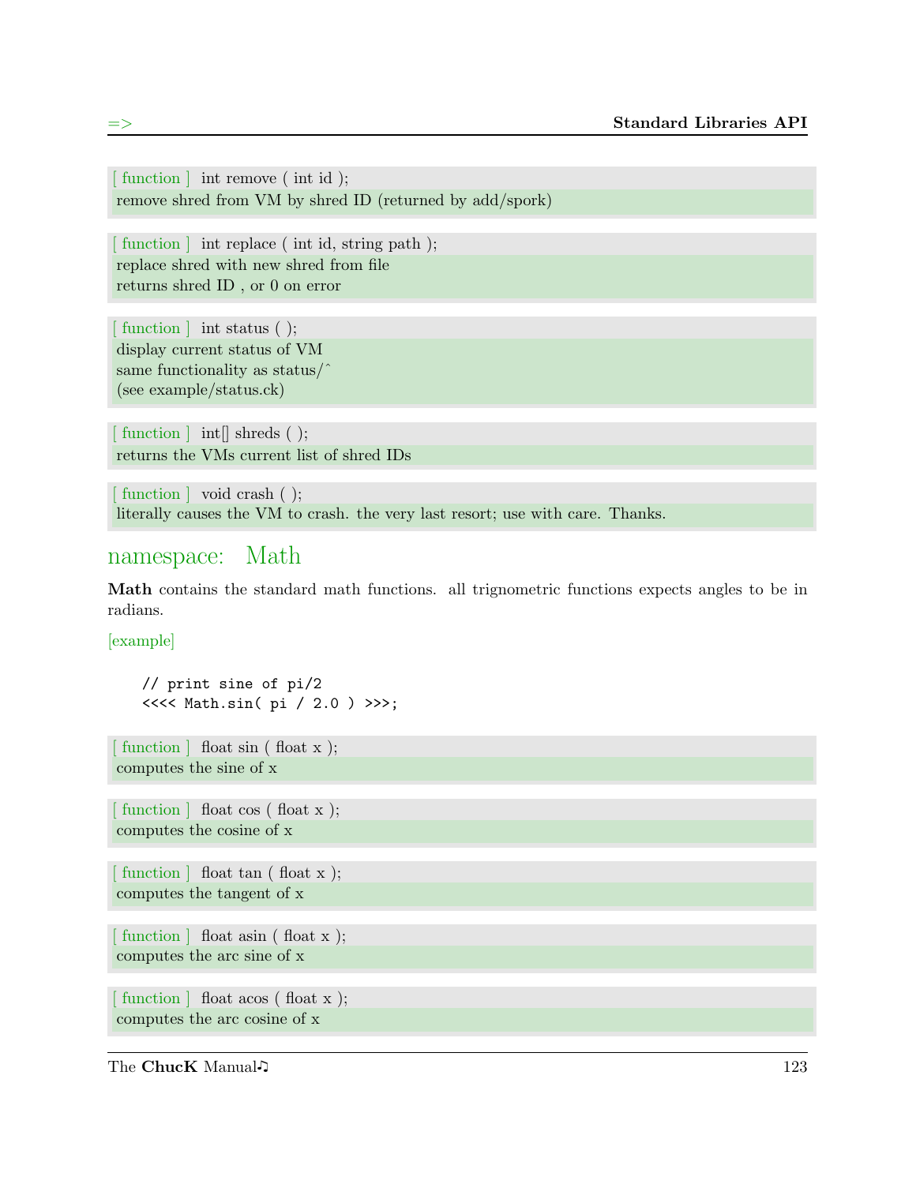[ function ] int remove ( int id );

remove shred from VM by shred ID (returned by add/spork)

[ function ] int replace ( int id, string path );

replace shred with new shred from file
returns shred ID , or 0 on error

[ function ] int status ( );

display current status of VM
same functionality as status/ˆ
(see example/status.ck)

[ function ] int[] shreds ( );

returns the VMs current list of shred IDs

[ function ] void crash ( );

literally causes the VM to crash. the very last resort; use with care. Thanks.

## namespace: Math

**Math** contains the standard math functions. all trignometric functions expects angles to be in radians.

[example]

```
// print sine of pi/2
<<<< Math.sin( pi / 2.0 ) >>>;
```

[ function ] float sin ( float x );

computes the sine of x

[ function ] float cos ( float x );

computes the cosine of x

[ function ] float tan ( float x );

computes the tangent of x

[ function ] float asin ( float x );

computes the arc sine of x

[ function ] float acos ( float x );

computes the arc cosine of x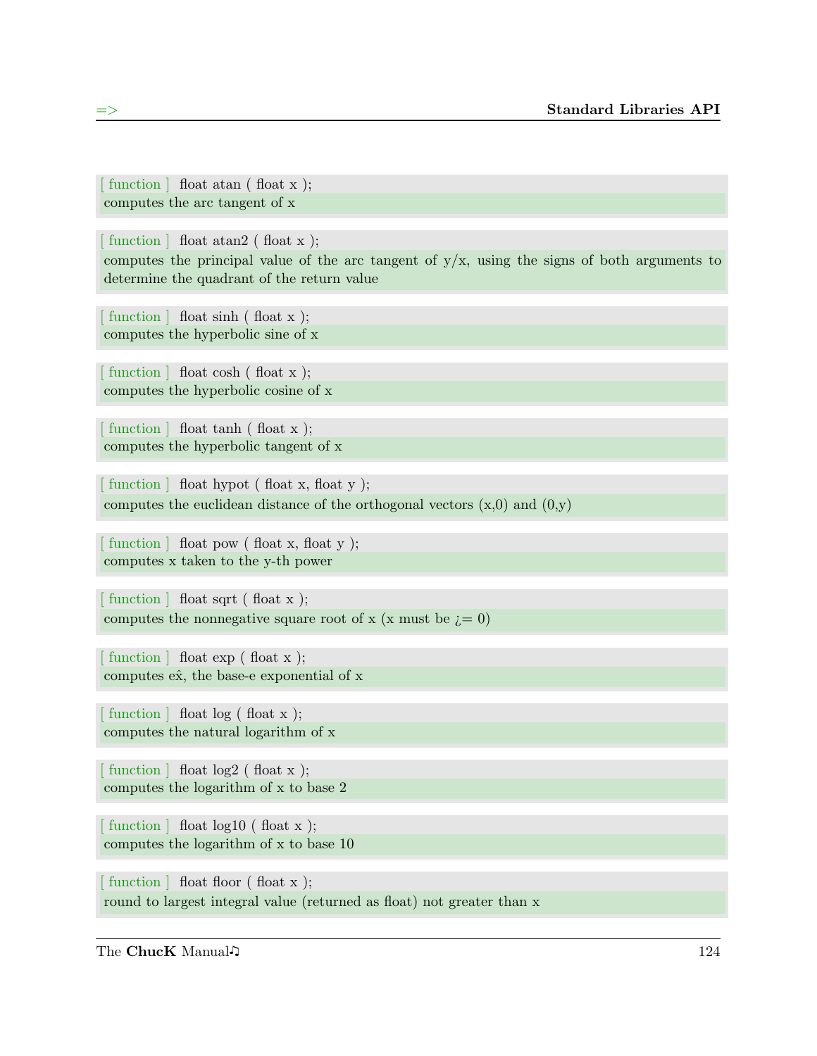[ function ] float atan ( float x );
computes the arc tangent of x

[ function ] float atan2 ( float x );
computes the principal value of the arc tangent of y/x, using the signs of both arguments to determine the quadrant of the return value

[ function ] float sinh ( float x );
computes the hyperbolic sine of x

[ function ] float cosh ( float x );
computes the hyperbolic cosine of x

[ function ] float tanh ( float x );
computes the hyperbolic tangent of x

[ function ] float hypot ( float x, float y );
computes the euclidean distance of the orthogonal vectors (x,0) and (0,y)

[ function ] float pow ( float x, float y );
computes x taken to the y-th power

[ function ] float sqrt ( float x );
computes the nonnegative square root of x (x must be ¿= 0)

[ function ] float exp ( float x );
computes eˆx, the base-e exponential of x

[ function ] float log ( float x );
computes the natural logarithm of x

[ function ] float log2 ( float x );
computes the logarithm of x to base 2

[ function ] float log10 ( float x );
computes the logarithm of x to base 10

[ function ] float floor ( float x );
round to largest integral value (returned as float) not greater than x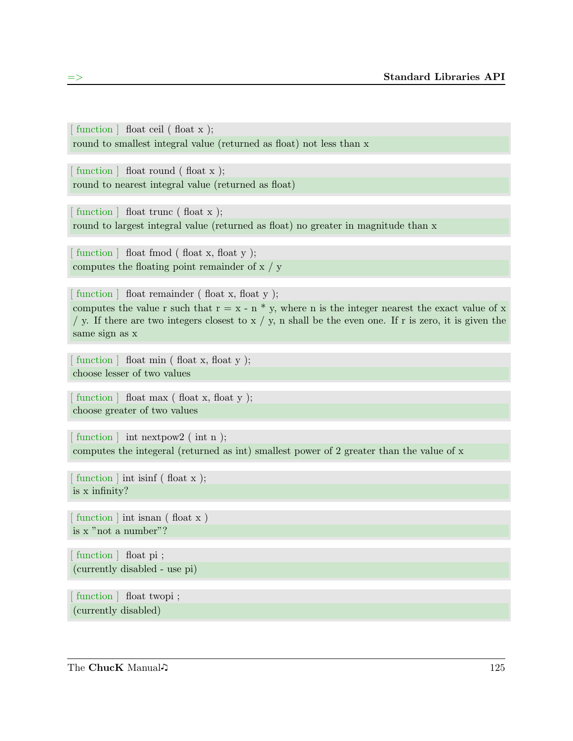[ function ] float ceil ( float x );

round to smallest integral value (returned as float) not less than x

[ function ] float round ( float x );

round to nearest integral value (returned as float)

[ function ] float trunc ( float x );

round to largest integral value (returned as float) no greater in magnitude than x

[ function ] float fmod ( float x, float y );

computes the floating point remainder of x / y

[ function ] float remainder ( float x, float y );

computes the value r such that r = x - n * y, where n is the integer nearest the exact value of x / y. If there are two integers closest to x / y, n shall be the even one. If r is zero, it is given the same sign as x

[ function ] float min ( float x, float y );

choose lesser of two values

[ function ] float max ( float x, float y );

choose greater of two values

[ function ] int nextpow2 ( int n );

computes the integeral (returned as int) smallest power of 2 greater than the value of x

[ function ] int isinf ( float x );

is x infinity?

[ function ] int isnan ( float x )

is x "not a number"?

[ function ] float pi ;

(currently disabled - use pi)

[ function ] float twopi ;

(currently disabled)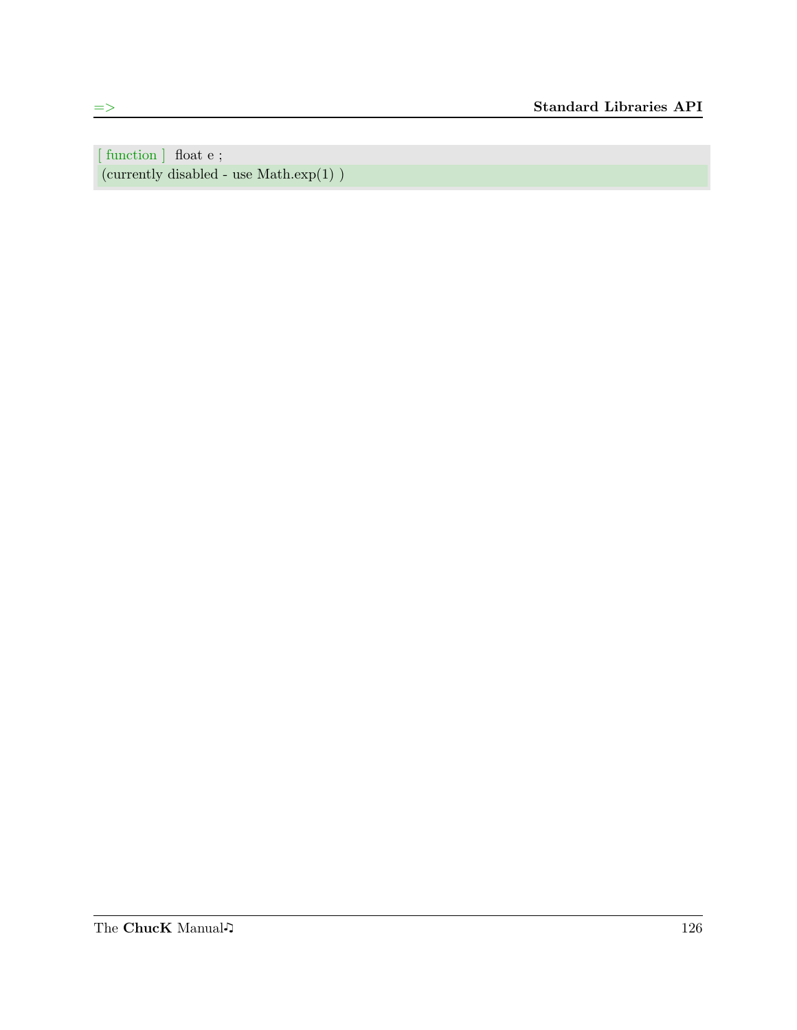[ function ] float e ;

(currently disabled - use Math.exp(1) )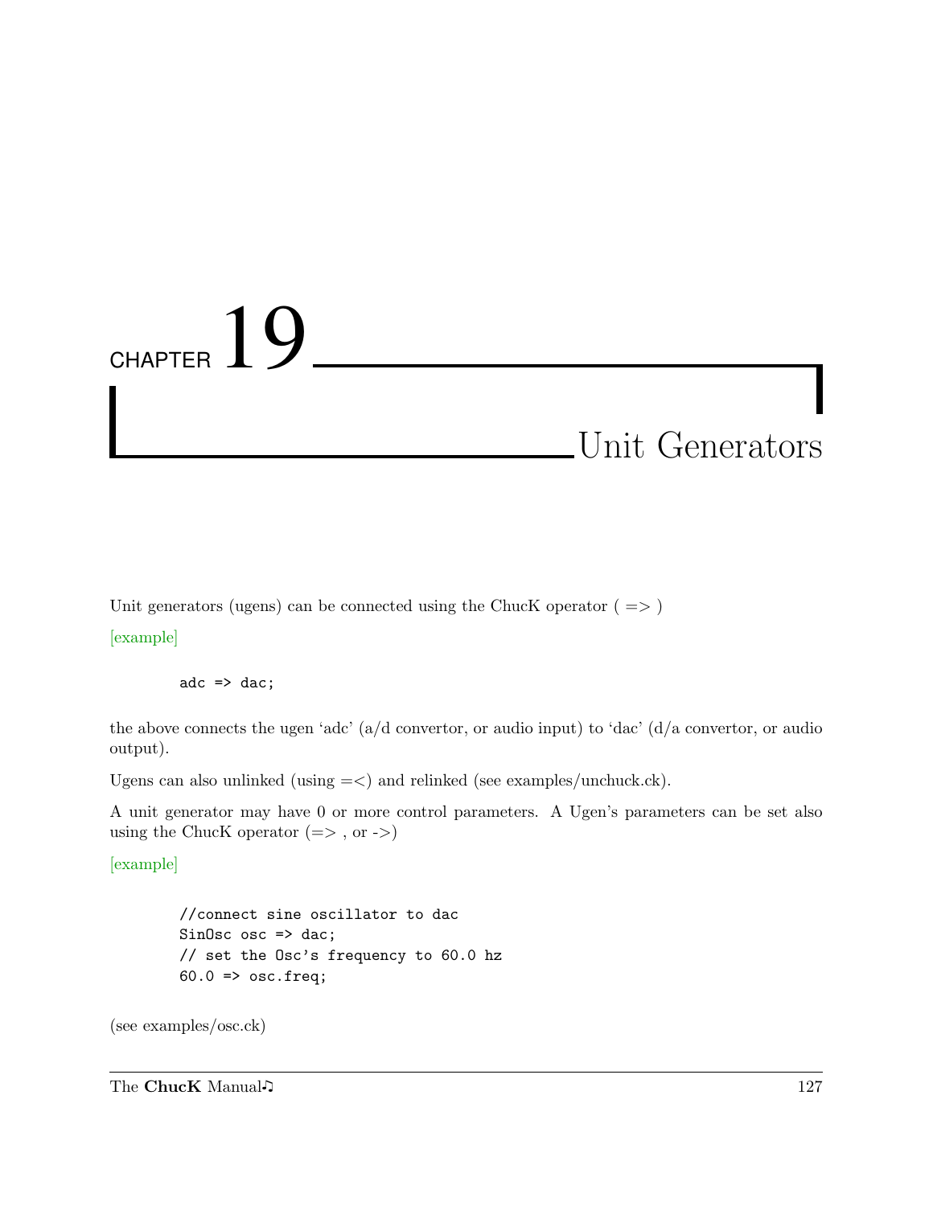# CHAPTER 19

# Unit Generators

Unit generators (ugens) can be connected using the ChucK operator ( => )

[example]

```
adc => dac;
```

the above connects the ugen 'adc' (a/d convertor, or audio input) to 'dac' (d/a convertor, or audio output).

Ugens can also unlinked (using =<) and relinked (see examples/unchuck.ck).

A unit generator may have 0 or more control parameters. A Ugen's parameters can be set also using the ChucK operator (=> , or ->)

[example]

```
//connect sine oscillator to dac
SinOsc osc => dac;
// set the Osc's frequency to 60.0 hz
60.0 => osc.freq;
```

(see examples/osc.ck)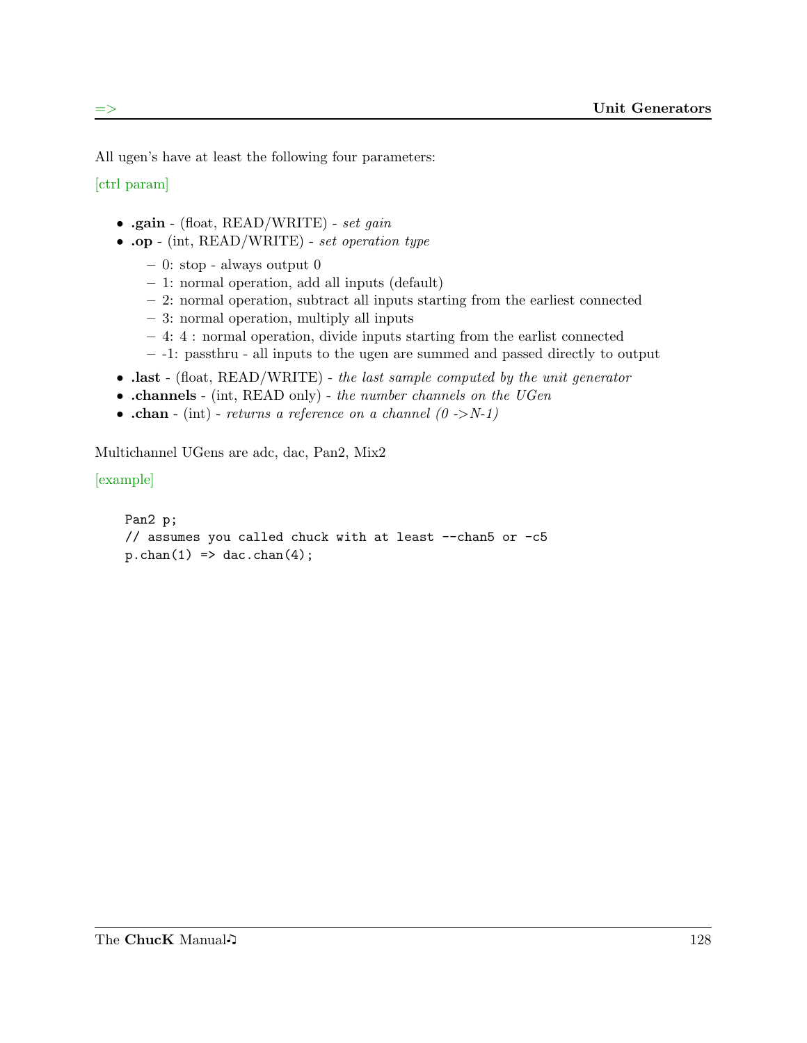All ugen's have at least the following four parameters:

[ctrl param]

- **.gain** - (float, READ/WRITE) - *set gain*
- **.op** - (int, READ/WRITE) - *set operation type*
  - 0: stop - always output 0
  - 1: normal operation, add all inputs (default)
  - 2: normal operation, subtract all inputs starting from the earliest connected
  - 3: normal operation, multiply all inputs
  - 4: 4 : normal operation, divide inputs starting from the earlist connected
  - -1: passthru - all inputs to the ugen are summed and passed directly to output
- **.last** - (float, READ/WRITE) - *the last sample computed by the unit generator*
- **.channels** - (int, READ only) - *the number channels on the UGen*
- **.chan** - (int) - *returns a reference on a channel (0 ->N-1)*

Multichannel UGens are adc, dac, Pan2, Mix2

[example]

```
Pan2 p;
// assumes you called chuck with at least --chan5 or -c5
p.chan(1) => dac.chan(4);
```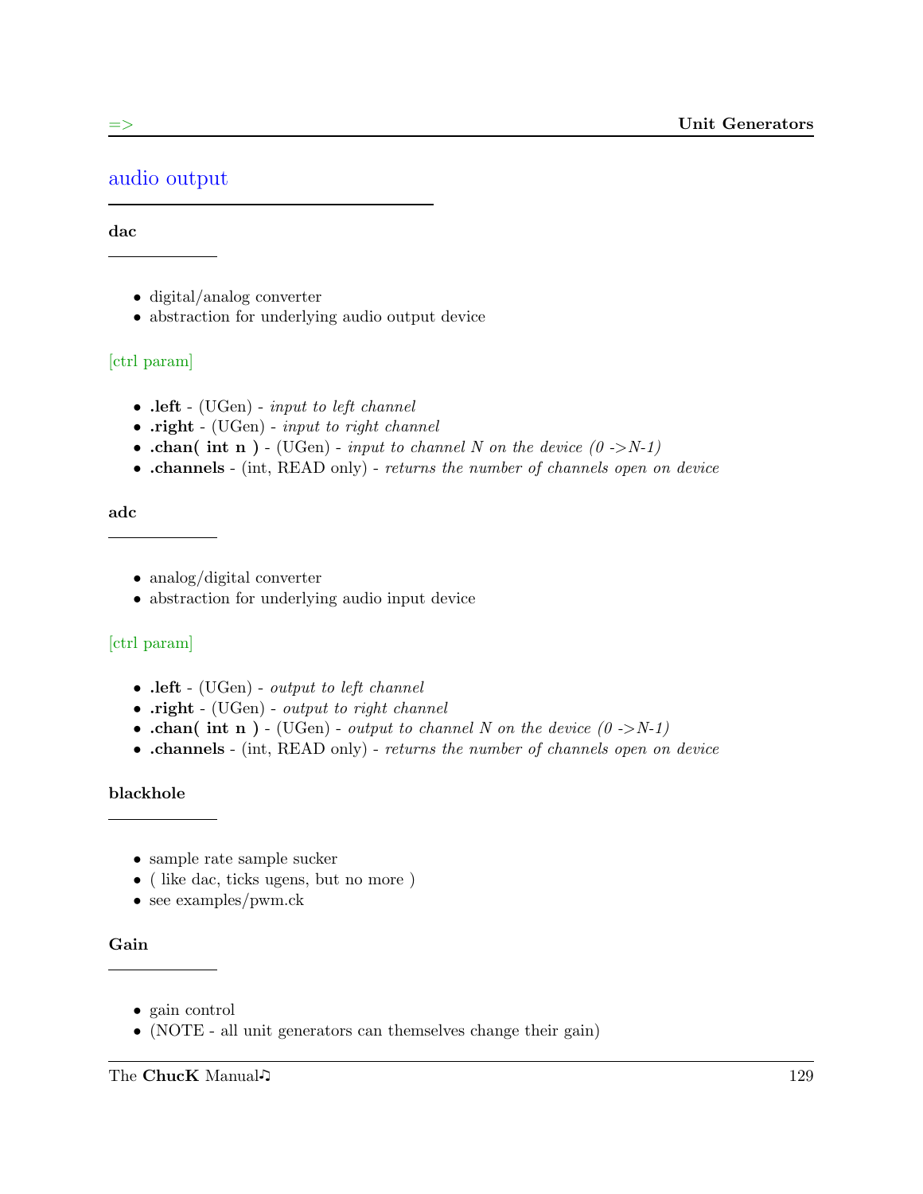## audio output

### dac

- digital/analog converter
- abstraction for underlying audio output device

[ctrl param]

- **.left** - (UGen) - *input to left channel*
- **.right** - (UGen) - *input to right channel*
- **.chan( int n )** - (UGen) - *input to channel N on the device (0 ->N-1)*
- **.channels** - (int, READ only) - *returns the number of channels open on device*

### adc

- analog/digital converter
- abstraction for underlying audio input device

[ctrl param]

- **.left** - (UGen) - *output to left channel*
- **.right** - (UGen) - *output to right channel*
- **.chan( int n )** - (UGen) - *output to channel N on the device (0 ->N-1)*
- **.channels** - (int, READ only) - *returns the number of channels open on device*

### blackhole

- sample rate sample sucker
- ( like dac, ticks ugens, but no more )
- see examples/pwm.ck

### Gain

- gain control
- (NOTE - all unit generators can themselves change their gain)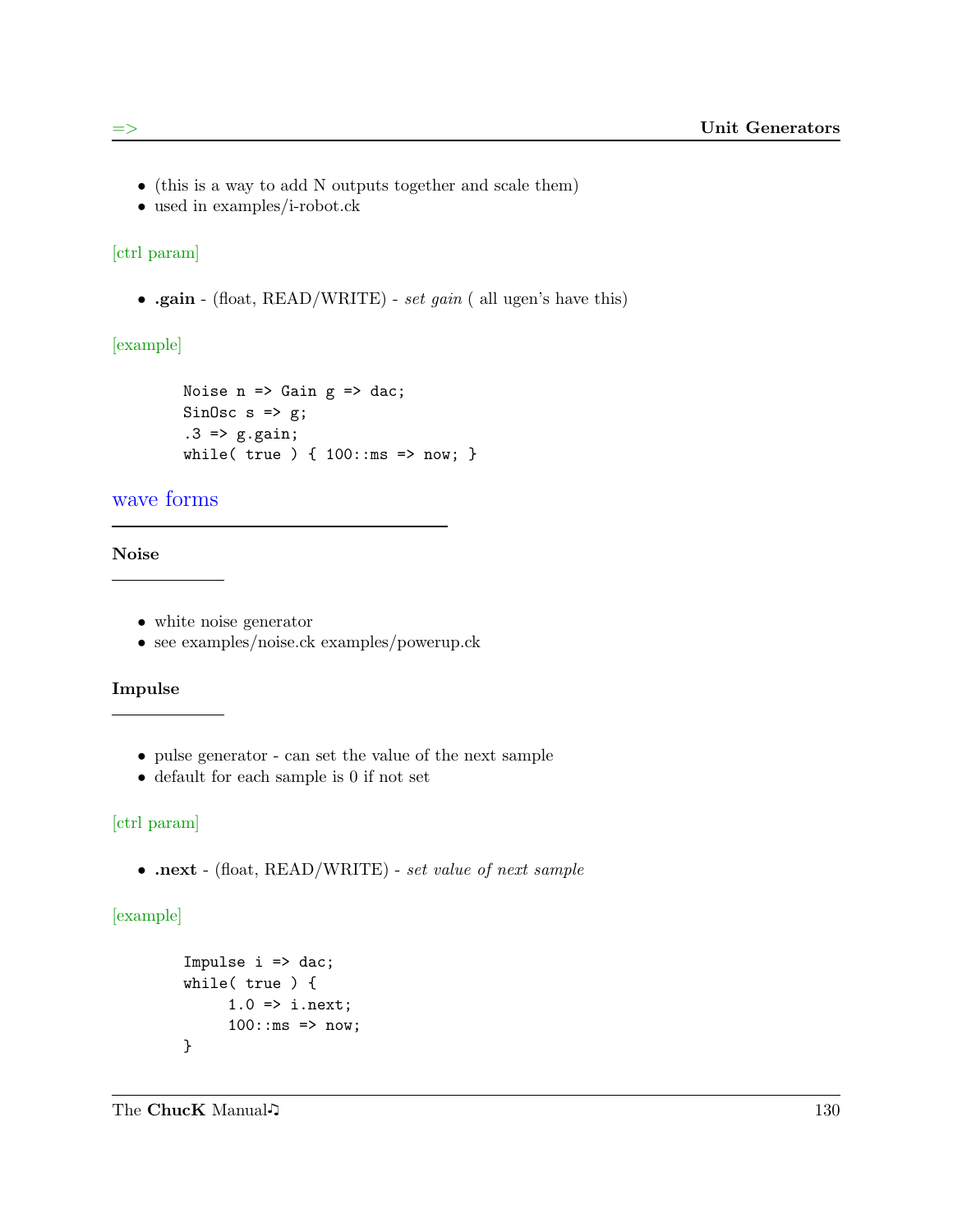- (this is a way to add N outputs together and scale them)
- used in examples/i-robot.ck

[ctrl param]

- **.gain** - (float, READ/WRITE) - *set gain* ( all ugen's have this)

[example]

```
Noise n => Gain g => dac;
SinOsc s => g;
.3 => g.gain;
while( true ) { 100::ms => now; }
```

## wave forms

### Noise

- white noise generator
- see examples/noise.ck examples/powerup.ck

### Impulse

- pulse generator - can set the value of the next sample
- default for each sample is 0 if not set

[ctrl param]

- **.next** - (float, READ/WRITE) - *set value of next sample*

[example]

```
Impulse i => dac;
while( true ) {
     1.0 => i.next;
     100::ms => now;
}
```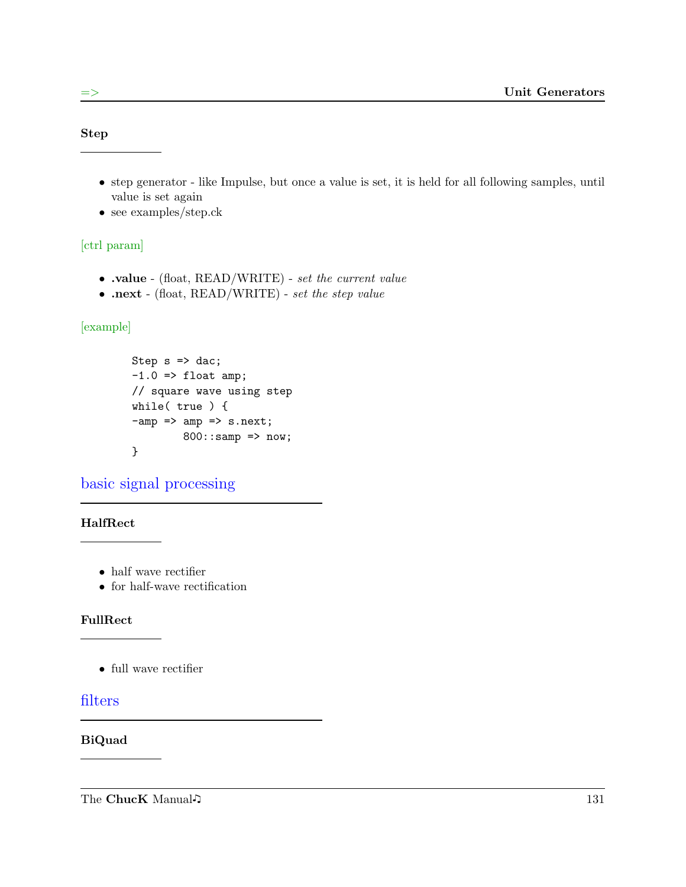### Step

- step generator - like Impulse, but once a value is set, it is held for all following samples, until value is set again
- see examples/step.ck

[ctrl param]

- **.value** - (float, READ/WRITE) - *set the current value*
- **.next** - (float, READ/WRITE) - *set the step value*

[example]

```
Step s => dac;
-1.0 => float amp;
// square wave using step
while( true ) {
-amp => amp => s.next;
        800::samp => now;
}
```

## basic signal processing

### HalfRect

- half wave rectifier
- for half-wave rectification

### FullRect

- full wave rectifier

## filters

### BiQuad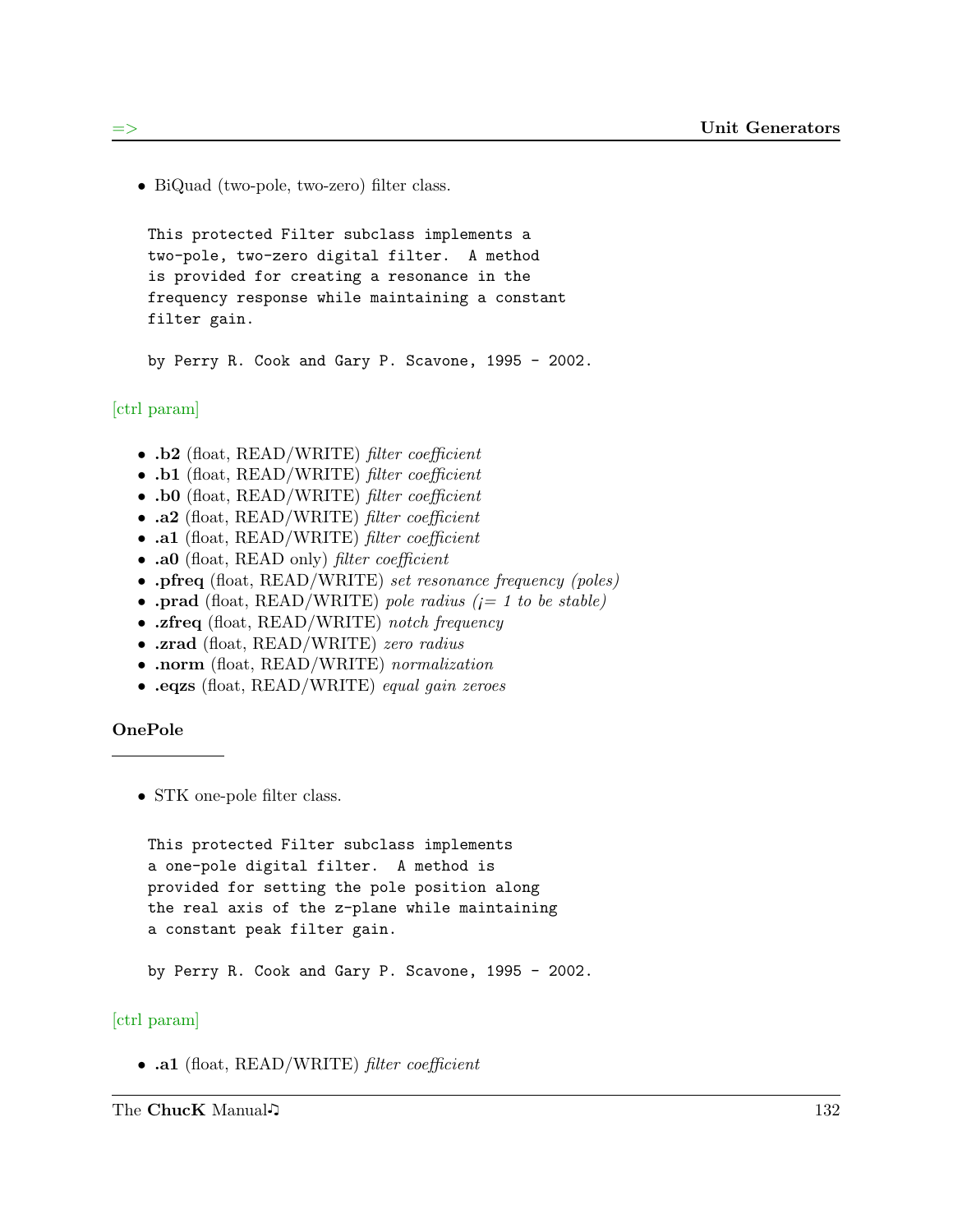- BiQuad (two-pole, two-zero) filter class.

```
This protected Filter subclass implements a
two-pole, two-zero digital filter.  A method
is provided for creating a resonance in the
frequency response while maintaining a constant
filter gain.

by Perry R. Cook and Gary P. Scavone, 1995 - 2002.
```

[ctrl param]

- **.b2** (float, READ/WRITE) *filter coefficient*
- **.b1** (float, READ/WRITE) *filter coefficient*
- **.b0** (float, READ/WRITE) *filter coefficient*
- **.a2** (float, READ/WRITE) *filter coefficient*
- **.a1** (float, READ/WRITE) *filter coefficient*
- **.a0** (float, READ only) *filter coefficient*
- **.pfreq** (float, READ/WRITE) *set resonance frequency (poles)*
- **.prad** (float, READ/WRITE) *pole radius (¡= 1 to be stable)*
- **.zfreq** (float, READ/WRITE) *notch frequency*
- **.zrad** (float, READ/WRITE) *zero radius*
- **.norm** (float, READ/WRITE) *normalization*
- **.eqzs** (float, READ/WRITE) *equal gain zeroes*

### OnePole

- STK one-pole filter class.

```
This protected Filter subclass implements
a one-pole digital filter.  A method is
provided for setting the pole position along
the real axis of the z-plane while maintaining
a constant peak filter gain.

by Perry R. Cook and Gary P. Scavone, 1995 - 2002.
```

[ctrl param]

- **.a1** (float, READ/WRITE) *filter coefficient*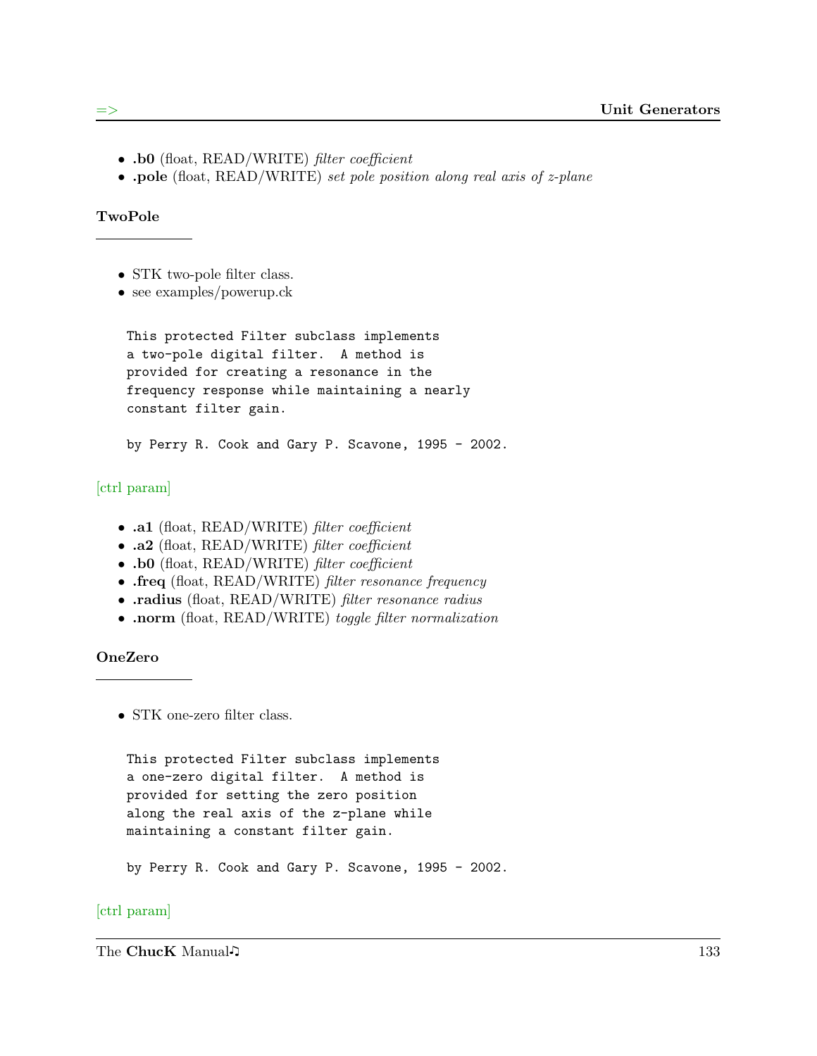- **.b0** (float, READ/WRITE) *filter coefficient*
- **.pole** (float, READ/WRITE) *set pole position along real axis of z-plane*

### TwoPole

- STK two-pole filter class.
- see examples/powerup.ck

```
This protected Filter subclass implements
a two-pole digital filter.  A method is
provided for creating a resonance in the
frequency response while maintaining a nearly
constant filter gain.

by Perry R. Cook and Gary P. Scavone, 1995 - 2002.
```

[ctrl param]

- **.a1** (float, READ/WRITE) *filter coefficient*
- **.a2** (float, READ/WRITE) *filter coefficient*
- **.b0** (float, READ/WRITE) *filter coefficient*
- **.freq** (float, READ/WRITE) *filter resonance frequency*
- **.radius** (float, READ/WRITE) *filter resonance radius*
- **.norm** (float, READ/WRITE) *toggle filter normalization*

### OneZero

- STK one-zero filter class.

```
This protected Filter subclass implements
a one-zero digital filter.  A method is
provided for setting the zero position
along the real axis of the z-plane while
maintaining a constant filter gain.

by Perry R. Cook and Gary P. Scavone, 1995 - 2002.
```

[ctrl param]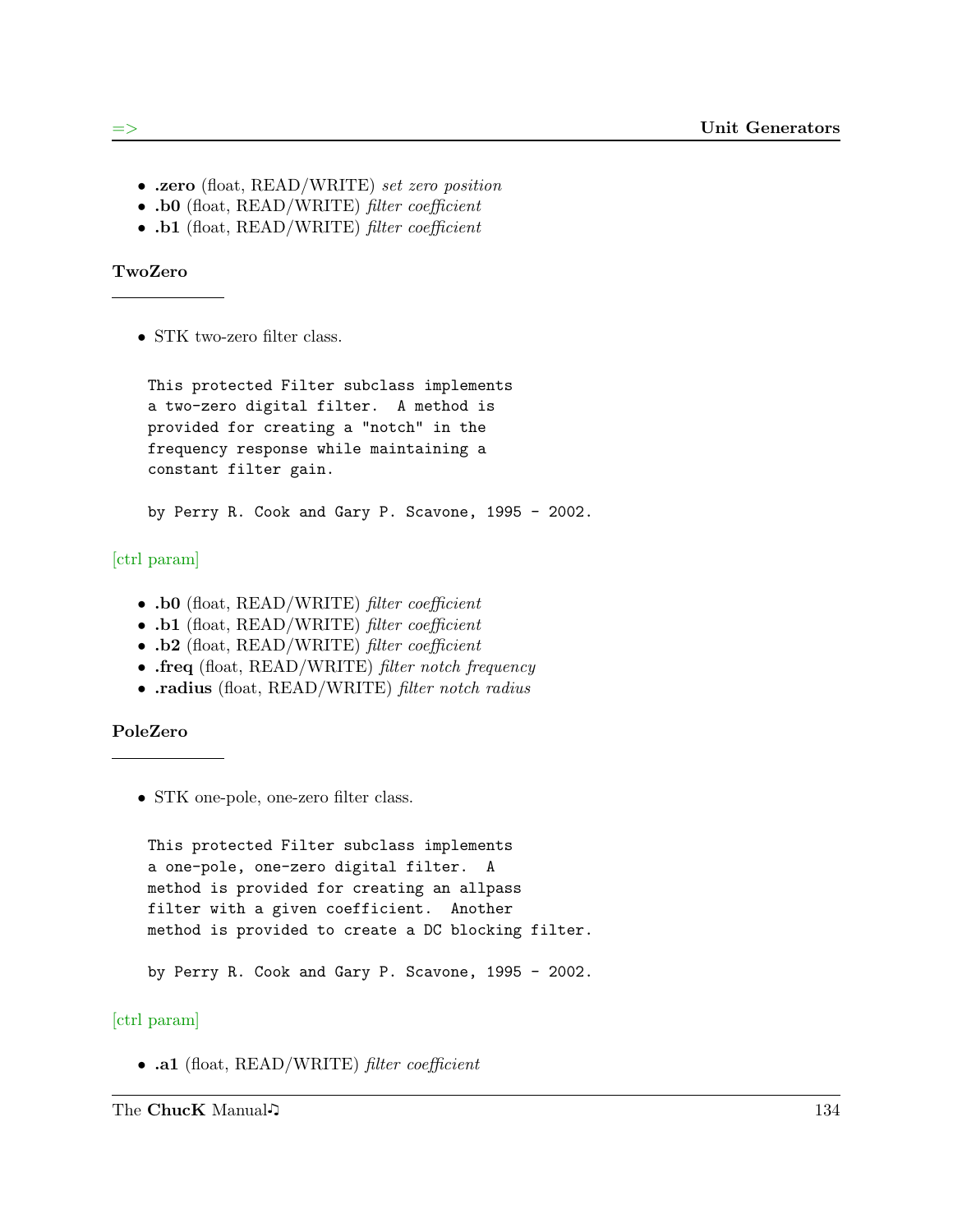- **.zero** (float, READ/WRITE) *set zero position*
- **.b0** (float, READ/WRITE) *filter coefficient*
- **.b1** (float, READ/WRITE) *filter coefficient*

### TwoZero

- STK two-zero filter class.

```
This protected Filter subclass implements
a two-zero digital filter.  A method is
provided for creating a "notch" in the
frequency response while maintaining a
constant filter gain.

by Perry R. Cook and Gary P. Scavone, 1995 - 2002.
```

[ctrl param]

- **.b0** (float, READ/WRITE) *filter coefficient*
- **.b1** (float, READ/WRITE) *filter coefficient*
- **.b2** (float, READ/WRITE) *filter coefficient*
- **.freq** (float, READ/WRITE) *filter notch frequency*
- **.radius** (float, READ/WRITE) *filter notch radius*

### PoleZero

- STK one-pole, one-zero filter class.

```
This protected Filter subclass implements
a one-pole, one-zero digital filter.  A
method is provided for creating an allpass
filter with a given coefficient.  Another
method is provided to create a DC blocking filter.

by Perry R. Cook and Gary P. Scavone, 1995 - 2002.
```

[ctrl param]

- **.a1** (float, READ/WRITE) *filter coefficient*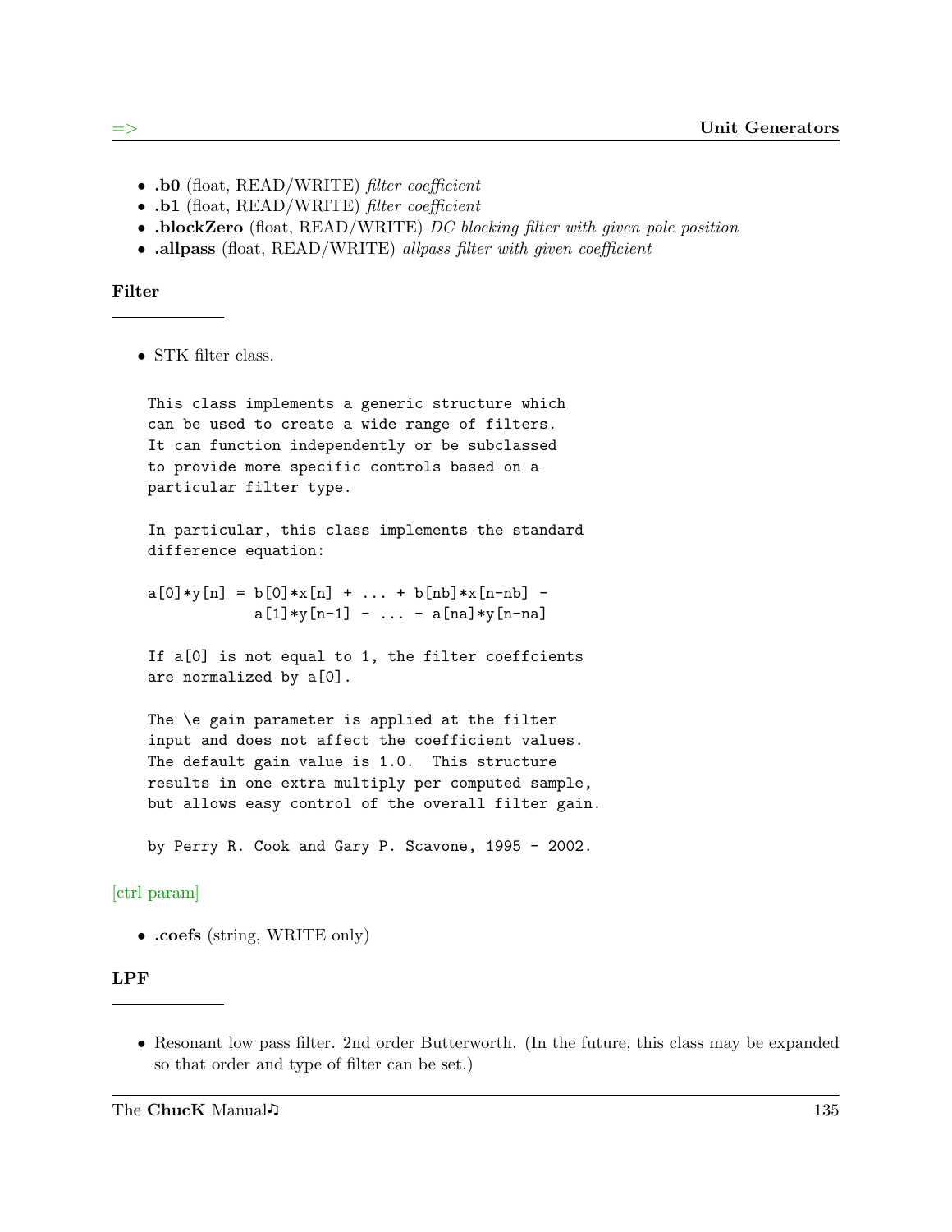- **.b0** (float, READ/WRITE) *filter coefficient*
- **.b1** (float, READ/WRITE) *filter coefficient*
- **.blockZero** (float, READ/WRITE) *DC blocking filter with given pole position*
- **.allpass** (float, READ/WRITE) *allpass filter with given coefficient*

### Filter

---

- STK filter class.

```
This class implements a generic structure which
can be used to create a wide range of filters.
It can function independently or be subclassed
to provide more specific controls based on a
particular filter type.

In particular, this class implements the standard
difference equation:

a[0]*y[n] = b[0]*x[n] + ... + b[nb]*x[n-nb] -
            a[1]*y[n-1] - ... - a[na]*y[n-na]

If a[0] is not equal to 1, the filter coeffcients
are normalized by a[0].

The \e gain parameter is applied at the filter
input and does not affect the coefficient values.
The default gain value is 1.0.  This structure
results in one extra multiply per computed sample,
but allows easy control of the overall filter gain.

by Perry R. Cook and Gary P. Scavone, 1995 - 2002.
```

[ctrl param]

- **.coefs** (string, WRITE only)

### LPF

---

- Resonant low pass filter. 2nd order Butterworth. (In the future, this class may be expanded so that order and type of filter can be set.)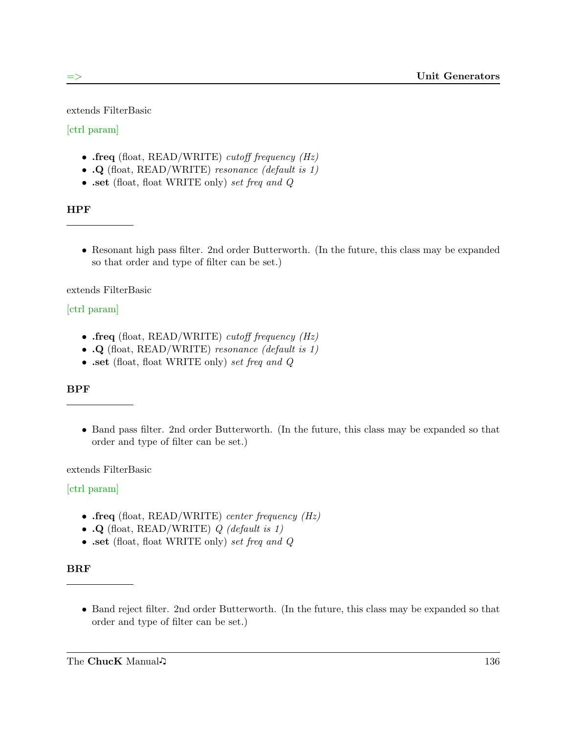extends FilterBasic

[ctrl param]

- **.freq** (float, READ/WRITE) *cutoff frequency (Hz)*
- **.Q** (float, READ/WRITE) *resonance (default is 1)*
- **.set** (float, float WRITE only) *set freq and Q*

### HPF

---

- Resonant high pass filter. 2nd order Butterworth. (In the future, this class may be expanded so that order and type of filter can be set.)

extends FilterBasic

[ctrl param]

- **.freq** (float, READ/WRITE) *cutoff frequency (Hz)*
- **.Q** (float, READ/WRITE) *resonance (default is 1)*
- **.set** (float, float WRITE only) *set freq and Q*

### BPF

---

- Band pass filter. 2nd order Butterworth. (In the future, this class may be expanded so that order and type of filter can be set.)

extends FilterBasic

[ctrl param]

- **.freq** (float, READ/WRITE) *center frequency (Hz)*
- **.Q** (float, READ/WRITE) *Q (default is 1)*
- **.set** (float, float WRITE only) *set freq and Q*

### BRF

---

- Band reject filter. 2nd order Butterworth. (In the future, this class may be expanded so that order and type of filter can be set.)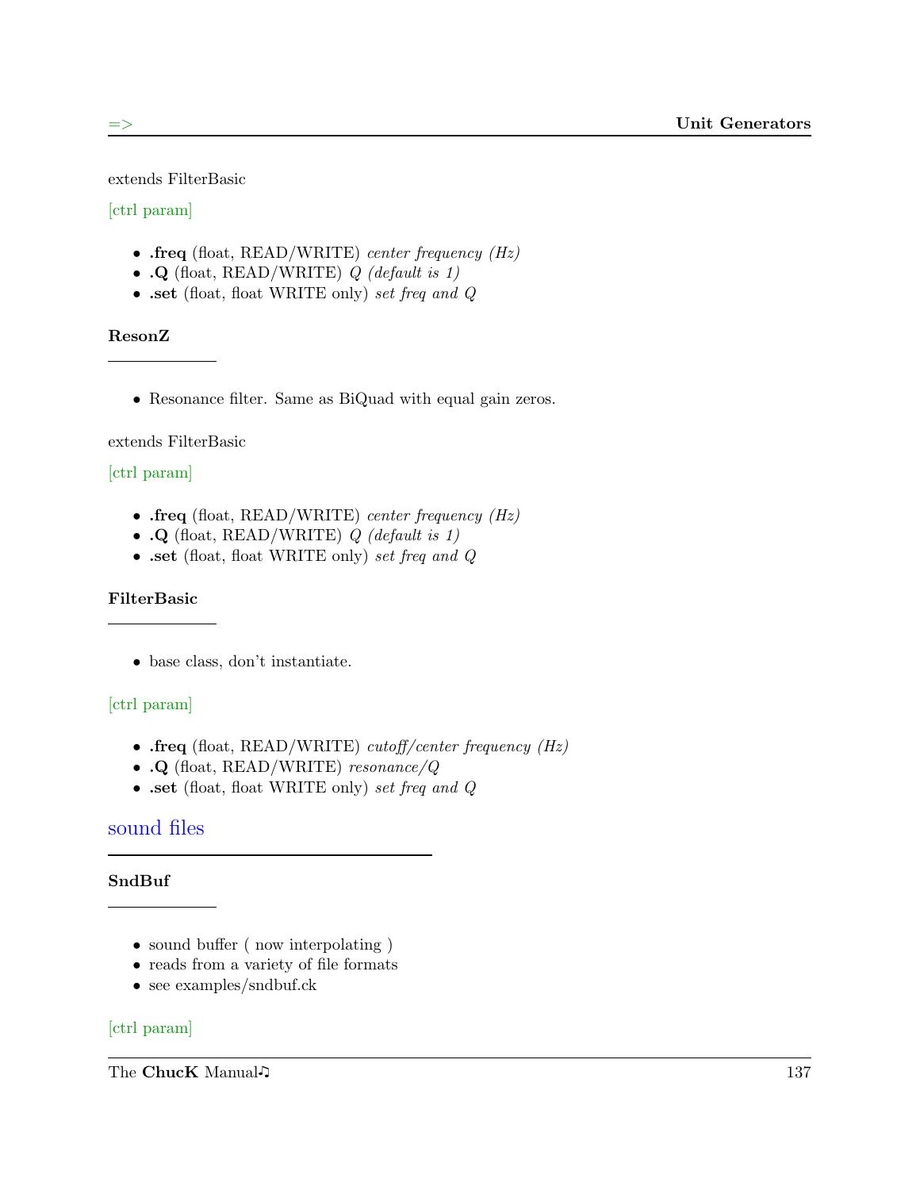extends FilterBasic

[ctrl param]

- **.freq** (float, READ/WRITE) *center frequency (Hz)*
- **.Q** (float, READ/WRITE) *Q (default is 1)*
- **.set** (float, float WRITE only) *set freq and Q*

### ResonZ

- Resonance filter. Same as BiQuad with equal gain zeros.

extends FilterBasic

[ctrl param]

- **.freq** (float, READ/WRITE) *center frequency (Hz)*
- **.Q** (float, READ/WRITE) *Q (default is 1)*
- **.set** (float, float WRITE only) *set freq and Q*

### FilterBasic

- base class, don't instantiate.

[ctrl param]

- **.freq** (float, READ/WRITE) *cutoff/center frequency (Hz)*
- **.Q** (float, READ/WRITE) *resonance/Q*
- **.set** (float, float WRITE only) *set freq and Q*

## sound files

### SndBuf

- sound buffer ( now interpolating )
- reads from a variety of file formats
- see examples/sndbuf.ck

[ctrl param]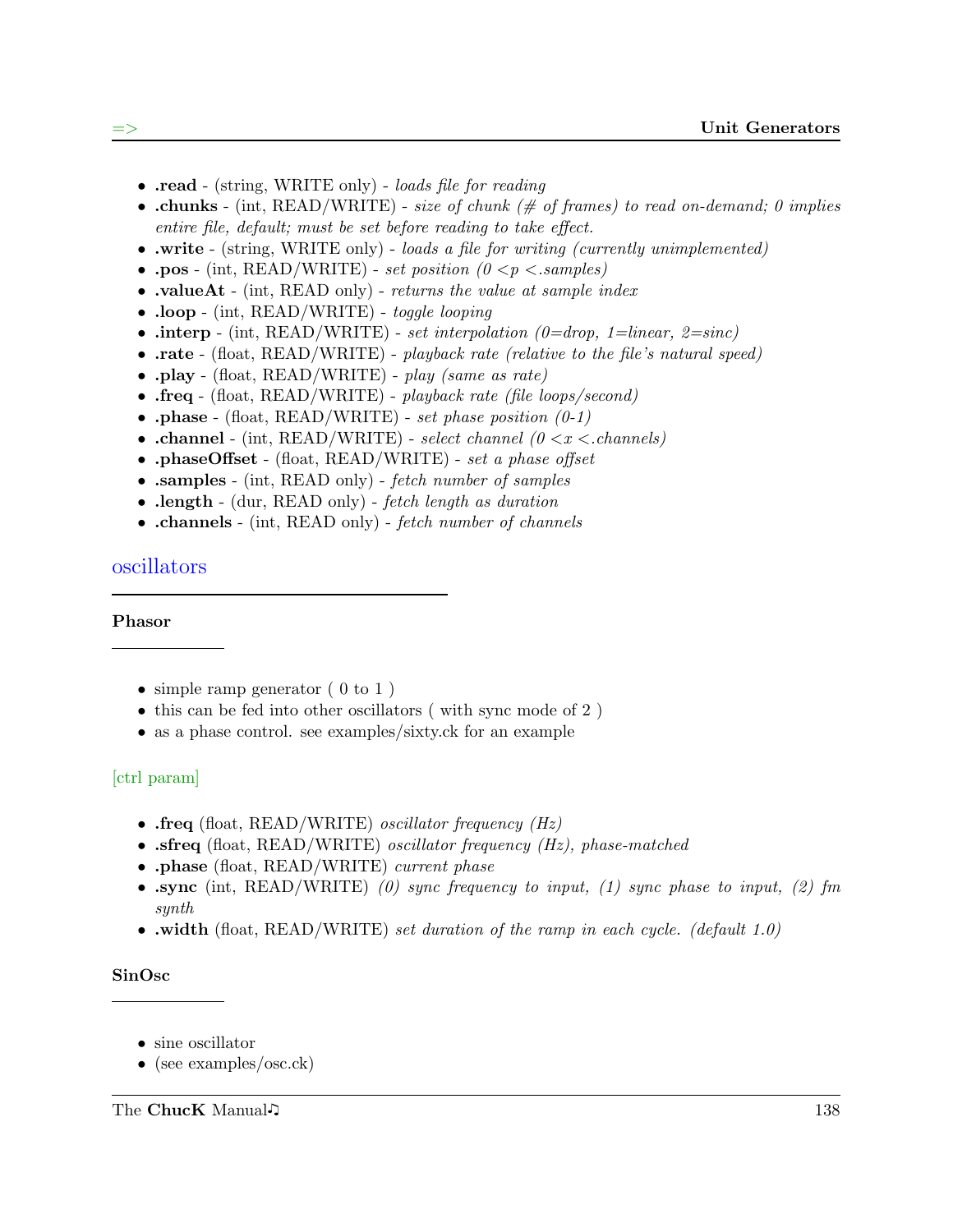- **.read** - (string, WRITE only) - *loads file for reading*
- **.chunks** - (int, READ/WRITE) - *size of chunk (# of frames) to read on-demand; 0 implies entire file, default; must be set before reading to take effect.*
- **.write** - (string, WRITE only) - *loads a file for writing (currently unimplemented)*
- **.pos** - (int, READ/WRITE) - *set position (0 <p <.samples)*
- **.valueAt** - (int, READ only) - *returns the value at sample index*
- **.loop** - (int, READ/WRITE) - *toggle looping*
- **.interp** - (int, READ/WRITE) - *set interpolation (0=drop, 1=linear, 2=sinc)*
- **.rate** - (float, READ/WRITE) - *playback rate (relative to the file's natural speed)*
- **.play** - (float, READ/WRITE) - *play (same as rate)*
- **.freq** - (float, READ/WRITE) - *playback rate (file loops/second)*
- **.phase** - (float, READ/WRITE) - *set phase position (0-1)*
- **.channel** - (int, READ/WRITE) - *select channel (0 <x <.channels)*
- **.phaseOffset** - (float, READ/WRITE) - *set a phase offset*
- **.samples** - (int, READ only) - *fetch number of samples*
- **.length** - (dur, READ only) - *fetch length as duration*
- **.channels** - (int, READ only) - *fetch number of channels*

## oscillators

### Phasor

- simple ramp generator ( 0 to 1 )
- this can be fed into other oscillators ( with sync mode of 2 )
- as a phase control. see examples/sixty.ck for an example

[ctrl param]

- **.freq** (float, READ/WRITE) *oscillator frequency (Hz)*
- **.sfreq** (float, READ/WRITE) *oscillator frequency (Hz), phase-matched*
- **.phase** (float, READ/WRITE) *current phase*
- **.sync** (int, READ/WRITE) *(0) sync frequency to input, (1) sync phase to input, (2) fm synth*
- **.width** (float, READ/WRITE) *set duration of the ramp in each cycle. (default 1.0)*

### SinOsc

- sine oscillator
- (see examples/osc.ck)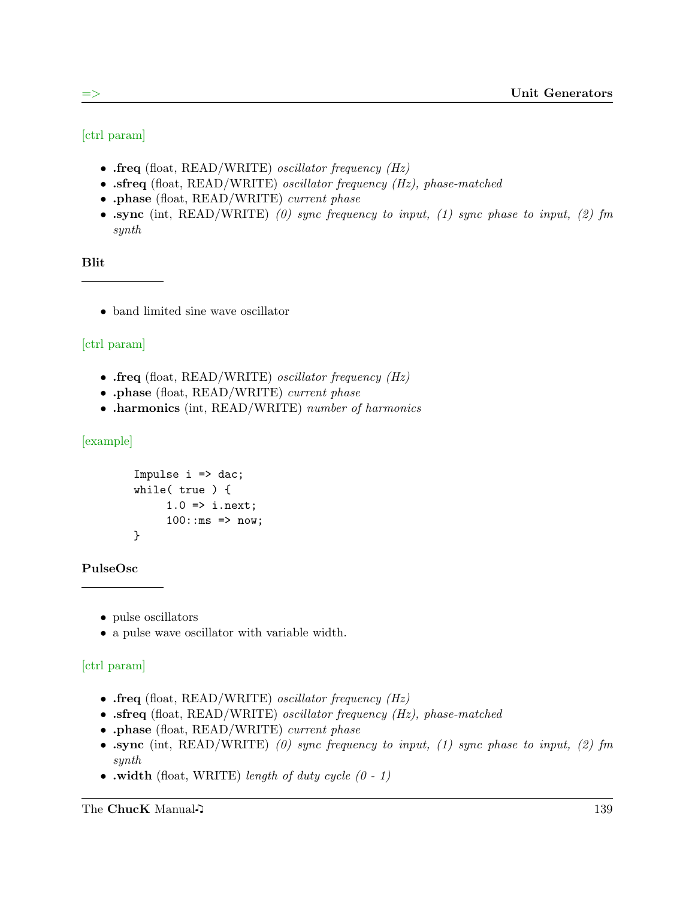[ctrl param]

- **.freq** (float, READ/WRITE) *oscillator frequency (Hz)*
- **.sfreq** (float, READ/WRITE) *oscillator frequency (Hz), phase-matched*
- **.phase** (float, READ/WRITE) *current phase*
- **.sync** (int, READ/WRITE) *(0) sync frequency to input, (1) sync phase to input, (2) fm synth*

### Blit

- band limited sine wave oscillator

[ctrl param]

- **.freq** (float, READ/WRITE) *oscillator frequency (Hz)*
- **.phase** (float, READ/WRITE) *current phase*
- **.harmonics** (int, READ/WRITE) *number of harmonics*

[example]

```
Impulse i => dac;
while( true ) {
    1.0 => i.next;
    100::ms => now;
}
```

### PulseOsc

- pulse oscillators
- a pulse wave oscillator with variable width.

[ctrl param]

- **.freq** (float, READ/WRITE) *oscillator frequency (Hz)*
- **.sfreq** (float, READ/WRITE) *oscillator frequency (Hz), phase-matched*
- **.phase** (float, READ/WRITE) *current phase*
- **.sync** (int, READ/WRITE) *(0) sync frequency to input, (1) sync phase to input, (2) fm synth*
- **.width** (float, WRITE) *length of duty cycle (0 - 1)*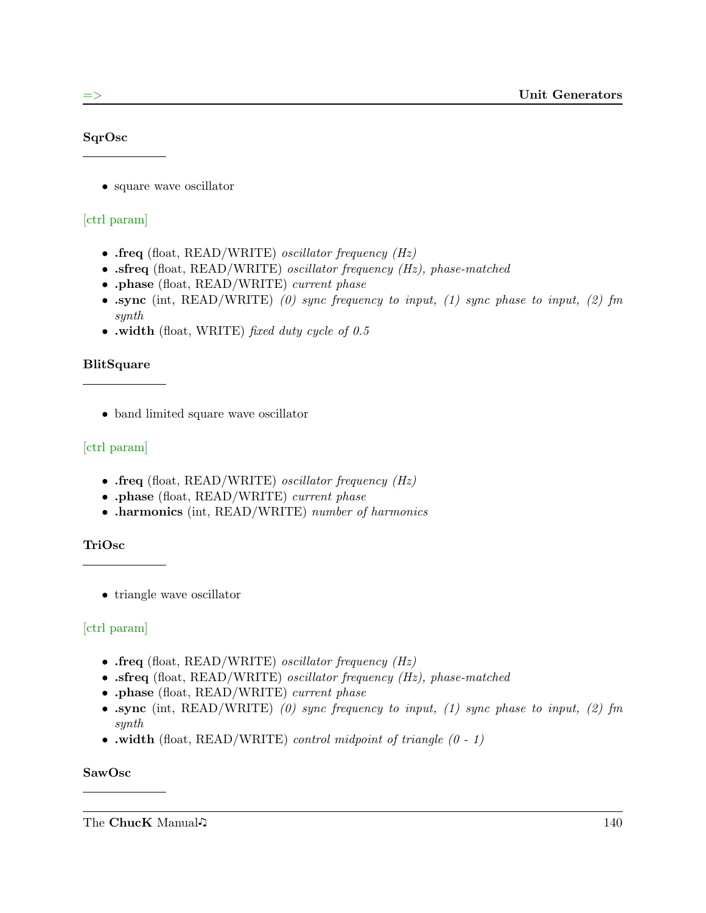### SqrOsc

- square wave oscillator

[ctrl param]

- **.freq** (float, READ/WRITE) *oscillator frequency (Hz)*
- **.sfreq** (float, READ/WRITE) *oscillator frequency (Hz), phase-matched*
- **.phase** (float, READ/WRITE) *current phase*
- **.sync** (int, READ/WRITE) *(0) sync frequency to input, (1) sync phase to input, (2) fm synth*
- **.width** (float, WRITE) *fixed duty cycle of 0.5*

### BlitSquare

- band limited square wave oscillator

[ctrl param]

- **.freq** (float, READ/WRITE) *oscillator frequency (Hz)*
- **.phase** (float, READ/WRITE) *current phase*
- **.harmonics** (int, READ/WRITE) *number of harmonics*

### TriOsc

- triangle wave oscillator

[ctrl param]

- **.freq** (float, READ/WRITE) *oscillator frequency (Hz)*
- **.sfreq** (float, READ/WRITE) *oscillator frequency (Hz), phase-matched*
- **.phase** (float, READ/WRITE) *current phase*
- **.sync** (int, READ/WRITE) *(0) sync frequency to input, (1) sync phase to input, (2) fm synth*
- **.width** (float, READ/WRITE) *control midpoint of triangle (0 - 1)*

### SawOsc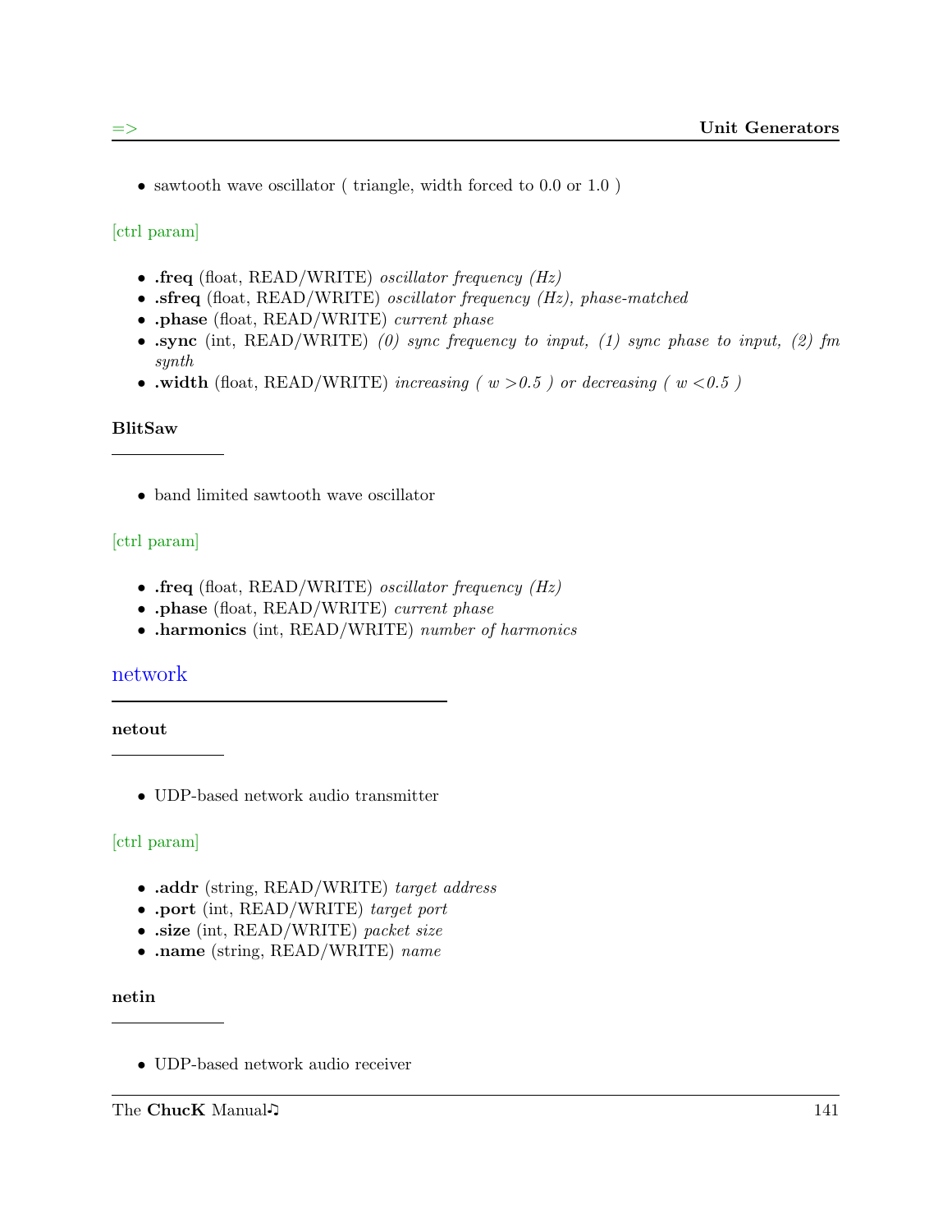- sawtooth wave oscillator ( triangle, width forced to 0.0 or 1.0 )

[ctrl param]

- **.freq** (float, READ/WRITE) *oscillator frequency (Hz)*
- **.sfreq** (float, READ/WRITE) *oscillator frequency (Hz), phase-matched*
- **.phase** (float, READ/WRITE) *current phase*
- **.sync** (int, READ/WRITE) *(0) sync frequency to input, (1) sync phase to input, (2) fm synth*
- **.width** (float, READ/WRITE) *increasing ( w >0.5 ) or decreasing ( w <0.5 )*

### BlitSaw

- band limited sawtooth wave oscillator

[ctrl param]

- **.freq** (float, READ/WRITE) *oscillator frequency (Hz)*
- **.phase** (float, READ/WRITE) *current phase*
- **.harmonics** (int, READ/WRITE) *number of harmonics*

## network

### netout

- UDP-based network audio transmitter

[ctrl param]

- **.addr** (string, READ/WRITE) *target address*
- **.port** (int, READ/WRITE) *target port*
- **.size** (int, READ/WRITE) *packet size*
- **.name** (string, READ/WRITE) *name*

### netin

- UDP-based network audio receiver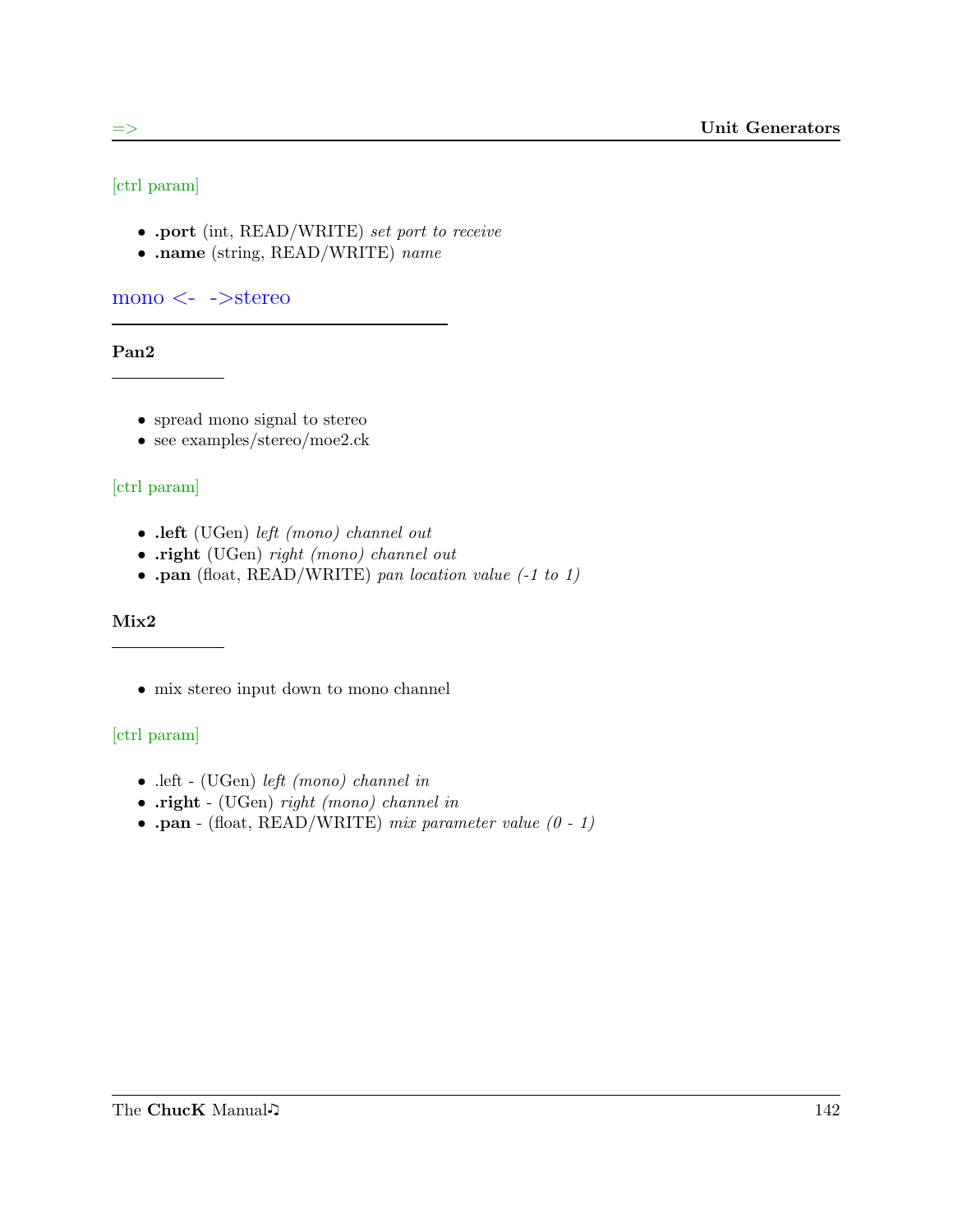[ctrl param]

- **.port** (int, READ/WRITE) *set port to receive*
- **.name** (string, READ/WRITE) *name*

## mono <- ->stereo

### Pan2

- spread mono signal to stereo
- see examples/stereo/moe2.ck

[ctrl param]

- **.left** (UGen) *left (mono) channel out*
- **.right** (UGen) *right (mono) channel out*
- **.pan** (float, READ/WRITE) *pan location value (-1 to 1)*

### Mix2

- mix stereo input down to mono channel

[ctrl param]

- .left - (UGen) *left (mono) channel in*
- **.right** - (UGen) *right (mono) channel in*
- **.pan** - (float, READ/WRITE) *mix parameter value (0 - 1)*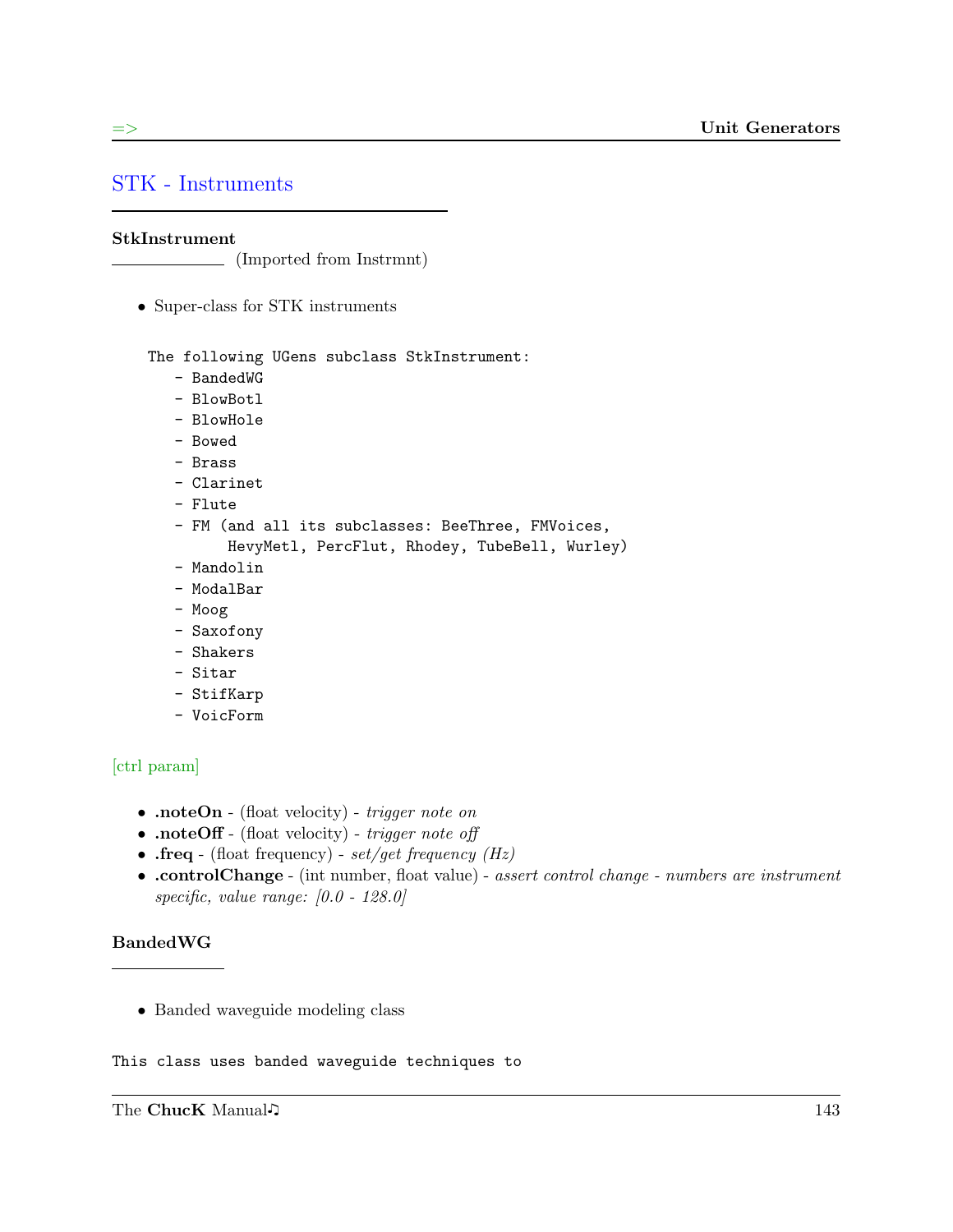## STK - Instruments

### StkInstrument

(Imported from Instrmnt)

- Super-class for STK instruments

```
The following UGens subclass StkInstrument:
   - BandedWG
   - BlowBotl
   - BlowHole
   - Bowed
   - Brass
   - Clarinet
   - Flute
   - FM (and all its subclasses: BeeThree, FMVoices,
         HevyMetl, PercFlut, Rhodey, TubeBell, Wurley)
   - Mandolin
   - ModalBar
   - Moog
   - Saxofony
   - Shakers
   - Sitar
   - StifKarp
   - VoicForm
```

[ctrl param]

- **.noteOn** - (float velocity) - *trigger note on*
- **.noteOff** - (float velocity) - *trigger note off*
- **.freq** - (float frequency) - *set/get frequency (Hz)*
- **.controlChange** - (int number, float value) - *assert control change - numbers are instrument specific, value range: [0.0 - 128.0]*

### BandedWG

- Banded waveguide modeling class

```
This class uses banded waveguide techniques to
```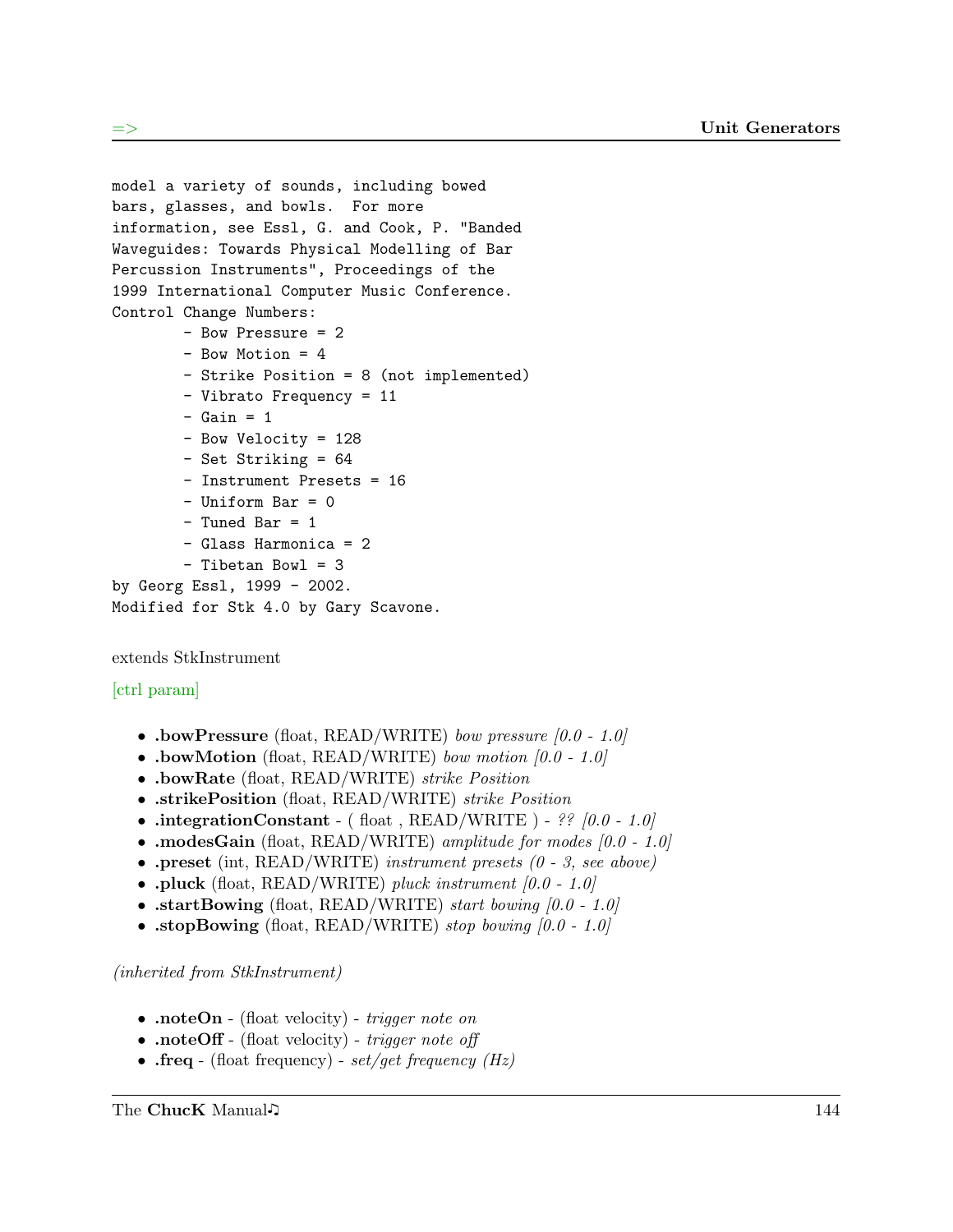```
model a variety of sounds, including bowed
bars, glasses, and bowls.  For more
information, see Essl, G. and Cook, P. "Banded
Waveguides: Towards Physical Modelling of Bar
Percussion Instruments", Proceedings of the
1999 International Computer Music Conference.
Control Change Numbers:
        - Bow Pressure = 2
        - Bow Motion = 4
        - Strike Position = 8 (not implemented)
        - Vibrato Frequency = 11
        - Gain = 1
        - Bow Velocity = 128
        - Set Striking = 64
        - Instrument Presets = 16
        - Uniform Bar = 0
        - Tuned Bar = 1
        - Glass Harmonica = 2
        - Tibetan Bowl = 3
by Georg Essl, 1999 - 2002.
Modified for Stk 4.0 by Gary Scavone.
```

extends StkInstrument

[ctrl param]

- **.bowPressure** (float, READ/WRITE) *bow pressure [0.0 - 1.0]*
- **.bowMotion** (float, READ/WRITE) *bow motion [0.0 - 1.0]*
- **.bowRate** (float, READ/WRITE) *strike Position*
- **.strikePosition** (float, READ/WRITE) *strike Position*
- **.integrationConstant** - ( float , READ/WRITE ) - *?? [0.0 - 1.0]*
- **.modesGain** (float, READ/WRITE) *amplitude for modes [0.0 - 1.0]*
- **.preset** (int, READ/WRITE) *instrument presets (0 - 3, see above)*
- **.pluck** (float, READ/WRITE) *pluck instrument [0.0 - 1.0]*
- **.startBowing** (float, READ/WRITE) *start bowing [0.0 - 1.0]*
- **.stopBowing** (float, READ/WRITE) *stop bowing [0.0 - 1.0]*

*(inherited from StkInstrument)*

- **.noteOn** - (float velocity) - *trigger note on*
- **.noteOff** - (float velocity) - *trigger note off*
- **.freq** - (float frequency) - *set/get frequency (Hz)*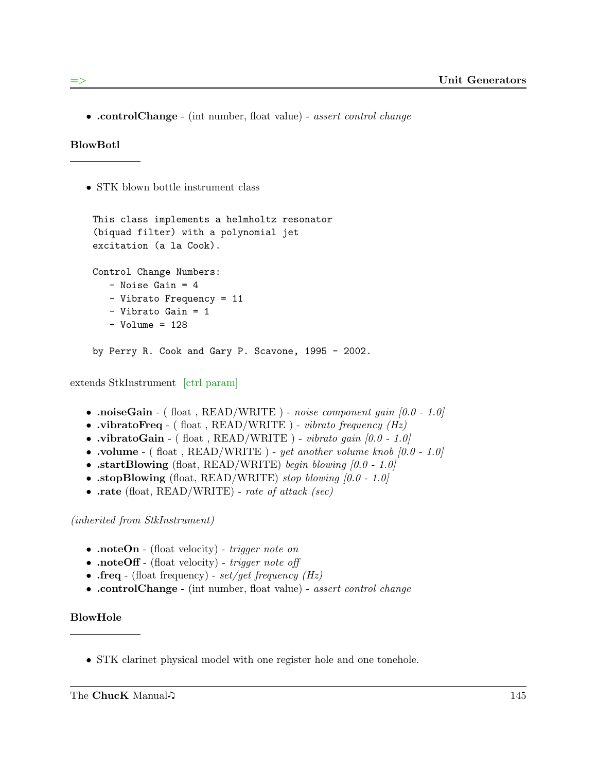- **.controlChange** - (int number, float value) - *assert control change*

### BlowBotl

- STK blown bottle instrument class

```
This class implements a helmholtz resonator
(biquad filter) with a polynomial jet
excitation (a la Cook).

Control Change Numbers:
   - Noise Gain = 4
   - Vibrato Frequency = 11
   - Vibrato Gain = 1
   - Volume = 128

by Perry R. Cook and Gary P. Scavone, 1995 - 2002.
```

extends StkInstrument [ctrl param]

- **.noiseGain** - ( float , READ/WRITE ) - *noise component gain [0.0 - 1.0]*
- **.vibratoFreq** - ( float , READ/WRITE ) - *vibrato frequency (Hz)*
- **.vibratoGain** - ( float , READ/WRITE ) - *vibrato gain [0.0 - 1.0]*
- **.volume** - ( float , READ/WRITE ) - *yet another volume knob [0.0 - 1.0]*
- **.startBlowing** (float, READ/WRITE) *begin blowing [0.0 - 1.0]*
- **.stopBlowing** (float, READ/WRITE) *stop blowing [0.0 - 1.0]*
- **.rate** (float, READ/WRITE) - *rate of attack (sec)*

*(inherited from StkInstrument)*

- **.noteOn** - (float velocity) - *trigger note on*
- **.noteOff** - (float velocity) - *trigger note off*
- **.freq** - (float frequency) - *set/get frequency (Hz)*
- **.controlChange** - (int number, float value) - *assert control change*

### BlowHole

- STK clarinet physical model with one register hole and one tonehole.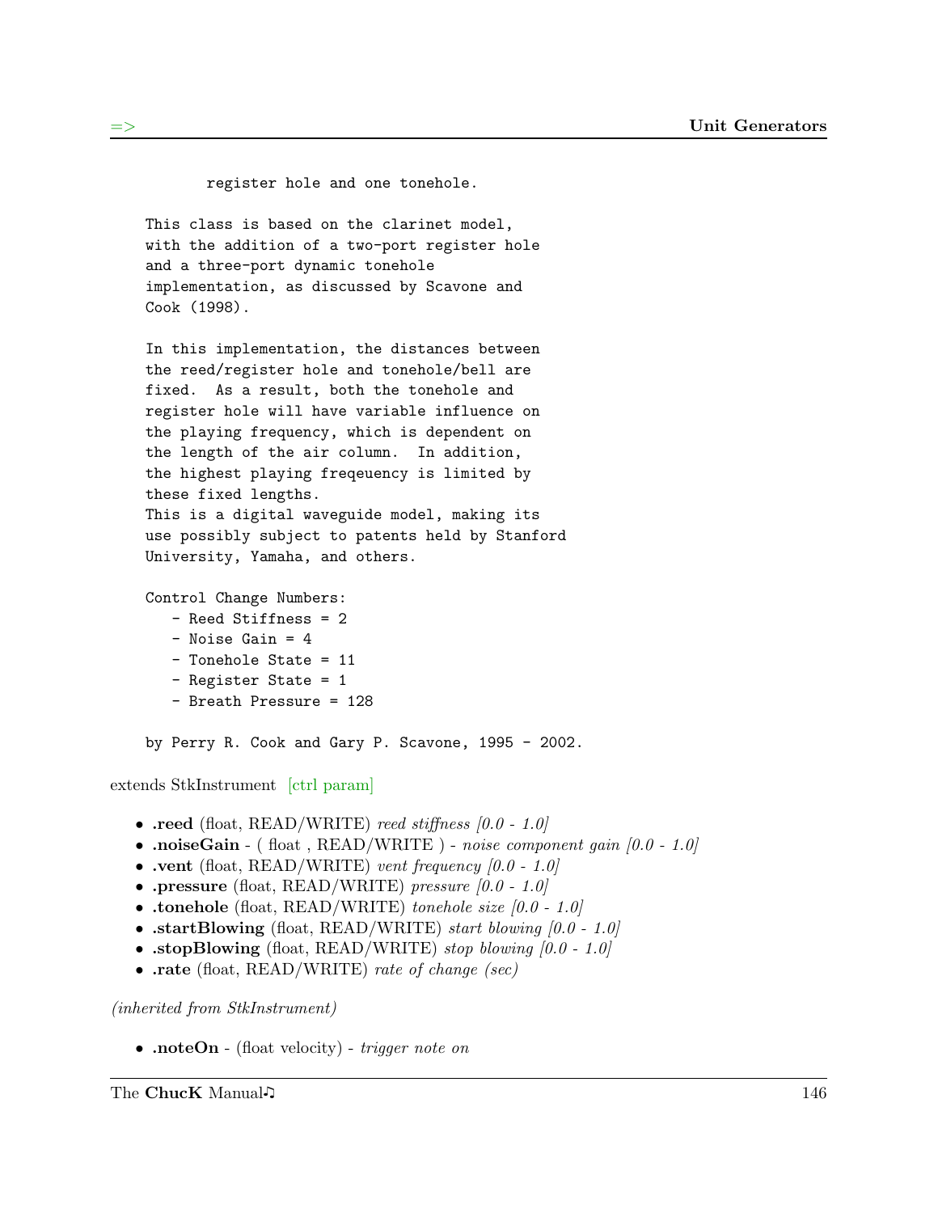```
        register hole and one tonehole.

    This class is based on the clarinet model,
    with the addition of a two-port register hole
    and a three-port dynamic tonehole
    implementation, as discussed by Scavone and
    Cook (1998).

    In this implementation, the distances between
    the reed/register hole and tonehole/bell are
    fixed.  As a result, both the tonehole and
    register hole will have variable influence on
    the playing frequency, which is dependent on
    the length of the air column.  In addition,
    the highest playing freqeuency is limited by
    these fixed lengths.
    This is a digital waveguide model, making its
    use possibly subject to patents held by Stanford
    University, Yamaha, and others.

    Control Change Numbers:
       - Reed Stiffness = 2
       - Noise Gain = 4
       - Tonehole State = 11
       - Register State = 1
       - Breath Pressure = 128

    by Perry R. Cook and Gary P. Scavone, 1995 - 2002.
```

extends StkInstrument [ctrl param]

- **.reed** (float, READ/WRITE) *reed stiffness [0.0 - 1.0]*
- **.noiseGain** - ( float , READ/WRITE ) - *noise component gain [0.0 - 1.0]*
- **.vent** (float, READ/WRITE) *vent frequency [0.0 - 1.0]*
- **.pressure** (float, READ/WRITE) *pressure [0.0 - 1.0]*
- **.tonehole** (float, READ/WRITE) *tonehole size [0.0 - 1.0]*
- **.startBlowing** (float, READ/WRITE) *start blowing [0.0 - 1.0]*
- **.stopBlowing** (float, READ/WRITE) *stop blowing [0.0 - 1.0]*
- **.rate** (float, READ/WRITE) *rate of change (sec)*

*(inherited from StkInstrument)*

- **.noteOn** - (float velocity) - *trigger note on*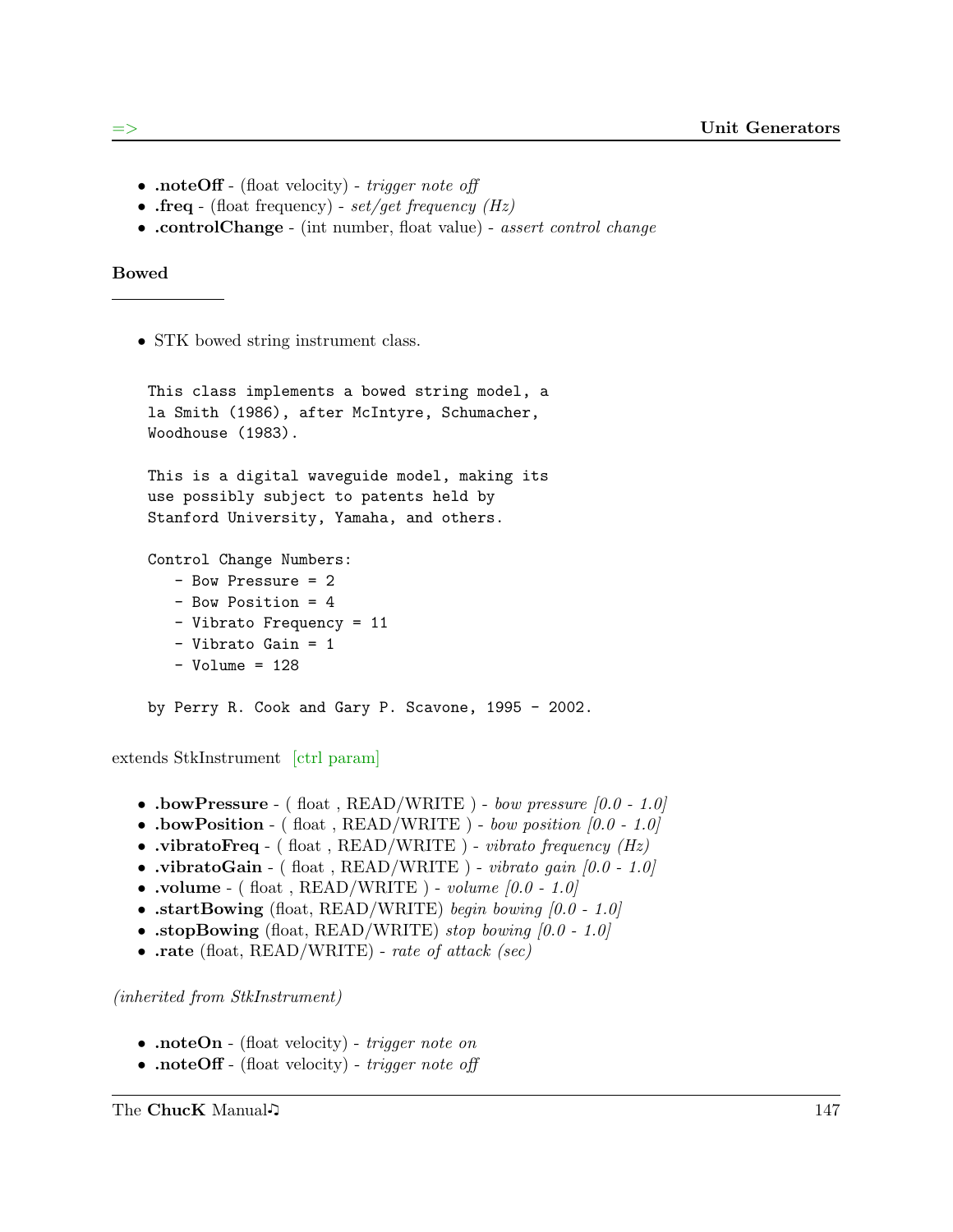- **.noteOff** - (float velocity) - *trigger note off*
- **.freq** - (float frequency) - *set/get frequency (Hz)*
- **.controlChange** - (int number, float value) - *assert control change*

### Bowed

- STK bowed string instrument class.

```
This class implements a bowed string model, a
la Smith (1986), after McIntyre, Schumacher,
Woodhouse (1983).

This is a digital waveguide model, making its
use possibly subject to patents held by
Stanford University, Yamaha, and others.

Control Change Numbers:
   - Bow Pressure = 2
   - Bow Position = 4
   - Vibrato Frequency = 11
   - Vibrato Gain = 1
   - Volume = 128

by Perry R. Cook and Gary P. Scavone, 1995 - 2002.
```

extends StkInstrument [ctrl param]

- **.bowPressure** - ( float , READ/WRITE ) - *bow pressure [0.0 - 1.0]*
- **.bowPosition** - ( float , READ/WRITE ) - *bow position [0.0 - 1.0]*
- **.vibratoFreq** - ( float , READ/WRITE ) - *vibrato frequency (Hz)*
- **.vibratoGain** - ( float , READ/WRITE ) - *vibrato gain [0.0 - 1.0]*
- **.volume** - ( float , READ/WRITE ) - *volume [0.0 - 1.0]*
- **.startBowing** (float, READ/WRITE) *begin bowing [0.0 - 1.0]*
- **.stopBowing** (float, READ/WRITE) *stop bowing [0.0 - 1.0]*
- **.rate** (float, READ/WRITE) - *rate of attack (sec)*

*(inherited from StkInstrument)*

- **.noteOn** - (float velocity) - *trigger note on*
- **.noteOff** - (float velocity) - *trigger note off*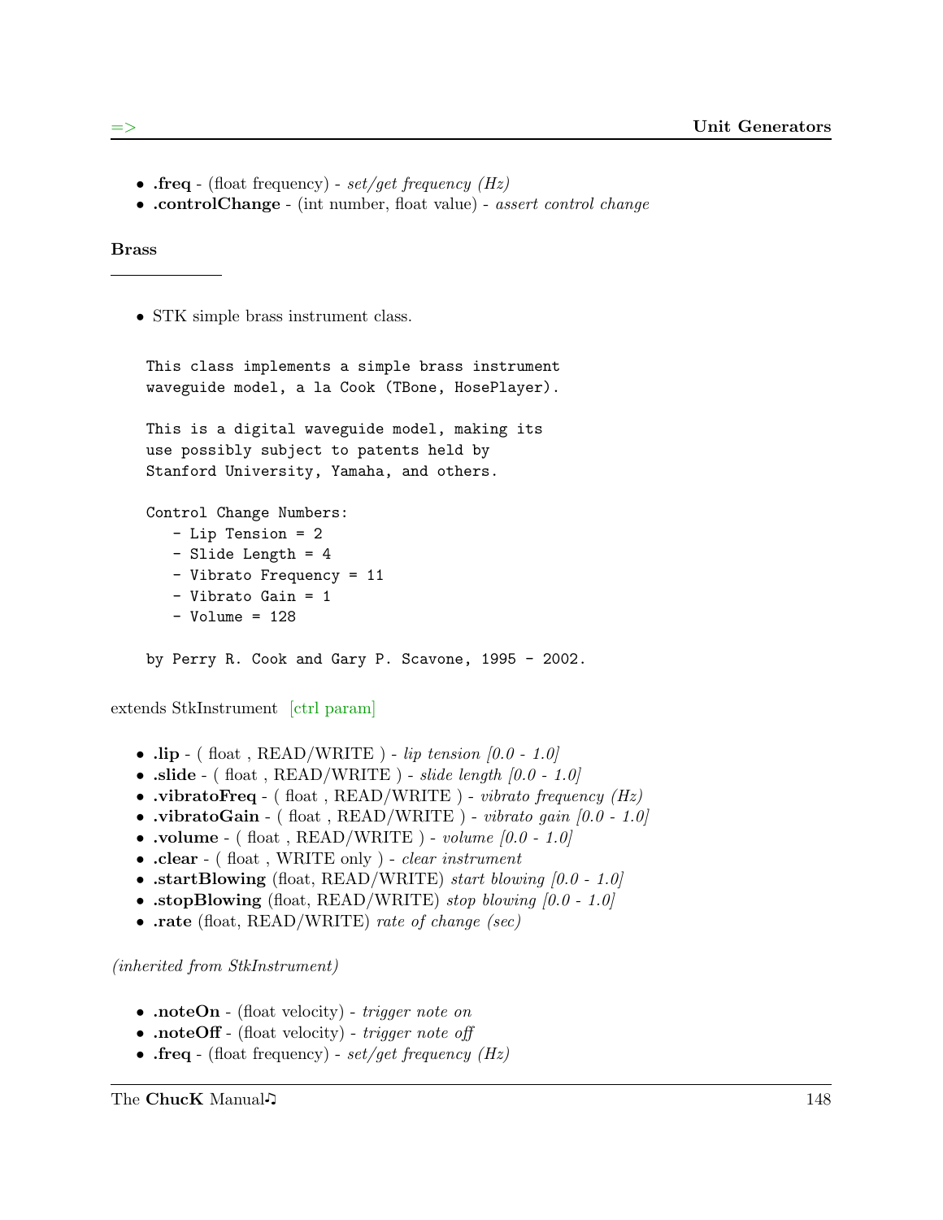- **.freq** - (float frequency) - *set/get frequency (Hz)*
- **.controlChange** - (int number, float value) - *assert control change*

### Brass

- STK simple brass instrument class.

```
This class implements a simple brass instrument
waveguide model, a la Cook (TBone, HosePlayer).

This is a digital waveguide model, making its
use possibly subject to patents held by
Stanford University, Yamaha, and others.

Control Change Numbers:
   - Lip Tension = 2
   - Slide Length = 4
   - Vibrato Frequency = 11
   - Vibrato Gain = 1
   - Volume = 128

by Perry R. Cook and Gary P. Scavone, 1995 - 2002.
```

extends StkInstrument [ctrl param]

- **.lip** - ( float , READ/WRITE ) - *lip tension [0.0 - 1.0]*
- **.slide** - ( float , READ/WRITE ) - *slide length [0.0 - 1.0]*
- **.vibratoFreq** - ( float , READ/WRITE ) - *vibrato frequency (Hz)*
- **.vibratoGain** - ( float , READ/WRITE ) - *vibrato gain [0.0 - 1.0]*
- **.volume** - ( float , READ/WRITE ) - *volume [0.0 - 1.0]*
- **.clear** - ( float , WRITE only ) - *clear instrument*
- **.startBlowing** (float, READ/WRITE) *start blowing [0.0 - 1.0]*
- **.stopBlowing** (float, READ/WRITE) *stop blowing [0.0 - 1.0]*
- **.rate** (float, READ/WRITE) *rate of change (sec)*

*(inherited from StkInstrument)*

- **.noteOn** - (float velocity) - *trigger note on*
- **.noteOff** - (float velocity) - *trigger note off*
- **.freq** - (float frequency) - *set/get frequency (Hz)*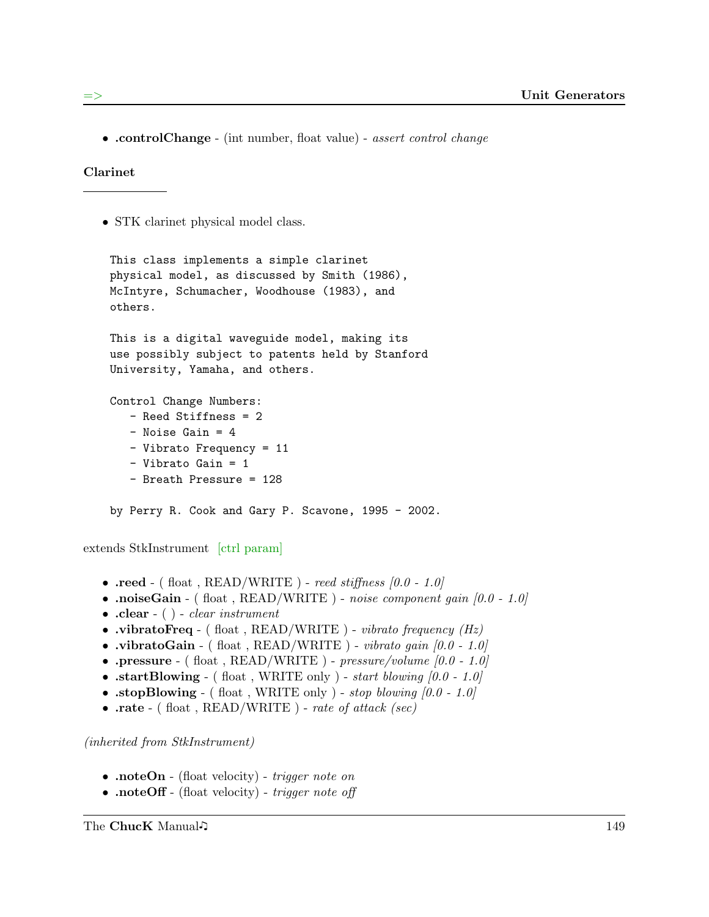- **.controlChange** - (int number, float value) - *assert control change*

### Clarinet

- STK clarinet physical model class.

```
This class implements a simple clarinet
physical model, as discussed by Smith (1986),
McIntyre, Schumacher, Woodhouse (1983), and
others.

This is a digital waveguide model, making its
use possibly subject to patents held by Stanford
University, Yamaha, and others.

Control Change Numbers:
   - Reed Stiffness = 2
   - Noise Gain = 4
   - Vibrato Frequency = 11
   - Vibrato Gain = 1
   - Breath Pressure = 128

by Perry R. Cook and Gary P. Scavone, 1995 - 2002.
```

extends StkInstrument [ctrl param]

- **.reed** - ( float , READ/WRITE ) - *reed stiffness [0.0 - 1.0]*
- **.noiseGain** - ( float , READ/WRITE ) - *noise component gain [0.0 - 1.0]*
- **.clear** - ( ) - *clear instrument*
- **.vibratoFreq** - ( float , READ/WRITE ) - *vibrato frequency (Hz)*
- **.vibratoGain** - ( float , READ/WRITE ) - *vibrato gain [0.0 - 1.0]*
- **.pressure** - ( float , READ/WRITE ) - *pressure/volume [0.0 - 1.0]*
- **.startBlowing** - ( float , WRITE only ) - *start blowing [0.0 - 1.0]*
- **.stopBlowing** - ( float , WRITE only ) - *stop blowing [0.0 - 1.0]*
- **.rate** - ( float , READ/WRITE ) - *rate of attack (sec)*

*(inherited from StkInstrument)*

- **.noteOn** - (float velocity) - *trigger note on*
- **.noteOff** - (float velocity) - *trigger note off*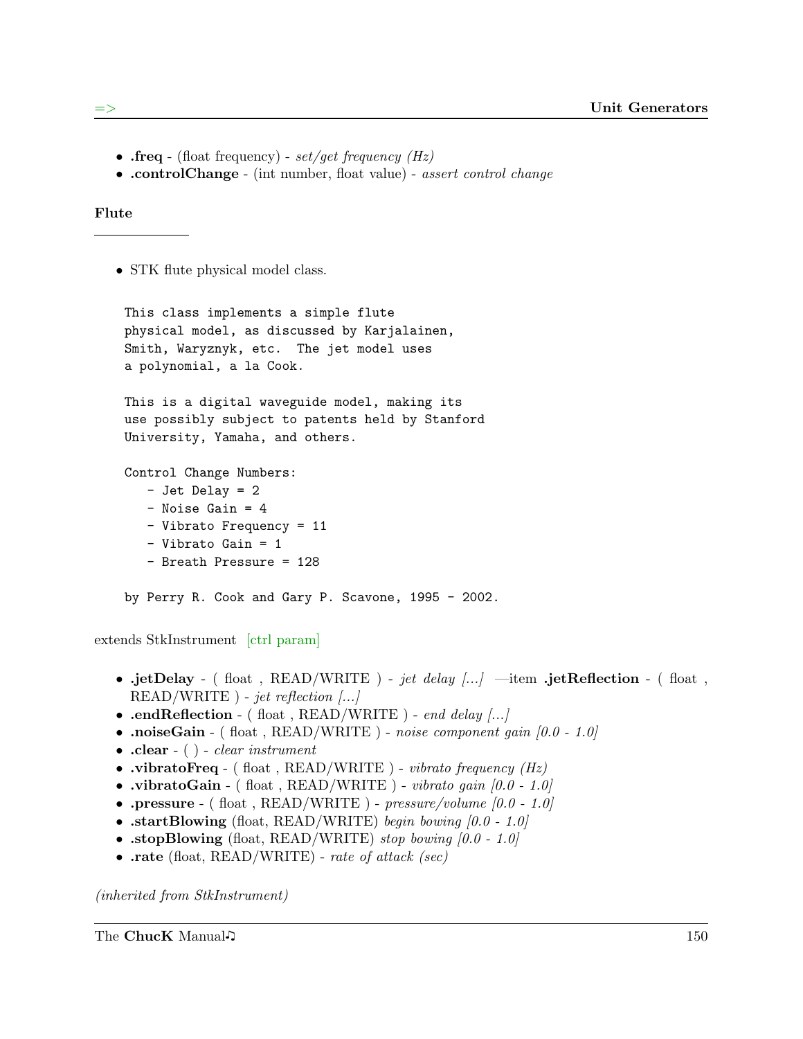- **.freq** - (float frequency) - *set/get frequency (Hz)*
- **.controlChange** - (int number, float value) - *assert control change*

### Flute

- STK flute physical model class.

```
This class implements a simple flute
physical model, as discussed by Karjalainen,
Smith, Waryznyk, etc.  The jet model uses
a polynomial, a la Cook.

This is a digital waveguide model, making its
use possibly subject to patents held by Stanford
University, Yamaha, and others.

Control Change Numbers:
   - Jet Delay = 2
   - Noise Gain = 4
   - Vibrato Frequency = 11
   - Vibrato Gain = 1
   - Breath Pressure = 128

by Perry R. Cook and Gary P. Scavone, 1995 - 2002.
```

extends StkInstrument [ctrl param]

- **.jetDelay** - ( float , READ/WRITE ) - *jet delay [...]* —item **.jetReflection** - ( float , READ/WRITE ) - *jet reflection [...]*
- **.endReflection** - ( float , READ/WRITE ) - *end delay [...]*
- **.noiseGain** - ( float , READ/WRITE ) - *noise component gain [0.0 - 1.0]*
- **.clear** - ( ) - *clear instrument*
- **.vibratoFreq** - ( float , READ/WRITE ) - *vibrato frequency (Hz)*
- **.vibratoGain** - ( float , READ/WRITE ) - *vibrato gain [0.0 - 1.0]*
- **.pressure** - ( float , READ/WRITE ) - *pressure/volume [0.0 - 1.0]*
- **.startBlowing** (float, READ/WRITE) *begin bowing [0.0 - 1.0]*
- **.stopBlowing** (float, READ/WRITE) *stop bowing [0.0 - 1.0]*
- **.rate** (float, READ/WRITE) - *rate of attack (sec)*

*(inherited from StkInstrument)*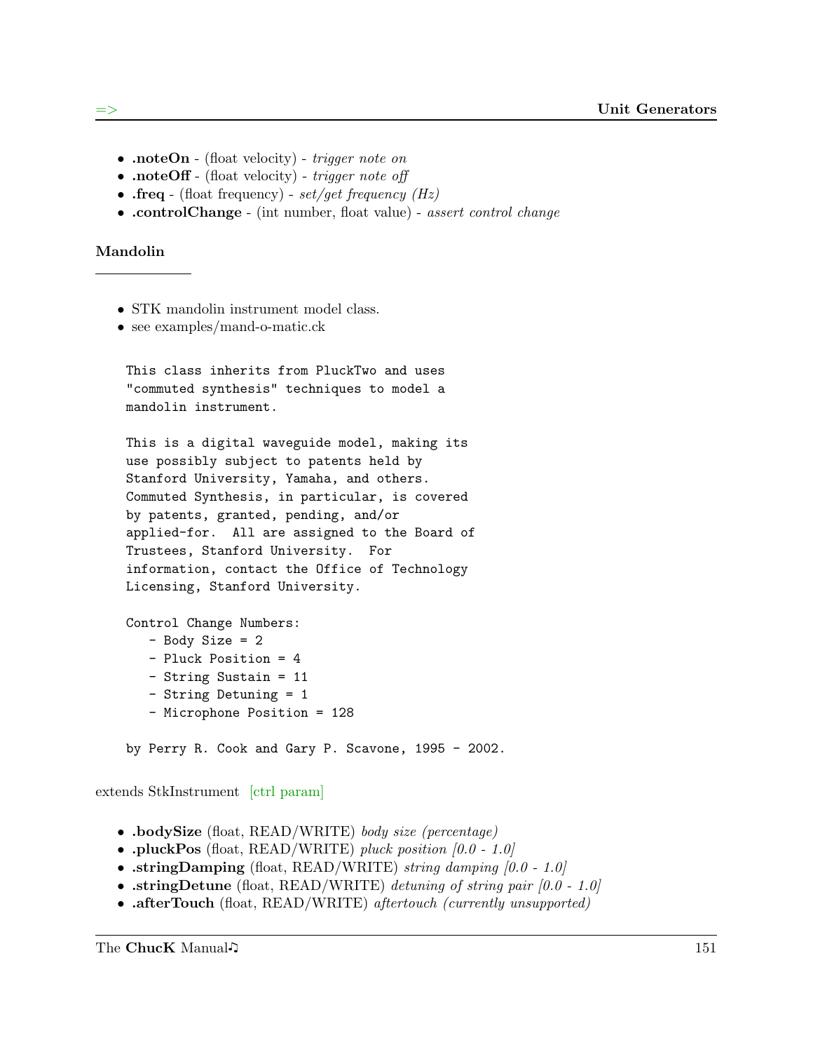- **.noteOn** - (float velocity) - *trigger note on*
- **.noteOff** - (float velocity) - *trigger note off*
- **.freq** - (float frequency) - *set/get frequency (Hz)*
- **.controlChange** - (int number, float value) - *assert control change*

### Mandolin

---

- STK mandolin instrument model class.
- see examples/mand-o-matic.ck

```
This class inherits from PluckTwo and uses
"commuted synthesis" techniques to model a
mandolin instrument.

This is a digital waveguide model, making its
use possibly subject to patents held by
Stanford University, Yamaha, and others.
Commuted Synthesis, in particular, is covered
by patents, granted, pending, and/or
applied-for.  All are assigned to the Board of
Trustees, Stanford University.  For
information, contact the Office of Technology
Licensing, Stanford University.

Control Change Numbers:
   - Body Size = 2
   - Pluck Position = 4
   - String Sustain = 11
   - String Detuning = 1
   - Microphone Position = 128

by Perry R. Cook and Gary P. Scavone, 1995 - 2002.
```

extends StkInstrument [ctrl param]

- **.bodySize** (float, READ/WRITE) *body size (percentage)*
- **.pluckPos** (float, READ/WRITE) *pluck position [0.0 - 1.0]*
- **.stringDamping** (float, READ/WRITE) *string damping [0.0 - 1.0]*
- **.stringDetune** (float, READ/WRITE) *detuning of string pair [0.0 - 1.0]*
- **.afterTouch** (float, READ/WRITE) *aftertouch (currently unsupported)*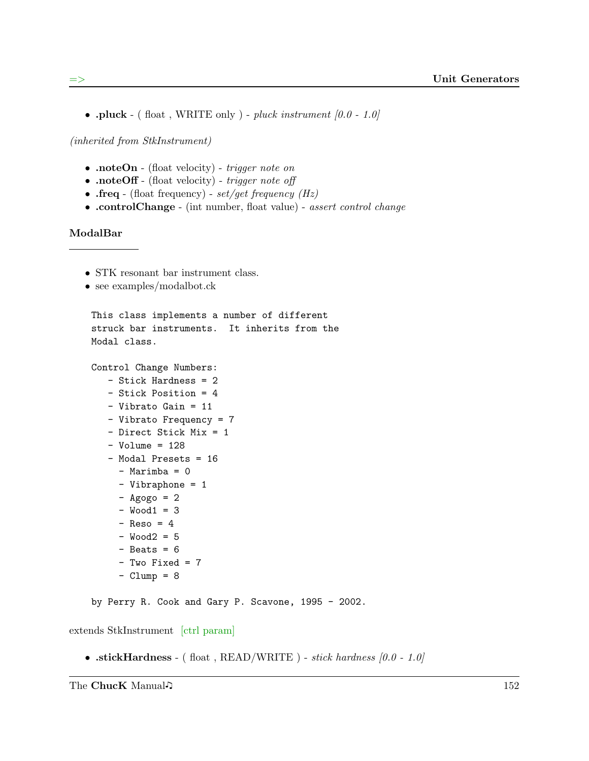- **.pluck** - ( float , WRITE only ) - *pluck instrument [0.0 - 1.0]*

*(inherited from StkInstrument)*

- **.noteOn** - (float velocity) - *trigger note on*
- **.noteOff** - (float velocity) - *trigger note off*
- **.freq** - (float frequency) - *set/get frequency (Hz)*
- **.controlChange** - (int number, float value) - *assert control change*

### ModalBar

- STK resonant bar instrument class.
- see examples/modalbot.ck

```
This class implements a number of different
struck bar instruments.  It inherits from the
Modal class.

Control Change Numbers:
   - Stick Hardness = 2
   - Stick Position = 4
   - Vibrato Gain = 11
   - Vibrato Frequency = 7
   - Direct Stick Mix = 1
   - Volume = 128
   - Modal Presets = 16
     - Marimba = 0
     - Vibraphone = 1
     - Agogo = 2
     - Wood1 = 3
     - Reso = 4
     - Wood2 = 5
     - Beats = 6
     - Two Fixed = 7
     - Clump = 8

by Perry R. Cook and Gary P. Scavone, 1995 - 2002.
```

extends StkInstrument [ctrl param]

- **.stickHardness** - ( float , READ/WRITE ) - *stick hardness [0.0 - 1.0]*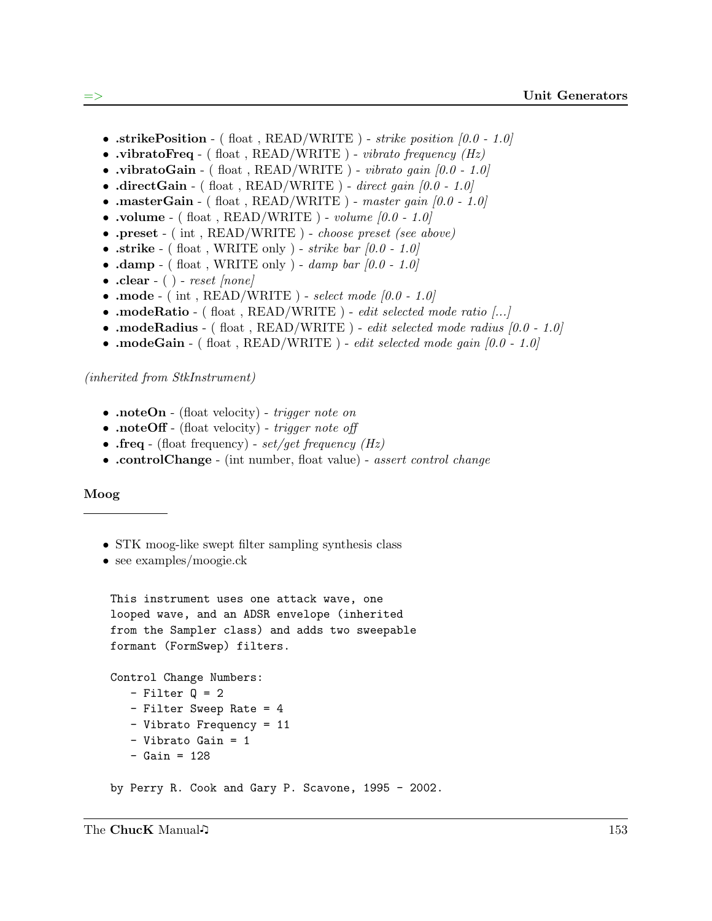- **.strikePosition** - ( float , READ/WRITE ) - *strike position [0.0 - 1.0]*
- **.vibratoFreq** - ( float , READ/WRITE ) - *vibrato frequency (Hz)*
- **.vibratoGain** - ( float , READ/WRITE ) - *vibrato gain [0.0 - 1.0]*
- **.directGain** - ( float , READ/WRITE ) - *direct gain [0.0 - 1.0]*
- **.masterGain** - ( float , READ/WRITE ) - *master gain [0.0 - 1.0]*
- **.volume** - ( float , READ/WRITE ) - *volume [0.0 - 1.0]*
- **.preset** - ( int , READ/WRITE ) - *choose preset (see above)*
- **.strike** - ( float , WRITE only ) - *strike bar [0.0 - 1.0]*
- **.damp** - ( float , WRITE only ) - *damp bar [0.0 - 1.0]*
- **.clear** - ( ) - *reset [none]*
- **.mode** - ( int , READ/WRITE ) - *select mode [0.0 - 1.0]*
- **.modeRatio** - ( float , READ/WRITE ) - *edit selected mode ratio [...]*
- **.modeRadius** - ( float , READ/WRITE ) - *edit selected mode radius [0.0 - 1.0]*
- **.modeGain** - ( float , READ/WRITE ) - *edit selected mode gain [0.0 - 1.0]*

*(inherited from StkInstrument)*

- **.noteOn** - (float velocity) - *trigger note on*
- **.noteOff** - (float velocity) - *trigger note off*
- **.freq** - (float frequency) - *set/get frequency (Hz)*
- **.controlChange** - (int number, float value) - *assert control change*

### Moog

- STK moog-like swept filter sampling synthesis class
- see examples/moogie.ck

```
This instrument uses one attack wave, one
looped wave, and an ADSR envelope (inherited
from the Sampler class) and adds two sweepable
formant (FormSwep) filters.

Control Change Numbers:
   - Filter Q = 2
   - Filter Sweep Rate = 4
   - Vibrato Frequency = 11
   - Vibrato Gain = 1
   - Gain = 128

by Perry R. Cook and Gary P. Scavone, 1995 - 2002.
```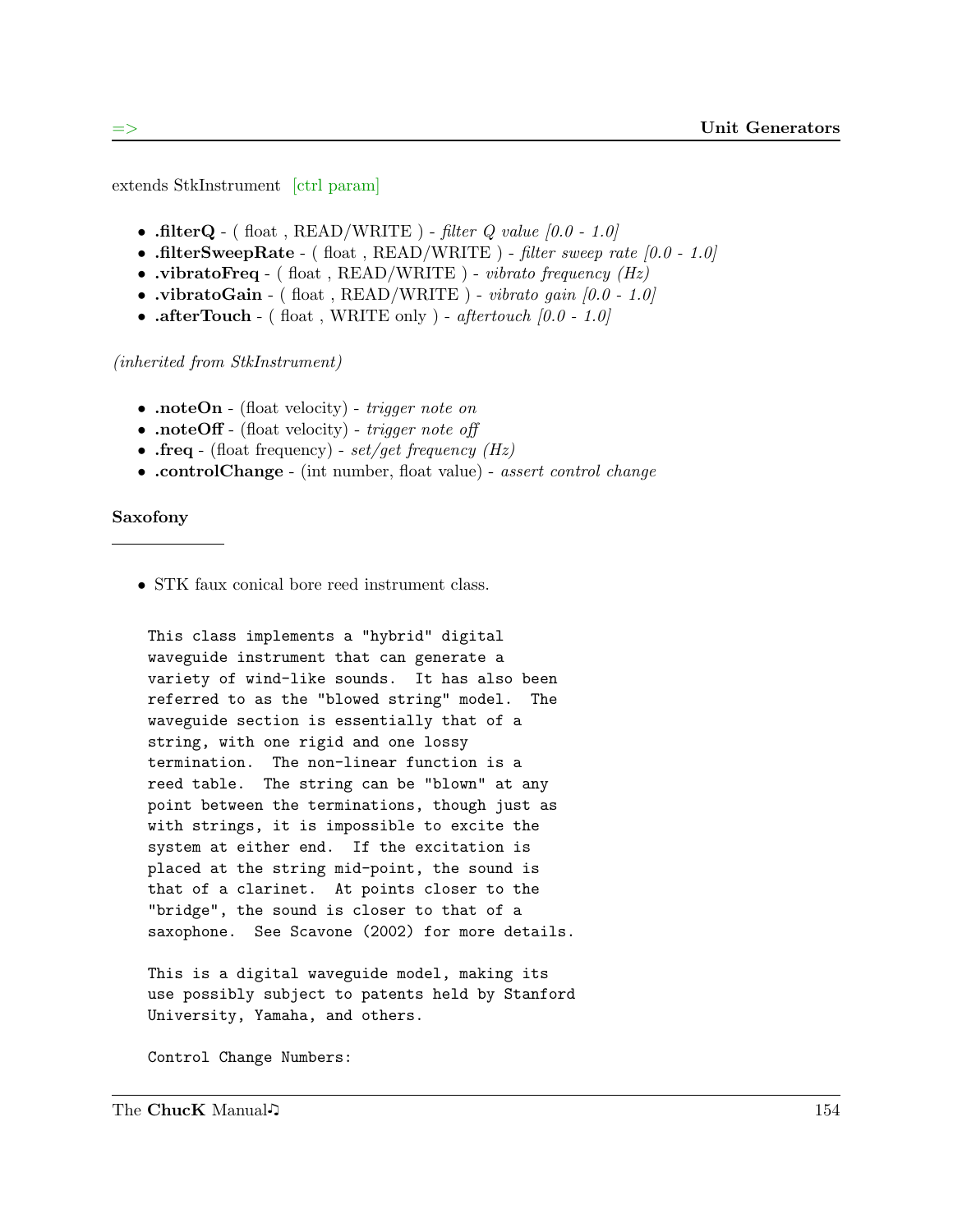extends StkInstrument [ctrl param]

- **.filterQ** - ( float , READ/WRITE ) - *filter Q value [0.0 - 1.0]*
- **.filterSweepRate** - ( float , READ/WRITE ) - *filter sweep rate [0.0 - 1.0]*
- **.vibratoFreq** - ( float , READ/WRITE ) - *vibrato frequency (Hz)*
- **.vibratoGain** - ( float , READ/WRITE ) - *vibrato gain [0.0 - 1.0]*
- **.afterTouch** - ( float , WRITE only ) - *aftertouch [0.0 - 1.0]*

*(inherited from StkInstrument)*

- **.noteOn** - (float velocity) - *trigger note on*
- **.noteOff** - (float velocity) - *trigger note off*
- **.freq** - (float frequency) - *set/get frequency (Hz)*
- **.controlChange** - (int number, float value) - *assert control change*

**Saxofony**

- STK faux conical bore reed instrument class.

```
This class implements a "hybrid" digital
waveguide instrument that can generate a
variety of wind-like sounds.  It has also been
referred to as the "blowed string" model.  The
waveguide section is essentially that of a
string, with one rigid and one lossy
termination.  The non-linear function is a
reed table.  The string can be "blown" at any
point between the terminations, though just as
with strings, it is impossible to excite the
system at either end.  If the excitation is
placed at the string mid-point, the sound is
that of a clarinet.  At points closer to the
"bridge", the sound is closer to that of a
saxophone.  See Scavone (2002) for more details.

This is a digital waveguide model, making its
use possibly subject to patents held by Stanford
University, Yamaha, and others.

Control Change Numbers:
```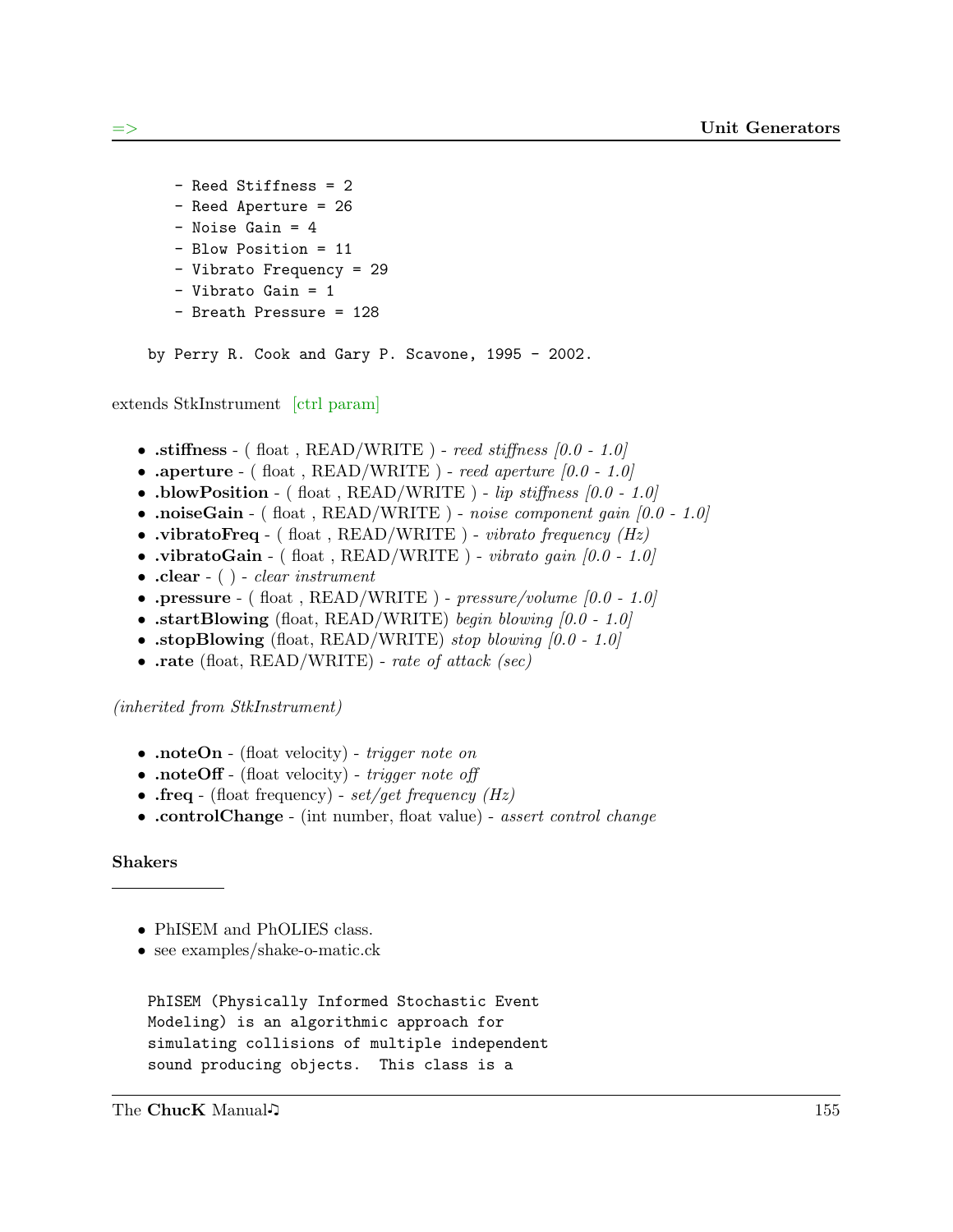```
    - Reed Stiffness = 2
    - Reed Aperture = 26
    - Noise Gain = 4
    - Blow Position = 11
    - Vibrato Frequency = 29
    - Vibrato Gain = 1
    - Breath Pressure = 128

by Perry R. Cook and Gary P. Scavone, 1995 - 2002.
```

extends StkInstrument [ctrl param]

- **.stiffness** - ( float , READ/WRITE ) - *reed stiffness [0.0 - 1.0]*
- **.aperture** - ( float , READ/WRITE ) - *reed aperture [0.0 - 1.0]*
- **.blowPosition** - ( float , READ/WRITE ) - *lip stiffness [0.0 - 1.0]*
- **.noiseGain** - ( float , READ/WRITE ) - *noise component gain [0.0 - 1.0]*
- **.vibratoFreq** - ( float , READ/WRITE ) - *vibrato frequency (Hz)*
- **.vibratoGain** - ( float , READ/WRITE ) - *vibrato gain [0.0 - 1.0]*
- **.clear** - ( ) - *clear instrument*
- **.pressure** - ( float , READ/WRITE ) - *pressure/volume [0.0 - 1.0]*
- **.startBlowing** (float, READ/WRITE) *begin blowing [0.0 - 1.0]*
- **.stopBlowing** (float, READ/WRITE) *stop blowing [0.0 - 1.0]*
- **.rate** (float, READ/WRITE) - *rate of attack (sec)*

*(inherited from StkInstrument)*

- **.noteOn** - (float velocity) - *trigger note on*
- **.noteOff** - (float velocity) - *trigger note off*
- **.freq** - (float frequency) - *set/get frequency (Hz)*
- **.controlChange** - (int number, float value) - *assert control change*

### Shakers

---

- PhISEM and PhOLIES class.
- see examples/shake-o-matic.ck

```
PhISEM (Physically Informed Stochastic Event
Modeling) is an algorithmic approach for
simulating collisions of multiple independent
sound producing objects.  This class is a
```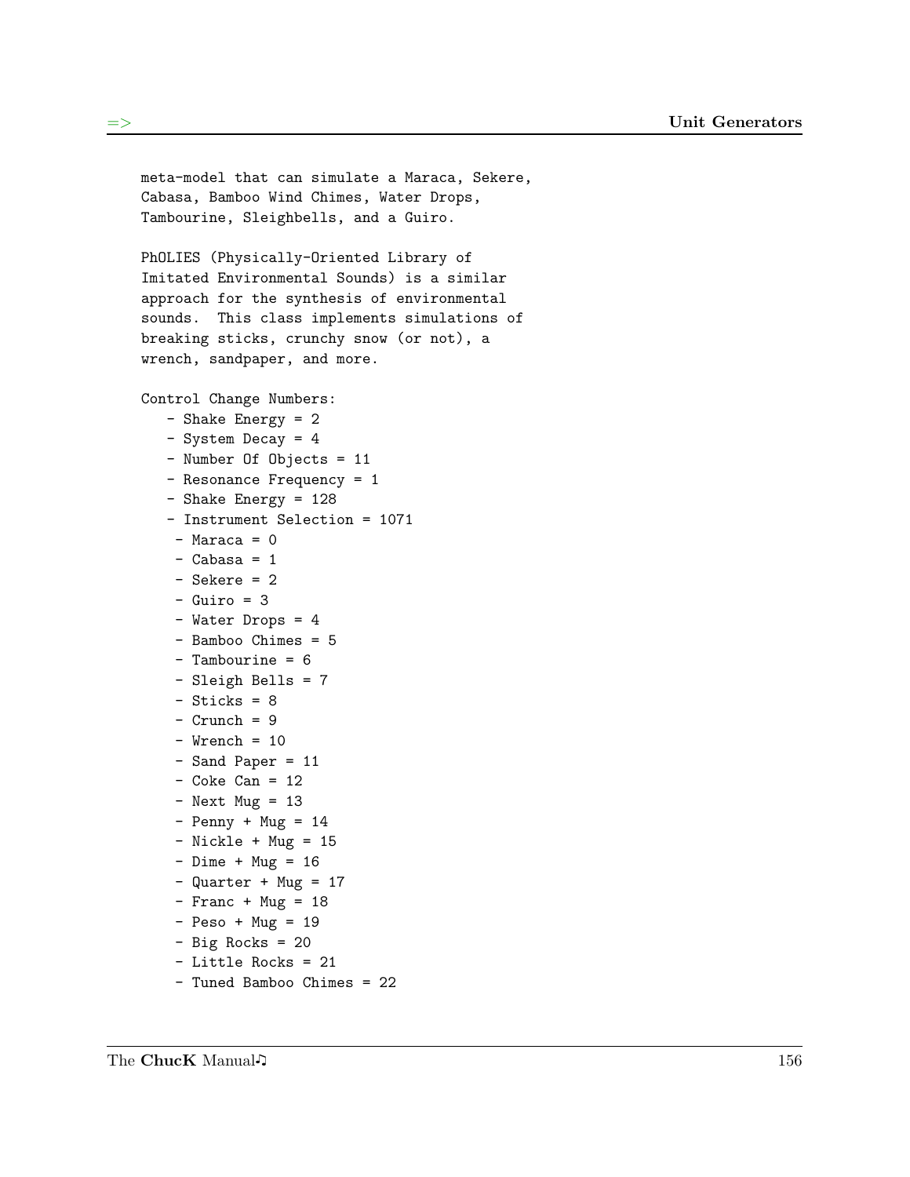```
meta-model that can simulate a Maraca, Sekere,
Cabasa, Bamboo Wind Chimes, Water Drops,
Tambourine, Sleighbells, and a Guiro.

PhOLIES (Physically-Oriented Library of
Imitated Environmental Sounds) is a similar
approach for the synthesis of environmental
sounds.  This class implements simulations of
breaking sticks, crunchy snow (or not), a
wrench, sandpaper, and more.

Control Change Numbers:
   - Shake Energy = 2
   - System Decay = 4
   - Number Of Objects = 11
   - Resonance Frequency = 1
   - Shake Energy = 128
   - Instrument Selection = 1071
    - Maraca = 0
    - Cabasa = 1
    - Sekere = 2
    - Guiro = 3
    - Water Drops = 4
    - Bamboo Chimes = 5
    - Tambourine = 6
    - Sleigh Bells = 7
    - Sticks = 8
    - Crunch = 9
    - Wrench = 10
    - Sand Paper = 11
    - Coke Can = 12
    - Next Mug = 13
    - Penny + Mug = 14
    - Nickle + Mug = 15
    - Dime + Mug = 16
    - Quarter + Mug = 17
    - Franc + Mug = 18
    - Peso + Mug = 19
    - Big Rocks = 20
    - Little Rocks = 21
    - Tuned Bamboo Chimes = 22
```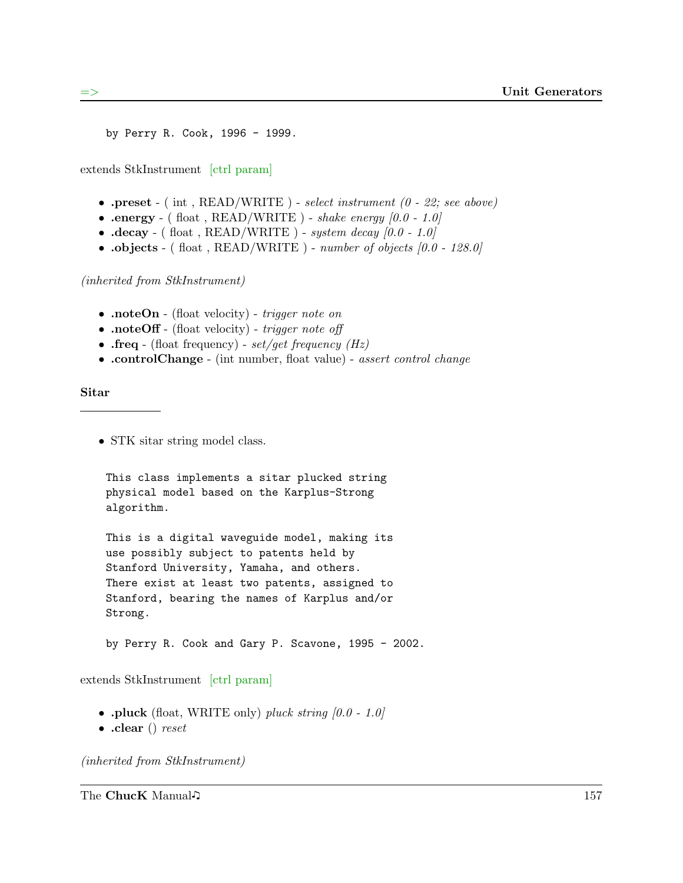```
by Perry R. Cook, 1996 - 1999.
```

extends StkInstrument [ctrl param]

- **.preset** - ( int , READ/WRITE ) - *select instrument (0 - 22; see above)*
- **.energy** - ( float , READ/WRITE ) - *shake energy [0.0 - 1.0]*
- **.decay** - ( float , READ/WRITE ) - *system decay [0.0 - 1.0]*
- **.objects** - ( float , READ/WRITE ) - *number of objects [0.0 - 128.0]*

*(inherited from StkInstrument)*

- **.noteOn** - (float velocity) - *trigger note on*
- **.noteOff** - (float velocity) - *trigger note off*
- **.freq** - (float frequency) - *set/get frequency (Hz)*
- **.controlChange** - (int number, float value) - *assert control change*

**Sitar**

- STK sitar string model class.

```
This class implements a sitar plucked string
physical model based on the Karplus-Strong
algorithm.

This is a digital waveguide model, making its
use possibly subject to patents held by
Stanford University, Yamaha, and others.
There exist at least two patents, assigned to
Stanford, bearing the names of Karplus and/or
Strong.

by Perry R. Cook and Gary P. Scavone, 1995 - 2002.
```

extends StkInstrument [ctrl param]

- **.pluck** (float, WRITE only) *pluck string [0.0 - 1.0]*
- **.clear** () *reset*

*(inherited from StkInstrument)*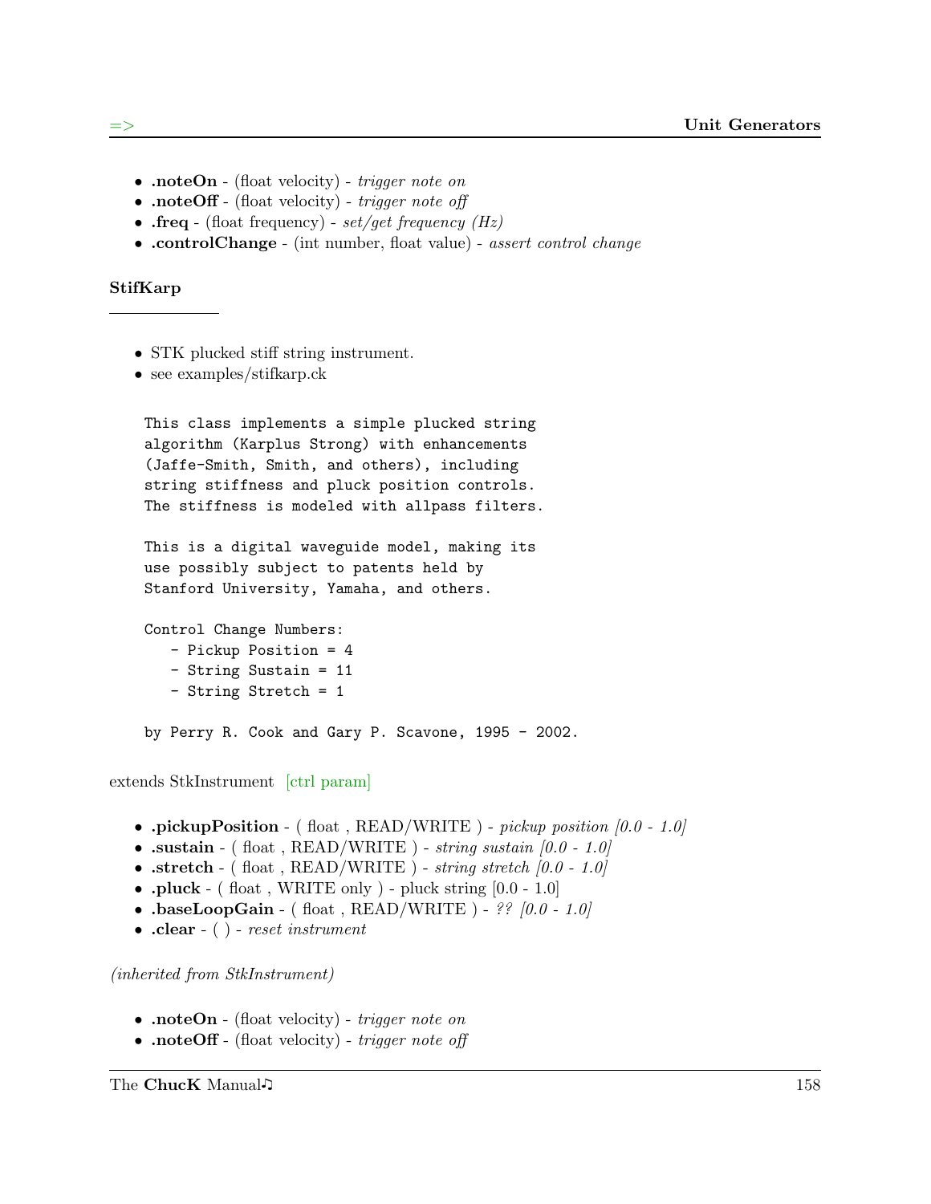- **.noteOn** - (float velocity) - *trigger note on*
- **.noteOff** - (float velocity) - *trigger note off*
- **.freq** - (float frequency) - *set/get frequency (Hz)*
- **.controlChange** - (int number, float value) - *assert control change*

### StifKarp

---

- STK plucked stiff string instrument.
- see examples/stifkarp.ck

```
This class implements a simple plucked string
algorithm (Karplus Strong) with enhancements
(Jaffe-Smith, Smith, and others), including
string stiffness and pluck position controls.
The stiffness is modeled with allpass filters.

This is a digital waveguide model, making its
use possibly subject to patents held by
Stanford University, Yamaha, and others.

Control Change Numbers:
   - Pickup Position = 4
   - String Sustain = 11
   - String Stretch = 1

by Perry R. Cook and Gary P. Scavone, 1995 - 2002.
```

extends StkInstrument [ctrl param]

- **.pickupPosition** - ( float , READ/WRITE ) - *pickup position [0.0 - 1.0]*
- **.sustain** - ( float , READ/WRITE ) - *string sustain [0.0 - 1.0]*
- **.stretch** - ( float , READ/WRITE ) - *string stretch [0.0 - 1.0]*
- **.pluck** - ( float , WRITE only ) - pluck string [0.0 - 1.0]
- **.baseLoopGain** - ( float , READ/WRITE ) - *?? [0.0 - 1.0]*
- **.clear** - ( ) - *reset instrument*

*(inherited from StkInstrument)*

- **.noteOn** - (float velocity) - *trigger note on*
- **.noteOff** - (float velocity) - *trigger note off*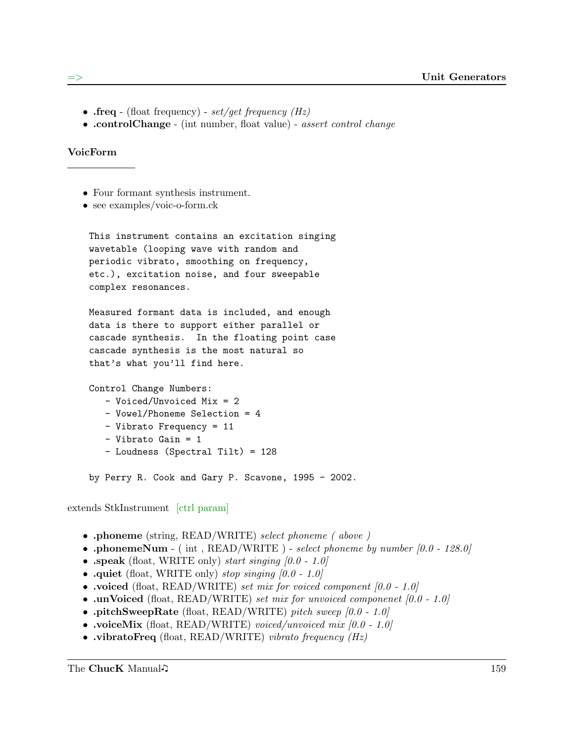- **.freq** - (float frequency) - *set/get frequency (Hz)*
- **.controlChange** - (int number, float value) - *assert control change*

### VoicForm

---

- Four formant synthesis instrument.
- see examples/voic-o-form.ck

```
This instrument contains an excitation singing
wavetable (looping wave with random and
periodic vibrato, smoothing on frequency,
etc.), excitation noise, and four sweepable
complex resonances.

Measured formant data is included, and enough
data is there to support either parallel or
cascade synthesis.  In the floating point case
cascade synthesis is the most natural so
that's what you'll find here.

Control Change Numbers:
   - Voiced/Unvoiced Mix = 2
   - Vowel/Phoneme Selection = 4
   - Vibrato Frequency = 11
   - Vibrato Gain = 1
   - Loudness (Spectral Tilt) = 128

by Perry R. Cook and Gary P. Scavone, 1995 - 2002.
```

extends StkInstrument [ctrl param]

- **.phoneme** (string, READ/WRITE) *select phoneme ( above )*
- **.phonemeNum** - ( int , READ/WRITE ) - *select phoneme by number [0.0 - 128.0]*
- **.speak** (float, WRITE only) *start singing [0.0 - 1.0]*
- **.quiet** (float, WRITE only) *stop singing [0.0 - 1.0]*
- **.voiced** (float, READ/WRITE) *set mix for voiced component [0.0 - 1.0]*
- **.unVoiced** (float, READ/WRITE) *set mix for unvoiced componenet [0.0 - 1.0]*
- **.pitchSweepRate** (float, READ/WRITE) *pitch sweep [0.0 - 1.0]*
- **.voiceMix** (float, READ/WRITE) *voiced/unvoiced mix [0.0 - 1.0]*
- **.vibratoFreq** (float, READ/WRITE) *vibrato frequency (Hz)*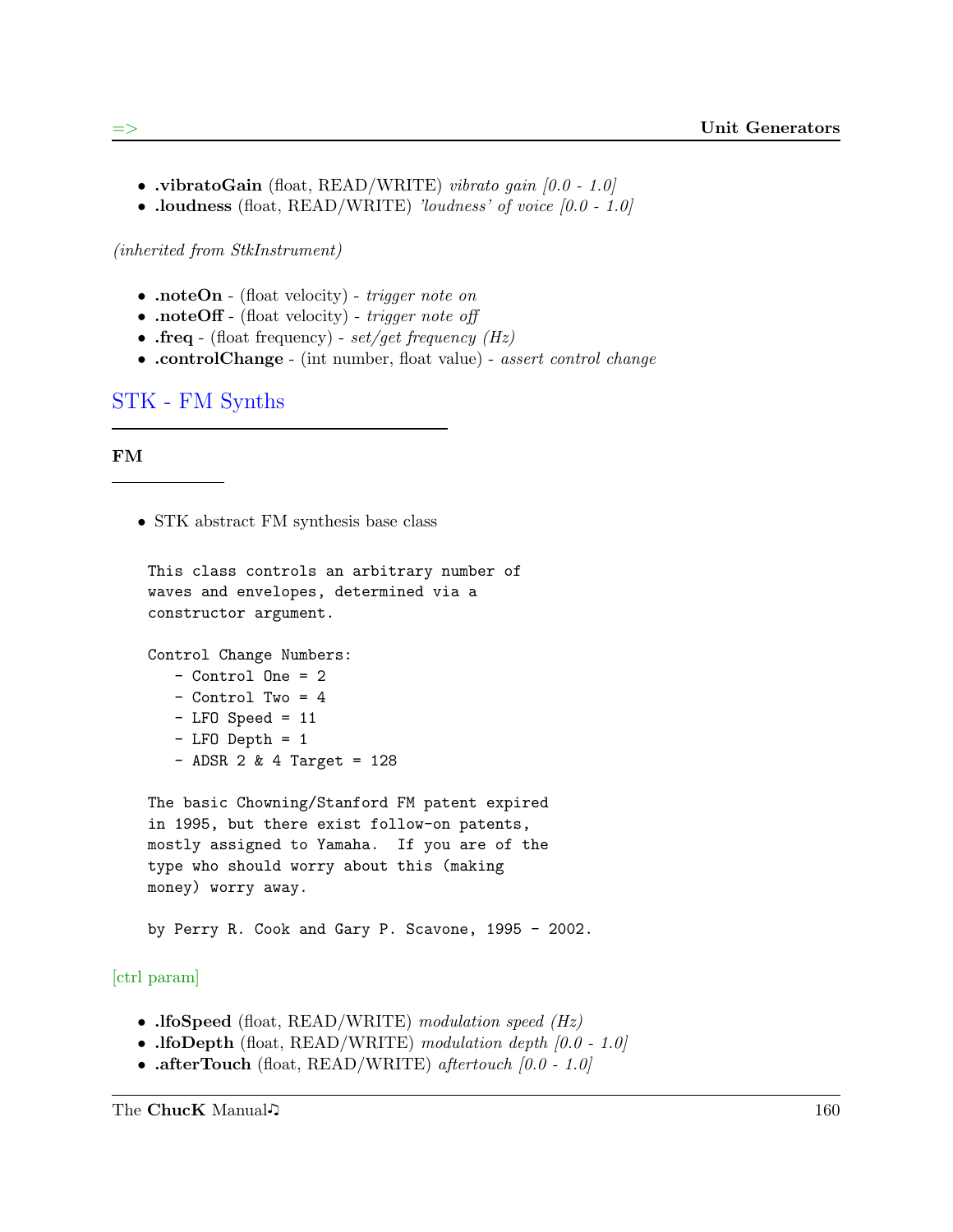- **.vibratoGain** (float, READ/WRITE) *vibrato gain [0.0 - 1.0]*
- **.loudness** (float, READ/WRITE) *'loudness' of voice [0.0 - 1.0]*

*(inherited from StkInstrument)*

- **.noteOn** - (float velocity) - *trigger note on*
- **.noteOff** - (float velocity) - *trigger note off*
- **.freq** - (float frequency) - *set/get frequency (Hz)*
- **.controlChange** - (int number, float value) - *assert control change*

## STK - FM Synths

### FM

- STK abstract FM synthesis base class

```
This class controls an arbitrary number of
waves and envelopes, determined via a
constructor argument.

Control Change Numbers:
   - Control One = 2
   - Control Two = 4
   - LFO Speed = 11
   - LFO Depth = 1
   - ADSR 2 & 4 Target = 128

The basic Chowning/Stanford FM patent expired
in 1995, but there exist follow-on patents,
mostly assigned to Yamaha.  If you are of the
type who should worry about this (making
money) worry away.

by Perry R. Cook and Gary P. Scavone, 1995 - 2002.
```

[ctrl param]

- **.lfoSpeed** (float, READ/WRITE) *modulation speed (Hz)*
- **.lfoDepth** (float, READ/WRITE) *modulation depth [0.0 - 1.0]*
- **.afterTouch** (float, READ/WRITE) *aftertouch [0.0 - 1.0]*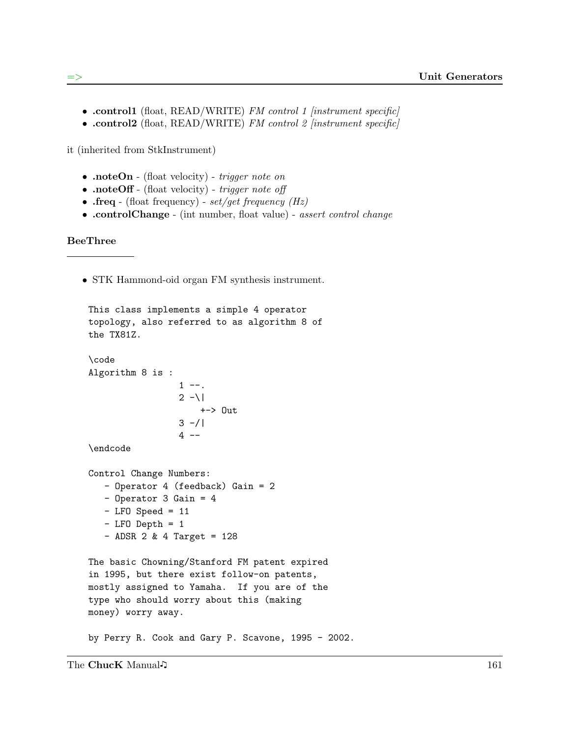- **.control1** (float, READ/WRITE) *FM control 1 [instrument specific]*
- **.control2** (float, READ/WRITE) *FM control 2 [instrument specific]*

it (inherited from StkInstrument)

- **.noteOn** - (float velocity) - *trigger note on*
- **.noteOff** - (float velocity) - *trigger note off*
- **.freq** - (float frequency) - *set/get frequency (Hz)*
- **.controlChange** - (int number, float value) - *assert control change*

### BeeThree

- STK Hammond-oid organ FM synthesis instrument.

```
This class implements a simple 4 operator
topology, also referred to as algorithm 8 of
the TX81Z.

\code
Algorithm 8 is :
                 1 --.
                 2 -\|
                     +-> Out
                 3 -/|
                 4 --
\endcode

Control Change Numbers:
   - Operator 4 (feedback) Gain = 2
   - Operator 3 Gain = 4
   - LFO Speed = 11
   - LFO Depth = 1
   - ADSR 2 & 4 Target = 128

The basic Chowning/Stanford FM patent expired
in 1995, but there exist follow-on patents,
mostly assigned to Yamaha.  If you are of the
type who should worry about this (making
money) worry away.

by Perry R. Cook and Gary P. Scavone, 1995 - 2002.
```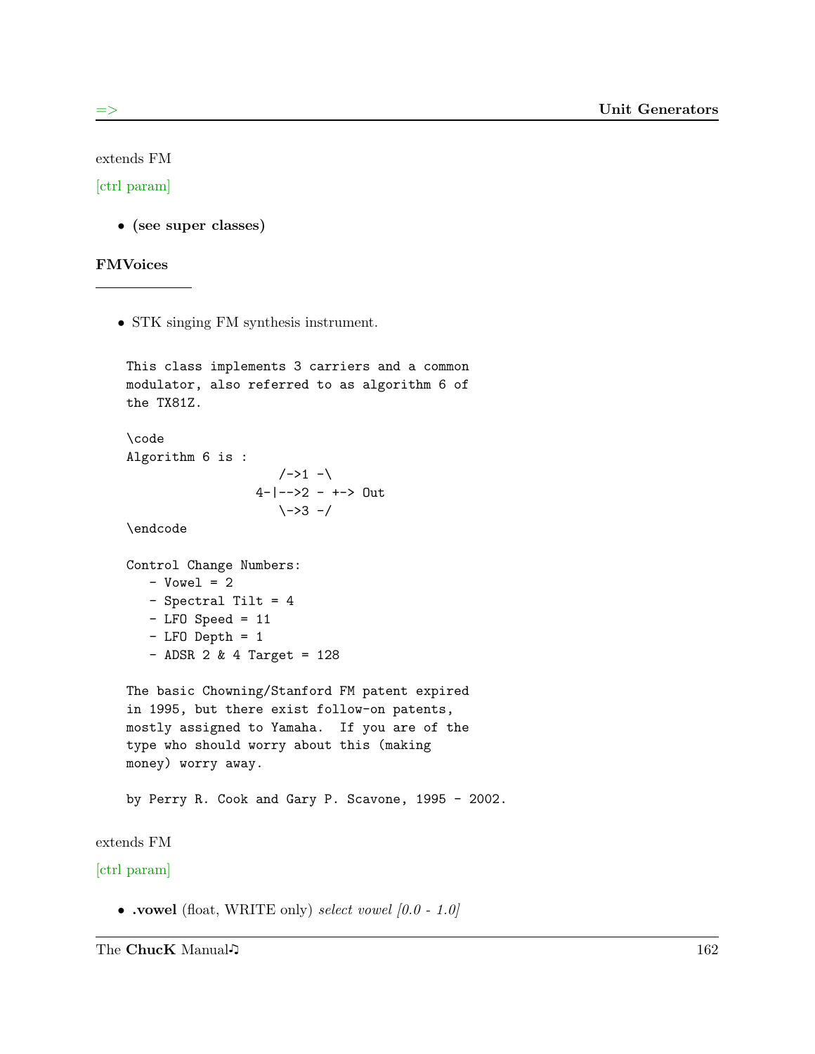extends FM

[ctrl param]

- **(see super classes)**

### FMVoices

---

- STK singing FM synthesis instrument.

```
This class implements 3 carriers and a common
modulator, also referred to as algorithm 6 of
the TX81Z.

\code
Algorithm 6 is :
                    /->1 -\
                 4-|-->2 - +-> Out
                    \->3 -/
\endcode

Control Change Numbers:
   - Vowel = 2
   - Spectral Tilt = 4
   - LFO Speed = 11
   - LFO Depth = 1
   - ADSR 2 & 4 Target = 128

The basic Chowning/Stanford FM patent expired
in 1995, but there exist follow-on patents,
mostly assigned to Yamaha.  If you are of the
type who should worry about this (making
money) worry away.

by Perry R. Cook and Gary P. Scavone, 1995 - 2002.
```

extends FM

[ctrl param]

- **.vowel** (float, WRITE only) *select vowel [0.0 - 1.0]*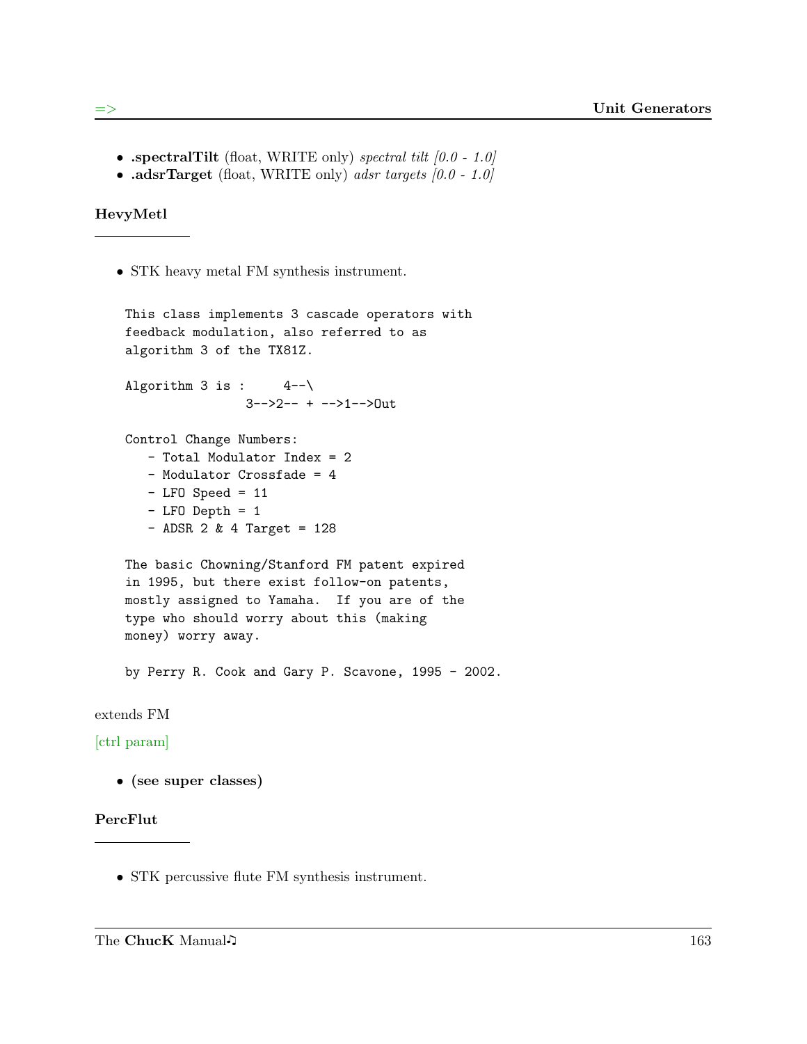- **.spectralTilt** (float, WRITE only) *spectral tilt [0.0 - 1.0]*
- **.adsrTarget** (float, WRITE only) *adsr targets [0.0 - 1.0]*

### HevyMetl

- STK heavy metal FM synthesis instrument.

```
This class implements 3 cascade operators with
feedback modulation, also referred to as
algorithm 3 of the TX81Z.

Algorithm 3 is :     4--\
                3-->2-- + -->1-->Out

Control Change Numbers:
   - Total Modulator Index = 2
   - Modulator Crossfade = 4
   - LFO Speed = 11
   - LFO Depth = 1
   - ADSR 2 & 4 Target = 128

The basic Chowning/Stanford FM patent expired
in 1995, but there exist follow-on patents,
mostly assigned to Yamaha.  If you are of the
type who should worry about this (making
money) worry away.

by Perry R. Cook and Gary P. Scavone, 1995 - 2002.
```

extends FM

[ctrl param]

- **(see super classes)**

### PercFlut

- STK percussive flute FM synthesis instrument.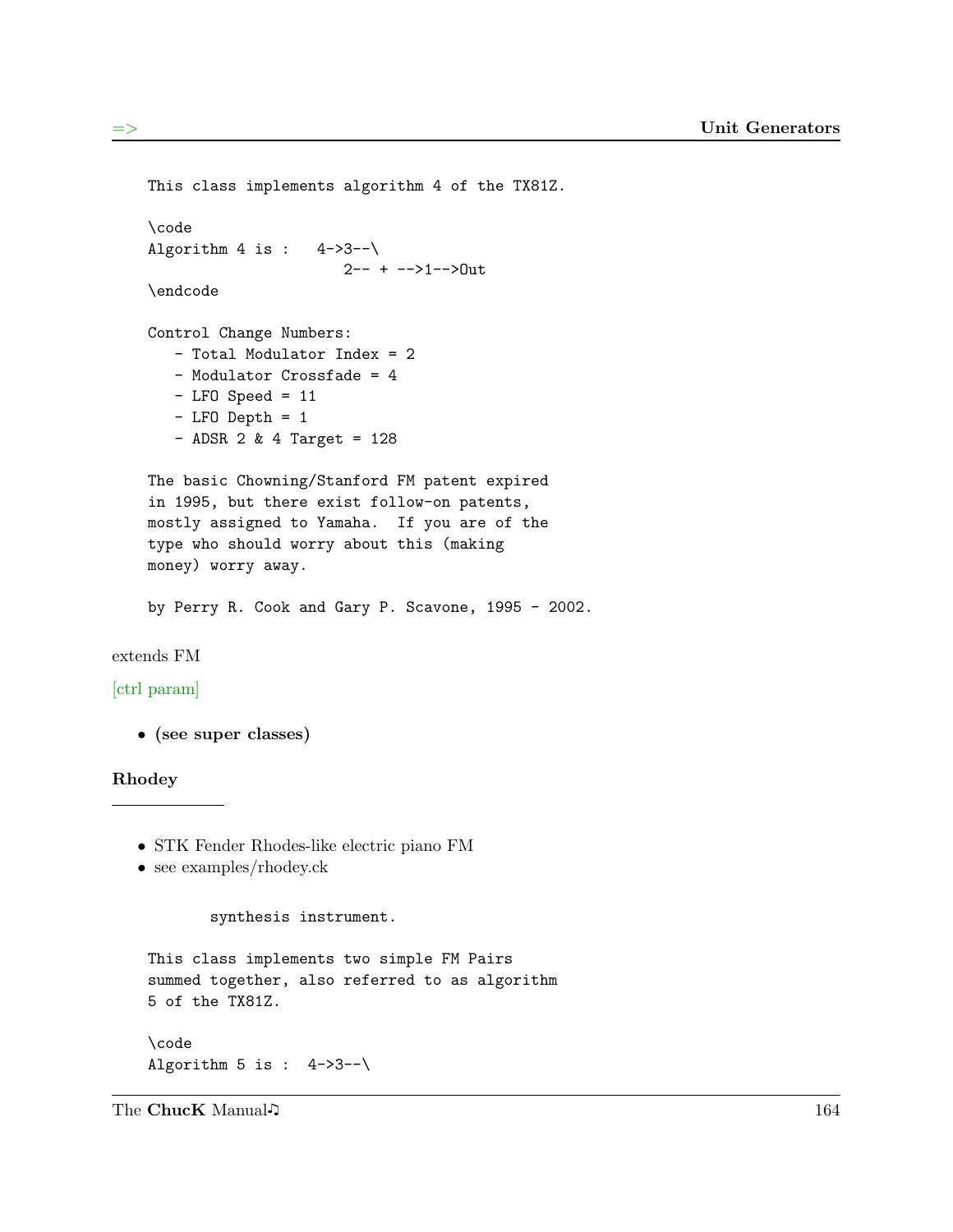```
This class implements algorithm 4 of the TX81Z.

\code
Algorithm 4 is :   4->3--\
                     2-- + -->1-->Out
\endcode

Control Change Numbers:
   - Total Modulator Index = 2
   - Modulator Crossfade = 4
   - LFO Speed = 11
   - LFO Depth = 1
   - ADSR 2 & 4 Target = 128

The basic Chowning/Stanford FM patent expired
in 1995, but there exist follow-on patents,
mostly assigned to Yamaha.  If you are of the
type who should worry about this (making
money) worry away.

by Perry R. Cook and Gary P. Scavone, 1995 - 2002.
```

extends FM

[ctrl param]

- **(see super classes)**

### Rhodey

---

- STK Fender Rhodes-like electric piano FM
- see examples/rhodey.ck

```
        synthesis instrument.

This class implements two simple FM Pairs
summed together, also referred to as algorithm
5 of the TX81Z.

\code
Algorithm 5 is :  4->3--\
```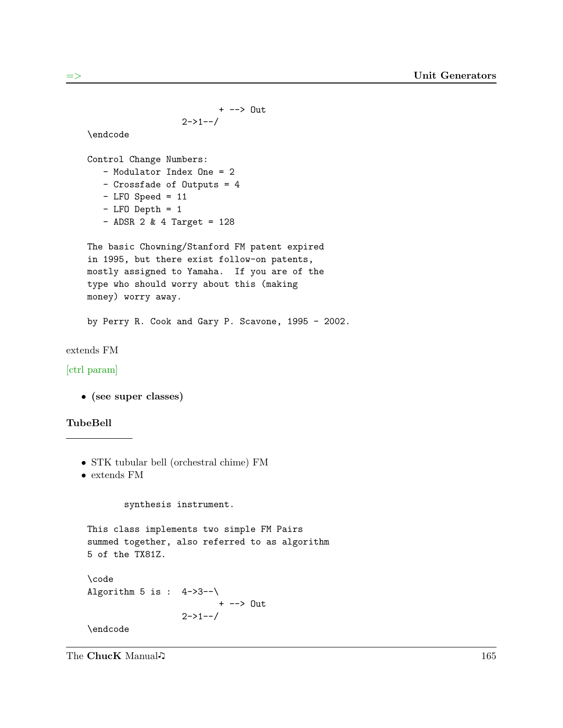```
                            + --> Out
                   2->1--/
    \endcode

    Control Change Numbers:
       - Modulator Index One = 2
       - Crossfade of Outputs = 4
       - LFO Speed = 11
       - LFO Depth = 1
       - ADSR 2 & 4 Target = 128

    The basic Chowning/Stanford FM patent expired
    in 1995, but there exist follow-on patents,
    mostly assigned to Yamaha.  If you are of the
    type who should worry about this (making
    money) worry away.

    by Perry R. Cook and Gary P. Scavone, 1995 - 2002.
```

extends FM

[ctrl param]

- **(see super classes)**

### TubeBell

- STK tubular bell (orchestral chime) FM
- extends FM

```
           synthesis instrument.

    This class implements two simple FM Pairs
    summed together, also referred to as algorithm
    5 of the TX81Z.

    \code
    Algorithm 5 is :  4->3--\
                            + --> Out
                      2->1--/
    \endcode
```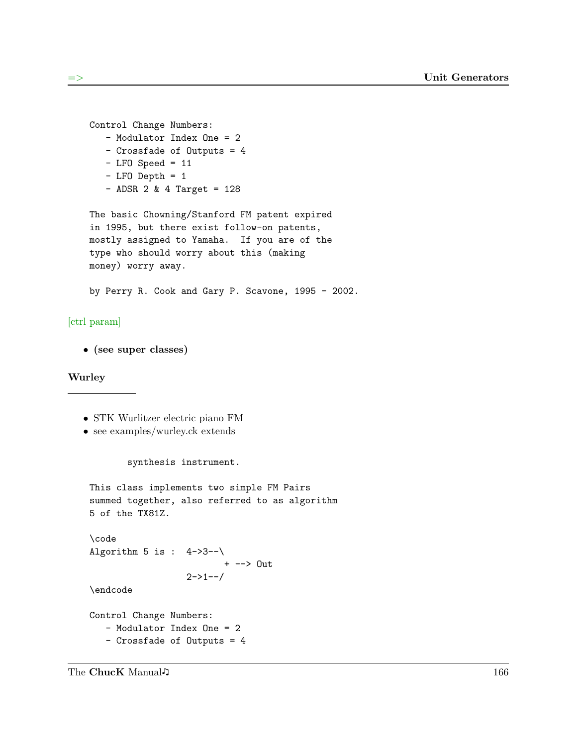```
Control Change Numbers:
   - Modulator Index One = 2
   - Crossfade of Outputs = 4
   - LFO Speed = 11
   - LFO Depth = 1
   - ADSR 2 & 4 Target = 128

The basic Chowning/Stanford FM patent expired
in 1995, but there exist follow-on patents,
mostly assigned to Yamaha.  If you are of the
type who should worry about this (making
money) worry away.

by Perry R. Cook and Gary P. Scavone, 1995 - 2002.
```

[ctrl param]

- **(see super classes)**

### Wurley

- STK Wurlitzer electric piano FM
- see examples/wurley.ck extends

```
      synthesis instrument.

This class implements two simple FM Pairs
summed together, also referred to as algorithm
5 of the TX81Z.

\code
Algorithm 5 is :  4->3--\
                         + --> Out
                  2->1--/
\endcode

Control Change Numbers:
   - Modulator Index One = 2
   - Crossfade of Outputs = 4
```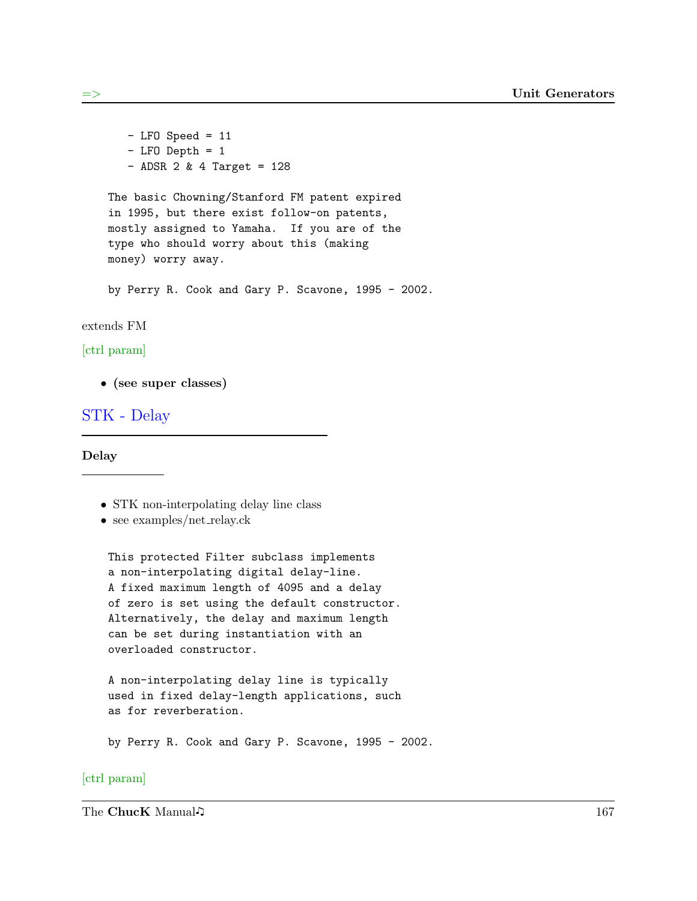```
    - LFO Speed = 11
    - LFO Depth = 1
    - ADSR 2 & 4 Target = 128

The basic Chowning/Stanford FM patent expired
in 1995, but there exist follow-on patents,
mostly assigned to Yamaha.  If you are of the
type who should worry about this (making
money) worry away.

by Perry R. Cook and Gary P. Scavone, 1995 - 2002.
```

extends FM

[ctrl param]

- **(see super classes)**

## STK - Delay

### Delay

- STK non-interpolating delay line class
- see examples/net_relay.ck

```
This protected Filter subclass implements
a non-interpolating digital delay-line.
A fixed maximum length of 4095 and a delay
of zero is set using the default constructor.
Alternatively, the delay and maximum length
can be set during instantiation with an
overloaded constructor.

A non-interpolating delay line is typically
used in fixed delay-length applications, such
as for reverberation.

by Perry R. Cook and Gary P. Scavone, 1995 - 2002.
```

[ctrl param]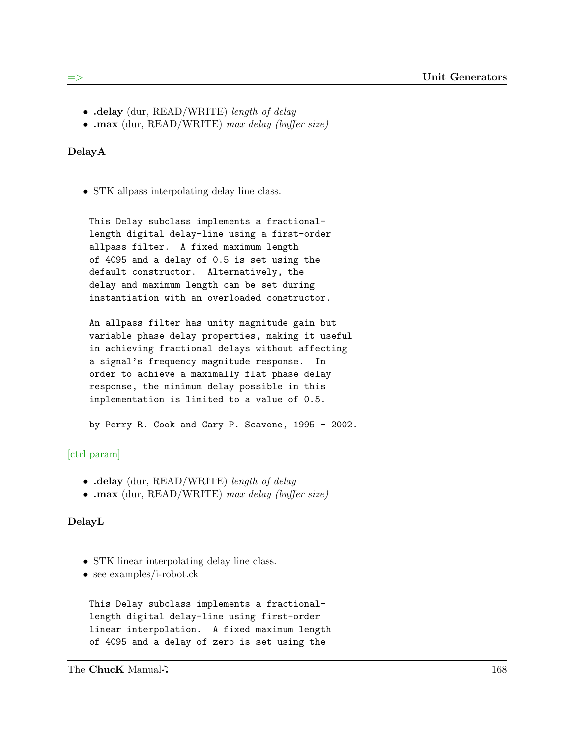- **.delay** (dur, READ/WRITE) *length of delay*
- **.max** (dur, READ/WRITE) *max delay (buffer size)*

### DelayA

- STK allpass interpolating delay line class.

```
This Delay subclass implements a fractional-
length digital delay-line using a first-order
allpass filter.  A fixed maximum length
of 4095 and a delay of 0.5 is set using the
default constructor.  Alternatively, the
delay and maximum length can be set during
instantiation with an overloaded constructor.

An allpass filter has unity magnitude gain but
variable phase delay properties, making it useful
in achieving fractional delays without affecting
a signal's frequency magnitude response.  In
order to achieve a maximally flat phase delay
response, the minimum delay possible in this
implementation is limited to a value of 0.5.

by Perry R. Cook and Gary P. Scavone, 1995 - 2002.
```

[ctrl param]

- **.delay** (dur, READ/WRITE) *length of delay*
- **.max** (dur, READ/WRITE) *max delay (buffer size)*

### DelayL

- STK linear interpolating delay line class.
- see examples/i-robot.ck

```
This Delay subclass implements a fractional-
length digital delay-line using first-order
linear interpolation.  A fixed maximum length
of 4095 and a delay of zero is set using the
```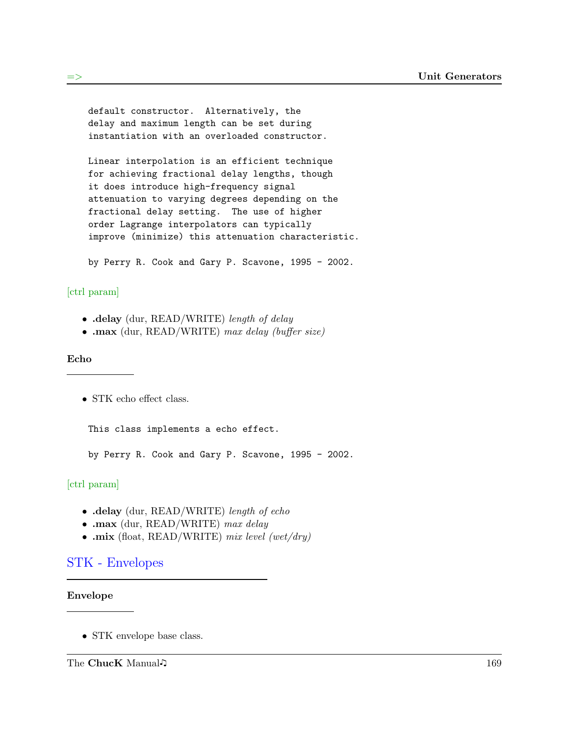```
default constructor.  Alternatively, the
delay and maximum length can be set during
instantiation with an overloaded constructor.

Linear interpolation is an efficient technique
for achieving fractional delay lengths, though
it does introduce high-frequency signal
attenuation to varying degrees depending on the
fractional delay setting.  The use of higher
order Lagrange interpolators can typically
improve (minimize) this attenuation characteristic.

by Perry R. Cook and Gary P. Scavone, 1995 - 2002.
```

[ctrl param]

- **.delay** (dur, READ/WRITE) *length of delay*
- **.max** (dur, READ/WRITE) *max delay (buffer size)*

### Echo

- STK echo effect class.

```
This class implements a echo effect.

by Perry R. Cook and Gary P. Scavone, 1995 - 2002.
```

[ctrl param]

- **.delay** (dur, READ/WRITE) *length of echo*
- **.max** (dur, READ/WRITE) *max delay*
- **.mix** (float, READ/WRITE) *mix level (wet/dry)*

## STK - Envelopes

### Envelope

- STK envelope base class.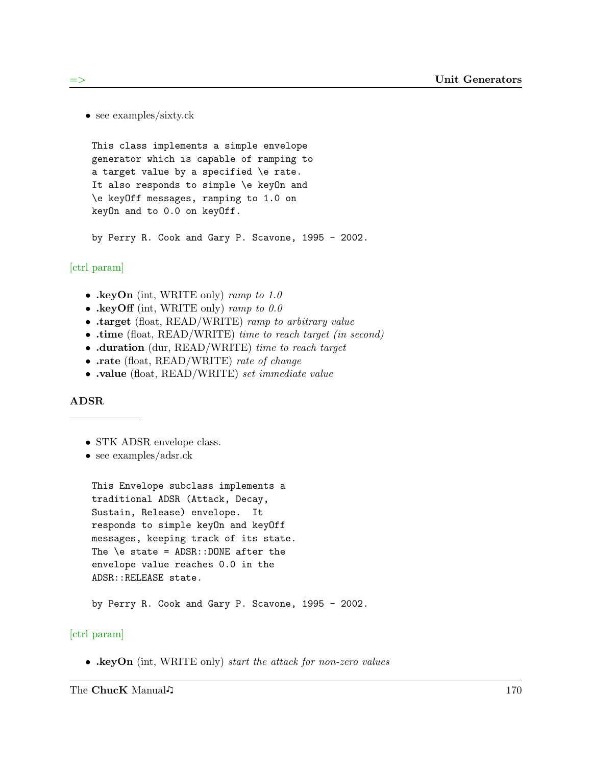- see examples/sixty.ck

```
This class implements a simple envelope
generator which is capable of ramping to
a target value by a specified \e rate.
It also responds to simple \e keyOn and
\e keyOff messages, ramping to 1.0 on
keyOn and to 0.0 on keyOff.

by Perry R. Cook and Gary P. Scavone, 1995 - 2002.
```

[ctrl param]

- **.keyOn** (int, WRITE only) *ramp to 1.0*
- **.keyOff** (int, WRITE only) *ramp to 0.0*
- **.target** (float, READ/WRITE) *ramp to arbitrary value*
- **.time** (float, READ/WRITE) *time to reach target (in second)*
- **.duration** (dur, READ/WRITE) *time to reach target*
- **.rate** (float, READ/WRITE) *rate of change*
- **.value** (float, READ/WRITE) *set immediate value*

### ADSR

- STK ADSR envelope class.
- see examples/adsr.ck

```
This Envelope subclass implements a
traditional ADSR (Attack, Decay,
Sustain, Release) envelope.  It
responds to simple keyOn and keyOff
messages, keeping track of its state.
The \e state = ADSR::DONE after the
envelope value reaches 0.0 in the
ADSR::RELEASE state.

by Perry R. Cook and Gary P. Scavone, 1995 - 2002.
```

[ctrl param]

- **.keyOn** (int, WRITE only) *start the attack for non-zero values*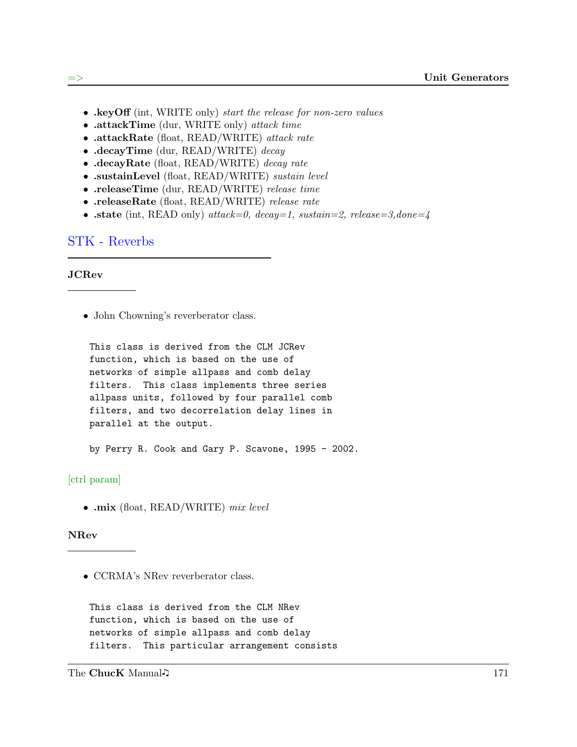- **.keyOff** (int, WRITE only) *start the release for non-zero values*
- **.attackTime** (dur, WRITE only) *attack time*
- **.attackRate** (float, READ/WRITE) *attack rate*
- **.decayTime** (dur, READ/WRITE) *decay*
- **.decayRate** (float, READ/WRITE) *decay rate*
- **.sustainLevel** (float, READ/WRITE) *sustain level*
- **.releaseTime** (dur, READ/WRITE) *release time*
- **.releaseRate** (float, READ/WRITE) *release rate*
- **.state** (int, READ only) *attack=0, decay=1, sustain=2, release=3,done=4*

## STK - Reverbs

### JCRev

- John Chowning's reverberator class.

```
This class is derived from the CLM JCRev
function, which is based on the use of
networks of simple allpass and comb delay
filters.  This class implements three series
allpass units, followed by four parallel comb
filters, and two decorrelation delay lines in
parallel at the output.

by Perry R. Cook and Gary P. Scavone, 1995 - 2002.
```

[ctrl param]

- **.mix** (float, READ/WRITE) *mix level*

### NRev

- CCRMA's NRev reverberator class.

```
This class is derived from the CLM NRev
function, which is based on the use of
networks of simple allpass and comb delay
filters.  This particular arrangement consists
```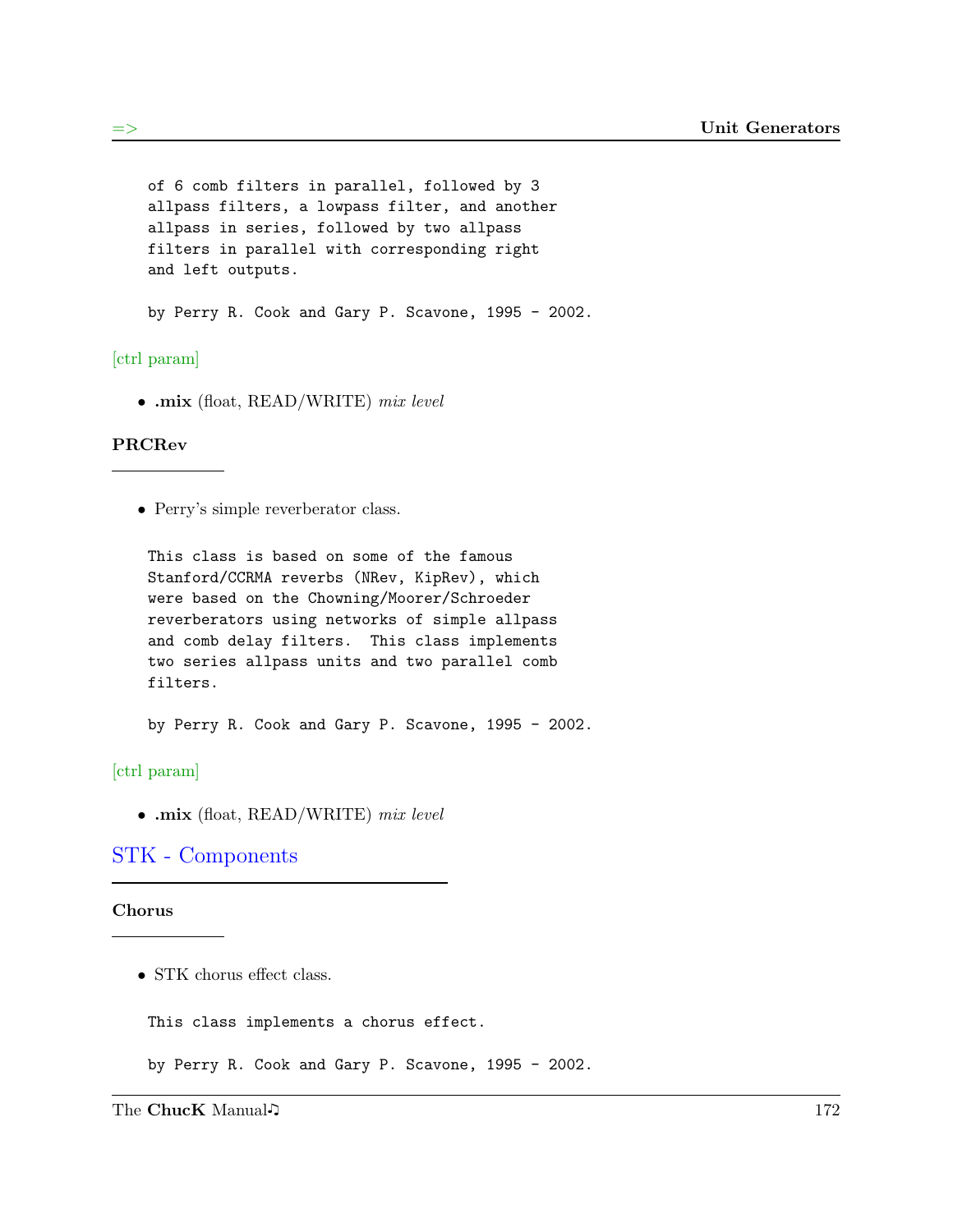```
of 6 comb filters in parallel, followed by 3
allpass filters, a lowpass filter, and another
allpass in series, followed by two allpass
filters in parallel with corresponding right
and left outputs.

by Perry R. Cook and Gary P. Scavone, 1995 - 2002.
```

[ctrl param]

- **.mix** (float, READ/WRITE) *mix level*

**PRCRev**

- Perry's simple reverberator class.

```
This class is based on some of the famous
Stanford/CCRMA reverbs (NRev, KipRev), which
were based on the Chowning/Moorer/Schroeder
reverberators using networks of simple allpass
and comb delay filters.  This class implements
two series allpass units and two parallel comb
filters.

by Perry R. Cook and Gary P. Scavone, 1995 - 2002.
```

[ctrl param]

- **.mix** (float, READ/WRITE) *mix level*

## STK - Components

**Chorus**

- STK chorus effect class.

```
This class implements a chorus effect.

by Perry R. Cook and Gary P. Scavone, 1995 - 2002.
```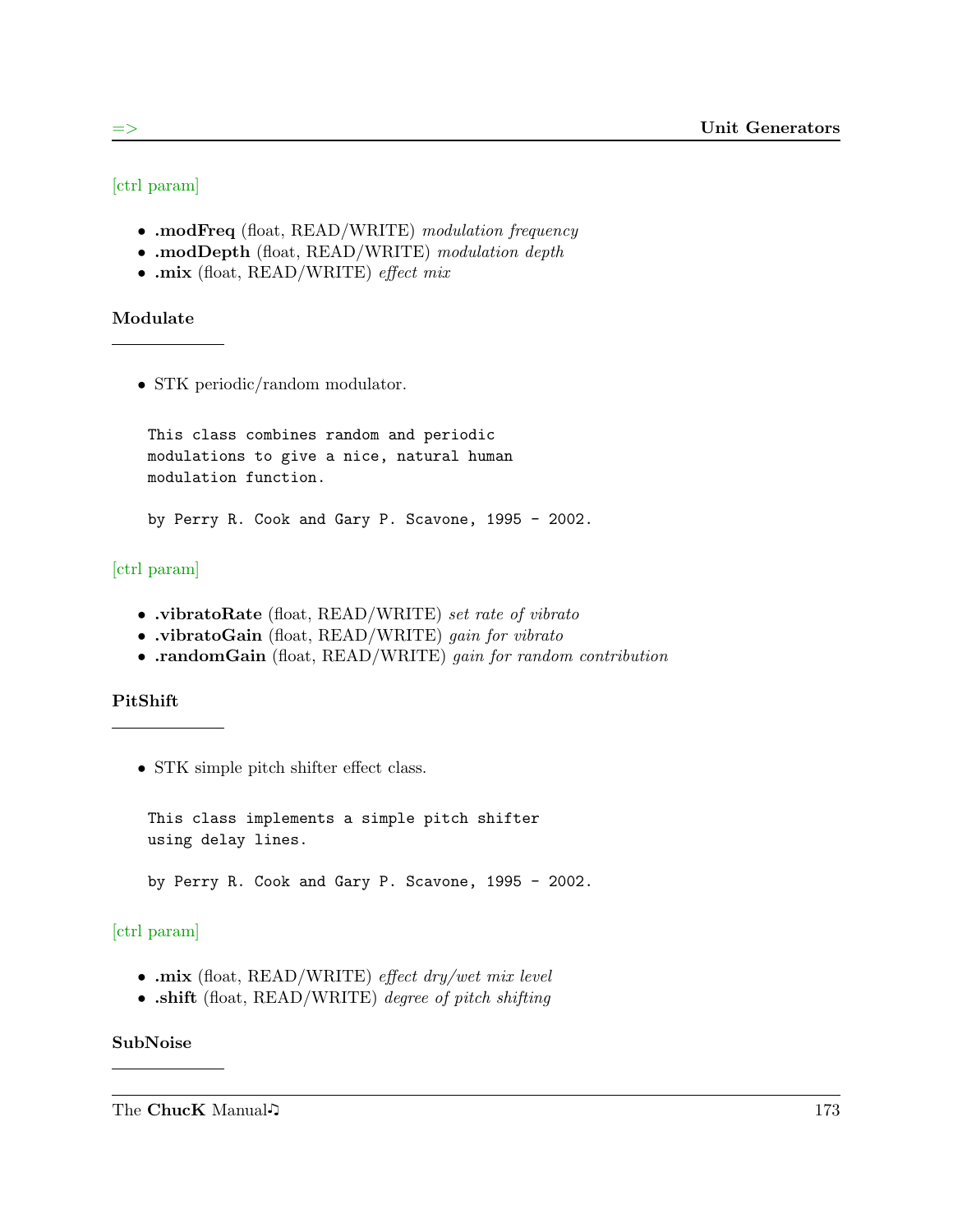[ctrl param]

- **.modFreq** (float, READ/WRITE) *modulation frequency*
- **.modDepth** (float, READ/WRITE) *modulation depth*
- **.mix** (float, READ/WRITE) *effect mix*

### Modulate

- STK periodic/random modulator.

```
This class combines random and periodic
modulations to give a nice, natural human
modulation function.

by Perry R. Cook and Gary P. Scavone, 1995 - 2002.
```

[ctrl param]

- **.vibratoRate** (float, READ/WRITE) *set rate of vibrato*
- **.vibratoGain** (float, READ/WRITE) *gain for vibrato*
- **.randomGain** (float, READ/WRITE) *gain for random contribution*

### PitShift

- STK simple pitch shifter effect class.

```
This class implements a simple pitch shifter
using delay lines.

by Perry R. Cook and Gary P. Scavone, 1995 - 2002.
```

[ctrl param]

- **.mix** (float, READ/WRITE) *effect dry/wet mix level*
- **.shift** (float, READ/WRITE) *degree of pitch shifting*

### SubNoise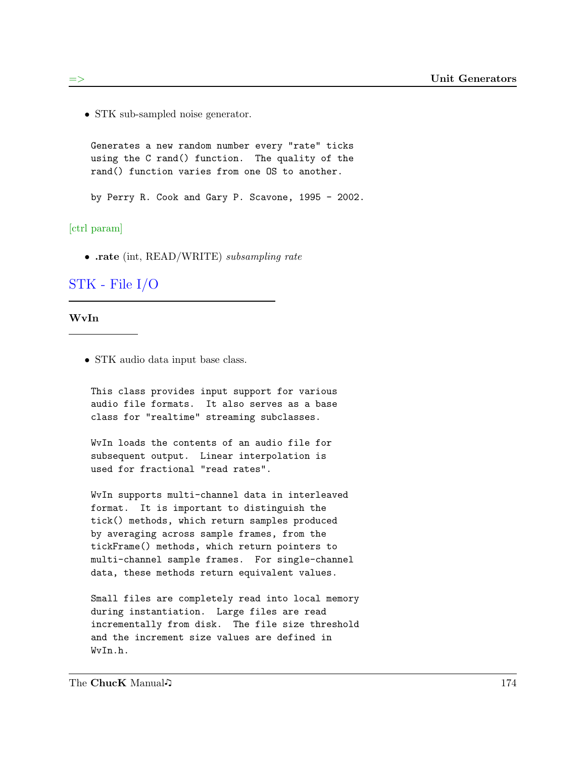- STK sub-sampled noise generator.

```
Generates a new random number every "rate" ticks
using the C rand() function.  The quality of the
rand() function varies from one OS to another.

by Perry R. Cook and Gary P. Scavone, 1995 - 2002.
```

[ctrl param]

- **.rate** (int, READ/WRITE) *subsampling rate*

## STK - File I/O

### WvIn

- STK audio data input base class.

```
This class provides input support for various
audio file formats.  It also serves as a base
class for "realtime" streaming subclasses.

WvIn loads the contents of an audio file for
subsequent output.  Linear interpolation is
used for fractional "read rates".

WvIn supports multi-channel data in interleaved
format.  It is important to distinguish the
tick() methods, which return samples produced
by averaging across sample frames, from the
tickFrame() methods, which return pointers to
multi-channel sample frames.  For single-channel
data, these methods return equivalent values.

Small files are completely read into local memory
during instantiation.  Large files are read
incrementally from disk.  The file size threshold
and the increment size values are defined in
WvIn.h.
```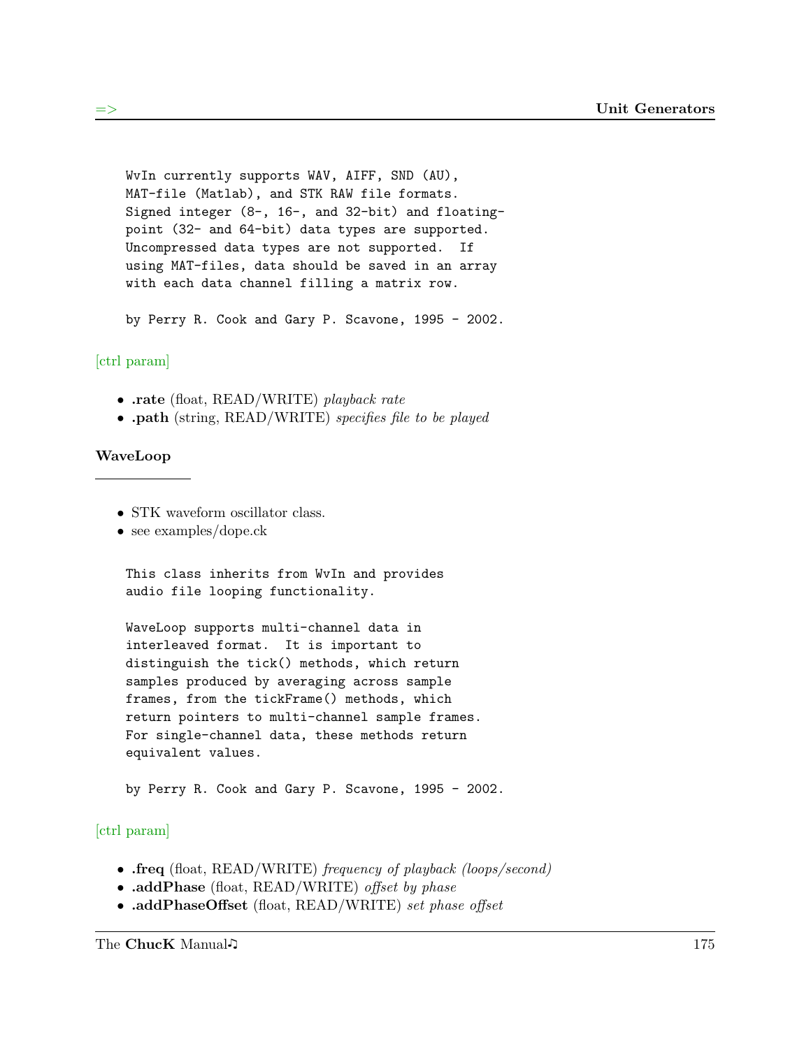```
WvIn currently supports WAV, AIFF, SND (AU),
MAT-file (Matlab), and STK RAW file formats.
Signed integer (8-, 16-, and 32-bit) and floating-
point (32- and 64-bit) data types are supported.
Uncompressed data types are not supported.  If
using MAT-files, data should be saved in an array
with each data channel filling a matrix row.

by Perry R. Cook and Gary P. Scavone, 1995 - 2002.
```

[ctrl param]

- **.rate** (float, READ/WRITE) *playback rate*
- **.path** (string, READ/WRITE) *specifies file to be played*

### WaveLoop

- STK waveform oscillator class.
- see examples/dope.ck

```
This class inherits from WvIn and provides
audio file looping functionality.

WaveLoop supports multi-channel data in
interleaved format.  It is important to
distinguish the tick() methods, which return
samples produced by averaging across sample
frames, from the tickFrame() methods, which
return pointers to multi-channel sample frames.
For single-channel data, these methods return
equivalent values.

by Perry R. Cook and Gary P. Scavone, 1995 - 2002.
```

[ctrl param]

- **.freq** (float, READ/WRITE) *frequency of playback (loops/second)*
- **.addPhase** (float, READ/WRITE) *offset by phase*
- **.addPhaseOffset** (float, READ/WRITE) *set phase offset*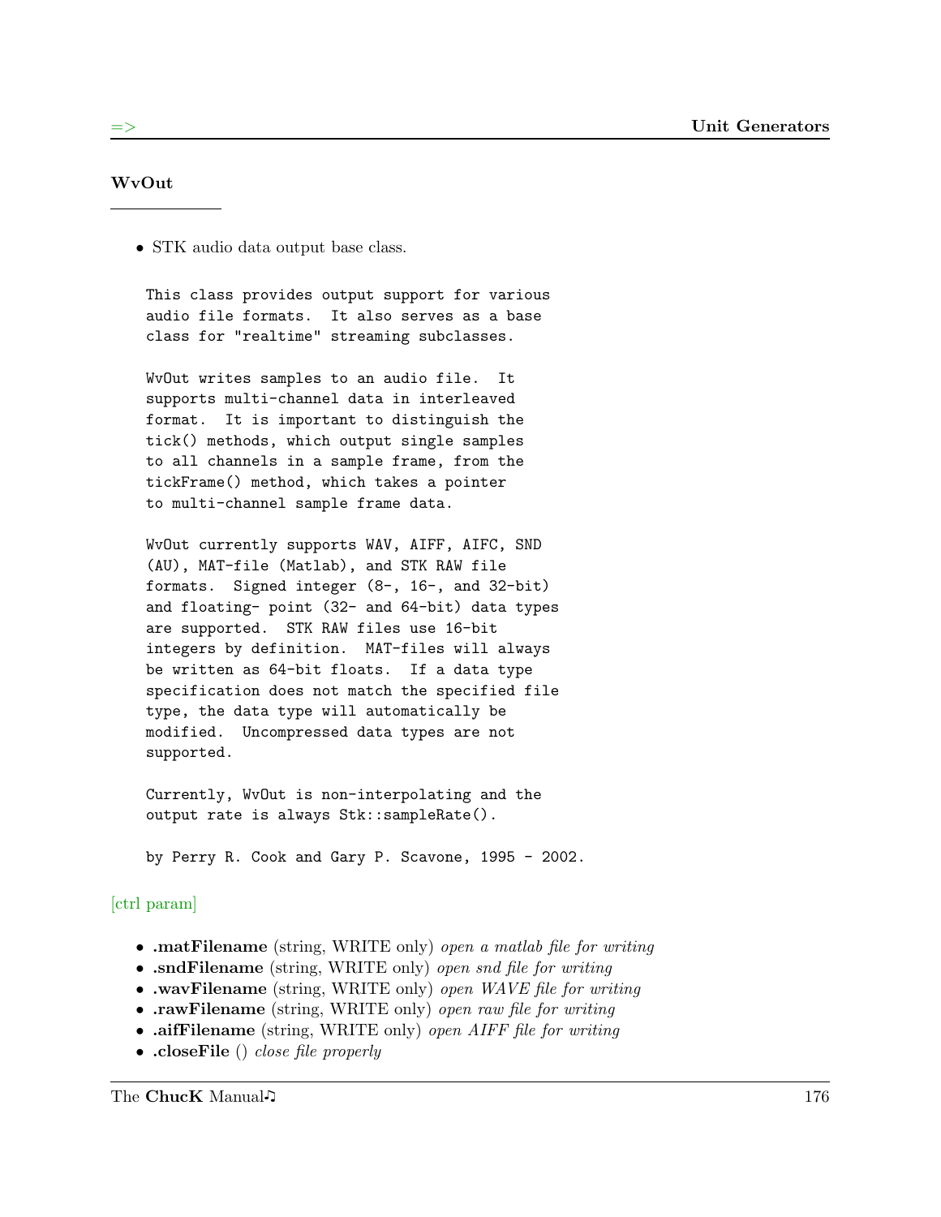### WvOut

- STK audio data output base class.

```
This class provides output support for various
audio file formats.  It also serves as a base
class for "realtime" streaming subclasses.

WvOut writes samples to an audio file.  It
supports multi-channel data in interleaved
format.  It is important to distinguish the
tick() methods, which output single samples
to all channels in a sample frame, from the
tickFrame() method, which takes a pointer
to multi-channel sample frame data.

WvOut currently supports WAV, AIFF, AIFC, SND
(AU), MAT-file (Matlab), and STK RAW file
formats.  Signed integer (8-, 16-, and 32-bit)
and floating- point (32- and 64-bit) data types
are supported.  STK RAW files use 16-bit
integers by definition.  MAT-files will always
be written as 64-bit floats.  If a data type
specification does not match the specified file
type, the data type will automatically be
modified.  Uncompressed data types are not
supported.

Currently, WvOut is non-interpolating and the
output rate is always Stk::sampleRate().

by Perry R. Cook and Gary P. Scavone, 1995 - 2002.
```

[ctrl param]

- **.matFilename** (string, WRITE only) *open a matlab file for writing*
- **.sndFilename** (string, WRITE only) *open snd file for writing*
- **.wavFilename** (string, WRITE only) *open WAVE file for writing*
- **.rawFilename** (string, WRITE only) *open raw file for writing*
- **.aifFilename** (string, WRITE only) *open AIFF file for writing*
- **.closeFile** () *close file properly*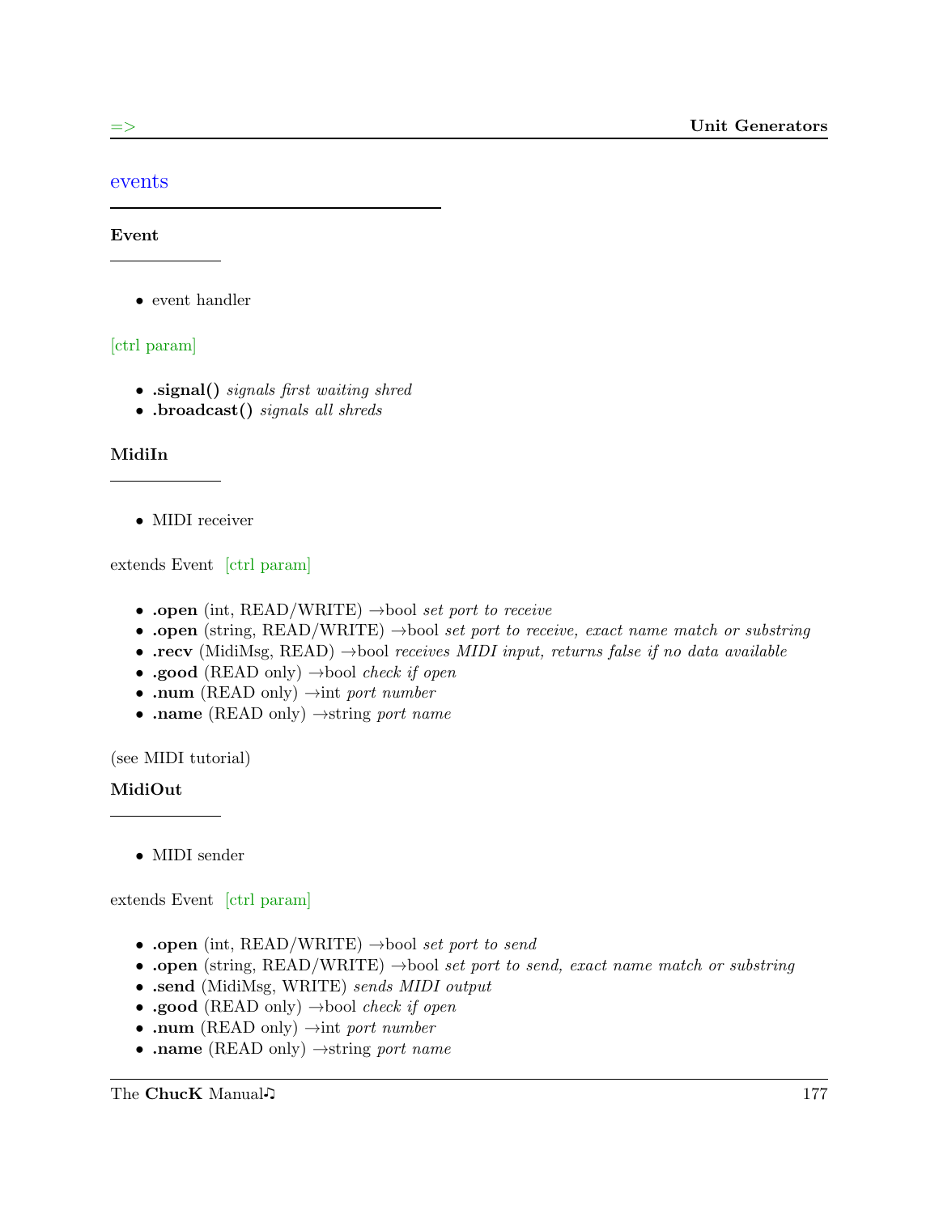## events

### Event

- event handler

[ctrl param]

- **.signal()** *signals first waiting shred*
- **.broadcast()** *signals all shreds*

### MidiIn

- MIDI receiver

extends Event [ctrl param]

- **.open** (int, READ/WRITE) →bool *set port to receive*
- **.open** (string, READ/WRITE) →bool *set port to receive, exact name match or substring*
- **.recv** (MidiMsg, READ) →bool *receives MIDI input, returns false if no data available*
- **.good** (READ only) →bool *check if open*
- **.num** (READ only) →int *port number*
- **.name** (READ only) →string *port name*

(see MIDI tutorial)

### MidiOut

- MIDI sender

extends Event [ctrl param]

- **.open** (int, READ/WRITE) →bool *set port to send*
- **.open** (string, READ/WRITE) →bool *set port to send, exact name match or substring*
- **.send** (MidiMsg, WRITE) *sends MIDI output*
- **.good** (READ only) →bool *check if open*
- **.num** (READ only) →int *port number*
- **.name** (READ only) →string *port name*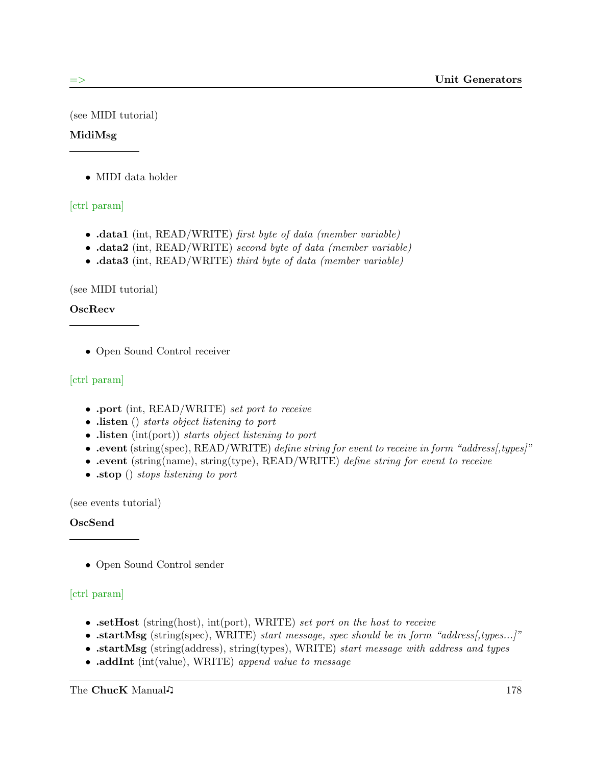(see MIDI tutorial)

**MidiMsg**

---

- MIDI data holder

[ctrl param]

- **.data1** (int, READ/WRITE) *first byte of data (member variable)*
- **.data2** (int, READ/WRITE) *second byte of data (member variable)*
- **.data3** (int, READ/WRITE) *third byte of data (member variable)*

(see MIDI tutorial)

**OscRecv**

---

- Open Sound Control receiver

[ctrl param]

- **.port** (int, READ/WRITE) *set port to receive*
- **.listen** () *starts object listening to port*
- **.listen** (int(port)) *starts object listening to port*
- **.event** (string(spec), READ/WRITE) *define string for event to receive in form "address[,types]"*
- **.event** (string(name), string(type), READ/WRITE) *define string for event to receive*
- **.stop** () *stops listening to port*

(see events tutorial)

**OscSend**

---

- Open Sound Control sender

[ctrl param]

- **.setHost** (string(host), int(port), WRITE) *set port on the host to receive*
- **.startMsg** (string(spec), WRITE) *start message, spec should be in form "address[,types...]"*
- **.startMsg** (string(address), string(types), WRITE) *start message with address and types*
- **.addInt** (int(value), WRITE) *append value to message*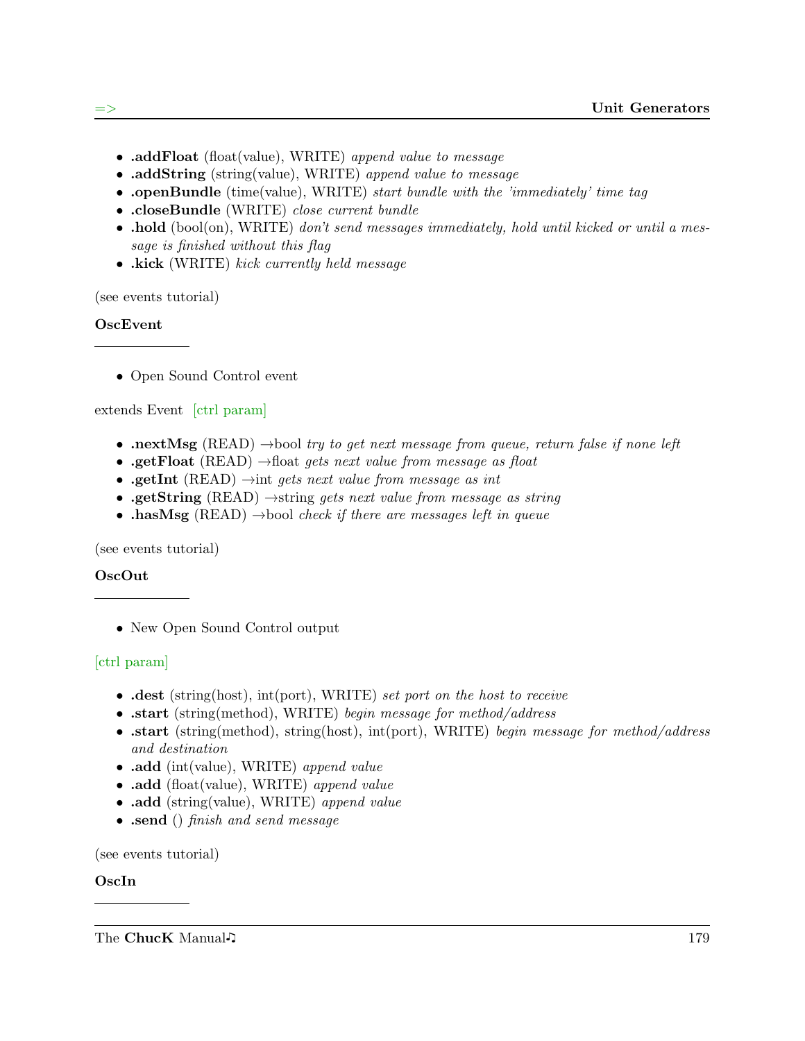- **.addFloat** (float(value), WRITE) *append value to message*
- **.addString** (string(value), WRITE) *append value to message*
- **.openBundle** (time(value), WRITE) *start bundle with the 'immediately' time tag*
- **.closeBundle** (WRITE) *close current bundle*
- **.hold** (bool(on), WRITE) *don't send messages immediately, hold until kicked or until a message is finished without this flag*
- **.kick** (WRITE) *kick currently held message*

(see events tutorial)

**OscEvent**

---

- Open Sound Control event

extends Event [ctrl param]

- **.nextMsg** (READ) →bool *try to get next message from queue, return false if none left*
- **.getFloat** (READ) →float *gets next value from message as float*
- **.getInt** (READ) →int *gets next value from message as int*
- **.getString** (READ) →string *gets next value from message as string*
- **.hasMsg** (READ) →bool *check if there are messages left in queue*

(see events tutorial)

**OscOut**

---

- New Open Sound Control output

[ctrl param]

- **.dest** (string(host), int(port), WRITE) *set port on the host to receive*
- **.start** (string(method), WRITE) *begin message for method/address*
- **.start** (string(method), string(host), int(port), WRITE) *begin message for method/address and destination*
- **.add** (int(value), WRITE) *append value*
- **.add** (float(value), WRITE) *append value*
- **.add** (string(value), WRITE) *append value*
- **.send** () *finish and send message*

(see events tutorial)

**OscIn**

---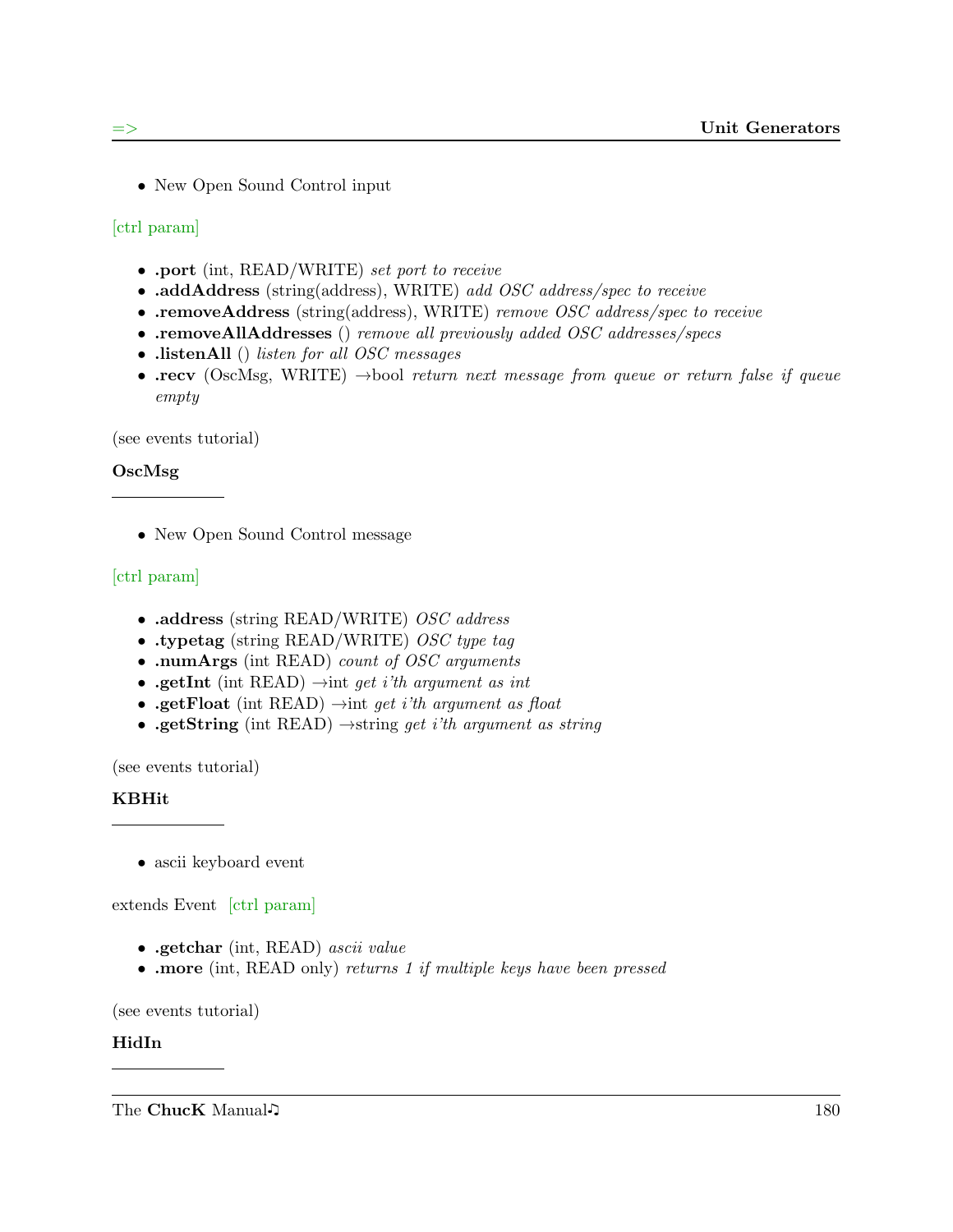- New Open Sound Control input

[ctrl param]

- **.port** (int, READ/WRITE) *set port to receive*
- **.addAddress** (string(address), WRITE) *add OSC address/spec to receive*
- **.removeAddress** (string(address), WRITE) *remove OSC address/spec to receive*
- **.removeAllAddresses** () *remove all previously added OSC addresses/specs*
- **.listenAll** () *listen for all OSC messages*
- **.recv** (OscMsg, WRITE) →bool *return next message from queue or return false if queue empty*

(see events tutorial)

**OscMsg**

---

- New Open Sound Control message

[ctrl param]

- **.address** (string READ/WRITE) *OSC address*
- **.typetag** (string READ/WRITE) *OSC type tag*
- **.numArgs** (int READ) *count of OSC arguments*
- **.getInt** (int READ) →int *get i'th argument as int*
- **.getFloat** (int READ) →int *get i'th argument as float*
- **.getString** (int READ) →string *get i'th argument as string*

(see events tutorial)

**KBHit**

---

- ascii keyboard event

extends Event [ctrl param]

- **.getchar** (int, READ) *ascii value*
- **.more** (int, READ only) *returns 1 if multiple keys have been pressed*

(see events tutorial)

**HidIn**

---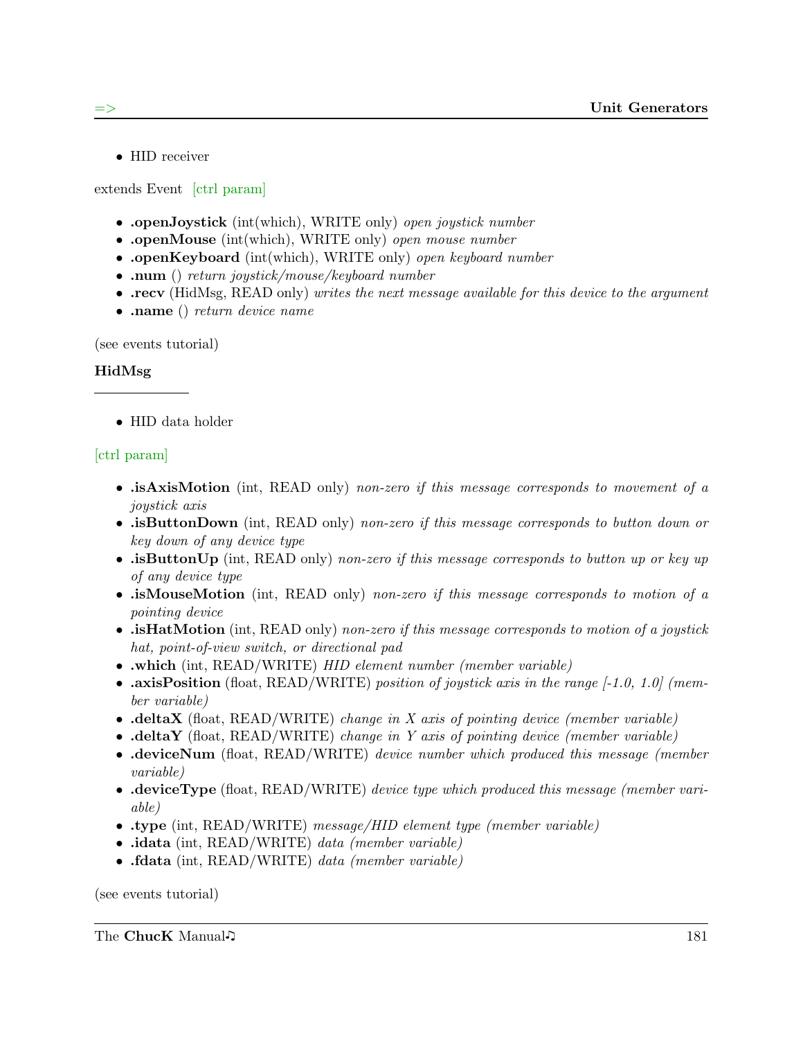- HID receiver

extends Event [ctrl param]

- **.openJoystick** (int(which), WRITE only) *open joystick number*
- **.openMouse** (int(which), WRITE only) *open mouse number*
- **.openKeyboard** (int(which), WRITE only) *open keyboard number*
- **.num** () *return joystick/mouse/keyboard number*
- **.recv** (HidMsg, READ only) *writes the next message available for this device to the argument*
- **.name** () *return device name*

(see events tutorial)

**HidMsg**

---

- HID data holder

[ctrl param]

- **.isAxisMotion** (int, READ only) *non-zero if this message corresponds to movement of a joystick axis*
- **.isButtonDown** (int, READ only) *non-zero if this message corresponds to button down or key down of any device type*
- **.isButtonUp** (int, READ only) *non-zero if this message corresponds to button up or key up of any device type*
- **.isMouseMotion** (int, READ only) *non-zero if this message corresponds to motion of a pointing device*
- **.isHatMotion** (int, READ only) *non-zero if this message corresponds to motion of a joystick hat, point-of-view switch, or directional pad*
- **.which** (int, READ/WRITE) *HID element number (member variable)*
- **.axisPosition** (float, READ/WRITE) *position of joystick axis in the range [-1.0, 1.0] (member variable)*
- **.deltaX** (float, READ/WRITE) *change in X axis of pointing device (member variable)*
- **.deltaY** (float, READ/WRITE) *change in Y axis of pointing device (member variable)*
- **.deviceNum** (float, READ/WRITE) *device number which produced this message (member variable)*
- **.deviceType** (float, READ/WRITE) *device type which produced this message (member variable)*
- **.type** (int, READ/WRITE) *message/HID element type (member variable)*
- **.idata** (int, READ/WRITE) *data (member variable)*
- **.fdata** (int, READ/WRITE) *data (member variable)*

(see events tutorial)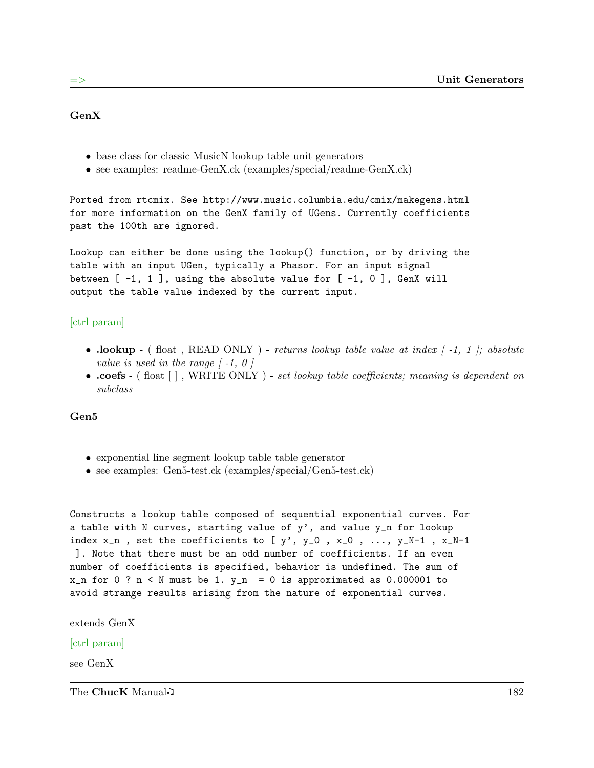### GenX

- base class for classic MusicN lookup table unit generators
- see examples: readme-GenX.ck (examples/special/readme-GenX.ck)

```
Ported from rtcmix. See http://www.music.columbia.edu/cmix/makegens.html
for more information on the GenX family of UGens. Currently coefficients
past the 100th are ignored.

Lookup can either be done using the lookup() function, or by driving the
table with an input UGen, typically a Phasor. For an input signal
between [ -1, 1 ], using the absolute value for [ -1, 0 ], GenX will
output the table value indexed by the current input.
```

[ctrl param]

- **.lookup** - ( float , READ ONLY ) - *returns lookup table value at index [ -1, 1 ]; absolute value is used in the range [ -1, 0 ]*
- **.coefs** - ( float [ ] , WRITE ONLY ) - *set lookup table coefficients; meaning is dependent on subclass*

### Gen5

- exponential line segment lookup table table generator
- see examples: Gen5-test.ck (examples/special/Gen5-test.ck)

```
Constructs a lookup table composed of sequential exponential curves. For
a table with N curves, starting value of y', and value y_n for lookup
index x_n , set the coefficients to [ y', y_0 , x_0 , ..., y_N-1 , x_N-1
 ]. Note that there must be an odd number of coefficients. If an even
number of coefficients is specified, behavior is undefined. The sum of
x_n for 0 ? n < N must be 1. y_n  = 0 is approximated as 0.000001 to
avoid strange results arising from the nature of exponential curves.
```

extends GenX

[ctrl param]

see GenX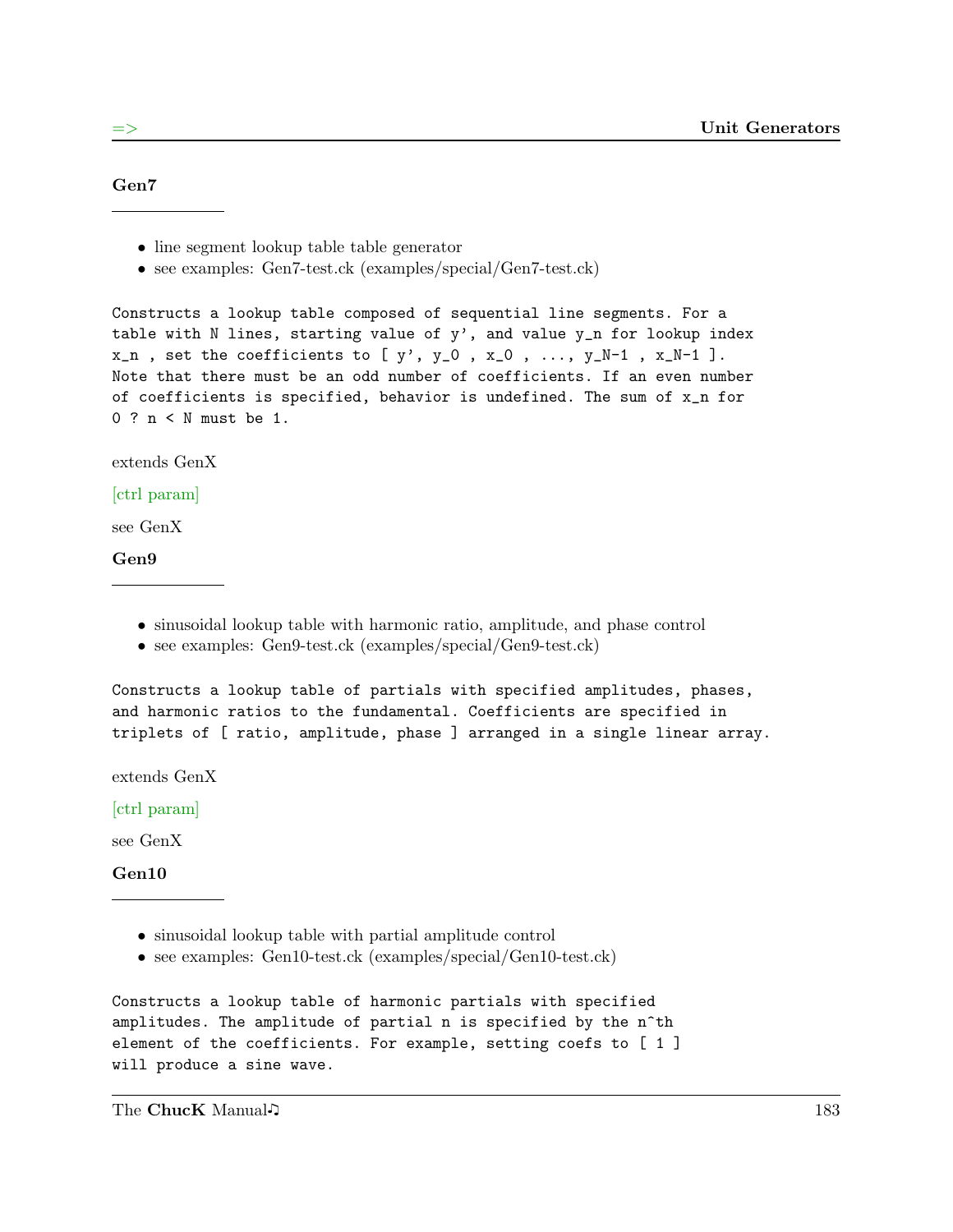### Gen7

- line segment lookup table table generator
- see examples: Gen7-test.ck (examples/special/Gen7-test.ck)

```
Constructs a lookup table composed of sequential line segments. For a
table with N lines, starting value of y', and value y_n for lookup index
x_n , set the coefficients to [ y', y_0 , x_0 , ..., y_N-1 , x_N-1 ].
Note that there must be an odd number of coefficients. If an even number
of coefficients is specified, behavior is undefined. The sum of x_n for
0 ? n < N must be 1.
```

extends GenX

[ctrl param]

see GenX

### Gen9

- sinusoidal lookup table with harmonic ratio, amplitude, and phase control
- see examples: Gen9-test.ck (examples/special/Gen9-test.ck)

```
Constructs a lookup table of partials with specified amplitudes, phases,
and harmonic ratios to the fundamental. Coefficients are specified in
triplets of [ ratio, amplitude, phase ] arranged in a single linear array.
```

extends GenX

[ctrl param]

see GenX

### Gen10

- sinusoidal lookup table with partial amplitude control
- see examples: Gen10-test.ck (examples/special/Gen10-test.ck)

```
Constructs a lookup table of harmonic partials with specified
amplitudes. The amplitude of partial n is specified by the n^th
element of the coefficients. For example, setting coefs to [ 1 ]
will produce a sine wave.
```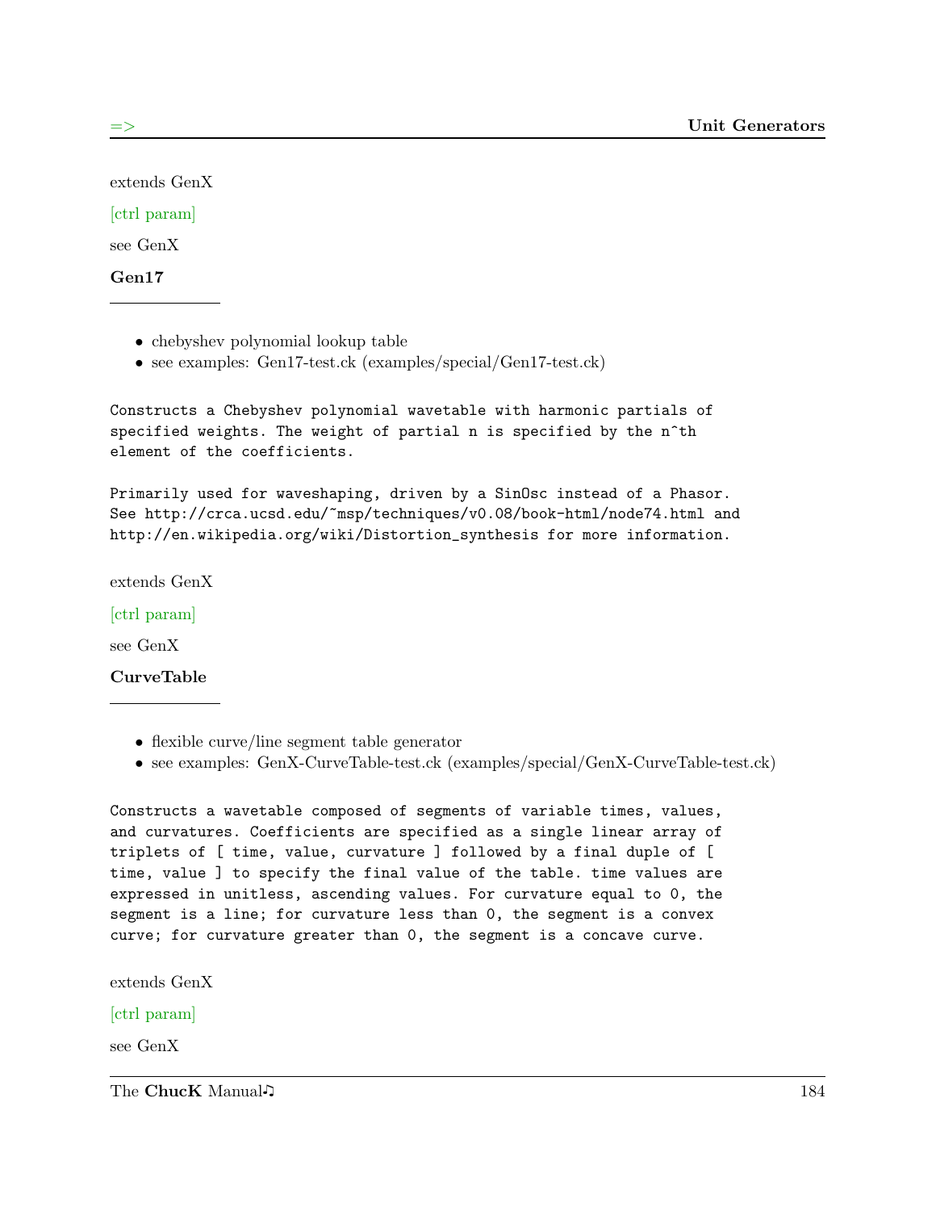extends GenX

[ctrl param]

see GenX

**Gen17**

- chebyshev polynomial lookup table
- see examples: Gen17-test.ck (examples/special/Gen17-test.ck)

```
Constructs a Chebyshev polynomial wavetable with harmonic partials of
specified weights. The weight of partial n is specified by the n^th
element of the coefficients.

Primarily used for waveshaping, driven by a SinOsc instead of a Phasor.
See http://crca.ucsd.edu/~msp/techniques/v0.08/book-html/node74.html and
http://en.wikipedia.org/wiki/Distortion_synthesis for more information.
```

extends GenX

[ctrl param]

see GenX

**CurveTable**

- flexible curve/line segment table generator
- see examples: GenX-CurveTable-test.ck (examples/special/GenX-CurveTable-test.ck)

```
Constructs a wavetable composed of segments of variable times, values,
and curvatures. Coefficients are specified as a single linear array of
triplets of [ time, value, curvature ] followed by a final duple of [
time, value ] to specify the final value of the table. time values are
expressed in unitless, ascending values. For curvature equal to 0, the
segment is a line; for curvature less than 0, the segment is a convex
curve; for curvature greater than 0, the segment is a concave curve.
```

extends GenX

[ctrl param]

see GenX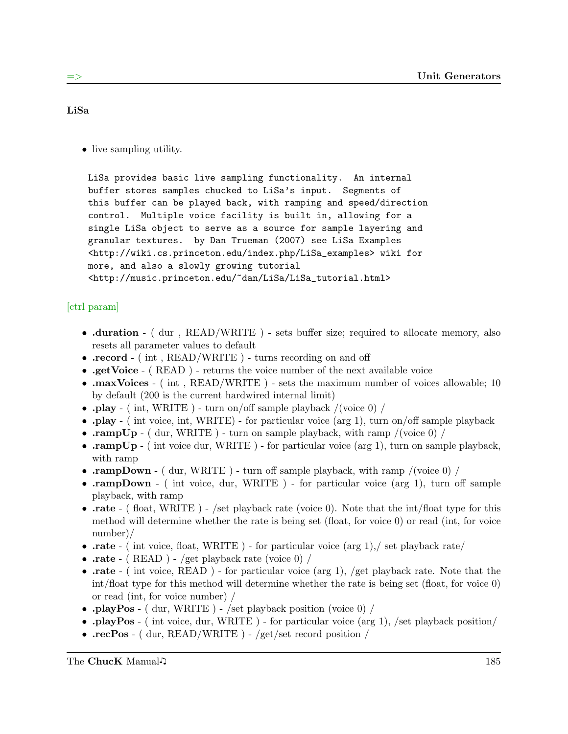### LiSa

- live sampling utility.

```
LiSa provides basic live sampling functionality.  An internal
buffer stores samples chucked to LiSa's input.  Segments of
this buffer can be played back, with ramping and speed/direction
control.  Multiple voice facility is built in, allowing for a
single LiSa object to serve as a source for sample layering and
granular textures.  by Dan Trueman (2007) see LiSa Examples
<http://wiki.cs.princeton.edu/index.php/LiSa_examples> wiki for
more, and also a slowly growing tutorial
<http://music.princeton.edu/~dan/LiSa/LiSa_tutorial.html>
```

[ctrl param]

- **.duration** - ( dur , READ/WRITE ) - sets buffer size; required to allocate memory, also resets all parameter values to default
- **.record** - ( int , READ/WRITE ) - turns recording on and off
- **.getVoice** - ( READ ) - returns the voice number of the next available voice
- **.maxVoices** - ( int , READ/WRITE ) - sets the maximum number of voices allowable; 10 by default (200 is the current hardwired internal limit)
- **.play** - ( int, WRITE ) - turn on/off sample playback /(voice 0) /
- **.play** - ( int voice, int, WRITE) - for particular voice (arg 1), turn on/off sample playback
- **.rampUp** - ( dur, WRITE ) - turn on sample playback, with ramp /(voice 0) /
- **.rampUp** - ( int voice dur, WRITE ) - for particular voice (arg 1), turn on sample playback, with ramp
- **.rampDown** - ( dur, WRITE ) - turn off sample playback, with ramp /(voice 0) /
- **.rampDown** - ( int voice, dur, WRITE ) - for particular voice (arg 1), turn off sample playback, with ramp
- **.rate** - ( float, WRITE ) - /set playback rate (voice 0). Note that the int/float type for this method will determine whether the rate is being set (float, for voice 0) or read (int, for voice number)/
- **.rate** - ( int voice, float, WRITE ) - for particular voice (arg 1),/ set playback rate/
- **.rate** - ( READ ) - /get playback rate (voice 0) /
- **.rate** - ( int voice, READ ) - for particular voice (arg 1), /get playback rate. Note that the int/float type for this method will determine whether the rate is being set (float, for voice 0) or read (int, for voice number) /
- **.playPos** - ( dur, WRITE ) - /set playback position (voice 0) /
- **.playPos** - ( int voice, dur, WRITE ) - for particular voice (arg 1), /set playback position/
- **.recPos** - ( dur, READ/WRITE ) - /get/set record position /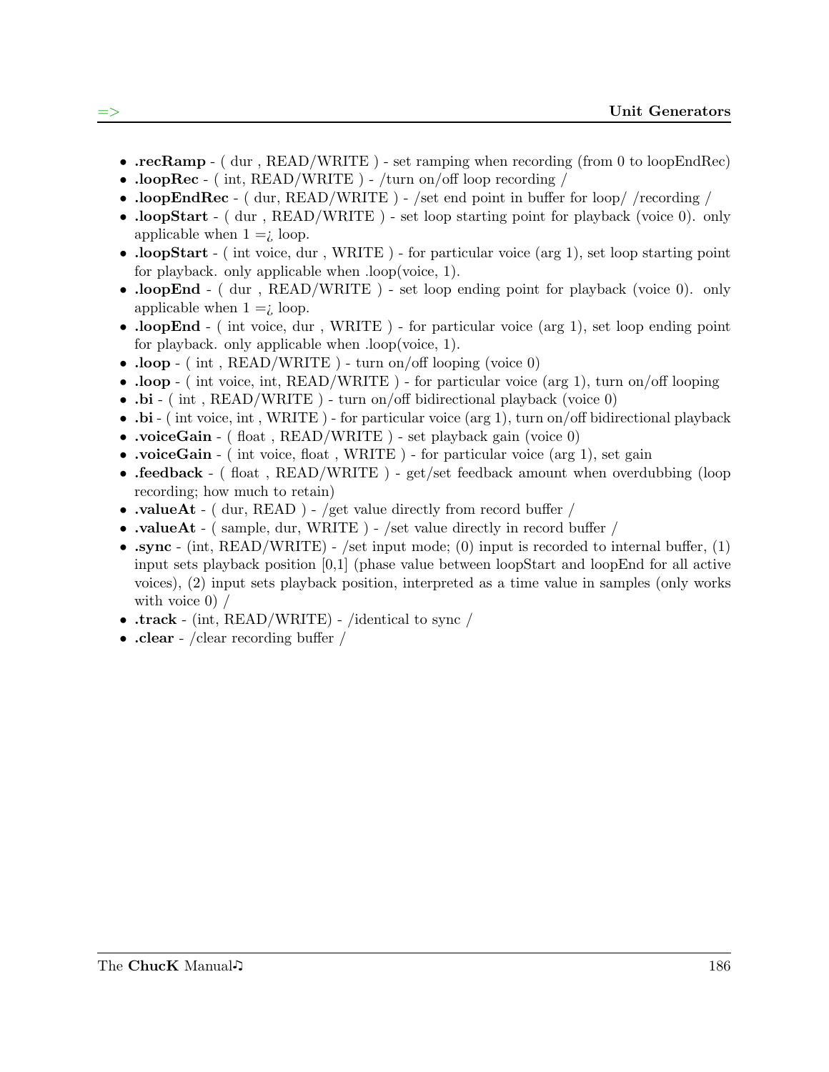- **.recRamp** - ( dur , READ/WRITE ) - set ramping when recording (from 0 to loopEndRec)
- **.loopRec** - ( int, READ/WRITE ) - /turn on/off loop recording /
- **.loopEndRec** - ( dur, READ/WRITE ) - /set end point in buffer for loop/ /recording /
- **.loopStart** - ( dur , READ/WRITE ) - set loop starting point for playback (voice 0). only applicable when 1 =¿ loop.
- **.loopStart** - ( int voice, dur , WRITE ) - for particular voice (arg 1), set loop starting point for playback. only applicable when .loop(voice, 1).
- **.loopEnd** - ( dur , READ/WRITE ) - set loop ending point for playback (voice 0). only applicable when 1 =¿ loop.
- **.loopEnd** - ( int voice, dur , WRITE ) - for particular voice (arg 1), set loop ending point for playback. only applicable when .loop(voice, 1).
- **.loop** - ( int , READ/WRITE ) - turn on/off looping (voice 0)
- **.loop** - ( int voice, int, READ/WRITE ) - for particular voice (arg 1), turn on/off looping
- **.bi** - ( int , READ/WRITE ) - turn on/off bidirectional playback (voice 0)
- **.bi** - ( int voice, int , WRITE ) - for particular voice (arg 1), turn on/off bidirectional playback
- **.voiceGain** - ( float , READ/WRITE ) - set playback gain (voice 0)
- **.voiceGain** - ( int voice, float , WRITE ) - for particular voice (arg 1), set gain
- **.feedback** - ( float , READ/WRITE ) - get/set feedback amount when overdubbing (loop recording; how much to retain)
- **.valueAt** - ( dur, READ ) - /get value directly from record buffer /
- **.valueAt** - ( sample, dur, WRITE ) - /set value directly in record buffer /
- **.sync** - (int, READ/WRITE) - /set input mode; (0) input is recorded to internal buffer, (1) input sets playback position [0,1] (phase value between loopStart and loopEnd for all active voices), (2) input sets playback position, interpreted as a time value in samples (only works with voice 0) /
- **.track** - (int, READ/WRITE) - /identical to sync /
- **.clear** - /clear recording buffer /